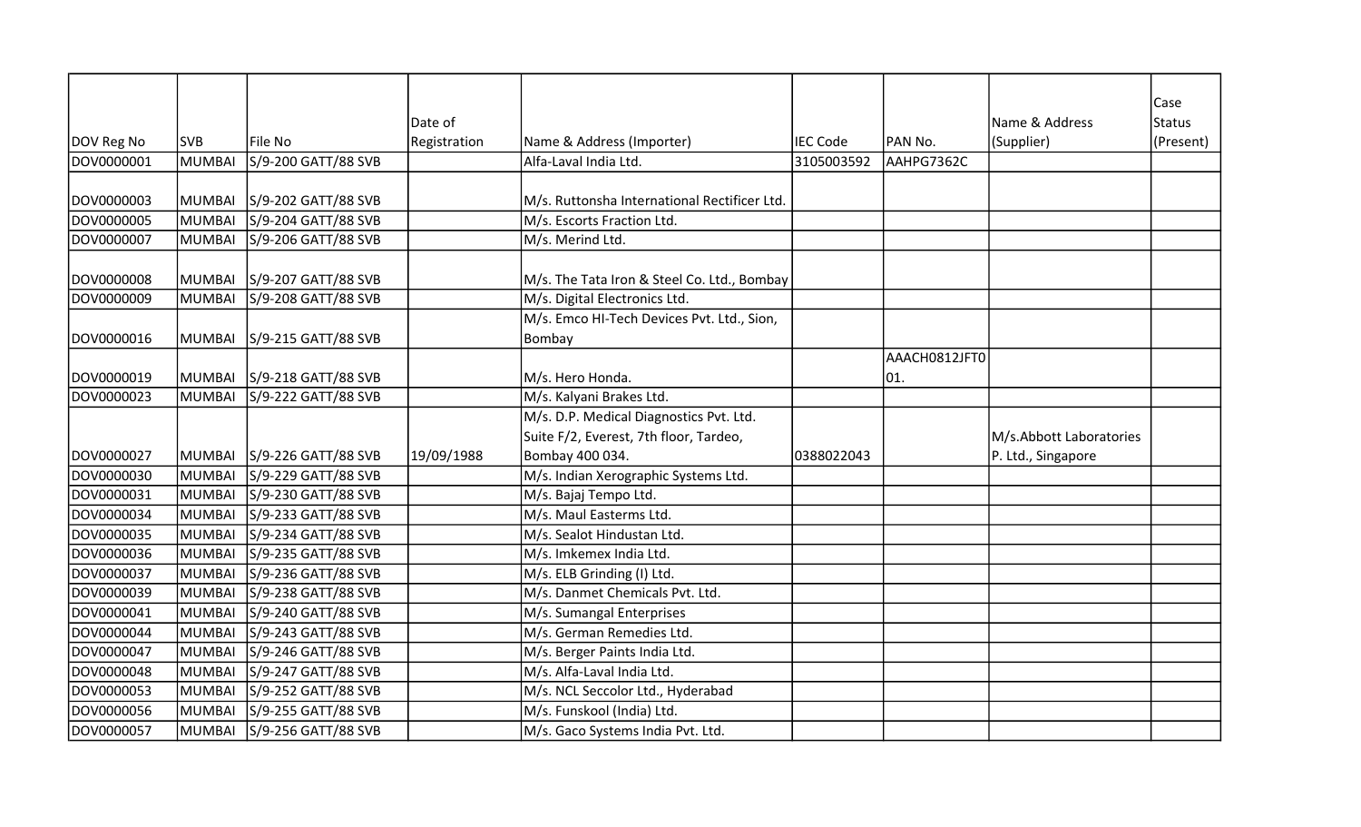| DOV Reg No | SVB | File No | Date of Registration | Name & Address (Importer) | IEC Code | PAN No. | Name & Address (Supplier) | Case Status (Present) |
|---|---|---|---|---|---|---|---|---|
| DOV0000001 | MUMBAI | S/9-200 GATT/88 SVB | | Alfa-Laval India Ltd. | 3105003592 | AAHPG7362C | | |
| DOV0000003 | MUMBAI | S/9-202 GATT/88 SVB | | M/s. Ruttonsha International Rectificer Ltd. | | | | |
| DOV0000005 | MUMBAI | S/9-204 GATT/88 SVB | | M/s. Escorts Fraction Ltd. | | | | |
| DOV0000007 | MUMBAI | S/9-206 GATT/88 SVB | | M/s. Merind Ltd. | | | | |
| DOV0000008 | MUMBAI | S/9-207 GATT/88 SVB | | M/s. The Tata Iron & Steel Co. Ltd., Bombay | | | | |
| DOV0000009 | MUMBAI | S/9-208 GATT/88 SVB | | M/s. Digital Electronics Ltd. | | | | |
| DOV0000016 | MUMBAI | S/9-215 GATT/88 SVB | | M/s. Emco HI-Tech Devices Pvt. Ltd., Sion, Bombay | | | | |
| DOV0000019 | MUMBAI | S/9-218 GATT/88 SVB | | M/s. Hero Honda. | | AAACH0812JFT001. | | |
| DOV0000023 | MUMBAI | S/9-222 GATT/88 SVB | | M/s. Kalyani Brakes Ltd. | | | | |
| DOV0000027 | MUMBAI | S/9-226 GATT/88 SVB | 19/09/1988 | M/s. D.P. Medical Diagnostics Pvt. Ltd. Suite F/2, Everest, 7th floor, Tardeo, Bombay 400 034. | 0388022043 | | M/s.Abbott Laboratories P. Ltd., Singapore | |
| DOV0000030 | MUMBAI | S/9-229 GATT/88 SVB | | M/s. Indian Xerographic Systems Ltd. | | | | |
| DOV0000031 | MUMBAI | S/9-230 GATT/88 SVB | | M/s. Bajaj Tempo Ltd. | | | | |
| DOV0000034 | MUMBAI | S/9-233 GATT/88 SVB | | M/s. Maul Easterms Ltd. | | | | |
| DOV0000035 | MUMBAI | S/9-234 GATT/88 SVB | | M/s. Sealot Hindustan Ltd. | | | | |
| DOV0000036 | MUMBAI | S/9-235 GATT/88 SVB | | M/s. Imkemex India Ltd. | | | | |
| DOV0000037 | MUMBAI | S/9-236 GATT/88 SVB | | M/s. ELB Grinding (I) Ltd. | | | | |
| DOV0000039 | MUMBAI | S/9-238 GATT/88 SVB | | M/s. Danmet Chemicals Pvt. Ltd. | | | | |
| DOV0000041 | MUMBAI | S/9-240 GATT/88 SVB | | M/s. Sumangal Enterprises | | | | |
| DOV0000044 | MUMBAI | S/9-243 GATT/88 SVB | | M/s. German Remedies Ltd. | | | | |
| DOV0000047 | MUMBAI | S/9-246 GATT/88 SVB | | M/s. Berger Paints India Ltd. | | | | |
| DOV0000048 | MUMBAI | S/9-247 GATT/88 SVB | | M/s. Alfa-Laval India Ltd. | | | | |
| DOV0000053 | MUMBAI | S/9-252 GATT/88 SVB | | M/s. NCL Seccolor Ltd., Hyderabad | | | | |
| DOV0000056 | MUMBAI | S/9-255 GATT/88 SVB | | M/s. Funskool (India) Ltd. | | | | |
| DOV0000057 | MUMBAI | S/9-256 GATT/88 SVB | | M/s. Gaco Systems India Pvt. Ltd. | | | | |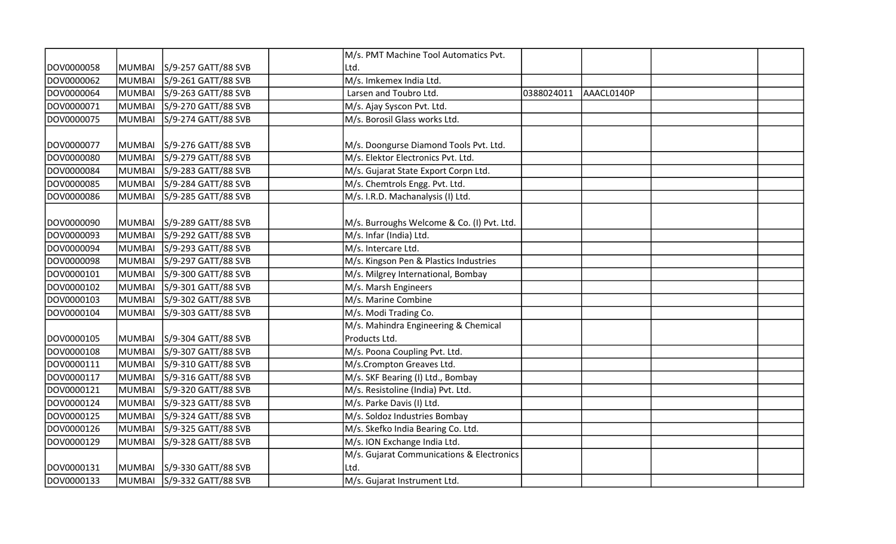| | | | | | | | | |
|---|---|---|---|---|---|---|---|---|
| DOV0000058 | MUMBAI | S/9-257 GATT/88 SVB | | M/s. PMT Machine Tool Automatics Pvt. Ltd. | | | | |
| DOV0000062 | MUMBAI | S/9-261 GATT/88 SVB | | M/s. Imkemex India Ltd. | | | | |
| DOV0000064 | MUMBAI | S/9-263 GATT/88 SVB | | Larsen and Toubro Ltd. | 0388024011 | AAACL0140P | | |
| DOV0000071 | MUMBAI | S/9-270 GATT/88 SVB | | M/s. Ajay Syscon Pvt. Ltd. | | | | |
| DOV0000075 | MUMBAI | S/9-274 GATT/88 SVB | | M/s. Borosil Glass works Ltd. | | | | |
| DOV0000077 | MUMBAI | S/9-276 GATT/88 SVB | | M/s. Doongurse Diamond Tools Pvt. Ltd. | | | | |
| DOV0000080 | MUMBAI | S/9-279 GATT/88 SVB | | M/s. Elektor Electronics Pvt. Ltd. | | | | |
| DOV0000084 | MUMBAI | S/9-283 GATT/88 SVB | | M/s. Gujarat State Export Corpn Ltd. | | | | |
| DOV0000085 | MUMBAI | S/9-284 GATT/88 SVB | | M/s. Chemtrols Engg. Pvt. Ltd. | | | | |
| DOV0000086 | MUMBAI | S/9-285 GATT/88 SVB | | M/s. I.R.D. Machanalysis (I) Ltd. | | | | |
| DOV0000090 | MUMBAI | S/9-289 GATT/88 SVB | | M/s. Burroughs Welcome & Co. (I) Pvt. Ltd. | | | | |
| DOV0000093 | MUMBAI | S/9-292 GATT/88 SVB | | M/s. Infar (India) Ltd. | | | | |
| DOV0000094 | MUMBAI | S/9-293 GATT/88 SVB | | M/s. Intercare Ltd. | | | | |
| DOV0000098 | MUMBAI | S/9-297 GATT/88 SVB | | M/s. Kingson Pen & Plastics Industries | | | | |
| DOV0000101 | MUMBAI | S/9-300 GATT/88 SVB | | M/s. Milgrey International, Bombay | | | | |
| DOV0000102 | MUMBAI | S/9-301 GATT/88 SVB | | M/s. Marsh Engineers | | | | |
| DOV0000103 | MUMBAI | S/9-302 GATT/88 SVB | | M/s. Marine Combine | | | | |
| DOV0000104 | MUMBAI | S/9-303 GATT/88 SVB | | M/s. Modi Trading Co. | | | | |
| DOV0000105 | MUMBAI | S/9-304 GATT/88 SVB | | M/s. Mahindra Engineering & Chemical Products Ltd. | | | | |
| DOV0000108 | MUMBAI | S/9-307 GATT/88 SVB | | M/s. Poona Coupling Pvt. Ltd. | | | | |
| DOV0000111 | MUMBAI | S/9-310 GATT/88 SVB | | M/s.Crompton Greaves Ltd. | | | | |
| DOV0000117 | MUMBAI | S/9-316 GATT/88 SVB | | M/s. SKF Bearing (I) Ltd., Bombay | | | | |
| DOV0000121 | MUMBAI | S/9-320 GATT/88 SVB | | M/s. Resistoline (India) Pvt. Ltd. | | | | |
| DOV0000124 | MUMBAI | S/9-323 GATT/88 SVB | | M/s. Parke Davis (I) Ltd. | | | | |
| DOV0000125 | MUMBAI | S/9-324 GATT/88 SVB | | M/s. Soldoz Industries Bombay | | | | |
| DOV0000126 | MUMBAI | S/9-325 GATT/88 SVB | | M/s. Skefko India Bearing Co. Ltd. | | | | |
| DOV0000129 | MUMBAI | S/9-328 GATT/88 SVB | | M/s. ION Exchange India Ltd. | | | | |
| DOV0000131 | MUMBAI | S/9-330 GATT/88 SVB | | M/s. Gujarat Communications & Electronics Ltd. | | | | |
| DOV0000133 | MUMBAI | S/9-332 GATT/88 SVB | | M/s. Gujarat Instrument Ltd. | | | | |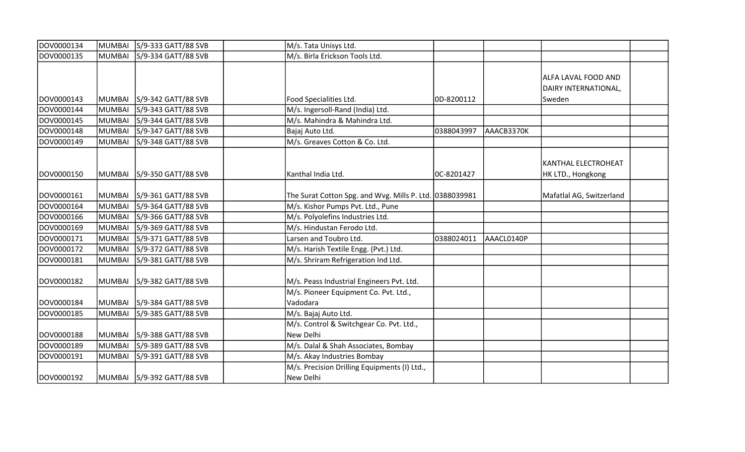| | | | | | | | | |
|---|---|---|---|---|---|---|---|---|
| DOV0000134 | MUMBAI | S/9-333 GATT/88 SVB | | M/s. Tata Unisys Ltd. | | | | |
| DOV0000135 | MUMBAI | S/9-334 GATT/88 SVB | | M/s. Birla Erickson Tools Ltd. | | | | |
| DOV0000143 | MUMBAI | S/9-342 GATT/88 SVB | | Food Specialities Ltd. | 0D-8200112 | | ALFA LAVAL FOOD AND DAIRY INTERNATIONAL, Sweden | |
| DOV0000144 | MUMBAI | S/9-343 GATT/88 SVB | | M/s. Ingersoll-Rand (India) Ltd. | | | | |
| DOV0000145 | MUMBAI | S/9-344 GATT/88 SVB | | M/s. Mahindra & Mahindra Ltd. | | | | |
| DOV0000148 | MUMBAI | S/9-347 GATT/88 SVB | | Bajaj Auto Ltd. | 0388043997 | AAACB3370K | | |
| DOV0000149 | MUMBAI | S/9-348 GATT/88 SVB | | M/s. Greaves Cotton & Co. Ltd. | | | | |
| DOV0000150 | MUMBAI | S/9-350 GATT/88 SVB | | Kanthal India Ltd. | 0C-8201427 | | KANTHAL ELECTROHEAT HK LTD., Hongkong | |
| DOV0000161 | MUMBAI | S/9-361 GATT/88 SVB | | The Surat Cotton Spg. and Wvg. Mills P. Ltd. | 0388039981 | | Mafatlal AG, Switzerland | |
| DOV0000164 | MUMBAI | S/9-364 GATT/88 SVB | | M/s. Kishor Pumps Pvt. Ltd., Pune | | | | |
| DOV0000166 | MUMBAI | S/9-366 GATT/88 SVB | | M/s. Polyolefins Industries Ltd. | | | | |
| DOV0000169 | MUMBAI | S/9-369 GATT/88 SVB | | M/s. Hindustan Ferodo Ltd. | | | | |
| DOV0000171 | MUMBAI | S/9-371 GATT/88 SVB | | Larsen and Toubro Ltd. | 0388024011 | AAACL0140P | | |
| DOV0000172 | MUMBAI | S/9-372 GATT/88 SVB | | M/s. Harish Textile Engg. (Pvt.) Ltd. | | | | |
| DOV0000181 | MUMBAI | S/9-381 GATT/88 SVB | | M/s. Shriram Refrigeration Ind Ltd. | | | | |
| DOV0000182 | MUMBAI | S/9-382 GATT/88 SVB | | M/s. Peass Industrial Engineers Pvt. Ltd. | | | | |
| DOV0000184 | MUMBAI | S/9-384 GATT/88 SVB | | M/s. Pioneer Equipment Co. Pvt. Ltd., Vadodara | | | | |
| DOV0000185 | MUMBAI | S/9-385 GATT/88 SVB | | M/s. Bajaj Auto Ltd. | | | | |
| DOV0000188 | MUMBAI | S/9-388 GATT/88 SVB | | M/s. Control & Switchgear Co. Pvt. Ltd., New Delhi | | | | |
| DOV0000189 | MUMBAI | S/9-389 GATT/88 SVB | | M/s. Dalal & Shah Associates, Bombay | | | | |
| DOV0000191 | MUMBAI | S/9-391 GATT/88 SVB | | M/s. Akay Industries Bombay | | | | |
| DOV0000192 | MUMBAI | S/9-392 GATT/88 SVB | | M/s. Precision Drilling Equipments (I) Ltd., New Delhi | | | | |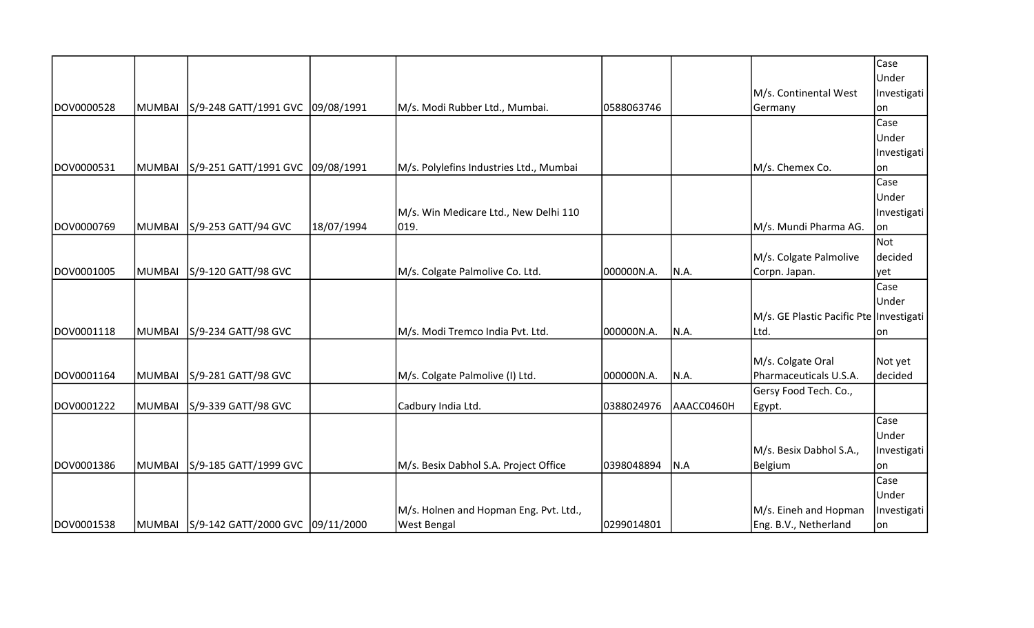| | | | | | | | | |
|---|---|---|---|---|---|---|---|---|
| DOV0000528 | MUMBAI | S/9-248 GATT/1991 GVC | 09/08/1991 | M/s. Modi Rubber Ltd., Mumbai. | 0588063746 | | M/s. Continental West Germany | Case Under Investigation |
| DOV0000531 | MUMBAI | S/9-251 GATT/1991 GVC | 09/08/1991 | M/s. Polylefins Industries Ltd., Mumbai | | | M/s. Chemex Co. | Case Under Investigation |
| DOV0000769 | MUMBAI | S/9-253 GATT/94 GVC | 18/07/1994 | M/s. Win Medicare Ltd., New Delhi 110 019. | | | M/s. Mundi Pharma AG. | Case Under Investigation |
| DOV0001005 | MUMBAI | S/9-120 GATT/98 GVC | | M/s. Colgate Palmolive Co. Ltd. | 000000N.A. | N.A. | M/s. Colgate Palmolive Corpn. Japan. | Not decided yet |
| DOV0001118 | MUMBAI | S/9-234 GATT/98 GVC | | M/s. Modi Tremco India Pvt. Ltd. | 000000N.A. | N.A. | M/s. GE Plastic Pacific Pte Ltd. | Case Under Investigation |
| DOV0001164 | MUMBAI | S/9-281 GATT/98 GVC | | M/s. Colgate Palmolive (I) Ltd. | 000000N.A. | N.A. | M/s. Colgate Oral Pharmaceuticals U.S.A. | Not yet decided |
| DOV0001222 | MUMBAI | S/9-339 GATT/98 GVC | | Cadbury India Ltd. | 0388024976 | AAACC0460H | Gersy Food Tech. Co., Egypt. | |
| DOV0001386 | MUMBAI | S/9-185 GATT/1999 GVC | | M/s. Besix Dabhol S.A. Project Office | 0398048894 | N.A | M/s. Besix Dabhol S.A., Belgium | Case Under Investigation |
| DOV0001538 | MUMBAI | S/9-142 GATT/2000 GVC | 09/11/2000 | M/s. Holnen and Hopman Eng. Pvt. Ltd., West Bengal | 0299014801 | | M/s. Eineh and Hopman Eng. B.V., Netherland | Case Under Investigation |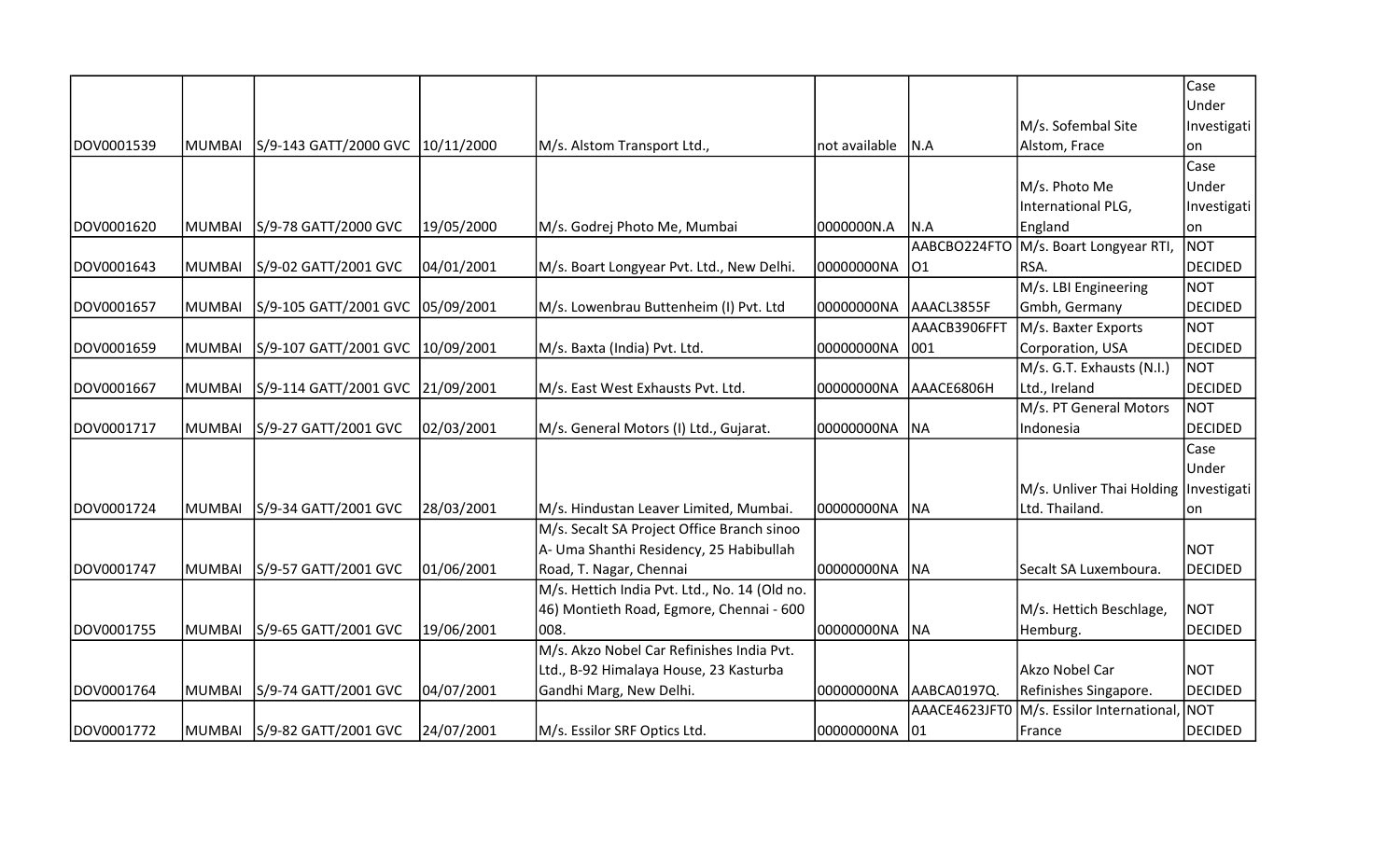| | | | | | | | | |
|---|---|---|---|---|---|---|---|---|
| DOV0001539 | MUMBAI | S/9-143 GATT/2000 GVC | 10/11/2000 | M/s. Alstom Transport Ltd., | not available | N.A | M/s. Sofembal Site Alstom, Frace | Case Under Investigation |
| DOV0001620 | MUMBAI | S/9-78 GATT/2000 GVC | 19/05/2000 | M/s. Godrej Photo Me, Mumbai | 0000000N.A | N.A | M/s. Photo Me International PLG, England | Case Under Investigation |
| DOV0001643 | MUMBAI | S/9-02 GATT/2001 GVC | 04/01/2001 | M/s. Boart Longyear Pvt. Ltd., New Delhi. | 00000000NA | AABCBO224FTO O1 | M/s. Boart Longyear RTI, RSA. | NOT DECIDED |
| DOV0001657 | MUMBAI | S/9-105 GATT/2001 GVC | 05/09/2001 | M/s. Lowenbrau Buttenheim (I) Pvt. Ltd | 00000000NA | AAACL3855F | M/s. LBI Engineering Gmbh, Germany | NOT DECIDED |
| DOV0001659 | MUMBAI | S/9-107 GATT/2001 GVC | 10/09/2001 | M/s. Baxta (India) Pvt. Ltd. | 00000000NA | AAACB3906FFT 001 | M/s. Baxter Exports Corporation, USA | NOT DECIDED |
| DOV0001667 | MUMBAI | S/9-114 GATT/2001 GVC | 21/09/2001 | M/s. East West Exhausts Pvt. Ltd. | 00000000NA | AAACE6806H | M/s. G.T. Exhausts (N.I.) Ltd., Ireland | NOT DECIDED |
| DOV0001717 | MUMBAI | S/9-27 GATT/2001 GVC | 02/03/2001 | M/s. General Motors (I) Ltd., Gujarat. | 00000000NA | NA | M/s. PT General Motors Indonesia | NOT DECIDED |
| DOV0001724 | MUMBAI | S/9-34 GATT/2001 GVC | 28/03/2001 | M/s. Hindustan Leaver Limited, Mumbai. | 00000000NA | NA | M/s. Unliver Thai Holding Ltd. Thailand. | Case Under Investigation |
| DOV0001747 | MUMBAI | S/9-57 GATT/2001 GVC | 01/06/2001 | M/s. Secalt SA Project Office Branch sinoo A- Uma Shanthi Residency, 25 Habibullah Road, T. Nagar, Chennai | 00000000NA | NA | Secalt SA Luxemboura. | NOT DECIDED |
| DOV0001755 | MUMBAI | S/9-65 GATT/2001 GVC | 19/06/2001 | M/s. Hettich India Pvt. Ltd., No. 14 (Old no. 46) Montieth Road, Egmore, Chennai - 600 008. | 00000000NA | NA | M/s. Hettich Beschlage, Hemburg. | NOT DECIDED |
| DOV0001764 | MUMBAI | S/9-74 GATT/2001 GVC | 04/07/2001 | M/s. Akzo Nobel Car Refinishes India Pvt. Ltd., B-92 Himalaya House, 23 Kasturba Gandhi Marg, New Delhi. | 00000000NA | AABCA0197Q. | Akzo Nobel Car Refinishes Singapore. | NOT DECIDED |
| DOV0001772 | MUMBAI | S/9-82 GATT/2001 GVC | 24/07/2001 | M/s. Essilor SRF Optics Ltd. | 00000000NA | AAACE4623JFT0 01 | M/s. Essilor International, France | NOT DECIDED |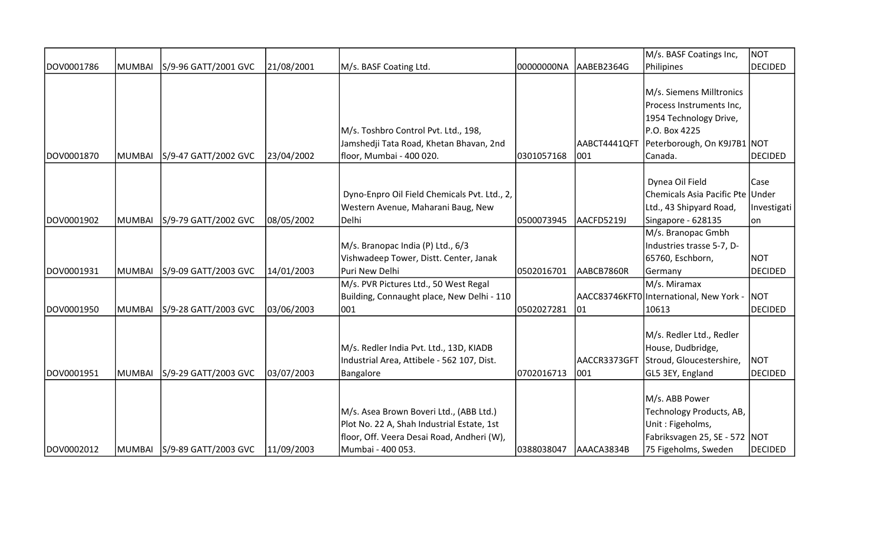| DOV0001786 | MUMBAI | S/9-96 GATT/2001 GVC | 21/08/2001 | M/s. BASF Coating Ltd. | 00000000NA | AABEB2364G | M/s. BASF Coatings Inc, Philipines | NOT DECIDED |
|---|---|---|---|---|---|---|---|---|
| DOV0001870 | MUMBAI | S/9-47 GATT/2002 GVC | 23/04/2002 | M/s. Toshbro Control Pvt. Ltd., 198, Jamshedji Tata Road, Khetan Bhavan, 2nd floor, Mumbai - 400 020. | 0301057168 | AABCT4441QFT 001 | M/s. Siemens Milltronics Process Instruments Inc, 1954 Technology Drive, P.O. Box 4225 Peterborough, On K9J7B1 Canada. | NOT DECIDED |
| DOV0001902 | MUMBAI | S/9-79 GATT/2002 GVC | 08/05/2002 | Dyno-Enpro Oil Field Chemicals Pvt. Ltd., 2, Western Avenue, Maharani Baug, New Delhi | 0500073945 | AACFD5219J | Dynea Oil Field Chemicals Asia Pacific Pte Ltd., 43 Shipyard Road, Singapore - 628135 | Case Under Investigation |
| DOV0001931 | MUMBAI | S/9-09 GATT/2003 GVC | 14/01/2003 | M/s. Branopac India (P) Ltd., 6/3 Vishwadeep Tower, Distt. Center, Janak Puri New Delhi | 0502016701 | AABCB7860R | M/s. Branopac Gmbh Industries trasse 5-7, D-65760, Eschborn, Germany | NOT DECIDED |
| DOV0001950 | MUMBAI | S/9-28 GATT/2003 GVC | 03/06/2003 | M/s. PVR Pictures Ltd., 50 West Regal Building, Connaught place, New Delhi - 110 001 | 0502027281 | AACC83746KFT001 | M/s. Miramax International, New York - 10613 | NOT DECIDED |
| DOV0001951 | MUMBAI | S/9-29 GATT/2003 GVC | 03/07/2003 | M/s. Redler India Pvt. Ltd., 13D, KIADB Industrial Area, Attibele - 562 107, Dist. Bangalore | 0702016713 | AACCR3373GFT 001 | M/s. Redler Ltd., Redler House, Dudbridge, Stroud, Gloucestershire, GL5 3EY, England | NOT DECIDED |
| DOV0002012 | MUMBAI | S/9-89 GATT/2003 GVC | 11/09/2003 | M/s. Asea Brown Boveri Ltd., (ABB Ltd.) Plot No. 22 A, Shah Industrial Estate, 1st floor, Off. Veera Desai Road, Andheri (W), Mumbai - 400 053. | 0388038047 | AAACA3834B | M/s. ABB Power Technology Products, AB, Unit : Figeholms, Fabriksvagen 25, SE - 572 75 Figeholms, Sweden | NOT DECIDED |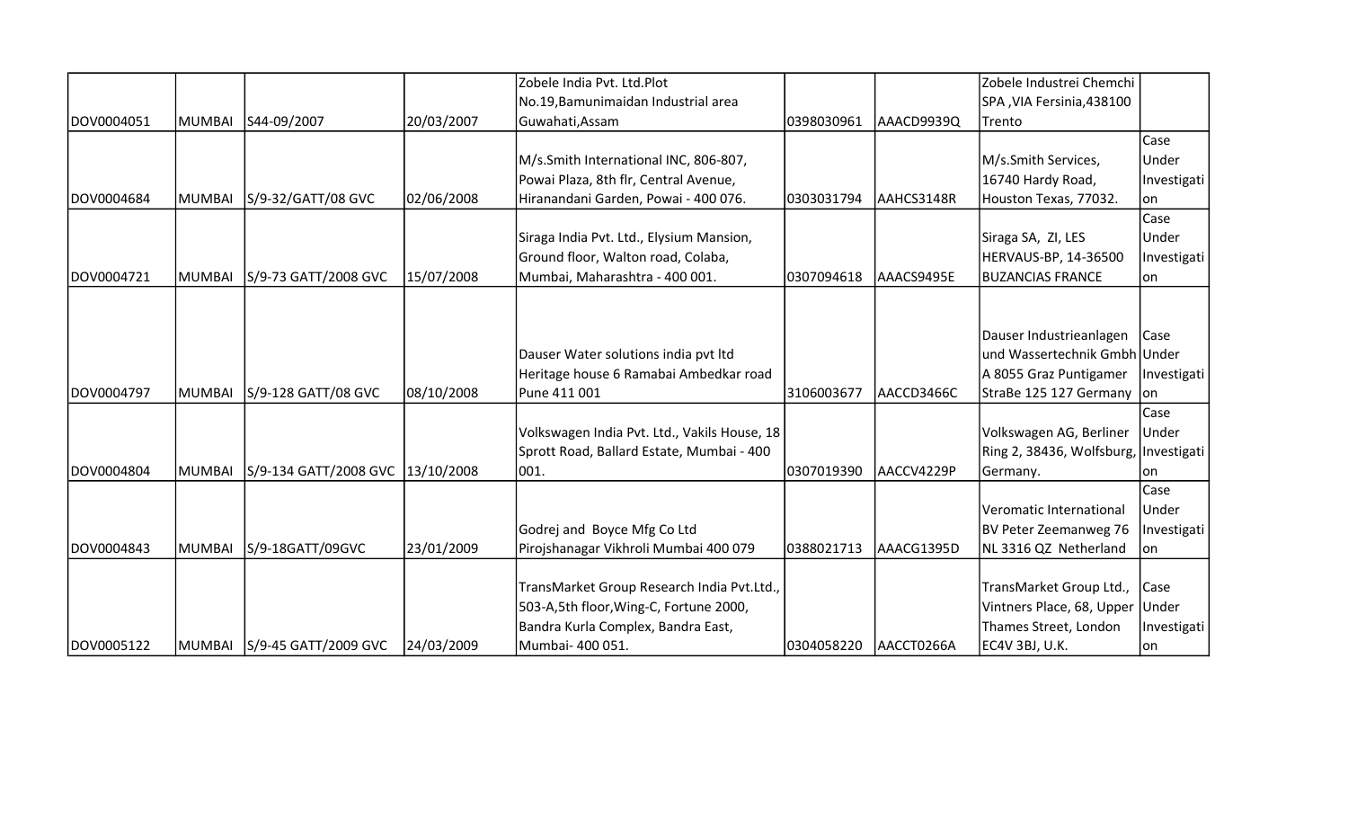| | | | | | | | | |
|---|---|---|---|---|---|---|---|---|
| DOV0004051 | MUMBAI | S44-09/2007 | 20/03/2007 | Zobele India Pvt. Ltd.Plot No.19,Bamunimaidan Industrial area Guwahati,Assam | 0398030961 | AAACD9939Q | Zobele Industrei Chemchi SPA ,VIA Fersinia,438100 Trento | |
| DOV0004684 | MUMBAI | S/9-32/GATT/08 GVC | 02/06/2008 | M/s.Smith International INC, 806-807, Powai Plaza, 8th flr, Central Avenue, Hiranandani Garden, Powai - 400 076. | 0303031794 | AAHCS3148R | M/s.Smith Services, 16740 Hardy Road, Houston Texas, 77032. | Case Under Investigation |
| DOV0004721 | MUMBAI | S/9-73 GATT/2008 GVC | 15/07/2008 | Siraga India Pvt. Ltd., Elysium Mansion, Ground floor, Walton road, Colaba, Mumbai, Maharashtra - 400 001. | 0307094618 | AAACS9495E | Siraga SA, ZI, LES HERVAUS-BP, 14-36500 BUZANCIAS FRANCE | Case Under Investigation |
| DOV0004797 | MUMBAI | S/9-128 GATT/08 GVC | 08/10/2008 | Dauser Water solutions india pvt ltd Heritage house 6 Ramabai Ambedkar road Pune 411 001 | 3106003677 | AACCD3466C | Dauser Industrieanlagen und Wassertechnik Gmbh A 8055 Graz Puntigamer StraBe 125 127 Germany | Case Under Investigation |
| DOV0004804 | MUMBAI | S/9-134 GATT/2008 GVC | 13/10/2008 | Volkswagen India Pvt. Ltd., Vakils House, 18 Sprott Road, Ballard Estate, Mumbai - 400 001. | 0307019390 | AACCV4229P | Volkswagen AG, Berliner Ring 2, 38436, Wolfsburg, Germany. | Case Under Investigation |
| DOV0004843 | MUMBAI | S/9-18GATT/09GVC | 23/01/2009 | Godrej and Boyce Mfg Co Ltd Pirojshanagar Vikhroli Mumbai 400 079 | 0388021713 | AAACG1395D | Veromatic International BV Peter Zeemanweg 76 NL 3316 QZ Netherland | Case Under Investigation |
| DOV0005122 | MUMBAI | S/9-45 GATT/2009 GVC | 24/03/2009 | TransMarket Group Research India Pvt.Ltd., 503-A,5th floor,Wing-C, Fortune 2000, Bandra Kurla Complex, Bandra East, Mumbai- 400 051. | 0304058220 | AACCT0266A | TransMarket Group Ltd., Vintners Place, 68, Upper Thames Street, London EC4V 3BJ, U.K. | Case Under Investigation |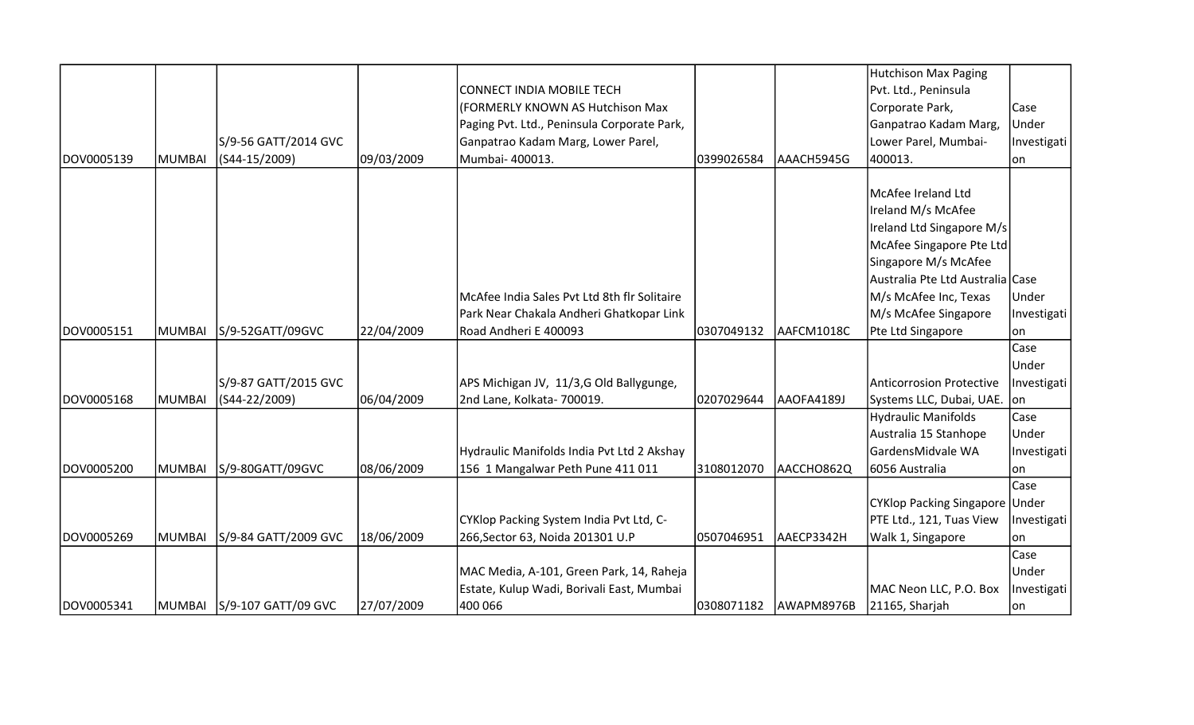| | | | | | | | | |
|---|---|---|---|---|---|---|---|---|
| DOV0005139 | MUMBAI | S/9-56 GATT/2014 GVC (S44-15/2009) | 09/03/2009 | CONNECT INDIA MOBILE TECH (FORMERLY KNOWN AS Hutchison Max Paging Pvt. Ltd., Peninsula Corporate Park, Ganpatrao Kadam Marg, Lower Parel, Mumbai- 400013. | 0399026584 | AAACH5945G | Hutchison Max Paging Pvt. Ltd., Peninsula Corporate Park, Ganpatrao Kadam Marg, Lower Parel, Mumbai- 400013. | Case Under Investigation |
| DOV0005151 | MUMBAI | S/9-52GATT/09GVC | 22/04/2009 | McAfee India Sales Pvt Ltd 8th flr Solitaire Park Near Chakala Andheri Ghatkopar Link Road Andheri E 400093 | 0307049132 | AAFCM1018C | McAfee Ireland Ltd Ireland M/s McAfee Ireland Ltd Singapore M/s McAfee Singapore Pte Ltd Singapore M/s McAfee Australia Pte Ltd Australia M/s McAfee Inc, Texas M/s McAfee Singapore Pte Ltd Singapore | Case Under Investigation |
| DOV0005168 | MUMBAI | S/9-87 GATT/2015 GVC (S44-22/2009) | 06/04/2009 | APS Michigan JV, 11/3,G Old Ballygunge, 2nd Lane, Kolkata- 700019. | 0207029644 | AAOFA4189J | Anticorrosion Protective Systems LLC, Dubai, UAE. | Case Under Investigation |
| DOV0005200 | MUMBAI | S/9-80GATT/09GVC | 08/06/2009 | Hydraulic Manifolds India Pvt Ltd 2 Akshay 156 1 Mangalwar Peth Pune 411 011 | 3108012070 | AACCHO862Q | Hydraulic Manifolds Australia 15 Stanhope GardensMidvale WA 6056 Australia | Case Under Investigation |
| DOV0005269 | MUMBAI | S/9-84 GATT/2009 GVC | 18/06/2009 | CYKlop Packing System India Pvt Ltd, C-266,Sector 63, Noida 201301 U.P | 0507046951 | AAECP3342H | CYKlop Packing Singapore PTE Ltd., 121, Tuas View Walk 1, Singapore | Case Under Investigation |
| DOV0005341 | MUMBAI | S/9-107 GATT/09 GVC | 27/07/2009 | MAC Media, A-101, Green Park, 14, Raheja Estate, Kulup Wadi, Borivali East, Mumbai 400 066 | 0308071182 | AWAPM8976B | MAC Neon LLC, P.O. Box 21165, Sharjah | Case Under Investigation |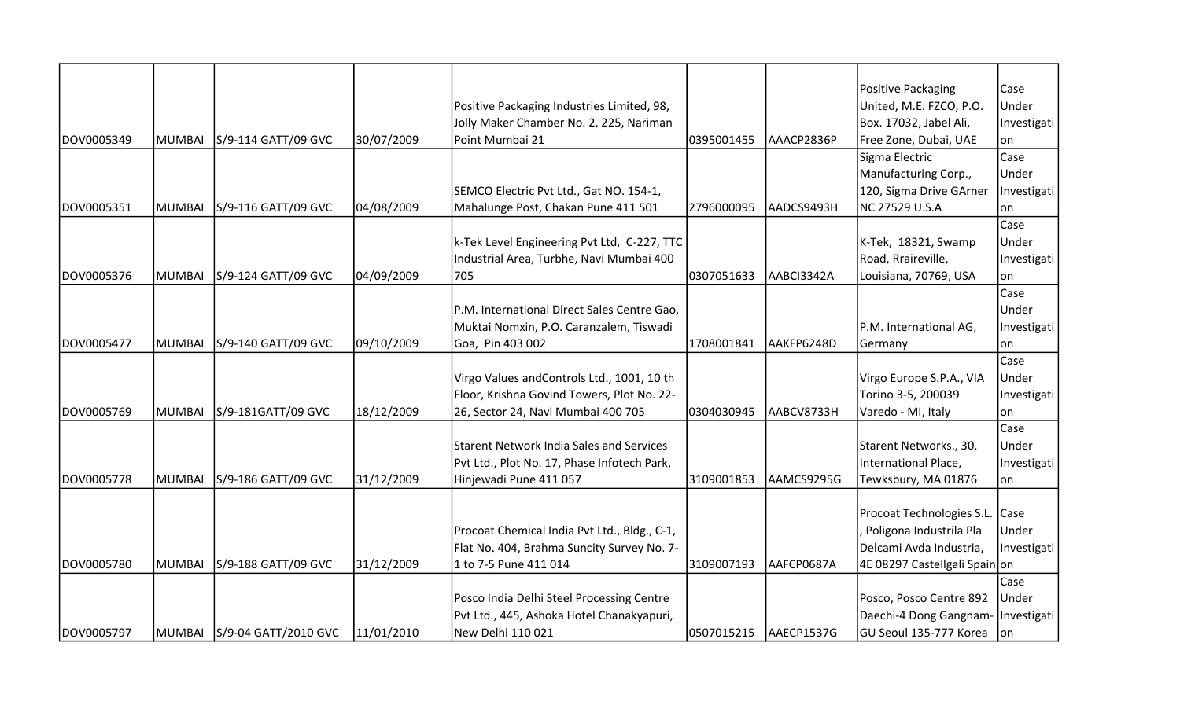| | | | | | | | | |
|---|---|---|---|---|---|---|---|---|
| DOV0005349 | MUMBAI | S/9-114 GATT/09 GVC | 30/07/2009 | Positive Packaging Industries Limited, 98, Jolly Maker Chamber No. 2, 225, Nariman Point Mumbai 21 | 0395001455 | AAACP2836P | Positive Packaging United, M.E. FZCO, P.O. Box. 17032, Jabel Ali, Free Zone, Dubai, UAE | Case Under Investigation |
| DOV0005351 | MUMBAI | S/9-116 GATT/09 GVC | 04/08/2009 | SEMCO Electric Pvt Ltd., Gat NO. 154-1, Mahalunge Post, Chakan Pune 411 501 | 2796000095 | AADCS9493H | Sigma Electric Manufacturing Corp., 120, Sigma Drive GArner NC 27529 U.S.A | Case Under Investigation |
| DOV0005376 | MUMBAI | S/9-124 GATT/09 GVC | 04/09/2009 | k-Tek Level Engineering Pvt Ltd, C-227, TTC Industrial Area, Turbhe, Navi Mumbai 400 705 | 0307051633 | AABCI3342A | K-Tek, 18321, Swamp Road, Rraireville, Louisiana, 70769, USA | Case Under Investigation |
| DOV0005477 | MUMBAI | S/9-140 GATT/09 GVC | 09/10/2009 | P.M. International Direct Sales Centre Gao, Muktai Nomxin, P.O. Caranzalem, Tiswadi Goa, Pin 403 002 | 1708001841 | AAKFP6248D | P.M. International AG, Germany | Case Under Investigation |
| DOV0005769 | MUMBAI | S/9-181GATT/09 GVC | 18/12/2009 | Virgo Values andControls Ltd., 1001, 10 th Floor, Krishna Govind Towers, Plot No. 22-26, Sector 24, Navi Mumbai 400 705 | 0304030945 | AABCV8733H | Virgo Europe S.P.A., VIA Torino 3-5, 200039 Varedo - MI, Italy | Case Under Investigation |
| DOV0005778 | MUMBAI | S/9-186 GATT/09 GVC | 31/12/2009 | Starent Network India Sales and Services Pvt Ltd., Plot No. 17, Phase Infotech Park, Hinjewadi Pune 411 057 | 3109001853 | AAMCS9295G | Starent Networks., 30, International Place, Tewksbury, MA 01876 | Case Under Investigation |
| DOV0005780 | MUMBAI | S/9-188 GATT/09 GVC | 31/12/2009 | Procoat Chemical India Pvt Ltd., Bldg., C-1, Flat No. 404, Brahma Suncity Survey No. 7-1 to 7-5 Pune 411 014 | 3109007193 | AAFCP0687A | Procoat Technologies S.L. , Poligona Industrila Pla Delcami Avda Industria, 4E 08297 Castellgali Spain | Case Under Investigation |
| DOV0005797 | MUMBAI | S/9-04 GATT/2010 GVC | 11/01/2010 | Posco India Delhi Steel Processing Centre Pvt Ltd., 445, Ashoka Hotel Chanakyapuri, New Delhi 110 021 | 0507015215 | AAECP1537G | Posco, Posco Centre 892 Daechi-4 Dong Gangnam-GU Seoul 135-777 Korea | Case Under Investigation |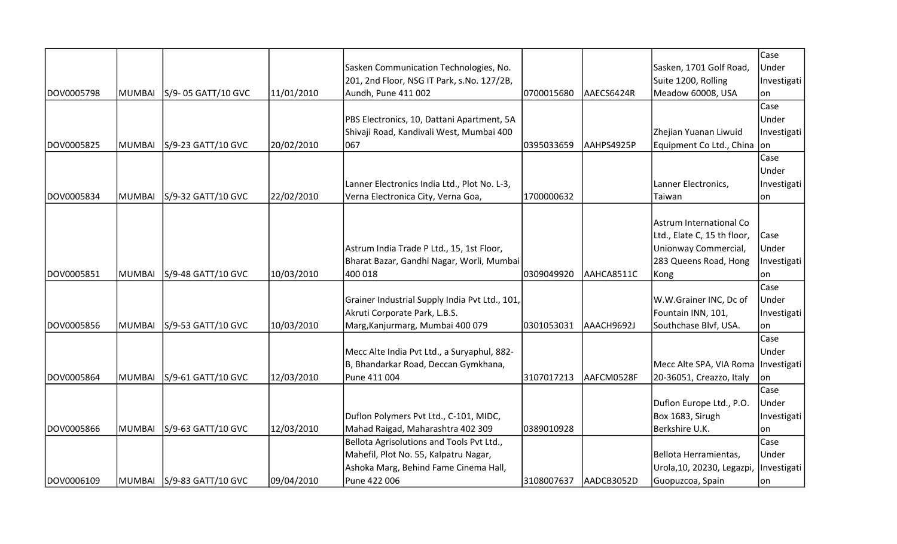| | | | | | | | | |
|---|---|---|---|---|---|---|---|---|
| DOV0005798 | MUMBAI | S/9- 05 GATT/10 GVC | 11/01/2010 | Sasken Communication Technologies, No. 201, 2nd Floor, NSG IT Park, s.No. 127/2B, Aundh, Pune 411 002 | 0700015680 | AAECS6424R | Sasken, 1701 Golf Road, Suite 1200, Rolling Meadow 60008, USA | Case Under Investigation |
| DOV0005825 | MUMBAI | S/9-23 GATT/10 GVC | 20/02/2010 | PBS Electronics, 10, Dattani Apartment, 5A Shivaji Road, Kandivali West, Mumbai 400 067 | 0395033659 | AAHPS4925P | Zhejian Yuanan Liwuid Equipment Co Ltd., China | Case Under Investigation |
| DOV0005834 | MUMBAI | S/9-32 GATT/10 GVC | 22/02/2010 | Lanner Electronics India Ltd., Plot No. L-3, Verna Electronica City, Verna Goa, | 1700000632 | | Lanner Electronics, Taiwan | Case Under Investigation |
| DOV0005851 | MUMBAI | S/9-48 GATT/10 GVC | 10/03/2010 | Astrum India Trade P Ltd., 15, 1st Floor, Bharat Bazar, Gandhi Nagar, Worli, Mumbai 400 018 | 0309049920 | AAHCA8511C | Astrum International Co Ltd., Elate C, 15 th floor, Unionway Commercial, 283 Queens Road, Hong Kong | Case Under Investigation |
| DOV0005856 | MUMBAI | S/9-53 GATT/10 GVC | 10/03/2010 | Grainer Industrial Supply India Pvt Ltd., 101, Akruti Corporate Park, L.B.S. Marg,Kanjurmarg, Mumbai 400 079 | 0301053031 | AAACH9692J | W.W.Grainer INC, Dc of Fountain INN, 101, Southchase Blvf, USA. | Case Under Investigation |
| DOV0005864 | MUMBAI | S/9-61 GATT/10 GVC | 12/03/2010 | Mecc Alte India Pvt Ltd., a Suryaphul, 882-B, Bhandarkar Road, Deccan Gymkhana, Pune 411 004 | 3107017213 | AAFCM0528F | Mecc Alte SPA, VIA Roma 20-36051, Creazzo, Italy | Case Under Investigation |
| DOV0005866 | MUMBAI | S/9-63 GATT/10 GVC | 12/03/2010 | Duflon Polymers Pvt Ltd., C-101, MIDC, Mahad Raigad, Maharashtra 402 309 | 0389010928 | | Duflon Europe Ltd., P.O. Box 1683, Sirugh Berkshire U.K. | Case Under Investigation |
| DOV0006109 | MUMBAI | S/9-83 GATT/10 GVC | 09/04/2010 | Bellota Agrisolutions and Tools Pvt Ltd., Mahefil, Plot No. 55, Kalpatru Nagar, Ashoka Marg, Behind Fame Cinema Hall, Pune 422 006 | 3108007637 | AADCB3052D | Bellota Herramientas, Urola,10, 20230, Legazpi, Guopuzcoa, Spain | Case Under Investigation |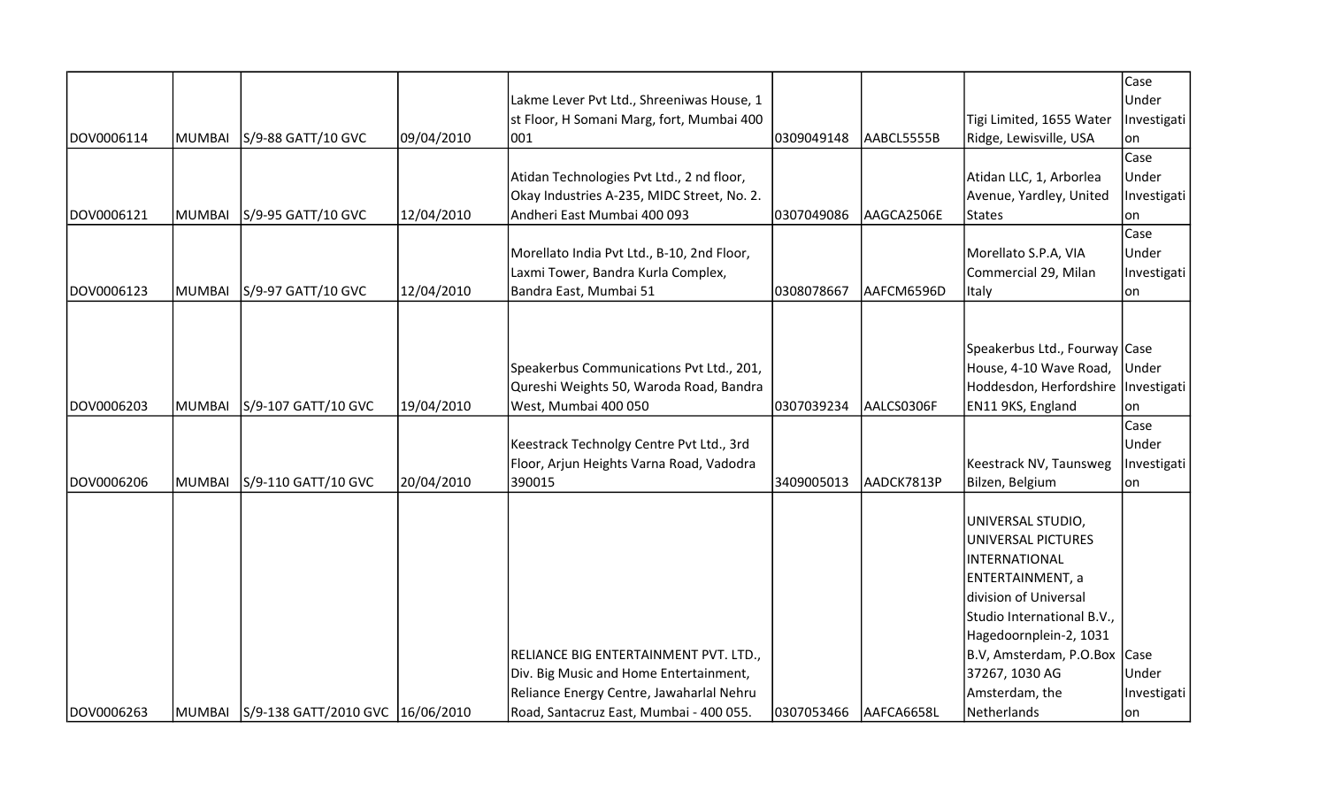| | | | | | | | | |
|---|---|---|---|---|---|---|---|---|
| DOV0006114 | MUMBAI | S/9-88 GATT/10 GVC | 09/04/2010 | Lakme Lever Pvt Ltd., Shreeniwas House, 1 st Floor, H Somani Marg, fort, Mumbai 400 001 | 0309049148 | AABCL5555B | Tigi Limited, 1655 Water Ridge, Lewisville, USA | Case Under Investigation |
| DOV0006121 | MUMBAI | S/9-95 GATT/10 GVC | 12/04/2010 | Atidan Technologies Pvt Ltd., 2 nd floor, Okay Industries A-235, MIDC Street, No. 2. Andheri East Mumbai 400 093 | 0307049086 | AAGCA2506E | Atidan LLC, 1, Arborlea Avenue, Yardley, United States | Case Under Investigation |
| DOV0006123 | MUMBAI | S/9-97 GATT/10 GVC | 12/04/2010 | Morellato India Pvt Ltd., B-10, 2nd Floor, Laxmi Tower, Bandra Kurla Complex, Bandra East, Mumbai 51 | 0308078667 | AAFCM6596D | Morellato S.P.A, VIA Commercial 29, Milan Italy | Case Under Investigation |
| DOV0006203 | MUMBAI | S/9-107 GATT/10 GVC | 19/04/2010 | Speakerbus Communications Pvt Ltd., 201, Qureshi Weights 50, Waroda Road, Bandra West, Mumbai 400 050 | 0307039234 | AALCS0306F | Speakerbus Ltd., Fourway House, 4-10 Wave Road, Hoddesdon, Herfordshire EN11 9KS, England | Case Under Investigation |
| DOV0006206 | MUMBAI | S/9-110 GATT/10 GVC | 20/04/2010 | Keestrack Technolgy Centre Pvt Ltd., 3rd Floor, Arjun Heights Varna Road, Vadodra 390015 | 3409005013 | AADCK7813P | Keestrack NV, Taunsweg Bilzen, Belgium | Case Under Investigation |
| DOV0006263 | MUMBAI | S/9-138 GATT/2010 GVC | 16/06/2010 | RELIANCE BIG ENTERTAINMENT PVT. LTD., Div. Big Music and Home Entertainment, Reliance Energy Centre, Jawaharlal Nehru Road, Santacruz East, Mumbai - 400 055. | 0307053466 | AAFCA6658L | UNIVERSAL STUDIO, UNIVERSAL PICTURES INTERNATIONAL ENTERTAINMENT, a division of Universal Studio International B.V., Hagedoornplein-2, 1031 B.V, Amsterdam, P.O.Box 37267, 1030 AG Amsterdam, the Netherlands | Case Under Investigation |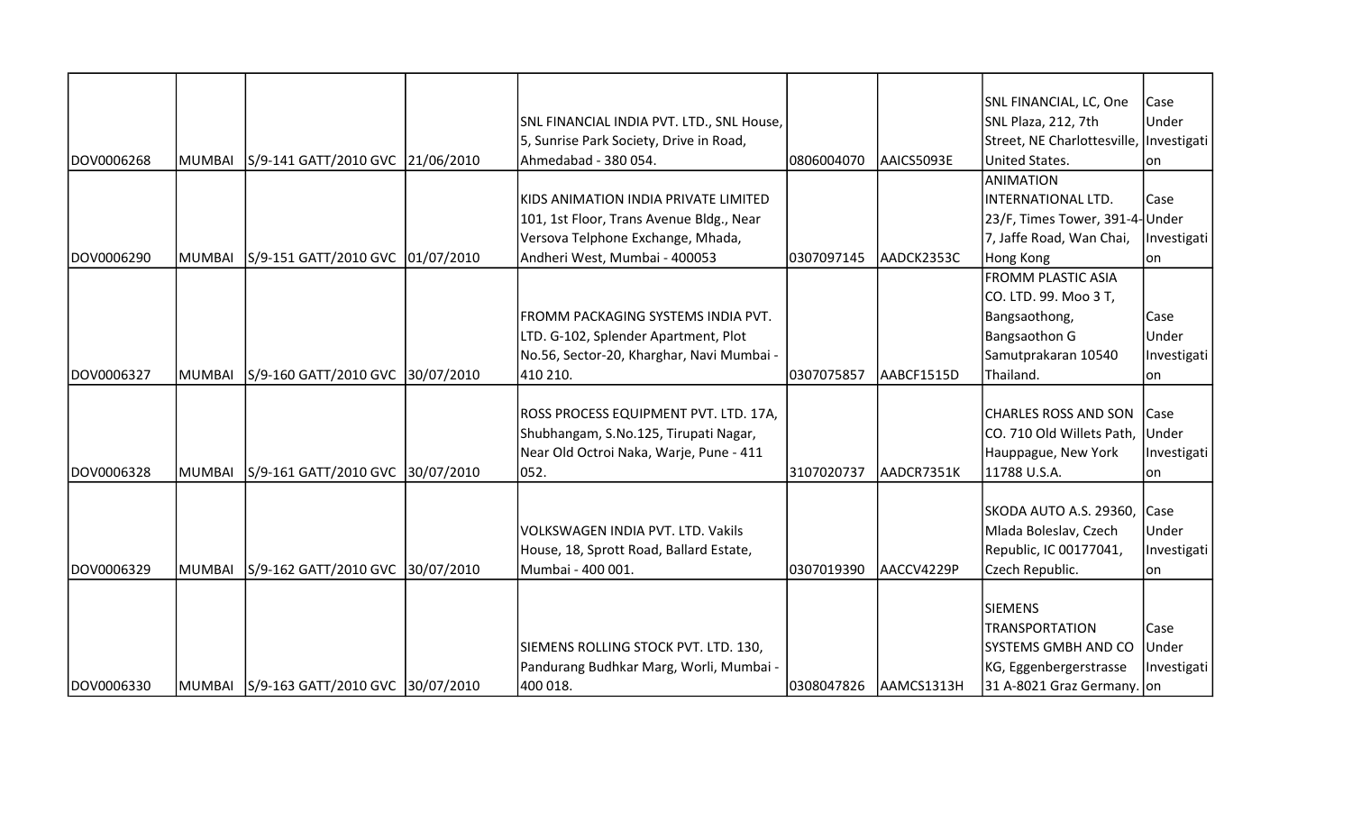| | | | | | | | | |
|---|---|---|---|---|---|---|---|---|
| DOV0006268 | MUMBAI | S/9-141 GATT/2010 GVC | 21/06/2010 | SNL FINANCIAL INDIA PVT. LTD., SNL House, 5, Sunrise Park Society, Drive in Road, Ahmedabad - 380 054. | 0806004070 | AAICS5093E | SNL FINANCIAL, LC, One SNL Plaza, 212, 7th Street, NE Charlottesville, United States. | Case Under Investigation |
| DOV0006290 | MUMBAI | S/9-151 GATT/2010 GVC | 01/07/2010 | KIDS ANIMATION INDIA PRIVATE LIMITED 101, 1st Floor, Trans Avenue Bldg., Near Versova Telphone Exchange, Mhada, Andheri West, Mumbai - 400053 | 0307097145 | AADCK2353C | ANIMATION INTERNATIONAL LTD. 23/F, Times Tower, 391-4-7, Jaffe Road, Wan Chai, Hong Kong | Case Under Investigation |
| DOV0006327 | MUMBAI | S/9-160 GATT/2010 GVC | 30/07/2010 | FROMM PACKAGING SYSTEMS INDIA PVT. LTD. G-102, Splender Apartment, Plot No.56, Sector-20, Kharghar, Navi Mumbai - 410 210. | 0307075857 | AABCF1515D | FROMM PLASTIC ASIA CO. LTD. 99. Moo 3 T, Bangsaothong, Bangsaothon G Samutprakaran 10540 Thailand. | Case Under Investigation |
| DOV0006328 | MUMBAI | S/9-161 GATT/2010 GVC | 30/07/2010 | ROSS PROCESS EQUIPMENT PVT. LTD. 17A, Shubhangam, S.No.125, Tirupati Nagar, Near Old Octroi Naka, Warje, Pune - 411 052. | 3107020737 | AADCR7351K | CHARLES ROSS AND SON CO. 710 Old Willets Path, Hauppague, New York 11788 U.S.A. | Case Under Investigation |
| DOV0006329 | MUMBAI | S/9-162 GATT/2010 GVC | 30/07/2010 | VOLKSWAGEN INDIA PVT. LTD. Vakils House, 18, Sprott Road, Ballard Estate, Mumbai - 400 001. | 0307019390 | AACCV4229P | SKODA AUTO A.S. 29360, Mlada Boleslav, Czech Republic, IC 00177041, Czech Republic. | Case Under Investigation |
| DOV0006330 | MUMBAI | S/9-163 GATT/2010 GVC | 30/07/2010 | SIEMENS ROLLING STOCK PVT. LTD. 130, Pandurang Budhkar Marg, Worli, Mumbai - 400 018. | 0308047826 | AAMCS1313H | SIEMENS TRANSPORTATION SYSTEMS GMBH AND CO KG, Eggenbergerstrasse 31 A-8021 Graz Germany. | Case Under Investigation |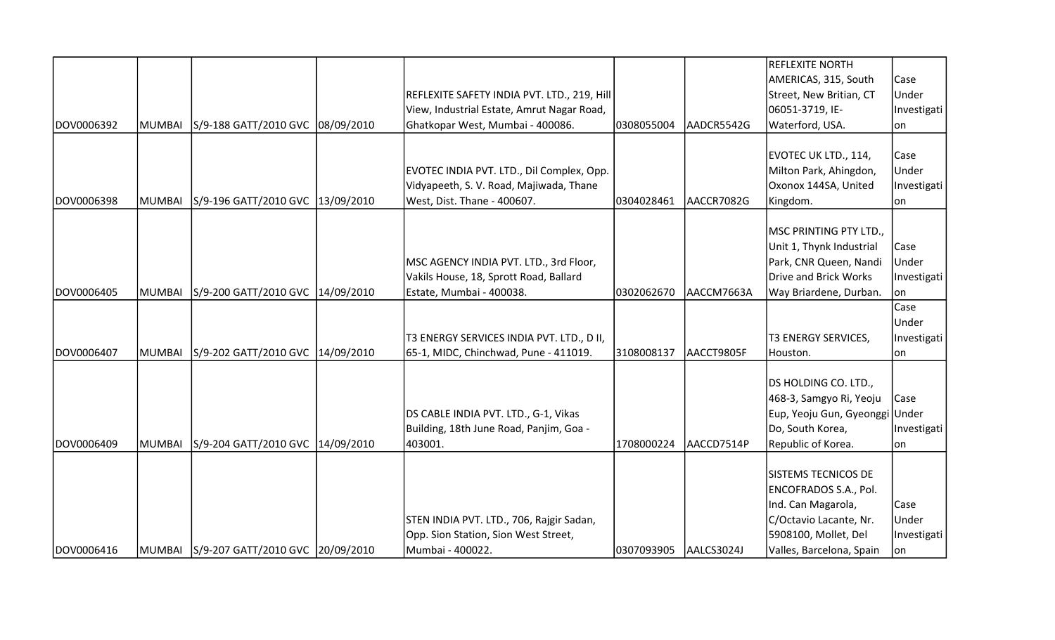| | | | | | | | | |
|---|---|---|---|---|---|---|---|---|
| DOV0006392 | MUMBAI | S/9-188 GATT/2010 GVC | 08/09/2010 | REFLEXITE SAFETY INDIA PVT. LTD., 219, Hill View, Industrial Estate, Amrut Nagar Road, Ghatkopar West, Mumbai - 400086. | 0308055004 | AADCR5542G | REFLEXITE NORTH AMERICAS, 315, South Street, New Britian, CT 06051-3719, IE-Waterford, USA. | Case Under Investigation |
| DOV0006398 | MUMBAI | S/9-196 GATT/2010 GVC | 13/09/2010 | EVOTEC INDIA PVT. LTD., Dil Complex, Opp. Vidyapeeth, S. V. Road, Majiwada, Thane West, Dist. Thane - 400607. | 0304028461 | AACCR7082G | EVOTEC UK LTD., 114, Milton Park, Ahingdon, Oxonox 144SA, United Kingdom. | Case Under Investigation |
| DOV0006405 | MUMBAI | S/9-200 GATT/2010 GVC | 14/09/2010 | MSC AGENCY INDIA PVT. LTD., 3rd Floor, Vakils House, 18, Sprott Road, Ballard Estate, Mumbai - 400038. | 0302062670 | AACCM7663A | MSC PRINTING PTY LTD., Unit 1, Thynk Industrial Park, CNR Queen, Nandi Drive and Brick Works Way Briardene, Durban. | Case Under Investigation |
| DOV0006407 | MUMBAI | S/9-202 GATT/2010 GVC | 14/09/2010 | T3 ENERGY SERVICES INDIA PVT. LTD., D II, 65-1, MIDC, Chinchwad, Pune - 411019. | 3108008137 | AACCT9805F | T3 ENERGY SERVICES, Houston. | Case Under Investigation |
| DOV0006409 | MUMBAI | S/9-204 GATT/2010 GVC | 14/09/2010 | DS CABLE INDIA PVT. LTD., G-1, Vikas Building, 18th June Road, Panjim, Goa - 403001. | 1708000224 | AACCD7514P | DS HOLDING CO. LTD., 468-3, Samgyo Ri, Yeoju Eup, Yeoju Gun, Gyeonggi Do, South Korea, Republic of Korea. | Case Under Investigation |
| DOV0006416 | MUMBAI | S/9-207 GATT/2010 GVC | 20/09/2010 | STEN INDIA PVT. LTD., 706, Rajgir Sadan, Opp. Sion Station, Sion West Street, Mumbai - 400022. | 0307093905 | AALCS3024J | SISTEMS TECNICOS DE ENCOFRADOS S.A., Pol. Ind. Can Magarola, C/Octavio Lacante, Nr. 5908100, Mollet, Del Valles, Barcelona, Spain | Case Under Investigation |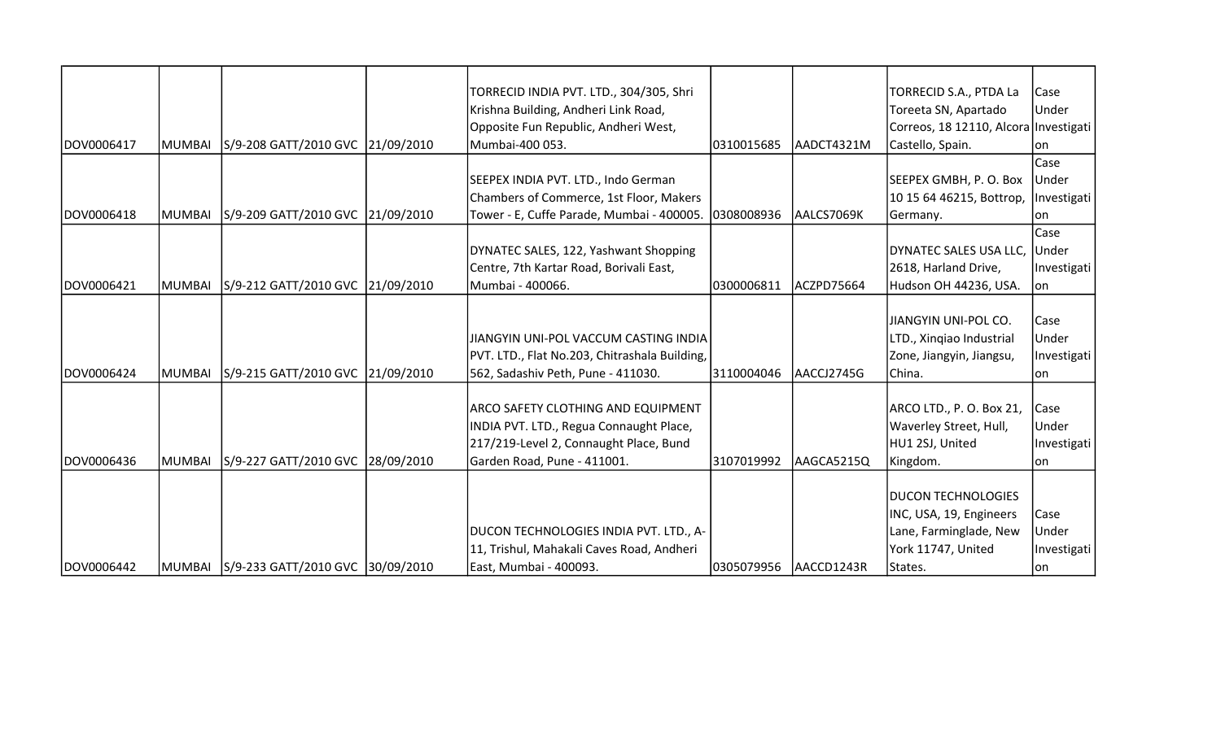| | | | | | | | | |
|---|---|---|---|---|---|---|---|---|
| DOV0006417 | MUMBAI | S/9-208 GATT/2010 GVC | 21/09/2010 | TORRECID INDIA PVT. LTD., 304/305, Shri Krishna Building, Andheri Link Road, Opposite Fun Republic, Andheri West, Mumbai-400 053. | 0310015685 | AADCT4321M | TORRECID S.A., PTDA La Toreeta SN, Apartado Correos, 18 12110, Alcora Castello, Spain. | Case Under Investigation |
| DOV0006418 | MUMBAI | S/9-209 GATT/2010 GVC | 21/09/2010 | SEEPEX INDIA PVT. LTD., Indo German Chambers of Commerce, 1st Floor, Makers Tower - E, Cuffe Parade, Mumbai - 400005. | 0308008936 | AALCS7069K | SEEPEX GMBH, P. O. Box 10 15 64 46215, Bottrop, Germany. | Case Under Investigation |
| DOV0006421 | MUMBAI | S/9-212 GATT/2010 GVC | 21/09/2010 | DYNATEC SALES, 122, Yashwant Shopping Centre, 7th Kartar Road, Borivali East, Mumbai - 400066. | 0300006811 | ACZPD75664 | DYNATEC SALES USA LLC, 2618, Harland Drive, Hudson OH 44236, USA. | Case Under Investigation |
| DOV0006424 | MUMBAI | S/9-215 GATT/2010 GVC | 21/09/2010 | JIANGYIN UNI-POL VACCUM CASTING INDIA PVT. LTD., Flat No.203, Chitrashala Building, 562, Sadashiv Peth, Pune - 411030. | 3110004046 | AACCJ2745G | JIANGYIN UNI-POL CO. LTD., Xinqiao Industrial Zone, Jiangyin, Jiangsu, China. | Case Under Investigation |
| DOV0006436 | MUMBAI | S/9-227 GATT/2010 GVC | 28/09/2010 | ARCO SAFETY CLOTHING AND EQUIPMENT INDIA PVT. LTD., Regua Connaught Place, 217/219-Level 2, Connaught Place, Bund Garden Road, Pune - 411001. | 3107019992 | AAGCA5215Q | ARCO LTD., P. O. Box 21, Waverley Street, Hull, HU1 2SJ, United Kingdom. | Case Under Investigation |
| DOV0006442 | MUMBAI | S/9-233 GATT/2010 GVC | 30/09/2010 | DUCON TECHNOLOGIES INDIA PVT. LTD., A-11, Trishul, Mahakali Caves Road, Andheri East, Mumbai - 400093. | 0305079956 | AACCD1243R | DUCON TECHNOLOGIES INC, USA, 19, Engineers Lane, Farmingladе, New York 11747, United States. | Case Under Investigation |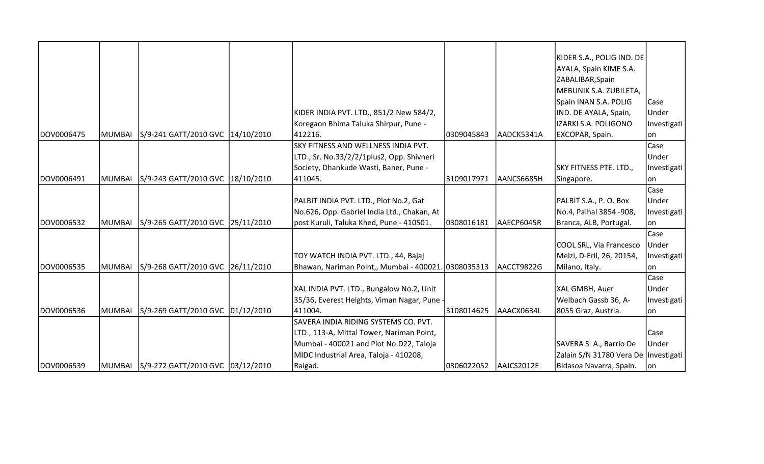| | | | | | | | | |
|---|---|---|---|---|---|---|---|---|
| DOV0006475 | MUMBAI | S/9-241 GATT/2010 GVC | 14/10/2010 | KIDER INDIA PVT. LTD., 851/2 New 584/2, Koregaon Bhima Taluka Shirpur, Pune - 412216. | 0309045843 | AADCK5341A | KIDER S.A., POLIG IND. DE AYALA, Spain KIME S.A. ZABALIBAR,Spain MEBUNIK S.A. ZUBILETA, Spain INAN S.A. POLIG IND. DE AYALA, Spain, IZARKI S.A. POLIGONO EXCOPAR, Spain. | Case Under Investigation |
| DOV0006491 | MUMBAI | S/9-243 GATT/2010 GVC | 18/10/2010 | SKY FITNESS AND WELLNESS INDIA PVT. LTD., Sr. No.33/2/2/1plus2, Opp. Shivneri Society, Dhankude Wasti, Baner, Pune - 411045. | 3109017971 | AANCS6685H | SKY FITNESS PTE. LTD., Singapore. | Case Under Investigation |
| DOV0006532 | MUMBAI | S/9-265 GATT/2010 GVC | 25/11/2010 | PALBIT INDIA PVT. LTD., Plot No.2, Gat No.626, Opp. Gabriel India Ltd., Chakan, At post Kuruli, Taluka Khed, Pune - 410501. | 0308016181 | AAECP6045R | PALBIT S.A., P. O. Box No.4, Palhal 3854 -908, Branca, ALB, Portugal. | Case Under Investigation |
| DOV0006535 | MUMBAI | S/9-268 GATT/2010 GVC | 26/11/2010 | TOY WATCH INDIA PVT. LTD., 44, Bajaj Bhawan, Nariman Point,, Mumbai - 400021. | 0308035313 | AACCT9822G | COOL SRL, Via Francesco Melzi, D-Eril, 26, 20154, Milano, Italy. | Case Under Investigation |
| DOV0006536 | MUMBAI | S/9-269 GATT/2010 GVC | 01/12/2010 | XAL INDIA PVT. LTD., Bungalow No.2, Unit 35/36, Everest Heights, Viman Nagar, Pune - 411004. | 3108014625 | AAACX0634L | XAL GMBH, Auer Welbach Gassb 36, A-8055 Graz, Austria. | Case Under Investigation |
| DOV0006539 | MUMBAI | S/9-272 GATT/2010 GVC | 03/12/2010 | SAVERA INDIA RIDING SYSTEMS CO. PVT. LTD., 113-A, Mittal Tower, Nariman Point, Mumbai - 400021 and Plot No.D22, Taloja MIDC Industrial Area, Taloja - 410208, Raigad. | 0306022052 | AAJCS2012E | SAVERA S. A., Barrio De Zalain S/N 31780 Vera De Bidasoa Navarra, Spain. | Case Under Investigation |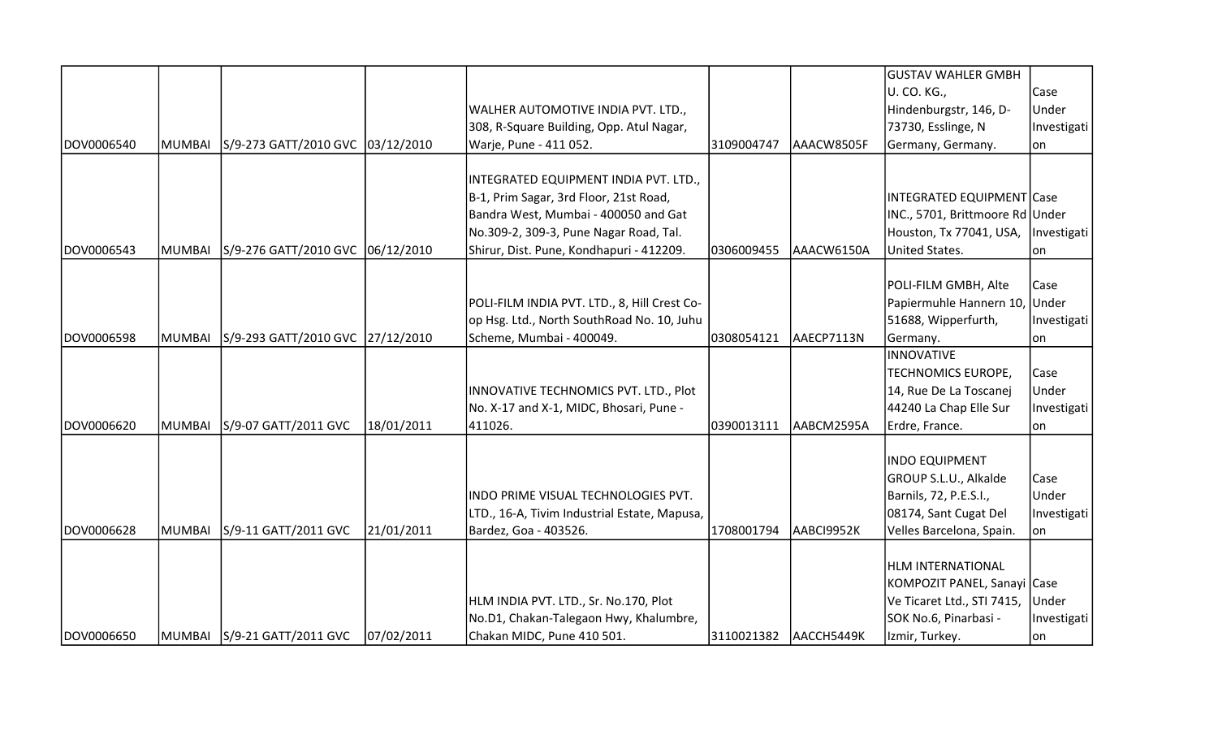| | | | | | | | | |
|---|---|---|---|---|---|---|---|---|
| DOV0006540 | MUMBAI | S/9-273 GATT/2010 GVC | 03/12/2010 | WALHER AUTOMOTIVE INDIA PVT. LTD., 308, R-Square Building, Opp. Atul Nagar, Warje, Pune - 411 052. | 3109004747 | AAACW8505F | GUSTAV WAHLER GMBH U. CO. KG., Hindenburgstr, 146, D-73730, Esslinge, N Germany, Germany. | Case Under Investigation |
| DOV0006543 | MUMBAI | S/9-276 GATT/2010 GVC | 06/12/2010 | INTEGRATED EQUIPMENT INDIA PVT. LTD., B-1, Prim Sagar, 3rd Floor, 21st Road, Bandra West, Mumbai - 400050 and Gat No.309-2, 309-3, Pune Nagar Road, Tal. Shirur, Dist. Pune, Kondhapuri - 412209. | 0306009455 | AAACW6150A | INTEGRATED EQUIPMENT INC., 5701, Brittmoore Rd Houston, Tx 77041, USA, United States. | Case Under Investigation |
| DOV0006598 | MUMBAI | S/9-293 GATT/2010 GVC | 27/12/2010 | POLI-FILM INDIA PVT. LTD., 8, Hill Crest Co-op Hsg. Ltd., North SouthRoad No. 10, Juhu Scheme, Mumbai - 400049. | 0308054121 | AAECP7113N | POLI-FILM GMBH, Alte Papiermuhle Hannern 10, 51688, Wipperfurth, Germany. | Case Under Investigation |
| DOV0006620 | MUMBAI | S/9-07 GATT/2011 GVC | 18/01/2011 | INNOVATIVE TECHNOMICS PVT. LTD., Plot No. X-17 and X-1, MIDC, Bhosari, Pune - 411026. | 0390013111 | AABCM2595A | INNOVATIVE TECHNOMICS EUROPE, 14, Rue De La Toscanej 44240 La Chap Elle Sur Erdre, France. | Case Under Investigation |
| DOV0006628 | MUMBAI | S/9-11 GATT/2011 GVC | 21/01/2011 | INDO PRIME VISUAL TECHNOLOGIES PVT. LTD., 16-A, Tivim Industrial Estate, Mapusa, Bardez, Goa - 403526. | 1708001794 | AABCI9952K | INDO EQUIPMENT GROUP S.L.U., Alkalde Barnils, 72, P.E.S.I., 08174, Sant Cugat Del Velles Barcelona, Spain. | Case Under Investigation |
| DOV0006650 | MUMBAI | S/9-21 GATT/2011 GVC | 07/02/2011 | HLM INDIA PVT. LTD., Sr. No.170, Plot No.D1, Chakan-Talegaon Hwy, Khalumbre, Chakan MIDC, Pune 410 501. | 3110021382 | AACCH5449K | HLM INTERNATIONAL KOMPOZIT PANEL, Sanayi Ve Ticaret Ltd., STI 7415, SOK No.6, Pinarbasi - Izmir, Turkey. | Case Under Investigation |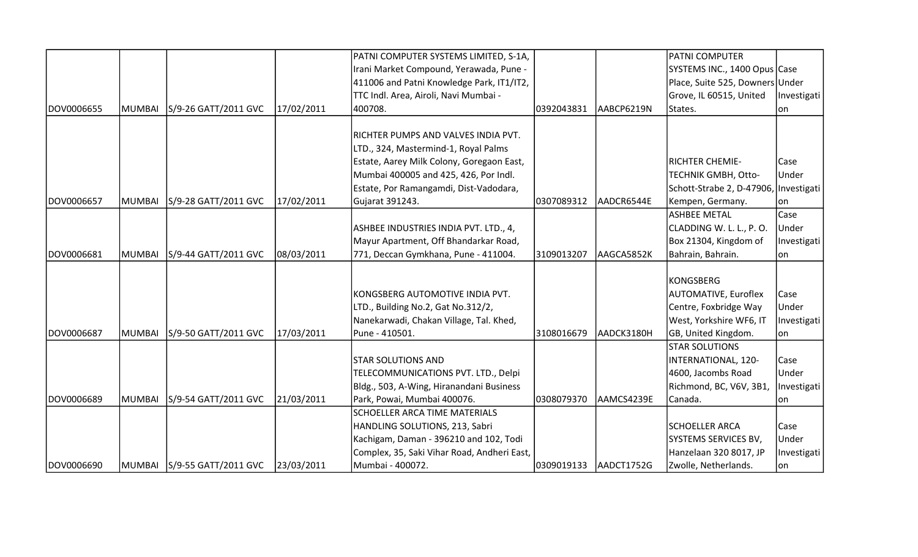| | | | | | | | | |
|---|---|---|---|---|---|---|---|---|
| DOV0006655 | MUMBAI | S/9-26 GATT/2011 GVC | 17/02/2011 | PATNI COMPUTER SYSTEMS LIMITED, S-1A, Irani Market Compound, Yerawada, Pune - 411006 and Patni Knowledge Park, IT1/IT2, TTC Indl. Area, Airoli, Navi Mumbai - 400708. | 0392043831 | AABCP6219N | PATNI COMPUTER SYSTEMS INC., 1400 Opus Place, Suite 525, Downers Grove, IL 60515, United States. | Case Under Investigation |
| DOV0006657 | MUMBAI | S/9-28 GATT/2011 GVC | 17/02/2011 | RICHTER PUMPS AND VALVES INDIA PVT. LTD., 324, Mastermind-1, Royal Palms Estate, Aarey Milk Colony, Goregaon East, Mumbai 400005 and 425, 426, Por Indl. Estate, Por Ramangamdi, Dist-Vadodara, Gujarat 391243. | 0307089312 | AADCR6544E | RICHTER CHEMIE-TECHNIK GMBH, Otto-Schott-Strabe 2, D-47906, Kempen, Germany. | Case Under Investigation |
| DOV0006681 | MUMBAI | S/9-44 GATT/2011 GVC | 08/03/2011 | ASHBEE INDUSTRIES INDIA PVT. LTD., 4, Mayur Apartment, Off Bhandarkar Road, 771, Deccan Gymkhana, Pune - 411004. | 3109013207 | AAGCA5852K | ASHBEE METAL CLADDING W. L. L., P. O. Box 21304, Kingdom of Bahrain, Bahrain. | Case Under Investigation |
| DOV0006687 | MUMBAI | S/9-50 GATT/2011 GVC | 17/03/2011 | KONGSBERG AUTOMOTIVE INDIA PVT. LTD., Building No.2, Gat No.312/2, Nanekarwadi, Chakan Village, Tal. Khed, Pune - 410501. | 3108016679 | AADCK3180H | KONGSBERG AUTOMOTIVE, Euroflex Centre, Foxbridge Way West, Yorkshire WF6, IT GB, United Kingdom. | Case Under Investigation |
| DOV0006689 | MUMBAI | S/9-54 GATT/2011 GVC | 21/03/2011 | STAR SOLUTIONS AND TELECOMMUNICATIONS PVT. LTD., Delpi Bldg., 503, A-Wing, Hiranandani Business Park, Powai, Mumbai 400076. | 0308079370 | AAMCS4239E | STAR SOLUTIONS INTERNATIONAL, 120-4600, Jacombs Road Richmond, BC, V6V, 3B1, Canada. | Case Under Investigation |
| DOV0006690 | MUMBAI | S/9-55 GATT/2011 GVC | 23/03/2011 | SCHOELLER ARCA TIME MATERIALS HANDLING SOLUTIONS, 213, Sabri Kachigam, Daman - 396210 and 102, Todi Complex, 35, Saki Vihar Road, Andheri East, Mumbai - 400072. | 0309019133 | AADCT1752G | SCHOELLER ARCA SYSTEMS SERVICES BV, Hanzelaan 320 8017, JP Zwolle, Netherlands. | Case Under Investigation |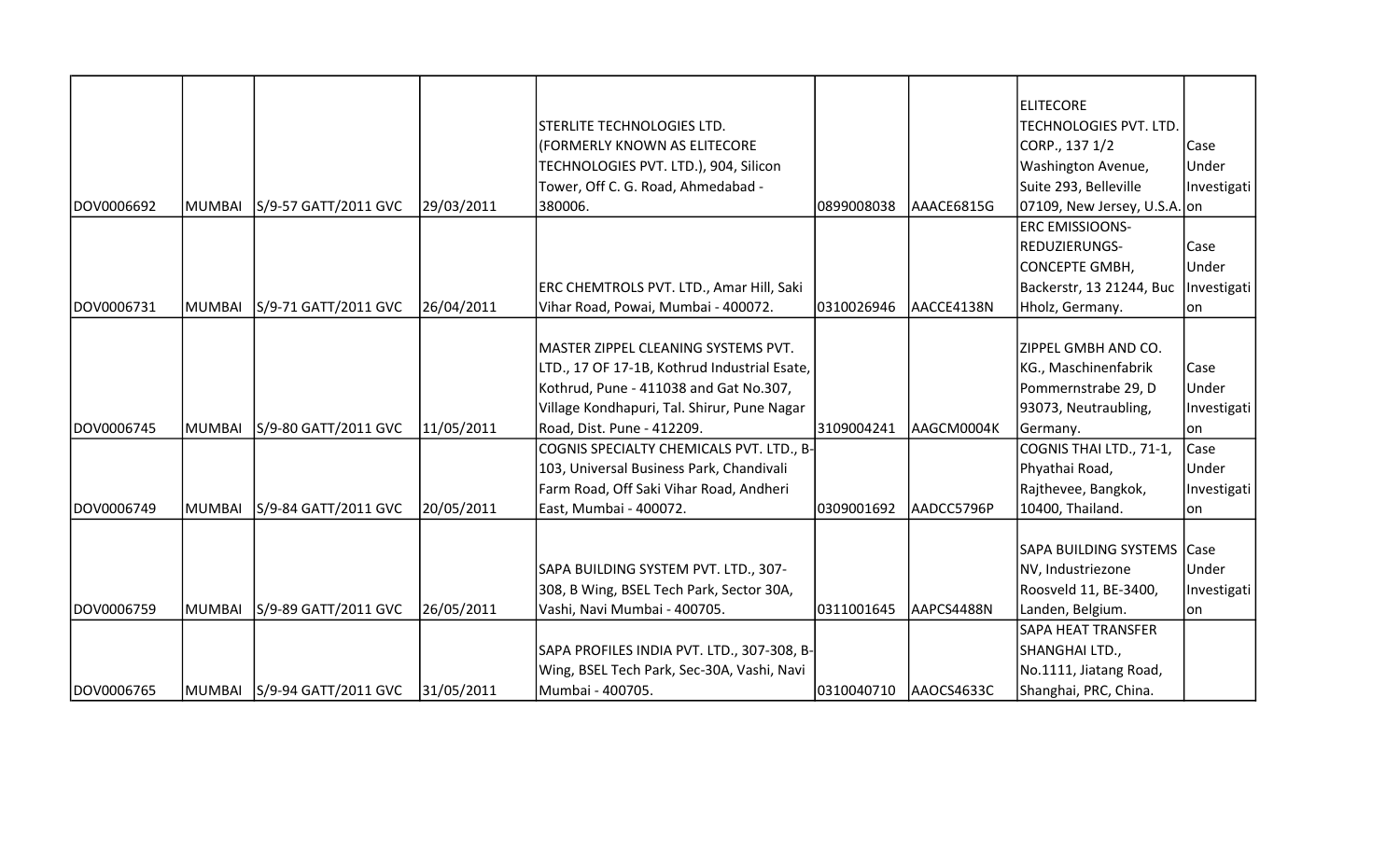| | | | | | | | | |
|---|---|---|---|---|---|---|---|---|
| DOV0006692 | MUMBAI | S/9-57 GATT/2011 GVC | 29/03/2011 | STERLITE TECHNOLOGIES LTD. (FORMERLY KNOWN AS ELITECORE TECHNOLOGIES PVT. LTD.), 904, Silicon Tower, Off C. G. Road, Ahmedabad - 380006. | 0899008038 | AAACE6815G | ELITECORE TECHNOLOGIES PVT. LTD. CORP., 137 1/2 Washington Avenue, Suite 293, Belleville 07109, New Jersey, U.S.A. | Case Under Investigation |
| DOV0006731 | MUMBAI | S/9-71 GATT/2011 GVC | 26/04/2011 | ERC CHEMTROLS PVT. LTD., Amar Hill, Saki Vihar Road, Powai, Mumbai - 400072. | 0310026946 | AACCE4138N | ERC EMISSIOONS-REDUZIERUNGS-CONCEPTE GMBH, Backerstr, 13 21244, Buc Hholz, Germany. | Case Under Investigation |
| DOV0006745 | MUMBAI | S/9-80 GATT/2011 GVC | 11/05/2011 | MASTER ZIPPEL CLEANING SYSTEMS PVT. LTD., 17 OF 17-1B, Kothrud Industrial Esate, Kothrud, Pune - 411038 and Gat No.307, Village Kondhapuri, Tal. Shirur, Pune Nagar Road, Dist. Pune - 412209. | 3109004241 | AAGCM0004K | ZIPPEL GMBH AND CO. KG., Maschinenfabrik Pommernstrabe 29, D 93073, Neutraubling, Germany. | Case Under Investigation |
| DOV0006749 | MUMBAI | S/9-84 GATT/2011 GVC | 20/05/2011 | COGNIS SPECIALTY CHEMICALS PVT. LTD., B-103, Universal Business Park, Chandivali Farm Road, Off Saki Vihar Road, Andheri East, Mumbai - 400072. | 0309001692 | AADCC5796P | COGNIS THAI LTD., 71-1, Phyathai Road, Rajthevee, Bangkok, 10400, Thailand. | Case Under Investigation |
| DOV0006759 | MUMBAI | S/9-89 GATT/2011 GVC | 26/05/2011 | SAPA BUILDING SYSTEM PVT. LTD., 307-308, B Wing, BSEL Tech Park, Sector 30A, Vashi, Navi Mumbai - 400705. | 0311001645 | AAPCS4488N | SAPA BUILDING SYSTEMS NV, Industriezone Roosveld 11, BE-3400, Landen, Belgium. | Case Under Investigation |
| DOV0006765 | MUMBAI | S/9-94 GATT/2011 GVC | 31/05/2011 | SAPA PROFILES INDIA PVT. LTD., 307-308, B-Wing, BSEL Tech Park, Sec-30A, Vashi, Navi Mumbai - 400705. | 0310040710 | AAOCS4633C | SAPA HEAT TRANSFER SHANGHAI LTD., No.1111, Jiatang Road, Shanghai, PRC, China. | |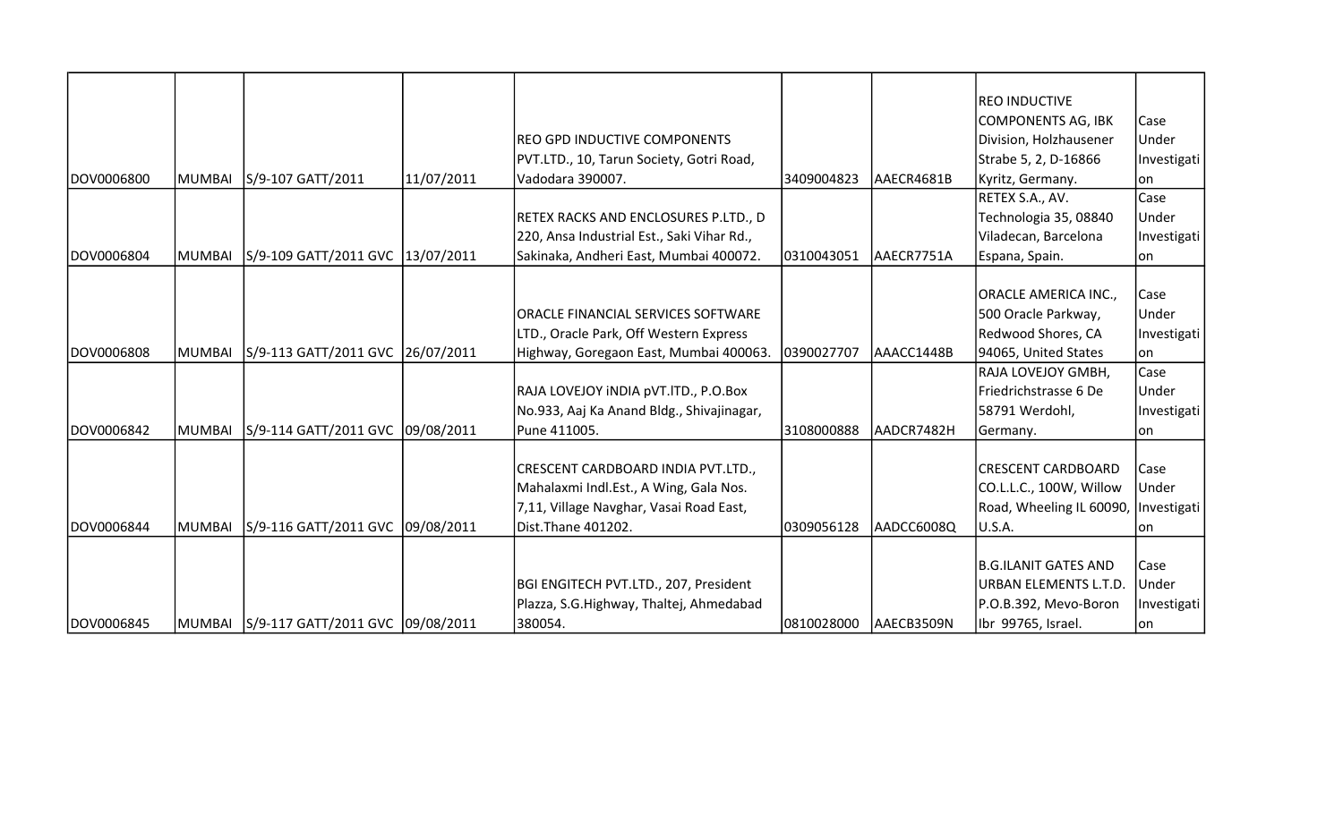| | | | | | | | | |
|---|---|---|---|---|---|---|---|---|
| DOV0006800 | MUMBAI | S/9-107 GATT/2011 | 11/07/2011 | REO GPD INDUCTIVE COMPONENTS PVT.LTD., 10, Tarun Society, Gotri Road, Vadodara 390007. | 3409004823 | AAECR4681B | REO INDUCTIVE COMPONENTS AG, IBK Division, Holzhausener Strabe 5, 2, D-16866 Kyritz, Germany. | Case Under Investigation |
| DOV0006804 | MUMBAI | S/9-109 GATT/2011 GVC | 13/07/2011 | RETEX RACKS AND ENCLOSURES P.LTD., D 220, Ansa Industrial Est., Saki Vihar Rd., Sakinaka, Andheri East, Mumbai 400072. | 0310043051 | AAECR7751A | RETEX S.A., AV. Technologia 35, 08840 Viladecan, Barcelona Espana, Spain. | Case Under Investigation |
| DOV0006808 | MUMBAI | S/9-113 GATT/2011 GVC | 26/07/2011 | ORACLE FINANCIAL SERVICES SOFTWARE LTD., Oracle Park, Off Western Express Highway, Goregaon East, Mumbai 400063. | 0390027707 | AAACC1448B | ORACLE AMERICA INC., 500 Oracle Parkway, Redwood Shores, CA 94065, United States | Case Under Investigation |
| DOV0006842 | MUMBAI | S/9-114 GATT/2011 GVC | 09/08/2011 | RAJA LOVEJOY iNDIA pVT.lTD., P.O.Box No.933, Aaj Ka Anand Bldg., Shivajinagar, Pune 411005. | 3108000888 | AADCR7482H | RAJA LOVEJOY GMBH, Friedrichstrasse 6 De 58791 Werdohl, Germany. | Case Under Investigation |
| DOV0006844 | MUMBAI | S/9-116 GATT/2011 GVC | 09/08/2011 | CRESCENT CARDBOARD INDIA PVT.LTD., Mahalaxmi Indl.Est., A Wing, Gala Nos. 7,11, Village Navghar, Vasai Road East, Dist.Thane 401202. | 0309056128 | AADCC6008Q | CRESCENT CARDBOARD CO.L.L.C., 100W, Willow Road, Wheeling IL 60090, U.S.A. | Case Under Investigation |
| DOV0006845 | MUMBAI | S/9-117 GATT/2011 GVC | 09/08/2011 | BGI ENGITECH PVT.LTD., 207, President Plazza, S.G.Highway, Thaltej, Ahmedabad 380054. | 0810028000 | AAECB3509N | B.G.ILANIT GATES AND URBAN ELEMENTS L.T.D. P.O.B.392, Mevo-Boron Ibr 99765, Israel. | Case Under Investigation |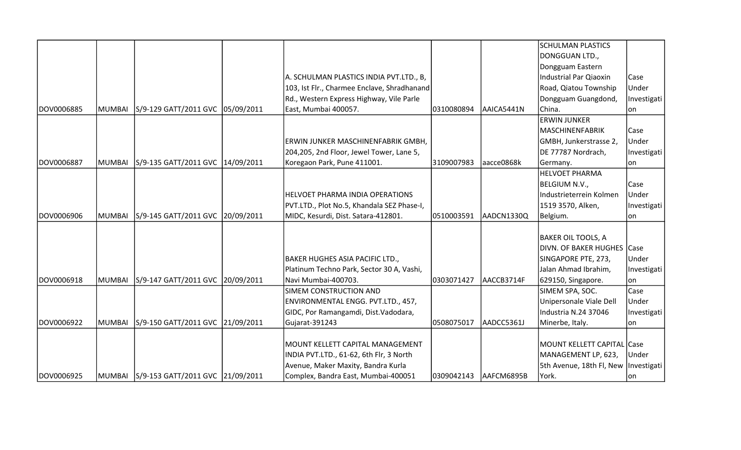| | | | | | | | | |
|---|---|---|---|---|---|---|---|---|
| DOV0006885 | MUMBAI | S/9-129 GATT/2011 GVC | 05/09/2011 | A. SCHULMAN PLASTICS INDIA PVT.LTD., B, 103, Ist Flr., Charmee Enclave, Shradhanand Rd., Western Express Highway, Vile Parle East, Mumbai 400057. | 0310080894 | AAICA5441N | SCHULMAN PLASTICS DONGGUAN LTD., Dongguam Eastern Industrial Par Qiaoxin Road, Qiatou Township Dongguam Guangdond, China. | Case Under Investigation |
| DOV0006887 | MUMBAI | S/9-135 GATT/2011 GVC | 14/09/2011 | ERWIN JUNKER MASCHINENFABRIK GMBH, 204,205, 2nd Floor, Jewel Tower, Lane 5, Koregaon Park, Pune 411001. | 3109007983 | aacce0868k | ERWIN JUNKER MASCHINENFABRIK GMBH, Junkerstrasse 2, DE 77787 Nordrach, Germany. | Case Under Investigation |
| DOV0006906 | MUMBAI | S/9-145 GATT/2011 GVC | 20/09/2011 | HELVOET PHARMA INDIA OPERATIONS PVT.LTD., Plot No.5, Khandala SEZ Phase-I, MIDC, Kesurdi, Dist. Satara-412801. | 0510003591 | AADCN1330Q | HELVOET PHARMA BELGIUM N.V., Industrieterrein Kolmen 1519 3570, Alken, Belgium. | Case Under Investigation |
| DOV0006918 | MUMBAI | S/9-147 GATT/2011 GVC | 20/09/2011 | BAKER HUGHES ASIA PACIFIC LTD., Platinum Techno Park, Sector 30 A, Vashi, Navi Mumbai-400703. | 0303071427 | AACCB3714F | BAKER OIL TOOLS, A DIVN. OF BAKER HUGHES SINGAPORE PTE, 273, Jalan Ahmad Ibrahim, 629150, Singapore. | Case Under Investigation |
| DOV0006922 | MUMBAI | S/9-150 GATT/2011 GVC | 21/09/2011 | SIMEM CONSTRUCTION AND ENVIRONMENTAL ENGG. PVT.LTD., 457, GIDC, Por Ramangamdi, Dist.Vadodara, Gujarat-391243 | 0508075017 | AADCC5361J | SIMEM SPA, SOC. Unipersonale Viale Dell Industria N.24 37046 Minerbe, Italy. | Case Under Investigation |
| DOV0006925 | MUMBAI | S/9-153 GATT/2011 GVC | 21/09/2011 | MOUNT KELLETT CAPITAL MANAGEMENT INDIA PVT.LTD., 61-62, 6th Flr, 3 North Avenue, Maker Maxity, Bandra Kurla Complex, Bandra East, Mumbai-400051 | 0309042143 | AAFCM6895B | MOUNT KELLETT CAPITAL MANAGEMENT LP, 623, 5th Avenue, 18th Fl, New York. | Case Under Investigation |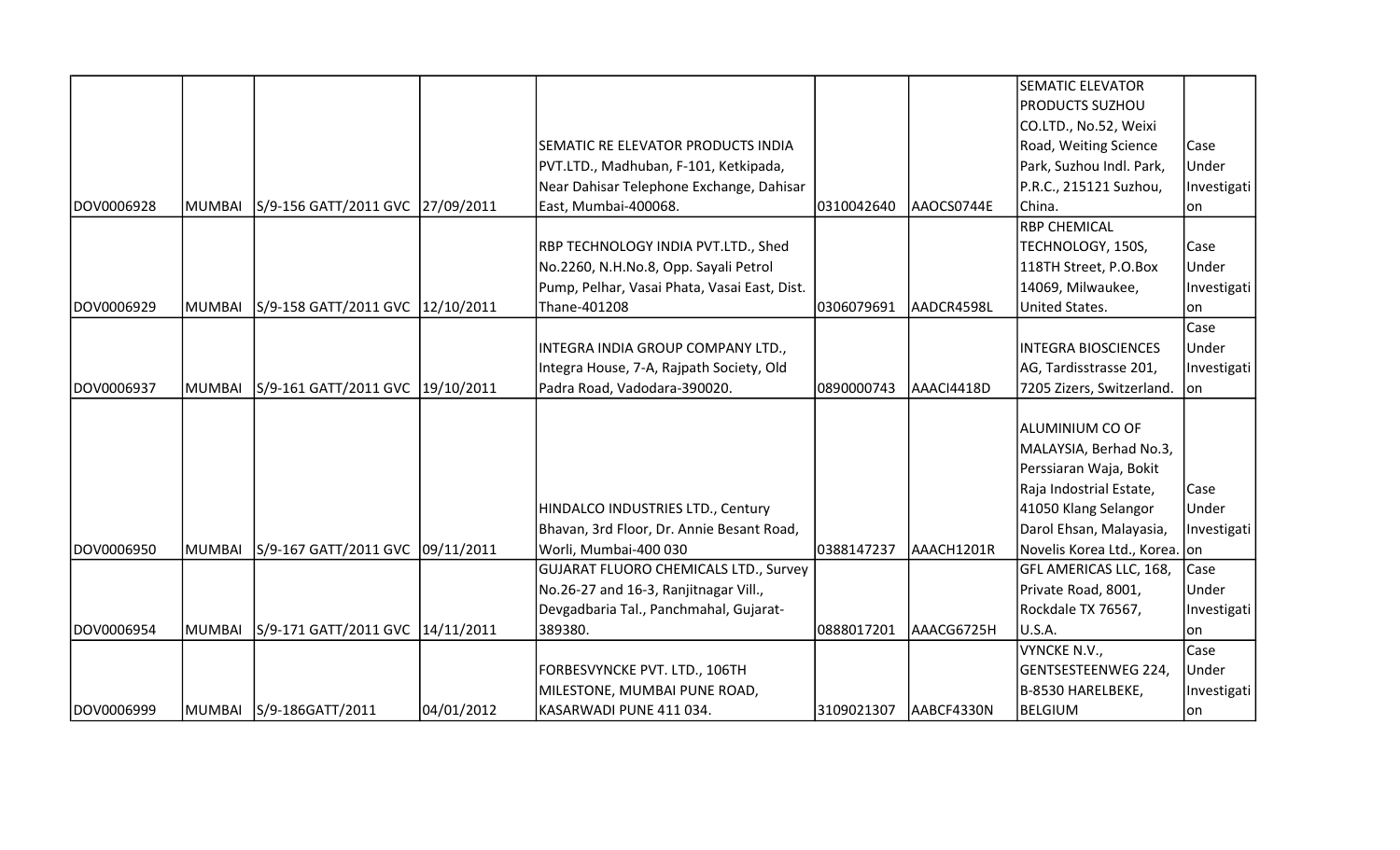| | | | | | | | | |
|---|---|---|---|---|---|---|---|---|
| DOV0006928 | MUMBAI | S/9-156 GATT/2011 GVC | 27/09/2011 | SEMATIC RE ELEVATOR PRODUCTS INDIA PVT.LTD., Madhuban, F-101, Ketkipada, Near Dahisar Telephone Exchange, Dahisar East, Mumbai-400068. | 0310042640 | AAOCS0744E | SEMATIC ELEVATOR PRODUCTS SUZHOU CO.LTD., No.52, Weixi Road, Weiting Science Park, Suzhou Indl. Park, P.R.C., 215121 Suzhou, China. | Case Under Investigation |
| DOV0006929 | MUMBAI | S/9-158 GATT/2011 GVC | 12/10/2011 | RBP TECHNOLOGY INDIA PVT.LTD., Shed No.2260, N.H.No.8, Opp. Sayali Petrol Pump, Pelhar, Vasai Phata, Vasai East, Dist. Thane-401208 | 0306079691 | AADCR4598L | RBP CHEMICAL TECHNOLOGY, 150S, 118TH Street, P.O.Box 14069, Milwaukee, United States. | Case Under Investigation |
| DOV0006937 | MUMBAI | S/9-161 GATT/2011 GVC | 19/10/2011 | INTEGRA INDIA GROUP COMPANY LTD., Integra House, 7-A, Rajpath Society, Old Padra Road, Vadodara-390020. | 0890000743 | AAACI4418D | INTEGRA BIOSCIENCES AG, Tardisstrasse 201, 7205 Zizers, Switzerland. | Case Under Investigation |
| DOV0006950 | MUMBAI | S/9-167 GATT/2011 GVC | 09/11/2011 | HINDALCO INDUSTRIES LTD., Century Bhavan, 3rd Floor, Dr. Annie Besant Road, Worli, Mumbai-400 030 | 0388147237 | AAACH1201R | ALUMINIUM CO OF MALAYSIA, Berhad No.3, Perssiaran Waja, Bokit Raja Indostrial Estate, 41050 Klang Selangor Darol Ehsan, Malayasia, Novelis Korea Ltd., Korea. | Case Under Investigation |
| DOV0006954 | MUMBAI | S/9-171 GATT/2011 GVC | 14/11/2011 | GUJARAT FLUORO CHEMICALS LTD., Survey No.26-27 and 16-3, Ranjitnagar Vill., Devgadbaria Tal., Panchmahal, Gujarat-389380. | 0888017201 | AAACG6725H | GFL AMERICAS LLC, 168, Private Road, 8001, Rockdale TX 76567, U.S.A. | Case Under Investigation |
| DOV0006999 | MUMBAI | S/9-186GATT/2011 | 04/01/2012 | FORBESVYNCKE PVT. LTD., 106TH MILESTONE, MUMBAI PUNE ROAD, KASARWADI PUNE 411 034. | 3109021307 | AABCF4330N | VYNCKE N.V., GENTSESTEENWEG 224, B-8530 HARELBEKE, BELGIUM | Case Under Investigation |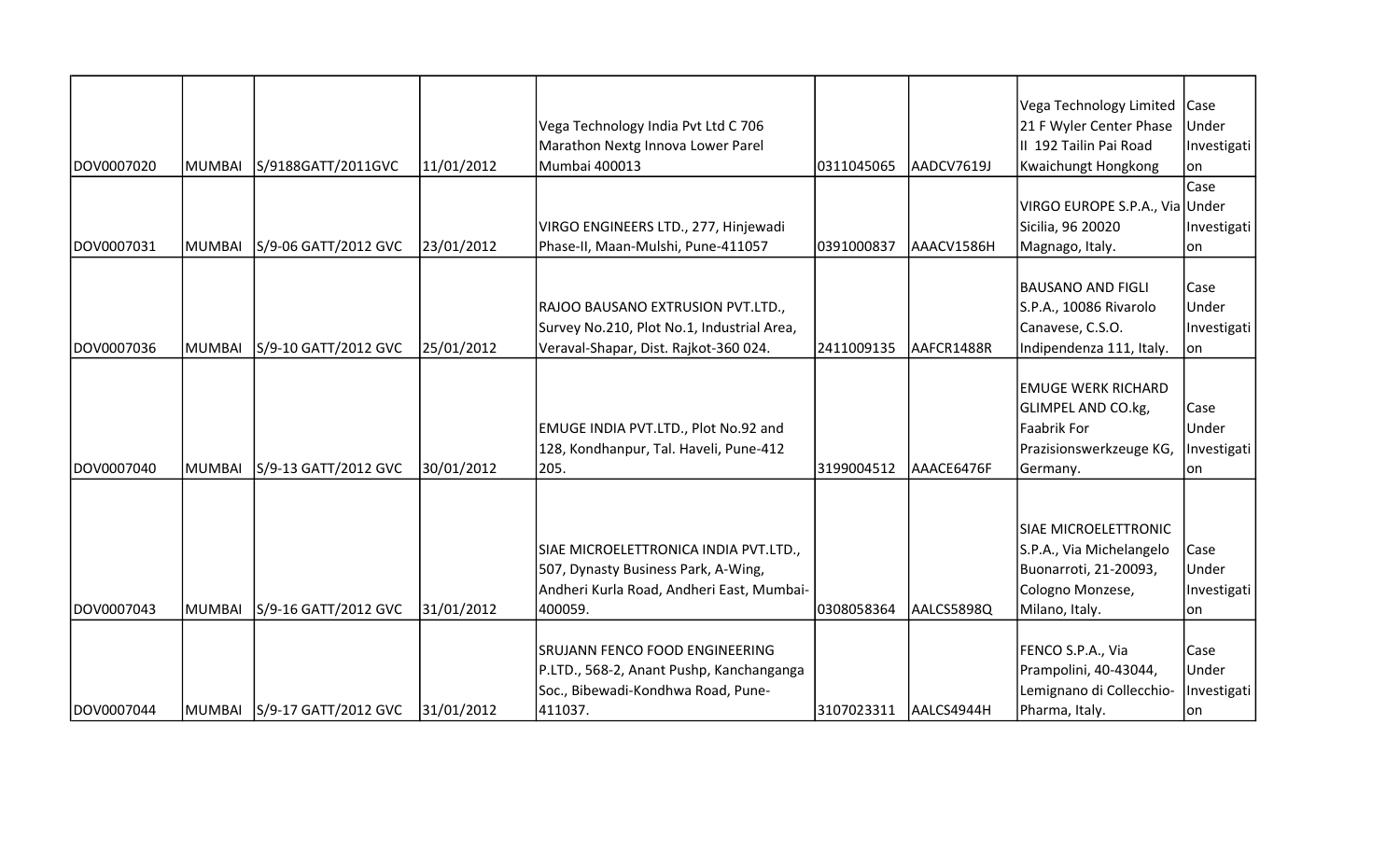| | | | | | | | | |
|---|---|---|---|---|---|---|---|---|
| DOV0007020 | MUMBAI | S/9188GATT/2011GVC | 11/01/2012 | Vega Technology India Pvt Ltd C 706 Marathon Nextg Innova Lower Parel Mumbai 400013 | 0311045065 | AADCV7619J | Vega Technology Limited 21 F Wyler Center Phase II 192 Tailin Pai Road Kwaichungt Hongkong | Case Under Investigation |
| DOV0007031 | MUMBAI | S/9-06 GATT/2012 GVC | 23/01/2012 | VIRGO ENGINEERS LTD., 277, Hinjewadi Phase-II, Maan-Mulshi, Pune-411057 | 0391000837 | AAACV1586H | VIRGO EUROPE S.P.A., Via Sicilia, 96 20020 Magnago, Italy. | Case Under Investigation |
| DOV0007036 | MUMBAI | S/9-10 GATT/2012 GVC | 25/01/2012 | RAJOO BAUSANO EXTRUSION PVT.LTD., Survey No.210, Plot No.1, Industrial Area, Veraval-Shapar, Dist. Rajkot-360 024. | 2411009135 | AAFCR1488R | BAUSANO AND FIGLI S.P.A., 10086 Rivarolo Canavese, C.S.O. Indipendenza 111, Italy. | Case Under Investigation |
| DOV0007040 | MUMBAI | S/9-13 GATT/2012 GVC | 30/01/2012 | EMUGE INDIA PVT.LTD., Plot No.92 and 128, Kondhanpur, Tal. Haveli, Pune-412 205. | 3199004512 | AAACE6476F | EMUGE WERK RICHARD GLIMPEL AND CO.kg, Faabrik For Prazisionswerkzeuge KG, Germany. | Case Under Investigation |
| DOV0007043 | MUMBAI | S/9-16 GATT/2012 GVC | 31/01/2012 | SIAE MICROELETTRONICA INDIA PVT.LTD., 507, Dynasty Business Park, A-Wing, Andheri Kurla Road, Andheri East, Mumbai-400059. | 0308058364 | AALCS5898Q | SIAE MICROELETTRONIC S.P.A., Via Michelangelo Buonarroti, 21-20093, Cologno Monzese, Milano, Italy. | Case Under Investigation |
| DOV0007044 | MUMBAI | S/9-17 GATT/2012 GVC | 31/01/2012 | SRUJANN FENCO FOOD ENGINEERING P.LTD., 568-2, Anant Pushp, Kanchanganga Soc., Bibewadi-Kondhwa Road, Pune-411037. | 3107023311 | AALCS4944H | FENCO S.P.A., Via Prampolini, 40-43044, Lemignano di Collecchio-Pharma, Italy. | Case Under Investigation |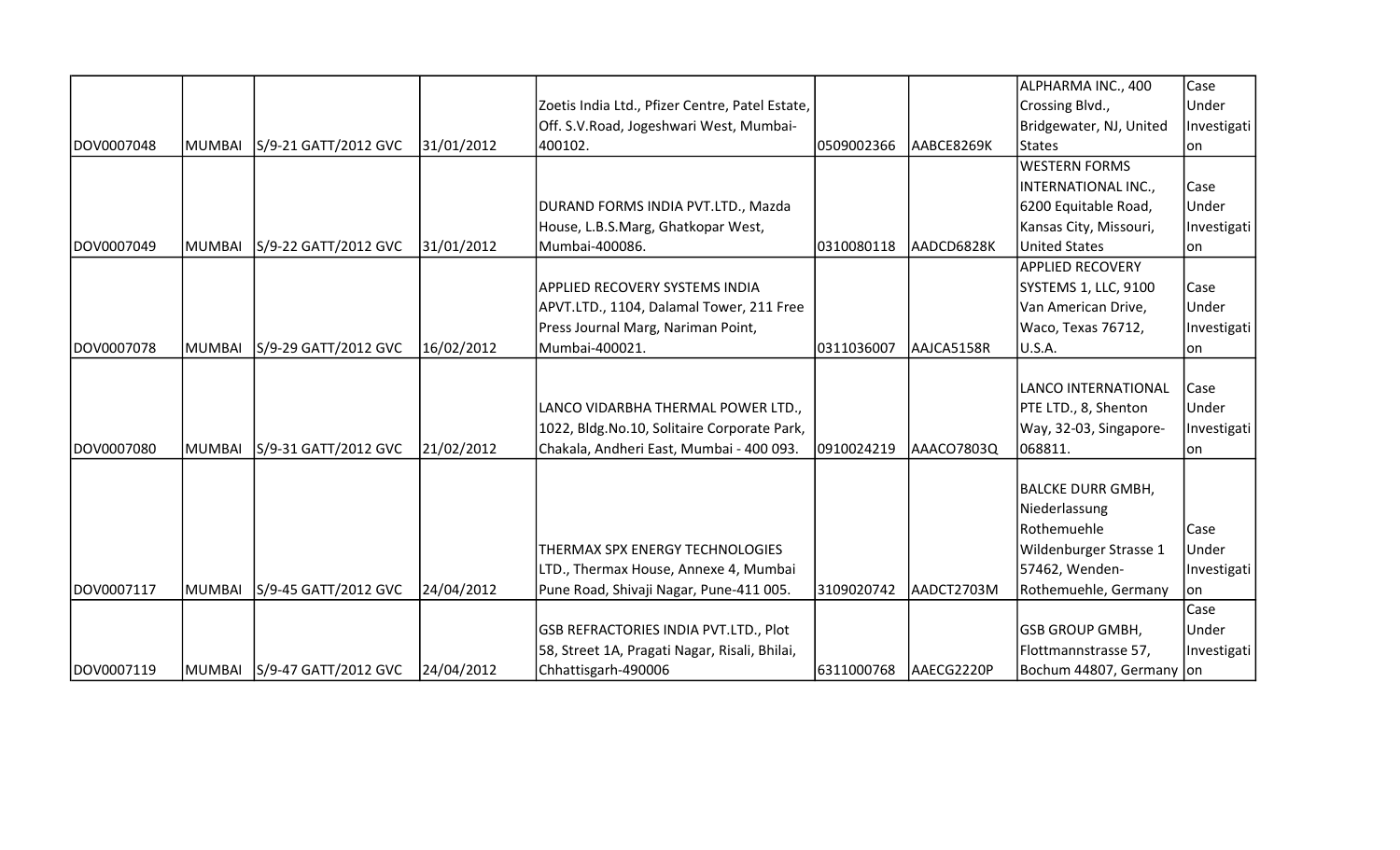| | | | | | | | | |
|---|---|---|---|---|---|---|---|---|
| DOV0007048 | MUMBAI | S/9-21 GATT/2012 GVC | 31/01/2012 | Zoetis India Ltd., Pfizer Centre, Patel Estate, Off. S.V.Road, Jogeshwari West, Mumbai-400102. | 0509002366 | AABCE8269K | ALPHARMA INC., 400 Crossing Blvd., Bridgewater, NJ, United States | Case Under Investigation |
| DOV0007049 | MUMBAI | S/9-22 GATT/2012 GVC | 31/01/2012 | DURAND FORMS INDIA PVT.LTD., Mazda House, L.B.S.Marg, Ghatkopar West, Mumbai-400086. | 0310080118 | AADCD6828K | WESTERN FORMS INTERNATIONAL INC., 6200 Equitable Road, Kansas City, Missouri, United States | Case Under Investigation |
| DOV0007078 | MUMBAI | S/9-29 GATT/2012 GVC | 16/02/2012 | APPLIED RECOVERY SYSTEMS INDIA APVT.LTD., 1104, Dalamal Tower, 211 Free Press Journal Marg, Nariman Point, Mumbai-400021. | 0311036007 | AAJCA5158R | APPLIED RECOVERY SYSTEMS 1, LLC, 9100 Van American Drive, Waco, Texas 76712, U.S.A. | Case Under Investigation |
| DOV0007080 | MUMBAI | S/9-31 GATT/2012 GVC | 21/02/2012 | LANCO VIDARBHA THERMAL POWER LTD., 1022, Bldg.No.10, Solitaire Corporate Park, Chakala, Andheri East, Mumbai - 400 093. | 0910024219 | AAACO7803Q | LANCO INTERNATIONAL PTE LTD., 8, Shenton Way, 32-03, Singapore-068811. | Case Under Investigation |
| DOV0007117 | MUMBAI | S/9-45 GATT/2012 GVC | 24/04/2012 | THERMAX SPX ENERGY TECHNOLOGIES LTD., Thermax House, Annexe 4, Mumbai Pune Road, Shivaji Nagar, Pune-411 005. | 3109020742 | AADCT2703M | BALCKE DURR GMBH, Niederlassung Rothemuehle Wildenburger Strasse 1 57462, Wenden-Rothemuehle, Germany | Case Under Investigation |
| DOV0007119 | MUMBAI | S/9-47 GATT/2012 GVC | 24/04/2012 | GSB REFRACTORIES INDIA PVT.LTD., Plot 58, Street 1A, Pragati Nagar, Risali, Bhilai, Chhattisgarh-490006 | 6311000768 | AAECG2220P | GSB GROUP GMBH, Flottmannstrasse 57, Bochum 44807, Germany | Case Under Investigation |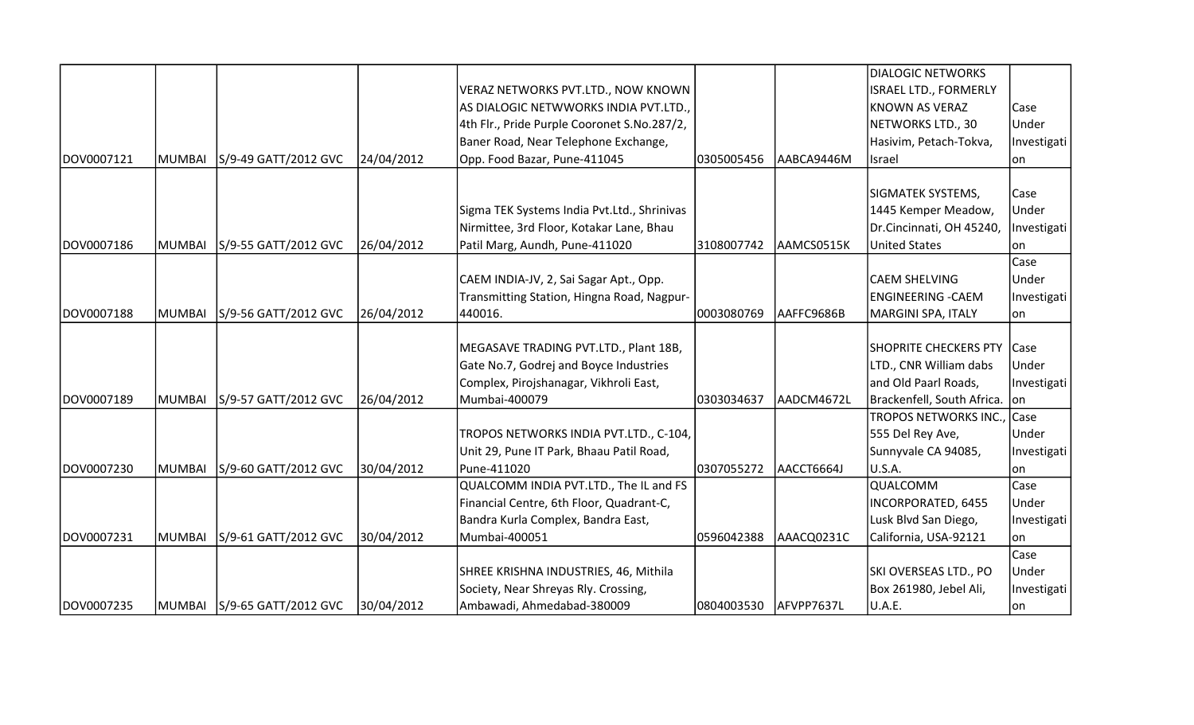| | | | | | | | | |
|---|---|---|---|---|---|---|---|---|
| DOV0007121 | MUMBAI | S/9-49 GATT/2012 GVC | 24/04/2012 | VERAZ NETWORKS PVT.LTD., NOW KNOWN AS DIALOGIC NETWWORKS INDIA PVT.LTD., 4th Flr., Pride Purple Cooronet S.No.287/2, Baner Road, Near Telephone Exchange, Opp. Food Bazar, Pune-411045 | 0305005456 | AABCA9446M | DIALOGIC NETWORKS ISRAEL LTD., FORMERLY KNOWN AS VERAZ NETWORKS LTD., 30 Hasivim, Petach-Tokva, Israel | Case Under Investigation |
| DOV0007186 | MUMBAI | S/9-55 GATT/2012 GVC | 26/04/2012 | Sigma TEK Systems India Pvt.Ltd., Shrinivas Nirmittee, 3rd Floor, Kotakar Lane, Bhau Patil Marg, Aundh, Pune-411020 | 3108007742 | AAMCS0515K | SIGMATEK SYSTEMS, 1445 Kemper Meadow, Dr.Cincinnati, OH 45240, United States | Case Under Investigation |
| DOV0007188 | MUMBAI | S/9-56 GATT/2012 GVC | 26/04/2012 | CAEM INDIA-JV, 2, Sai Sagar Apt., Opp. Transmitting Station, Hingna Road, Nagpur-440016. | 0003080769 | AAFFC9686B | CAEM SHELVING ENGINEERING -CAEM MARGINI SPA, ITALY | Case Under Investigation |
| DOV0007189 | MUMBAI | S/9-57 GATT/2012 GVC | 26/04/2012 | MEGASAVE TRADING PVT.LTD., Plant 18B, Gate No.7, Godrej and Boyce Industries Complex, Pirojshanagar, Vikhroli East, Mumbai-400079 | 0303034637 | AADCM4672L | SHOPRITE CHECKERS PTY LTD., CNR William dabs and Old Paarl Roads, Brackenfell, South Africa. | Case Under Investigation |
| DOV0007230 | MUMBAI | S/9-60 GATT/2012 GVC | 30/04/2012 | TROPOS NETWORKS INDIA PVT.LTD., C-104, Unit 29, Pune IT Park, Bhaau Patil Road, Pune-411020 | 0307055272 | AACCT6664J | TROPOS NETWORKS INC., 555 Del Rey Ave, Sunnyvale CA 94085, U.S.A. | Case Under Investigation |
| DOV0007231 | MUMBAI | S/9-61 GATT/2012 GVC | 30/04/2012 | QUALCOMM INDIA PVT.LTD., The IL and FS Financial Centre, 6th Floor, Quadrant-C, Bandra Kurla Complex, Bandra East, Mumbai-400051 | 0596042388 | AAACQ0231C | QUALCOMM INCORPORATED, 6455 Lusk Blvd San Diego, California, USA-92121 | Case Under Investigation |
| DOV0007235 | MUMBAI | S/9-65 GATT/2012 GVC | 30/04/2012 | SHREE KRISHNA INDUSTRIES, 46, Mithila Society, Near Shreyas Rly. Crossing, Ambawadi, Ahmedabad-380009 | 0804003530 | AFVPP7637L | SKI OVERSEAS LTD., PO Box 261980, Jebel Ali, U.A.E. | Case Under Investigation |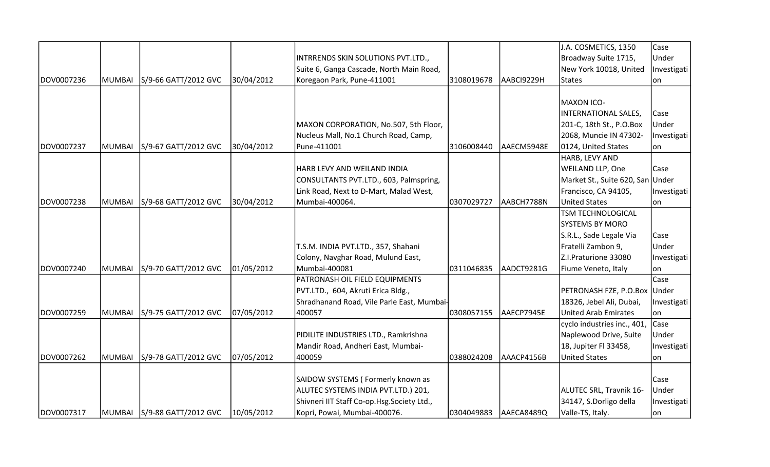| | | | | | | | | |
|---|---|---|---|---|---|---|---|---|
| DOV0007236 | MUMBAI | S/9-66 GATT/2012 GVC | 30/04/2012 | INTRRENDS SKIN SOLUTIONS PVT.LTD., Suite 6, Ganga Cascade, North Main Road, Koregaon Park, Pune-411001 | 3108019678 | AABCI9229H | J.A. COSMETICS, 1350 Broadway Suite 1715, New York 10018, United States | Case Under Investigation |
| DOV0007237 | MUMBAI | S/9-67 GATT/2012 GVC | 30/04/2012 | MAXON CORPORATION, No.507, 5th Floor, Nucleus Mall, No.1 Church Road, Camp, Pune-411001 | 3106008440 | AAECM5948E | MAXON ICO-INTERNATIONAL SALES, 201-C, 18th St., P.O.Box 2068, Muncie IN 47302-0124, United States | Case Under Investigation |
| DOV0007238 | MUMBAI | S/9-68 GATT/2012 GVC | 30/04/2012 | HARB LEVY AND WEILAND INDIA CONSULTANTS PVT.LTD., 603, Palmspring, Link Road, Next to D-Mart, Malad West, Mumbai-400064. | 0307029727 | AABCH7788N | HARB, LEVY AND WEILAND LLP, One Market St., Suite 620, San Francisco, CA 94105, United States | Case Under Investigation |
| DOV0007240 | MUMBAI | S/9-70 GATT/2012 GVC | 01/05/2012 | T.S.M. INDIA PVT.LTD., 357, Shahani Colony, Navghar Road, Mulund East, Mumbai-400081 | 0311046835 | AADCT9281G | TSM TECHNOLOGICAL SYSTEMS BY MORO S.R.L., Sade Legale Via Fratelli Zambon 9, Z.I.Praturione 33080 Fiume Veneto, Italy | Case Under Investigation |
| DOV0007259 | MUMBAI | S/9-75 GATT/2012 GVC | 07/05/2012 | PATRONASH OIL FIELD EQUIPMENTS PVT.LTD., 604, Akruti Erica Bldg., Shradhanand Road, Vile Parle East, Mumbai-400057 | 0308057155 | AAECP7945E | PETRONASH FZE, P.O.Box 18326, Jebel Ali, Dubai, United Arab Emirates | Case Under Investigation |
| DOV0007262 | MUMBAI | S/9-78 GATT/2012 GVC | 07/05/2012 | PIDILITE INDUSTRIES LTD., Ramkrishna Mandir Road, Andheri East, Mumbai-400059 | 0388024208 | AAACP4156B | cyclo industries inc., 401, Naplewood Drive, Suite 18, Jupiter Fl 33458, United States | Case Under Investigation |
| DOV0007317 | MUMBAI | S/9-88 GATT/2012 GVC | 10/05/2012 | SAIDOW SYSTEMS ( Formerly known as ALUTEC SYSTEMS INDIA PVT.LTD.) 201, Shivneri IIT Staff Co-op.Hsg.Society Ltd., Kopri, Powai, Mumbai-400076. | 0304049883 | AAECA8489Q | ALUTEC SRL, Travnik 16-34147, S.Dorligo della Valle-TS, Italy. | Case Under Investigation |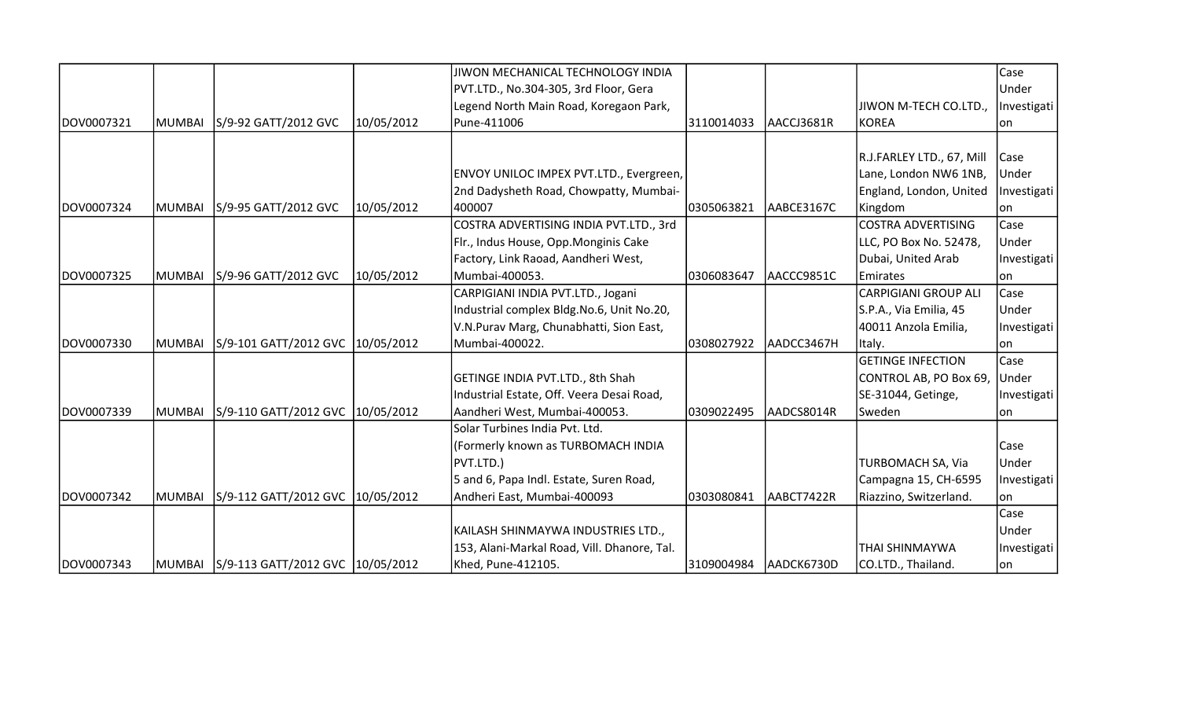| | | | | | | | | |
|---|---|---|---|---|---|---|---|---|
| DOV0007321 | MUMBAI | S/9-92 GATT/2012 GVC | 10/05/2012 | JIWON MECHANICAL TECHNOLOGY INDIA PVT.LTD., No.304-305, 3rd Floor, Gera Legend North Main Road, Koregaon Park, Pune-411006 | 3110014033 | AACCJ3681R | JIWON M-TECH CO.LTD., KOREA | Case Under Investigation |
| DOV0007324 | MUMBAI | S/9-95 GATT/2012 GVC | 10/05/2012 | ENVOY UNILOC IMPEX PVT.LTD., Evergreen, 2nd Dadysheth Road, Chowpatty, Mumbai-400007 | 0305063821 | AABCE3167C | R.J.FARLEY LTD., 67, Mill Lane, London NW6 1NB, England, London, United Kingdom | Case Under Investigation |
| DOV0007325 | MUMBAI | S/9-96 GATT/2012 GVC | 10/05/2012 | COSTRA ADVERTISING INDIA PVT.LTD., 3rd Flr., Indus House, Opp.Monginis Cake Factory, Link Raoad, Aandheri West, Mumbai-400053. | 0306083647 | AACCC9851C | COSTRA ADVERTISING LLC, PO Box No. 52478, Dubai, United Arab Emirates | Case Under Investigation |
| DOV0007330 | MUMBAI | S/9-101 GATT/2012 GVC | 10/05/2012 | CARPIGIANI INDIA PVT.LTD., Jogani Industrial complex Bldg.No.6, Unit No.20, V.N.Purav Marg, Chunabhatti, Sion East, Mumbai-400022. | 0308027922 | AADCC3467H | CARPIGIANI GROUP ALI S.P.A., Via Emilia, 45 40011 Anzola Emilia, Italy. | Case Under Investigation |
| DOV0007339 | MUMBAI | S/9-110 GATT/2012 GVC | 10/05/2012 | GETINGE INDIA PVT.LTD., 8th Shah Industrial Estate, Off. Veera Desai Road, Aandheri West, Mumbai-400053. | 0309022495 | AADCS8014R | GETINGE INFECTION CONTROL AB, PO Box 69, SE-31044, Getinge, Sweden | Case Under Investigation |
| DOV0007342 | MUMBAI | S/9-112 GATT/2012 GVC | 10/05/2012 | Solar Turbines India Pvt. Ltd. (Formerly known as TURBOMACH INDIA PVT.LTD.) 5 and 6, Papa Indl. Estate, Suren Road, Andheri East, Mumbai-400093 | 0303080841 | AABCT7422R | TURBOMACH SA, Via Campagna 15, CH-6595 Riazzino, Switzerland. | Case Under Investigation |
| DOV0007343 | MUMBAI | S/9-113 GATT/2012 GVC | 10/05/2012 | KAILASH SHINMAYWA INDUSTRIES LTD., 153, Alani-Markal Road, Vill. Dhanore, Tal. Khed, Pune-412105. | 3109004984 | AADCK6730D | THAI SHINMAYWA CO.LTD., Thailand. | Case Under Investigation |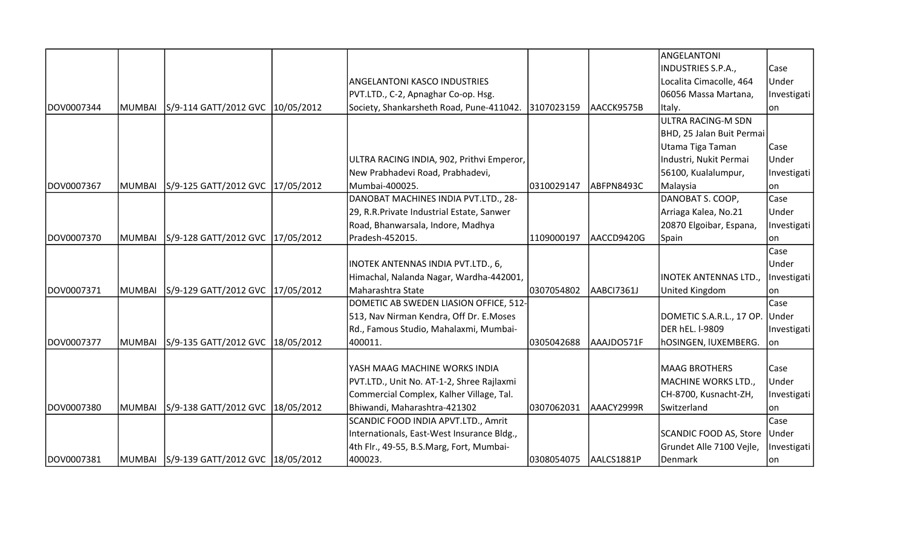| | | | | | | | | |
|---|---|---|---|---|---|---|---|---|
| DOV0007344 | MUMBAI | S/9-114 GATT/2012 GVC | 10/05/2012 | ANGELANTONI KASCO INDUSTRIES PVT.LTD., C-2, Apnaghar Co-op. Hsg. Society, Shankarsheth Road, Pune-411042. | 3107023159 | AACCK9575B | ANGELANTONI INDUSTRIES S.P.A., Localita Cimacolle, 464 06056 Massa Martana, Italy. | Case Under Investigation |
| DOV0007367 | MUMBAI | S/9-125 GATT/2012 GVC | 17/05/2012 | ULTRA RACING INDIA, 902, Prithvi Emperor, New Prabhadevi Road, Prabhadevi, Mumbai-400025. | 0310029147 | ABFPN8493C | ULTRA RACING-M SDN BHD, 25 Jalan Buit Permai Utama Tiga Taman Industri, Nukit Permai 56100, Kualalumpur, Malaysia | Case Under Investigation |
| DOV0007370 | MUMBAI | S/9-128 GATT/2012 GVC | 17/05/2012 | DANOBAT MACHINES INDIA PVT.LTD., 28-29, R.R.Private Industrial Estate, Sanwer Road, Bhanwarsala, Indore, Madhya Pradesh-452015. | 1109000197 | AACCD9420G | DANOBAT S. COOP, Arriaga Kalea, No.21 20870 Elgoibar, Espana, Spain | Case Under Investigation |
| DOV0007371 | MUMBAI | S/9-129 GATT/2012 GVC | 17/05/2012 | INOTEK ANTENNAS INDIA PVT.LTD., 6, Himachal, Nalanda Nagar, Wardha-442001, Maharashtra State | 0307054802 | AABCI7361J | INOTEK ANTENNAS LTD., United Kingdom | Case Under Investigation |
| DOV0007377 | MUMBAI | S/9-135 GATT/2012 GVC | 18/05/2012 | DOMETIC AB SWEDEN LIASION OFFICE, 512-513, Nav Nirman Kendra, Off Dr. E.Moses Rd., Famous Studio, Mahalaxmi, Mumbai-400011. | 0305042688 | AAAJDO571F | DOMETIC S.A.R.L., 17 OP. DER hEL. I-9809 hOSINGEN, lUXEMBERG. | Case Under Investigation |
| DOV0007380 | MUMBAI | S/9-138 GATT/2012 GVC | 18/05/2012 | YASH MAAG MACHINE WORKS INDIA PVT.LTD., Unit No. AT-1-2, Shree Rajlaxmi Commercial Complex, Kalher Village, Tal. Bhiwandi, Maharashtra-421302 | 0307062031 | AAACY2999R | MAAG BROTHERS MACHINE WORKS LTD., CH-8700, Kusnacht-ZH, Switzerland | Case Under Investigation |
| DOV0007381 | MUMBAI | S/9-139 GATT/2012 GVC | 18/05/2012 | SCANDIC FOOD INDIA APVT.LTD., Amrit Internationals, East-West Insurance Bldg., 4th Flr., 49-55, B.S.Marg, Fort, Mumbai-400023. | 0308054075 | AALCS1881P | SCANDIC FOOD AS, Store Grundet Alle 7100 Vejle, Denmark | Case Under Investigation |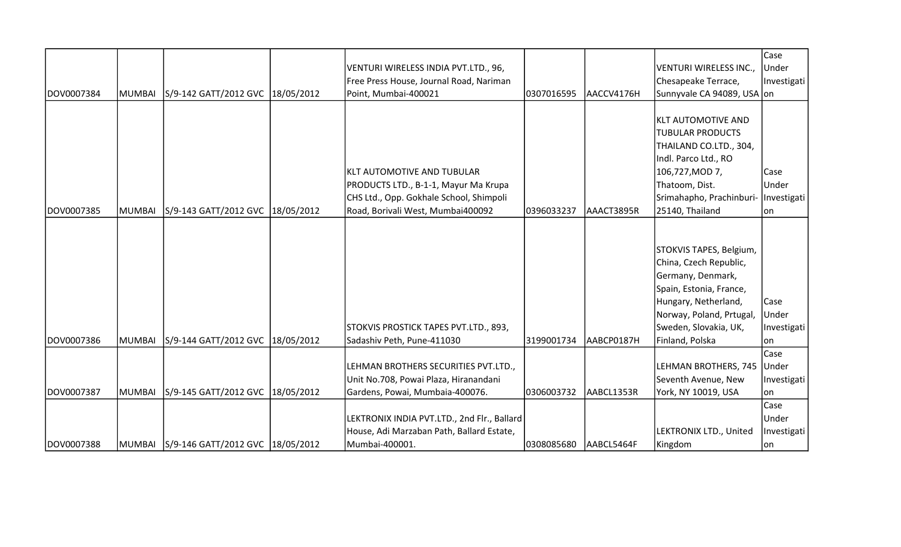| | | | | | | | | |
|---|---|---|---|---|---|---|---|---|
| DOV0007384 | MUMBAI | S/9-142 GATT/2012 GVC | 18/05/2012 | VENTURI WIRELESS INDIA PVT.LTD., 96, Free Press House, Journal Road, Nariman Point, Mumbai-400021 | 0307016595 | AACCV4176H | VENTURI WIRELESS INC., Chesapeake Terrace, Sunnyvale CA 94089, USA | Case Under Investigation |
| DOV0007385 | MUMBAI | S/9-143 GATT/2012 GVC | 18/05/2012 | KLT AUTOMOTIVE AND TUBULAR PRODUCTS LTD., B-1-1, Mayur Ma Krupa CHS Ltd., Opp. Gokhale School, Shimpoli Road, Borivali West, Mumbai400092 | 0396033237 | AAACT3895R | KLT AUTOMOTIVE AND TUBULAR PRODUCTS THAILAND CO.LTD., 304, Indl. Parco Ltd., RO 106,727,MOD 7, Thatoom, Dist. Srimahapho, Prachinburi-25140, Thailand | Case Under Investigation |
| DOV0007386 | MUMBAI | S/9-144 GATT/2012 GVC | 18/05/2012 | STOKVIS PROSTICK TAPES PVT.LTD., 893, Sadashiv Peth, Pune-411030 | 3199001734 | AABCP0187H | STOKVIS TAPES, Belgium, China, Czech Republic, Germany, Denmark, Spain, Estonia, France, Hungary, Netherland, Norway, Poland, Prtugal, Sweden, Slovakia, UK, Finland, Polska | Case Under Investigation |
| DOV0007387 | MUMBAI | S/9-145 GATT/2012 GVC | 18/05/2012 | LEHMAN BROTHERS SECURITIES PVT.LTD., Unit No.708, Powai Plaza, Hiranandani Gardens, Powai, Mumbaia-400076. | 0306003732 | AABCL1353R | LEHMAN BROTHERS, 745 Seventh Avenue, New York, NY 10019, USA | Case Under Investigation |
| DOV0007388 | MUMBAI | S/9-146 GATT/2012 GVC | 18/05/2012 | LEKTRONIX INDIA PVT.LTD., 2nd Flr., Ballard House, Adi Marzaban Path, Ballard Estate, Mumbai-400001. | 0308085680 | AABCL5464F | LEKTRONIX LTD., United Kingdom | Case Under Investigation |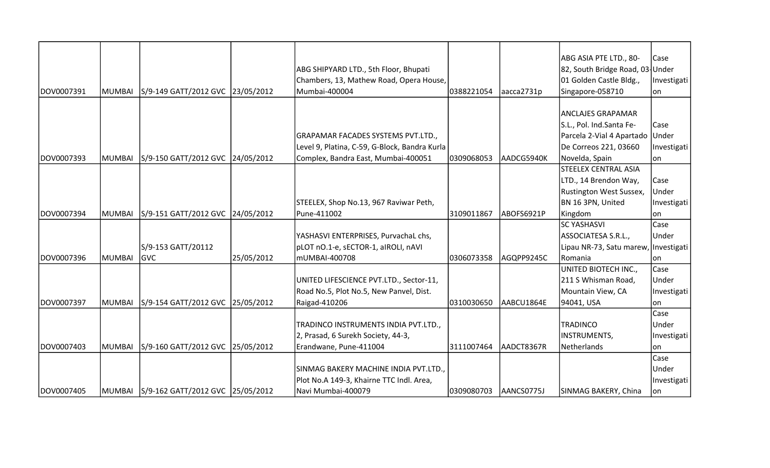| | | | | | | | | |
|---|---|---|---|---|---|---|---|---|
| DOV0007391 | MUMBAI | S/9-149 GATT/2012 GVC | 23/05/2012 | ABG SHIPYARD LTD., 5th Floor, Bhupati Chambers, 13, Mathew Road, Opera House, Mumbai-400004 | 0388221054 | aacca2731p | ABG ASIA PTE LTD., 80-82, South Bridge Road, 03-01 Golden Castle Bldg., Singapore-058710 | Case Under Investigation |
| DOV0007393 | MUMBAI | S/9-150 GATT/2012 GVC | 24/05/2012 | GRAPAMAR FACADES SYSTEMS PVT.LTD., Level 9, Platina, C-59, G-Block, Bandra Kurla Complex, Bandra East, Mumbai-400051 | 0309068053 | AADCG5940K | ANCLAJES GRAPAMAR S.L., Pol. Ind.Santa Fe-Parcela 2-Vial 4 Apartado De Correos 221, 03660 Novelda, Spain | Case Under Investigation |
| DOV0007394 | MUMBAI | S/9-151 GATT/2012 GVC | 24/05/2012 | STEELEX, Shop No.13, 967 Raviwar Peth, Pune-411002 | 3109011867 | ABOFS6921P | STEELEX CENTRAL ASIA LTD., 14 Brendon Way, Rustington West Sussex, BN 16 3PN, United Kingdom | Case Under Investigation |
| DOV0007396 | MUMBAI | S/9-153 GATT/20112 GVC | 25/05/2012 | YASHASVI ENTERPRISES, PurvachaL chs, pLOT nO.1-e, sECTOR-1, aIROLI, nAVI mUMBAI-400708 | 0306073358 | AGQPP9245C | SC YASHASVI ASSOCIATESA S.R.L., Lipau NR-73, Satu marew, Romania | Case Under Investigation |
| DOV0007397 | MUMBAI | S/9-154 GATT/2012 GVC | 25/05/2012 | UNITED LIFESCIENCE PVT.LTD., Sector-11, Road No.5, Plot No.5, New Panvel, Dist. Raigad-410206 | 0310030650 | AABCU1864E | UNITED BIOTECH INC., 211 S Whisman Road, Mountain View, CA 94041, USA | Case Under Investigation |
| DOV0007403 | MUMBAI | S/9-160 GATT/2012 GVC | 25/05/2012 | TRADINCO INSTRUMENTS INDIA PVT.LTD., 2, Prasad, 6 Surekh Society, 44-3, Erandwane, Pune-411004 | 3111007464 | AADCT8367R | TRADINCO INSTRUMENTS, Netherlands | Case Under Investigation |
| DOV0007405 | MUMBAI | S/9-162 GATT/2012 GVC | 25/05/2012 | SINMAG BAKERY MACHINE INDIA PVT.LTD., Plot No.A 149-3, Khairne TTC Indl. Area, Navi Mumbai-400079 | 0309080703 | AANCS0775J | SINMAG BAKERY, China | Case Under Investigation |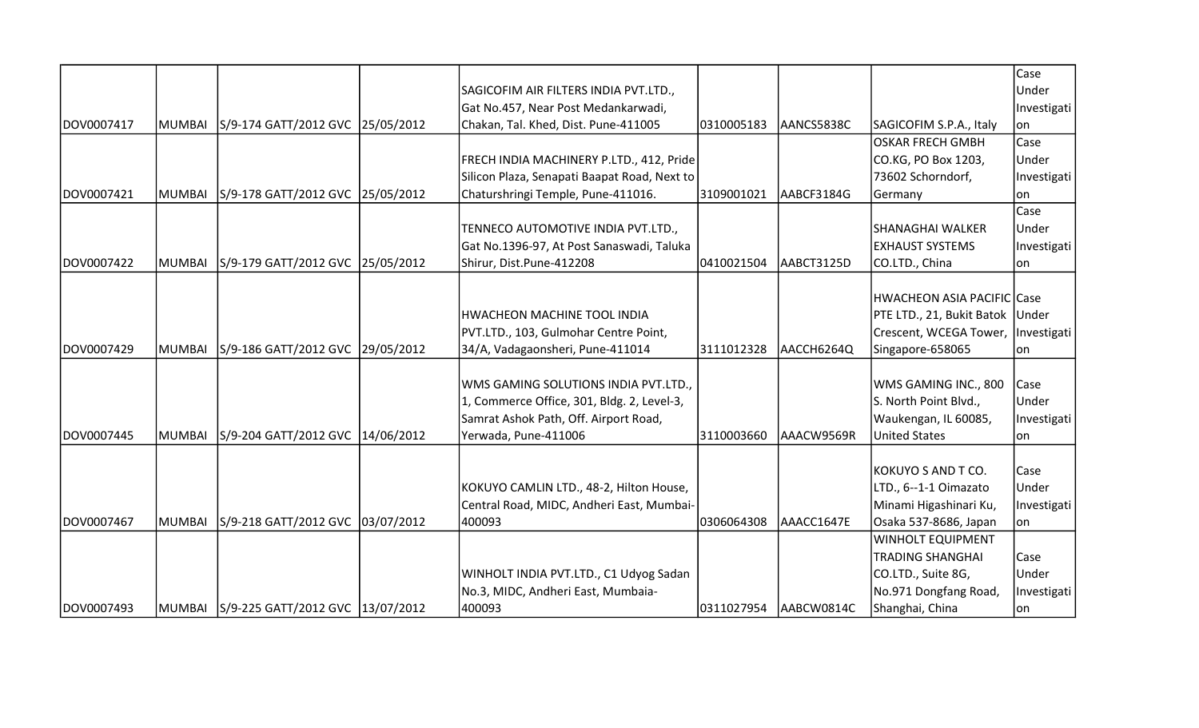| | | | | | | | | |
|---|---|---|---|---|---|---|---|---|
| DOV0007417 | MUMBAI | S/9-174 GATT/2012 GVC | 25/05/2012 | SAGICOFIM AIR FILTERS INDIA PVT.LTD., Gat No.457, Near Post Medankarwadi, Chakan, Tal. Khed, Dist. Pune-411005 | 0310005183 | AANCS5838C | SAGICOFIM S.P.A., Italy | Case Under Investigation |
| DOV0007421 | MUMBAI | S/9-178 GATT/2012 GVC | 25/05/2012 | FRECH INDIA MACHINERY P.LTD., 412, Pride Silicon Plaza, Senapati Baapat Road, Next to Chaturshringi Temple, Pune-411016. | 3109001021 | AABCF3184G | OSKAR FRECH GMBH CO.KG, PO Box 1203, 73602 Schorndorf, Germany | Case Under Investigation |
| DOV0007422 | MUMBAI | S/9-179 GATT/2012 GVC | 25/05/2012 | TENNECO AUTOMOTIVE INDIA PVT.LTD., Gat No.1396-97, At Post Sanaswadi, Taluka Shirur, Dist.Pune-412208 | 0410021504 | AABCT3125D | SHANAGHAI WALKER EXHAUST SYSTEMS CO.LTD., China | Case Under Investigation |
| DOV0007429 | MUMBAI | S/9-186 GATT/2012 GVC | 29/05/2012 | HWACHEON MACHINE TOOL INDIA PVT.LTD., 103, Gulmohar Centre Point, 34/A, Vadagaonsheri, Pune-411014 | 3111012328 | AACCH6264Q | HWACHEON ASIA PACIFIC PTE LTD., 21, Bukit Batok Crescent, WCEGA Tower, Singapore-658065 | Case Under Investigation |
| DOV0007445 | MUMBAI | S/9-204 GATT/2012 GVC | 14/06/2012 | WMS GAMING SOLUTIONS INDIA PVT.LTD., 1, Commerce Office, 301, Bldg. 2, Level-3, Samrat Ashok Path, Off. Airport Road, Yerwada, Pune-411006 | 3110003660 | AAACW9569R | WMS GAMING INC., 800 S. North Point Blvd., Waukengan, IL 60085, United States | Case Under Investigation |
| DOV0007467 | MUMBAI | S/9-218 GATT/2012 GVC | 03/07/2012 | KOKUYO CAMLIN LTD., 48-2, Hilton House, Central Road, MIDC, Andheri East, Mumbai-400093 | 0306064308 | AAACC1647E | KOKUYO S AND T CO. LTD., 6--1-1 Oimazato Minami Higashinari Ku, Osaka 537-8686, Japan | Case Under Investigation |
| DOV0007493 | MUMBAI | S/9-225 GATT/2012 GVC | 13/07/2012 | WINHOLT INDIA PVT.LTD., C1 Udyog Sadan No.3, MIDC, Andheri East, Mumbaia-400093 | 0311027954 | AABCW0814C | WINHOLT EQUIPMENT TRADING SHANGHAI CO.LTD., Suite 8G, No.971 Dongfang Road, Shanghai, China | Case Under Investigation |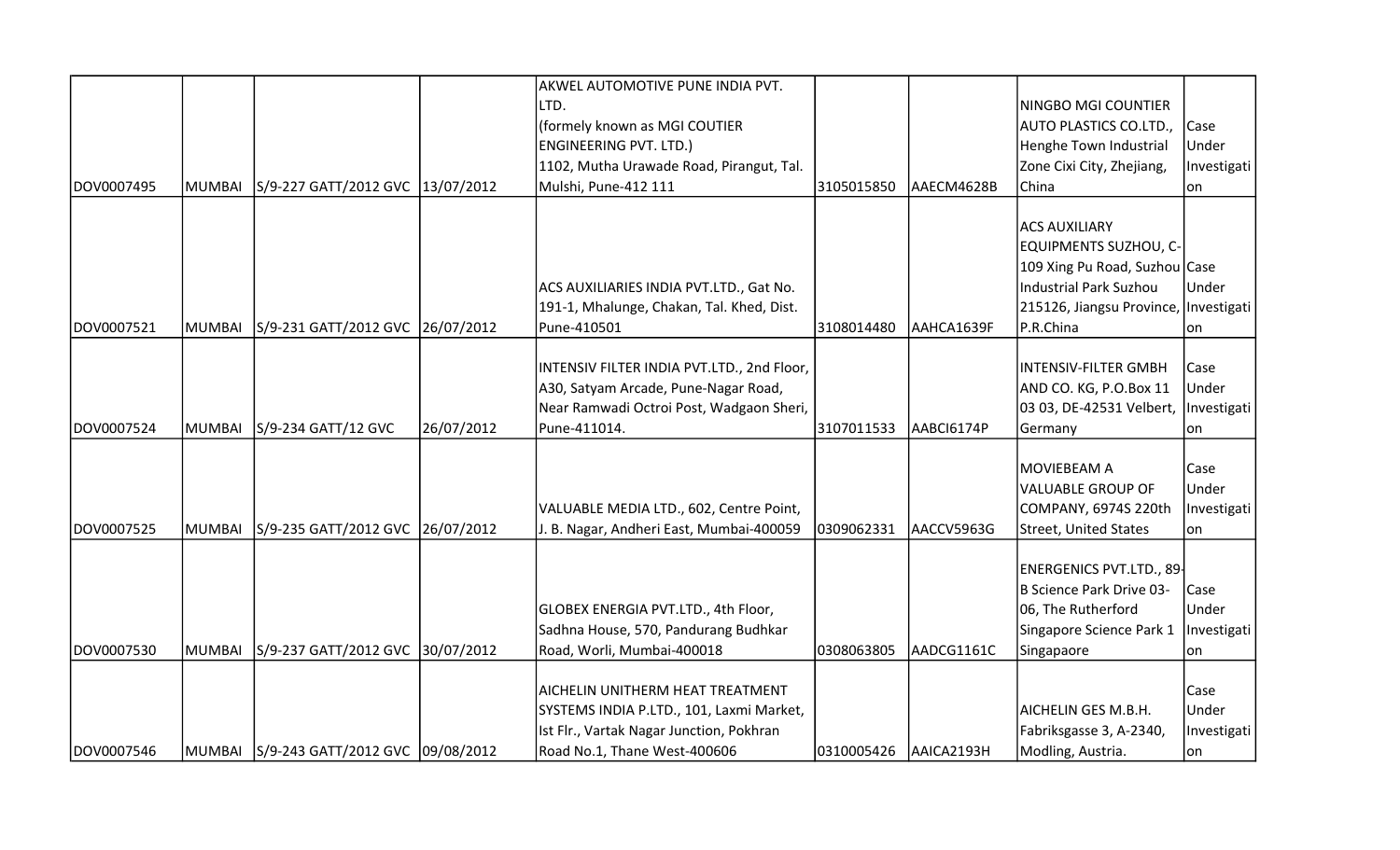| | | | | | | | | |
|---|---|---|---|---|---|---|---|---|
| DOV0007495 | MUMBAI | S/9-227 GATT/2012 GVC | 13/07/2012 | AKWEL AUTOMOTIVE PUNE INDIA PVT. LTD. (formely known as MGI COUTIER ENGINEERING PVT. LTD.) 1102, Mutha Urawade Road, Pirangut, Tal. Mulshi, Pune-412 111 | 3105015850 | AAECM4628B | NINGBO MGI COUNTIER AUTO PLASTICS CO.LTD., Henghe Town Industrial Zone Cixi City, Zhejiang, China | Case Under Investigation |
| DOV0007521 | MUMBAI | S/9-231 GATT/2012 GVC | 26/07/2012 | ACS AUXILIARIES INDIA PVT.LTD., Gat No. 191-1, Mhalunge, Chakan, Tal. Khed, Dist. Pune-410501 | 3108014480 | AAHCA1639F | ACS AUXILIARY EQUIPMENTS SUZHOU, C-109 Xing Pu Road, Suzhou Industrial Park Suzhou 215126, Jiangsu Province, P.R.China | Case Under Investigation |
| DOV0007524 | MUMBAI | S/9-234 GATT/12 GVC | 26/07/2012 | INTENSIV FILTER INDIA PVT.LTD., 2nd Floor, A30, Satyam Arcade, Pune-Nagar Road, Near Ramwadi Octroi Post, Wadgaon Sheri, Pune-411014. | 3107011533 | AABCI6174P | INTENSIV-FILTER GMBH AND CO. KG, P.O.Box 11 03 03, DE-42531 Velbert, Germany | Case Under Investigation |
| DOV0007525 | MUMBAI | S/9-235 GATT/2012 GVC | 26/07/2012 | VALUABLE MEDIA LTD., 602, Centre Point, J. B. Nagar, Andheri East, Mumbai-400059 | 0309062331 | AACCV5963G | MOVIEBEAM A VALUABLE GROUP OF COMPANY, 6974S 220th Street, United States | Case Under Investigation |
| DOV0007530 | MUMBAI | S/9-237 GATT/2012 GVC | 30/07/2012 | GLOBEX ENERGIA PVT.LTD., 4th Floor, Sadhna House, 570, Pandurang Budhkar Road, Worli, Mumbai-400018 | 0308063805 | AADCG1161C | ENERGENICS PVT.LTD., 89-B Science Park Drive 03-06, The Rutherford Singapore Science Park 1 Singapaore | Case Under Investigation |
| DOV0007546 | MUMBAI | S/9-243 GATT/2012 GVC | 09/08/2012 | AICHELIN UNITHERM HEAT TREATMENT SYSTEMS INDIA P.LTD., 101, Laxmi Market, Ist Flr., Vartak Nagar Junction, Pokhran Road No.1, Thane West-400606 | 0310005426 | AAICA2193H | AICHELIN GES M.B.H. Fabriksgasse 3, A-2340, Modling, Austria. | Case Under Investigation |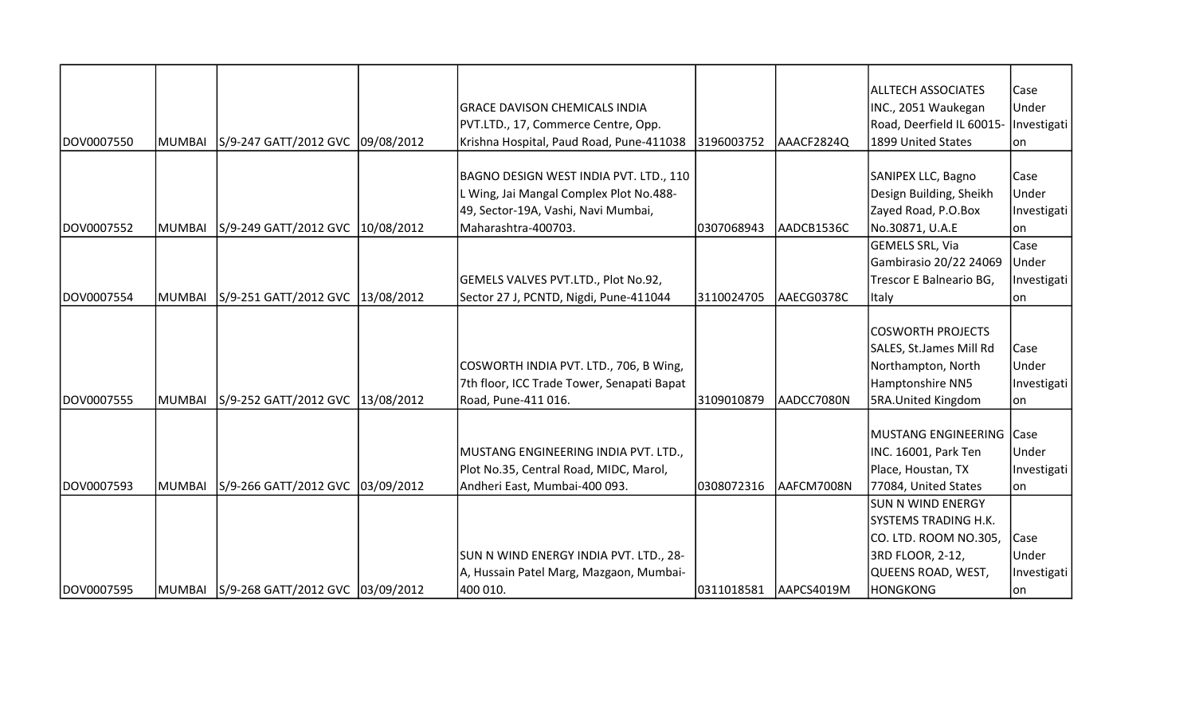| | | | | | | | | |
|---|---|---|---|---|---|---|---|---|
| DOV0007550 | MUMBAI | S/9-247 GATT/2012 GVC | 09/08/2012 | GRACE DAVISON CHEMICALS INDIA PVT.LTD., 17, Commerce Centre, Opp. Krishna Hospital, Paud Road, Pune-411038 | 3196003752 | AAACF2824Q | ALLTECH ASSOCIATES INC., 2051 Waukegan Road, Deerfield IL 60015-1899 United States | Case Under Investigation |
| DOV0007552 | MUMBAI | S/9-249 GATT/2012 GVC | 10/08/2012 | BAGNO DESIGN WEST INDIA PVT. LTD., 110 L Wing, Jai Mangal Complex Plot No.488-49, Sector-19A, Vashi, Navi Mumbai, Maharashtra-400703. | 0307068943 | AADCB1536C | SANIPEX LLC, Bagno Design Building, Sheikh Zayed Road, P.O.Box No.30871, U.A.E | Case Under Investigation |
| DOV0007554 | MUMBAI | S/9-251 GATT/2012 GVC | 13/08/2012 | GEMELS VALVES PVT.LTD., Plot No.92, Sector 27 J, PCNTD, Nigdi, Pune-411044 | 3110024705 | AAECG0378C | GEMELS SRL, Via Gambirasio 20/22 24069 Trescor E Balneario BG, Italy | Case Under Investigation |
| DOV0007555 | MUMBAI | S/9-252 GATT/2012 GVC | 13/08/2012 | COSWORTH INDIA PVT. LTD., 706, B Wing, 7th floor, ICC Trade Tower, Senapati Bapat Road, Pune-411 016. | 3109010879 | AADCC7080N | COSWORTH PROJECTS SALES, St.James Mill Rd Northampton, North Hamptonshire NN5 5RA.United Kingdom | Case Under Investigation |
| DOV0007593 | MUMBAI | S/9-266 GATT/2012 GVC | 03/09/2012 | MUSTANG ENGINEERING INDIA PVT. LTD., Plot No.35, Central Road, MIDC, Marol, Andheri East, Mumbai-400 093. | 0308072316 | AAFCM7008N | MUSTANG ENGINEERING INC. 16001, Park Ten Place, Houstan, TX 77084, United States | Case Under Investigation |
| DOV0007595 | MUMBAI | S/9-268 GATT/2012 GVC | 03/09/2012 | SUN N WIND ENERGY INDIA PVT. LTD., 28-A, Hussain Patel Marg, Mazgaon, Mumbai-400 010. | 0311018581 | AAPCS4019M | SUN N WIND ENERGY SYSTEMS TRADING H.K. CO. LTD. ROOM NO.305, 3RD FLOOR, 2-12, QUEENS ROAD, WEST, HONGKONG | Case Under Investigation |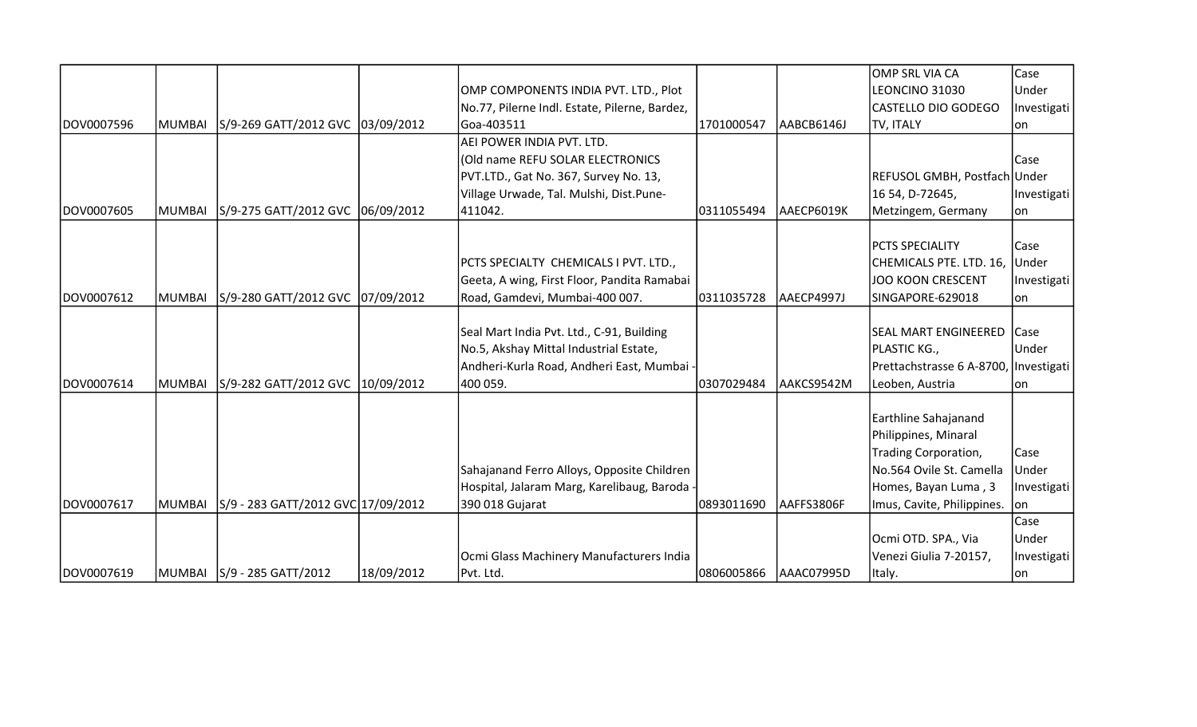| | | | | | | | | |
|---|---|---|---|---|---|---|---|---|
| DOV0007596 | MUMBAI | S/9-269 GATT/2012 GVC | 03/09/2012 | OMP COMPONENTS INDIA PVT. LTD., Plot No.77, Pilerne Indl. Estate, Pilerne, Bardez, Goa-403511 | 1701000547 | AABCB6146J | OMP SRL VIA CA LEONCINO 31030 CASTELLO DIO GODEGO TV, ITALY | Case Under Investigation |
| DOV0007605 | MUMBAI | S/9-275 GATT/2012 GVC | 06/09/2012 | AEI POWER INDIA PVT. LTD. (Old name REFU SOLAR ELECTRONICS PVT.LTD., Gat No. 367, Survey No. 13, Village Urwade, Tal. Mulshi, Dist.Pune-411042. | 0311055494 | AAECP6019K | REFUSOL GMBH, Postfach 16 54, D-72645, Metzingem, Germany | Case Under Investigation |
| DOV0007612 | MUMBAI | S/9-280 GATT/2012 GVC | 07/09/2012 | PCTS SPECIALTY CHEMICALS I PVT. LTD., Geeta, A wing, First Floor, Pandita Ramabai Road, Gamdevi, Mumbai-400 007. | 0311035728 | AAECP4997J | PCTS SPECIALITY CHEMICALS PTE. LTD. 16, JOO KOON CRESCENT SINGAPORE-629018 | Case Under Investigation |
| DOV0007614 | MUMBAI | S/9-282 GATT/2012 GVC | 10/09/2012 | Seal Mart India Pvt. Ltd., C-91, Building No.5, Akshay Mittal Industrial Estate, Andheri-Kurla Road, Andheri East, Mumbai - 400 059. | 0307029484 | AAKCS9542M | SEAL MART ENGINEERED PLASTIC KG., Prettachstrasse 6 A-8700, Leoben, Austria | Case Under Investigation |
| DOV0007617 | MUMBAI | S/9 - 283 GATT/2012 GVC | 17/09/2012 | Sahajanand Ferro Alloys, Opposite Children Hospital, Jalaram Marg, Karelibaug, Baroda - 390 018 Gujarat | 0893011690 | AAFFS3806F | Earthline Sahajanand Philippines, Minaral Trading Corporation, No.564 Ovile St. Camella Homes, Bayan Luma , 3 Imus, Cavite, Philippines. | Case Under Investigation |
| DOV0007619 | MUMBAI | S/9 - 285 GATT/2012 | 18/09/2012 | Ocmi Glass Machinery Manufacturers India Pvt. Ltd. | 0806005866 | AAAC07995D | Ocmi OTD. SPA., Via Venezi Giulia 7-20157, Italy. | Case Under Investigation |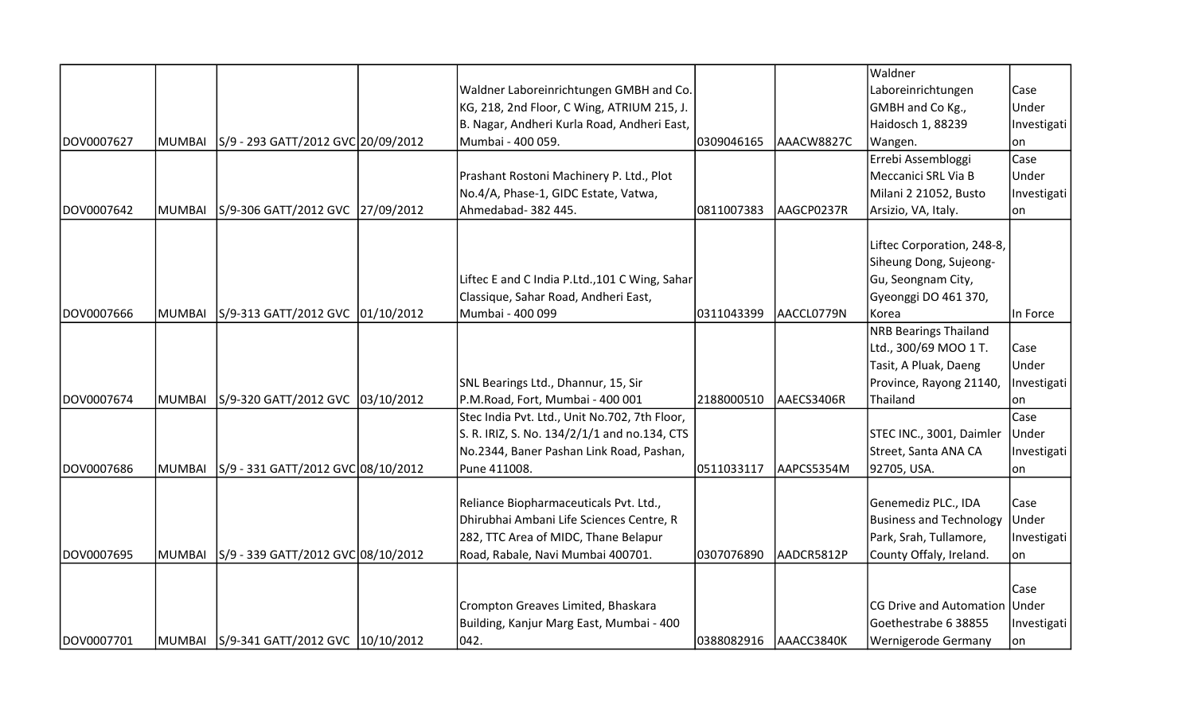| | | | | | | | | |
|---|---|---|---|---|---|---|---|---|
| DOV0007627 | MUMBAI | S/9 - 293 GATT/2012 GVC | 20/09/2012 | Waldner Laboreinrichtungen GMBH and Co. KG, 218, 2nd Floor, C Wing, ATRIUM 215, J. B. Nagar, Andheri Kurla Road, Andheri East, Mumbai - 400 059. | 0309046165 | AAACW8827C | Waldner Laboreinrichtungen GMBH and Co Kg., Haidosch 1, 88239 Wangen. | Case Under Investigation |
| DOV0007642 | MUMBAI | S/9-306 GATT/2012 GVC | 27/09/2012 | Prashant Rostoni Machinery P. Ltd., Plot No.4/A, Phase-1, GIDC Estate, Vatwa, Ahmedabad- 382 445. | 0811007383 | AAGCP0237R | Errebi Assembloggi Meccanici SRL Via B Milani 2 21052, Busto Arsizio, VA, Italy. | Case Under Investigation |
| DOV0007666 | MUMBAI | S/9-313 GATT/2012 GVC | 01/10/2012 | Liftec E and C India P.Ltd.,101 C Wing, Sahar Classique, Sahar Road, Andheri East, Mumbai - 400 099 | 0311043399 | AACCL0779N | Liftec Corporation, 248-8, Siheung Dong, Sujeong-Gu, Seongnam City, Gyeonggi DO 461 370, Korea | In Force |
| DOV0007674 | MUMBAI | S/9-320 GATT/2012 GVC | 03/10/2012 | SNL Bearings Ltd., Dhannur, 15, Sir P.M.Road, Fort, Mumbai - 400 001 | 2188000510 | AAECS3406R | NRB Bearings Thailand Ltd., 300/69 MOO 1 T. Tasit, A Pluak, Daeng Province, Rayong 21140, Thailand | Case Under Investigation |
| DOV0007686 | MUMBAI | S/9 - 331 GATT/2012 GVC | 08/10/2012 | Stec India Pvt. Ltd., Unit No.702, 7th Floor, S. R. IRIZ, S. No. 134/2/1/1 and no.134, CTS No.2344, Baner Pashan Link Road, Pashan, Pune 411008. | 0511033117 | AAPCS5354M | STEC INC., 3001, Daimler Street, Santa ANA CA 92705, USA. | Case Under Investigation |
| DOV0007695 | MUMBAI | S/9 - 339 GATT/2012 GVC | 08/10/2012 | Reliance Biopharmaceuticals Pvt. Ltd., Dhirubhai Ambani Life Sciences Centre, R 282, TTC Area of MIDC, Thane Belapur Road, Rabale, Navi Mumbai 400701. | 0307076890 | AADCR5812P | Genemediz PLC., IDA Business and Technology Park, Srah, Tullamore, County Offaly, Ireland. | Case Under Investigation |
| DOV0007701 | MUMBAI | S/9-341 GATT/2012 GVC | 10/10/2012 | Crompton Greaves Limited, Bhaskara Building, Kanjur Marg East, Mumbai - 400 042. | 0388082916 | AAACC3840K | CG Drive and Automation Goethestrabe 6 38855 Wernigerode Germany | Case Under Investigation |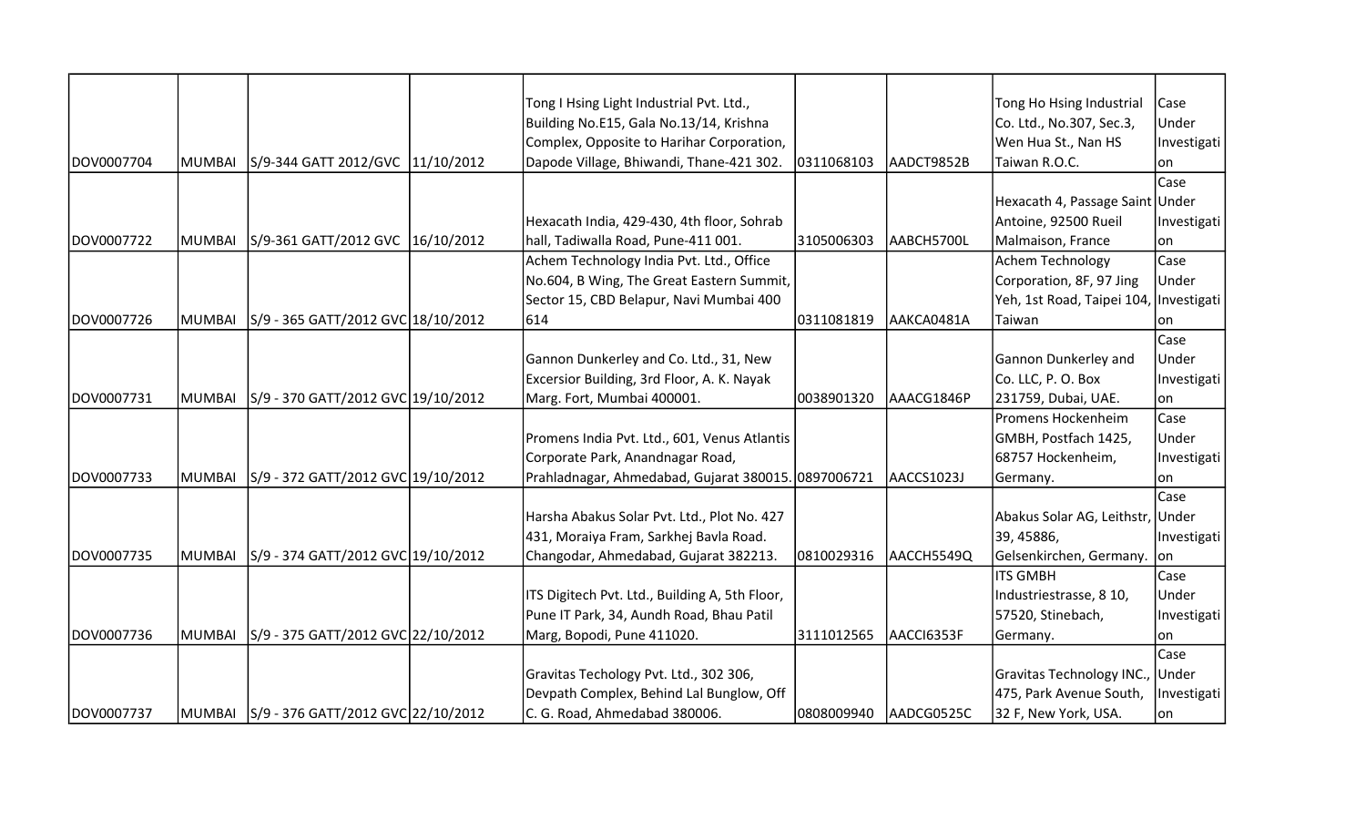| | | | | | | | | |
|---|---|---|---|---|---|---|---|---|
| DOV0007704 | MUMBAI | S/9-344 GATT 2012/GVC | 11/10/2012 | Tong I Hsing Light Industrial Pvt. Ltd., Building No.E15, Gala No.13/14, Krishna Complex, Opposite to Harihar Corporation, Dapode Village, Bhiwandi, Thane-421 302. | 0311068103 | AADCT9852B | Tong Ho Hsing Industrial Co. Ltd., No.307, Sec.3, Wen Hua St., Nan HS Taiwan R.O.C. | Case Under Investigation |
| DOV0007722 | MUMBAI | S/9-361 GATT/2012 GVC | 16/10/2012 | Hexacath India, 429-430, 4th floor, Sohrab hall, Tadiwalla Road, Pune-411 001. | 3105006303 | AABCH5700L | Hexacath 4, Passage Saint Antoine, 92500 Rueil Malmaison, France | Case Under Investigation |
| DOV0007726 | MUMBAI | S/9 - 365 GATT/2012 GVC | 18/10/2012 | Achem Technology India Pvt. Ltd., Office No.604, B Wing, The Great Eastern Summit, Sector 15, CBD Belapur, Navi Mumbai 400 614 | 0311081819 | AAKCA0481A | Achem Technology Corporation, 8F, 97 Jing Yeh, 1st Road, Taipei 104, Taiwan | Case Under Investigation |
| DOV0007731 | MUMBAI | S/9 - 370 GATT/2012 GVC | 19/10/2012 | Gannon Dunkerley and Co. Ltd., 31, New Excersior Building, 3rd Floor, A. K. Nayak Marg. Fort, Mumbai 400001. | 0038901320 | AAACG1846P | Gannon Dunkerley and Co. LLC, P. O. Box 231759, Dubai, UAE. | Case Under Investigation |
| DOV0007733 | MUMBAI | S/9 - 372 GATT/2012 GVC | 19/10/2012 | Promens India Pvt. Ltd., 601, Venus Atlantis Corporate Park, Anandnagar Road, Prahladnagar, Ahmedabad, Gujarat 380015. | 0897006721 | AACCS1023J | Promens Hockenheim GMBH, Postfach 1425, 68757 Hockenheim, Germany. | Case Under Investigation |
| DOV0007735 | MUMBAI | S/9 - 374 GATT/2012 GVC | 19/10/2012 | Harsha Abakus Solar Pvt. Ltd., Plot No. 427 431, Moraiya Fram, Sarkhej Bavla Road. Changodar, Ahmedabad, Gujarat 382213. | 0810029316 | AACCH5549Q | Abakus Solar AG, Leithstr, 39, 45886, Gelsenkirchen, Germany. | Case Under Investigation |
| DOV0007736 | MUMBAI | S/9 - 375 GATT/2012 GVC | 22/10/2012 | ITS Digitech Pvt. Ltd., Building A, 5th Floor, Pune IT Park, 34, Aundh Road, Bhau Patil Marg, Bopodi, Pune 411020. | 3111012565 | AACCI6353F | ITS GMBH Industriestrasse, 8 10, 57520, Stinebach, Germany. | Case Under Investigation |
| DOV0007737 | MUMBAI | S/9 - 376 GATT/2012 GVC | 22/10/2012 | Gravitas Techology Pvt. Ltd., 302 306, Devpath Complex, Behind Lal Bunglow, Off C. G. Road, Ahmedabad 380006. | 0808009940 | AADCG0525C | Gravitas Technology INC., 475, Park Avenue South, 32 F, New York, USA. | Case Under Investigation |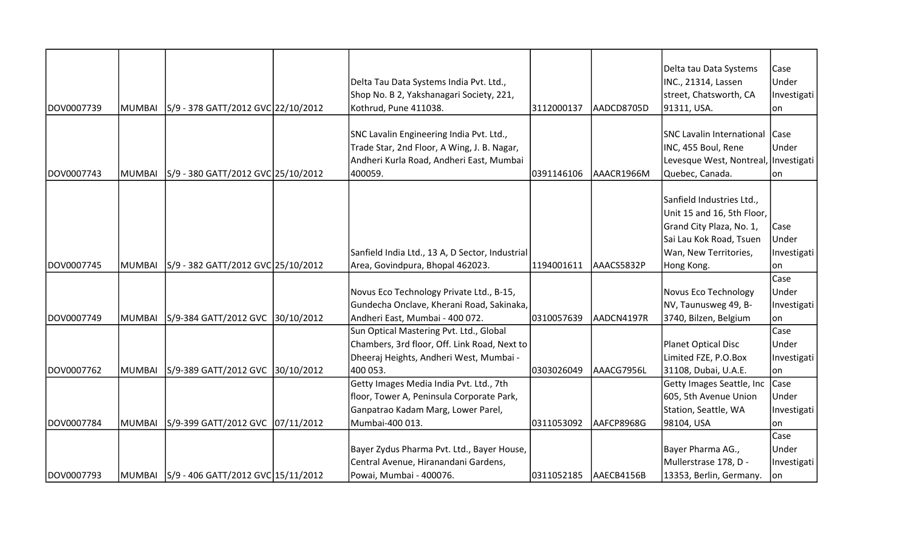| | | | | | | | | |
|---|---|---|---|---|---|---|---|---|
| DOV0007739 | MUMBAI | S/9 - 378 GATT/2012 GVC | 22/10/2012 | Delta Tau Data Systems India Pvt. Ltd., Shop No. B 2, Yakshanagari Society, 221, Kothrud, Pune 411038. | 3112000137 | AADCD8705D | Delta tau Data Systems INC., 21314, Lassen street, Chatsworth, CA 91311, USA. | Case Under Investigation |
| DOV0007743 | MUMBAI | S/9 - 380 GATT/2012 GVC | 25/10/2012 | SNC Lavalin Engineering India Pvt. Ltd., Trade Star, 2nd Floor, A Wing, J. B. Nagar, Andheri Kurla Road, Andheri East, Mumbai 400059. | 0391146106 | AAACR1966M | SNC Lavalin International INC, 455 Boul, Rene Levesque West, Nontreal, Quebec, Canada. | Case Under Investigation |
| DOV0007745 | MUMBAI | S/9 - 382 GATT/2012 GVC | 25/10/2012 | Sanfield India Ltd., 13 A, D Sector, Industrial Area, Govindpura, Bhopal 462023. | 1194001611 | AAACS5832P | Sanfield Industries Ltd., Unit 15 and 16, 5th Floor, Grand City Plaza, No. 1, Sai Lau Kok Road, Tsuen Wan, New Territories, Hong Kong. | Case Under Investigation |
| DOV0007749 | MUMBAI | S/9-384 GATT/2012 GVC | 30/10/2012 | Novus Eco Technology Private Ltd., B-15, Gundecha Onclave, Kherani Road, Sakinaka, Andheri East, Mumbai - 400 072. | 0310057639 | AADCN4197R | Novus Eco Technology NV, Taunusweg 49, B-3740, Bilzen, Belgium | Case Under Investigation |
| DOV0007762 | MUMBAI | S/9-389 GATT/2012 GVC | 30/10/2012 | Sun Optical Mastering Pvt. Ltd., Global Chambers, 3rd floor, Off. Link Road, Next to Dheeraj Heights, Andheri West, Mumbai - 400 053. | 0303026049 | AAACG7956L | Planet Optical Disc Limited FZE, P.O.Box 31108, Dubai, U.A.E. | Case Under Investigation |
| DOV0007784 | MUMBAI | S/9-399 GATT/2012 GVC | 07/11/2012 | Getty Images Media India Pvt. Ltd., 7th floor, Tower A, Peninsula Corporate Park, Ganpatrao Kadam Marg, Lower Parel, Mumbai-400 013. | 0311053092 | AAFCP8968G | Getty Images Seattle, Inc 605, 5th Avenue Union Station, Seattle, WA 98104, USA | Case Under Investigation |
| DOV0007793 | MUMBAI | S/9 - 406 GATT/2012 GVC | 15/11/2012 | Bayer Zydus Pharma Pvt. Ltd., Bayer House, Central Avenue, Hiranandani Gardens, Powai, Mumbai - 400076. | 0311052185 | AAECB4156B | Bayer Pharma AG., Mullerstrase 178, D - 13353, Berlin, Germany. | Case Under Investigation |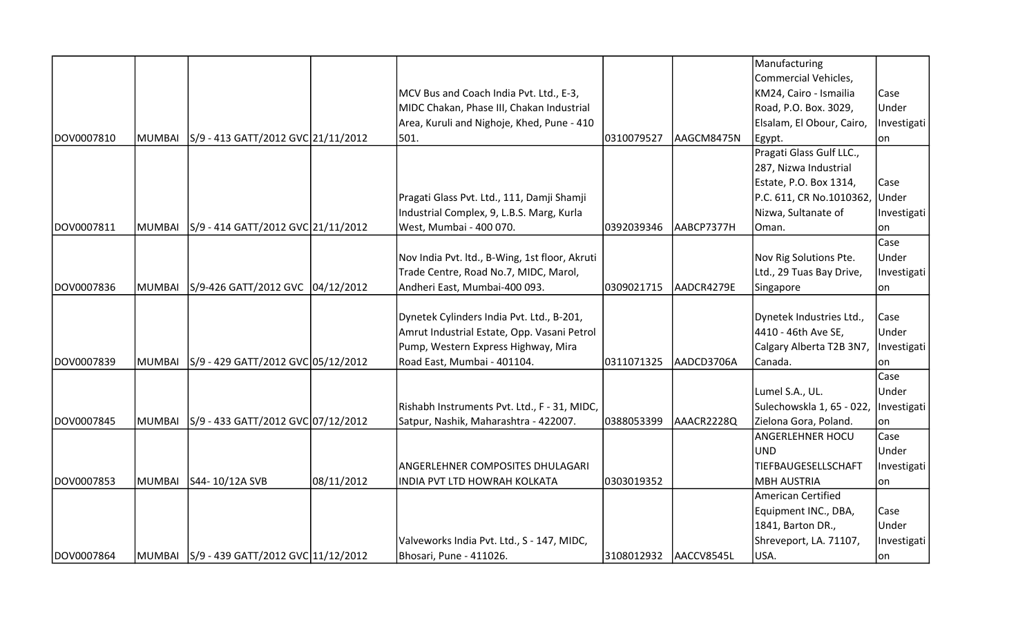| | | | | | | | | |
|---|---|---|---|---|---|---|---|---|
| DOV0007810 | MUMBAI | S/9 - 413 GATT/2012 GVC | 21/11/2012 | MCV Bus and Coach India Pvt. Ltd., E-3, MIDC Chakan, Phase III, Chakan Industrial Area, Kuruli and Nighoje, Khed, Pune - 410 501. | 0310079527 | AAGCM8475N | Manufacturing Commercial Vehicles, KM24, Cairo - Ismailia Road, P.O. Box. 3029, Elsalam, El Obour, Cairo, Egypt. | Case Under Investigation |
| DOV0007811 | MUMBAI | S/9 - 414 GATT/2012 GVC | 21/11/2012 | Pragati Glass Pvt. Ltd., 111, Damji Shamji Industrial Complex, 9, L.B.S. Marg, Kurla West, Mumbai - 400 070. | 0392039346 | AABCP7377H | Pragati Glass Gulf LLC., 287, Nizwa Industrial Estate, P.O. Box 1314, P.C. 611, CR No.1010362, Nizwa, Sultanate of Oman. | Case Under Investigation |
| DOV0007836 | MUMBAI | S/9-426 GATT/2012 GVC | 04/12/2012 | Nov India Pvt. ltd., B-Wing, 1st floor, Akruti Trade Centre, Road No.7, MIDC, Marol, Andheri East, Mumbai-400 093. | 0309021715 | AADCR4279E | Nov Rig Solutions Pte. Ltd., 29 Tuas Bay Drive, Singapore | Case Under Investigation |
| DOV0007839 | MUMBAI | S/9 - 429 GATT/2012 GVC | 05/12/2012 | Dynetek Cylinders India Pvt. Ltd., B-201, Amrut Industrial Estate, Opp. Vasani Petrol Pump, Western Express Highway, Mira Road East, Mumbai - 401104. | 0311071325 | AADCD3706A | Dynetek Industries Ltd., 4410 - 46th Ave SE, Calgary Alberta T2B 3N7, Canada. | Case Under Investigation |
| DOV0007845 | MUMBAI | S/9 - 433 GATT/2012 GVC | 07/12/2012 | Rishabh Instruments Pvt. Ltd., F - 31, MIDC, Satpur, Nashik, Maharashtra - 422007. | 0388053399 | AAACR2228Q | Lumel S.A., UL. Sulechowskla 1, 65 - 022, Zielona Gora, Poland. | Case Under Investigation |
| DOV0007853 | MUMBAI | S44- 10/12A SVB | 08/11/2012 | ANGERLEHNER COMPOSITES DHULAGARI INDIA PVT LTD HOWRAH KOLKATA | 0303019352 | | ANGERLEHNER HOCU UND TIEFBAUGESELLSCHAFT MBH AUSTRIA | Case Under Investigation |
| DOV0007864 | MUMBAI | S/9 - 439 GATT/2012 GVC | 11/12/2012 | Valveworks India Pvt. Ltd., S - 147, MIDC, Bhosari, Pune - 411026. | 3108012932 | AACCV8545L | American Certified Equipment INC., DBA, 1841, Barton DR., Shreveport, LA. 71107, USA. | Case Under Investigation |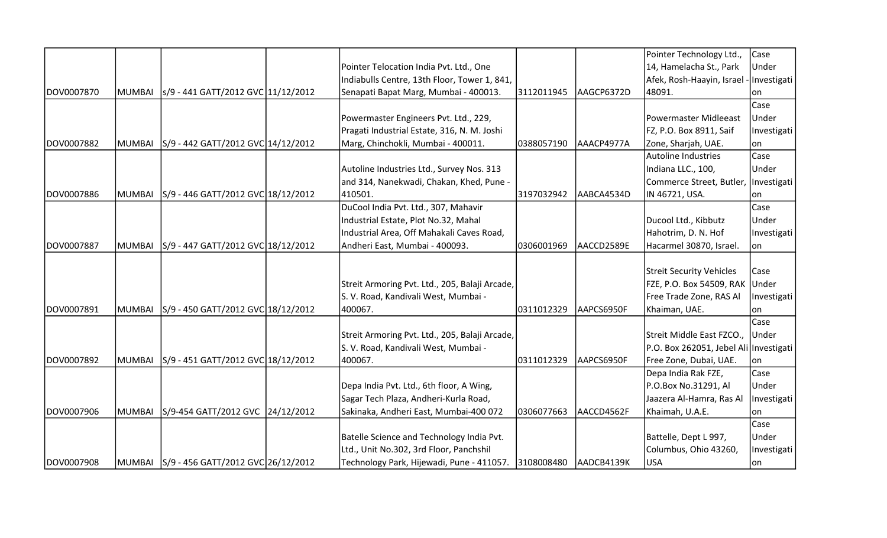| | | | | | | | | |
|---|---|---|---|---|---|---|---|---|
| DOV0007870 | MUMBAI | s/9 - 441 GATT/2012 GVC | 11/12/2012 | Pointer Telocation India Pvt. Ltd., One Indiabulls Centre, 13th Floor, Tower 1, 841, Senapati Bapat Marg, Mumbai - 400013. | 3112011945 | AAGCP6372D | Pointer Technology Ltd., 14, Hamelacha St., Park Afek, Rosh-Haayin, Israel - 48091. | Case Under Investigation |
| DOV0007882 | MUMBAI | S/9 - 442 GATT/2012 GVC | 14/12/2012 | Powermaster Engineers Pvt. Ltd., 229, Pragati Industrial Estate, 316, N. M. Joshi Marg, Chinchokli, Mumbai - 400011. | 0388057190 | AAACP4977A | Powermaster Midleeast FZ, P.O. Box 8911, Saif Zone, Sharjah, UAE. | Case Under Investigation |
| DOV0007886 | MUMBAI | S/9 - 446 GATT/2012 GVC | 18/12/2012 | Autoline Industries Ltd., Survey Nos. 313 and 314, Nanekwadi, Chakan, Khed, Pune - 410501. | 3197032942 | AABCA4534D | Autoline Industries Indiana LLC., 100, Commerce Street, Butler, IN 46721, USA. | Case Under Investigation |
| DOV0007887 | MUMBAI | S/9 - 447 GATT/2012 GVC | 18/12/2012 | DuCool India Pvt. Ltd., 307, Mahavir Industrial Estate, Plot No.32, Mahal Industrial Area, Off Mahakali Caves Road, Andheri East, Mumbai - 400093. | 0306001969 | AACCD2589E | Ducool Ltd., Kibbutz Hahotrim, D. N. Hof Hacarmel 30870, Israel. | Case Under Investigation |
| DOV0007891 | MUMBAI | S/9 - 450 GATT/2012 GVC | 18/12/2012 | Streit Armoring Pvt. Ltd., 205, Balaji Arcade, S. V. Road, Kandivali West, Mumbai - 400067. | 0311012329 | AAPCS6950F | Streit Security Vehicles FZE, P.O. Box 54509, RAK Free Trade Zone, RAS Al Khaiman, UAE. | Case Under Investigation |
| DOV0007892 | MUMBAI | S/9 - 451 GATT/2012 GVC | 18/12/2012 | Streit Armoring Pvt. Ltd., 205, Balaji Arcade, S. V. Road, Kandivali West, Mumbai - 400067. | 0311012329 | AAPCS6950F | Streit Middle East FZCO., P.O. Box 262051, Jebel Ali Free Zone, Dubai, UAE. | Case Under Investigation |
| DOV0007906 | MUMBAI | S/9-454 GATT/2012 GVC | 24/12/2012 | Depa India Pvt. Ltd., 6th floor, A Wing, Sagar Tech Plaza, Andheri-Kurla Road, Sakinaka, Andheri East, Mumbai-400 072 | 0306077663 | AACCD4562F | Depa India Rak FZE, P.O.Box No.31291, Al Jaazera Al-Hamra, Ras Al Khaimah, U.A.E. | Case Under Investigation |
| DOV0007908 | MUMBAI | S/9 - 456 GATT/2012 GVC | 26/12/2012 | Batelle Science and Technology India Pvt. Ltd., Unit No.302, 3rd Floor, Panchshil Technology Park, Hijewadi, Pune - 411057. | 3108008480 | AADCB4139K | Battelle, Dept L 997, Columbus, Ohio 43260, USA | Case Under Investigation |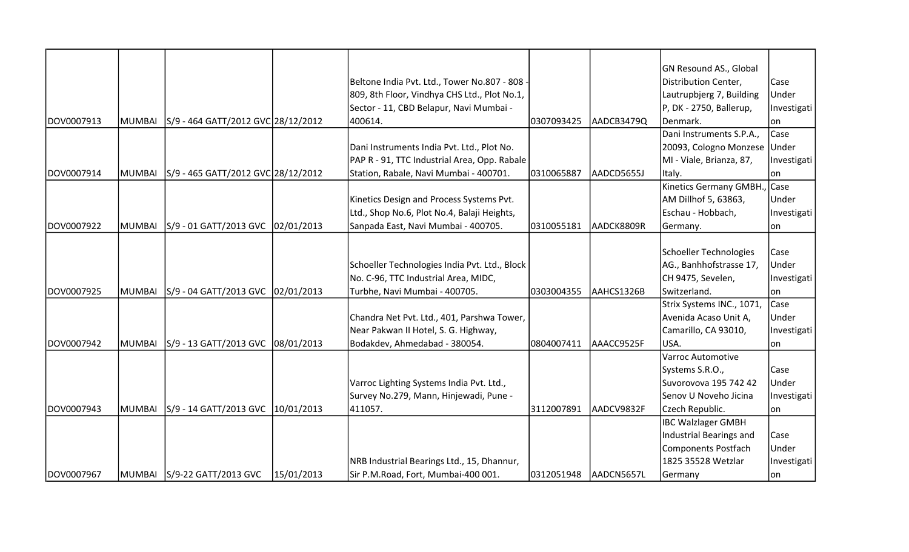| | | | | | | | | |
|---|---|---|---|---|---|---|---|---|
| DOV0007913 | MUMBAI | S/9 - 464 GATT/2012 GVC | 28/12/2012 | Beltone India Pvt. Ltd., Tower No.807 - 808 - 809, 8th Floor, Vindhya CHS Ltd., Plot No.1, Sector - 11, CBD Belapur, Navi Mumbai - 400614. | 0307093425 | AADCB3479Q | GN Resound AS., Global Distribution Center, Lautrupbjerg 7, Building P, DK - 2750, Ballerup, Denmark. | Case Under Investigation |
| DOV0007914 | MUMBAI | S/9 - 465 GATT/2012 GVC | 28/12/2012 | Dani Instruments India Pvt. Ltd., Plot No. PAP R - 91, TTC Industrial Area, Opp. Rabale Station, Rabale, Navi Mumbai - 400701. | 0310065887 | AADCD5655J | Dani Instruments S.P.A., 20093, Cologno Monzese MI - Viale, Brianza, 87, Italy. | Case Under Investigation |
| DOV0007922 | MUMBAI | S/9 - 01 GATT/2013 GVC | 02/01/2013 | Kinetics Design and Process Systems Pvt. Ltd., Shop No.6, Plot No.4, Balaji Heights, Sanpada East, Navi Mumbai - 400705. | 0310055181 | AADCK8809R | Kinetics Germany GMBH., AM Dillhof 5, 63863, Eschau - Hobbach, Germany. | Case Under Investigation |
| DOV0007925 | MUMBAI | S/9 - 04 GATT/2013 GVC | 02/01/2013 | Schoeller Technologies India Pvt. Ltd., Block No. C-96, TTC Industrial Area, MIDC, Turbhe, Navi Mumbai - 400705. | 0303004355 | AAHCS1326B | Schoeller Technologies AG., Banhhofstrasse 17, CH 9475, Sevelen, Switzerland. | Case Under Investigation |
| DOV0007942 | MUMBAI | S/9 - 13 GATT/2013 GVC | 08/01/2013 | Chandra Net Pvt. Ltd., 401, Parshwa Tower, Near Pakwan II Hotel, S. G. Highway, Bodakdev, Ahmedabad - 380054. | 0804007411 | AAACC9525F | Strix Systems INC., 1071, Avenida Acaso Unit A, Camarillo, CA 93010, USA. | Case Under Investigation |
| DOV0007943 | MUMBAI | S/9 - 14 GATT/2013 GVC | 10/01/2013 | Varroc Lighting Systems India Pvt. Ltd., Survey No.279, Mann, Hinjewadi, Pune - 411057. | 3112007891 | AADCV9832F | Varroc Automotive Systems S.R.O., Suvorovova 195 742 42 Senov U Noveho Jicina Czech Republic. | Case Under Investigation |
| DOV0007967 | MUMBAI | S/9-22 GATT/2013 GVC | 15/01/2013 | NRB Industrial Bearings Ltd., 15, Dhannur, Sir P.M.Road, Fort, Mumbai-400 001. | 0312051948 | AADCN5657L | IBC Walzlager GMBH Industrial Bearings and Components Postfach 1825 35528 Wetzlar Germany | Case Under Investigation |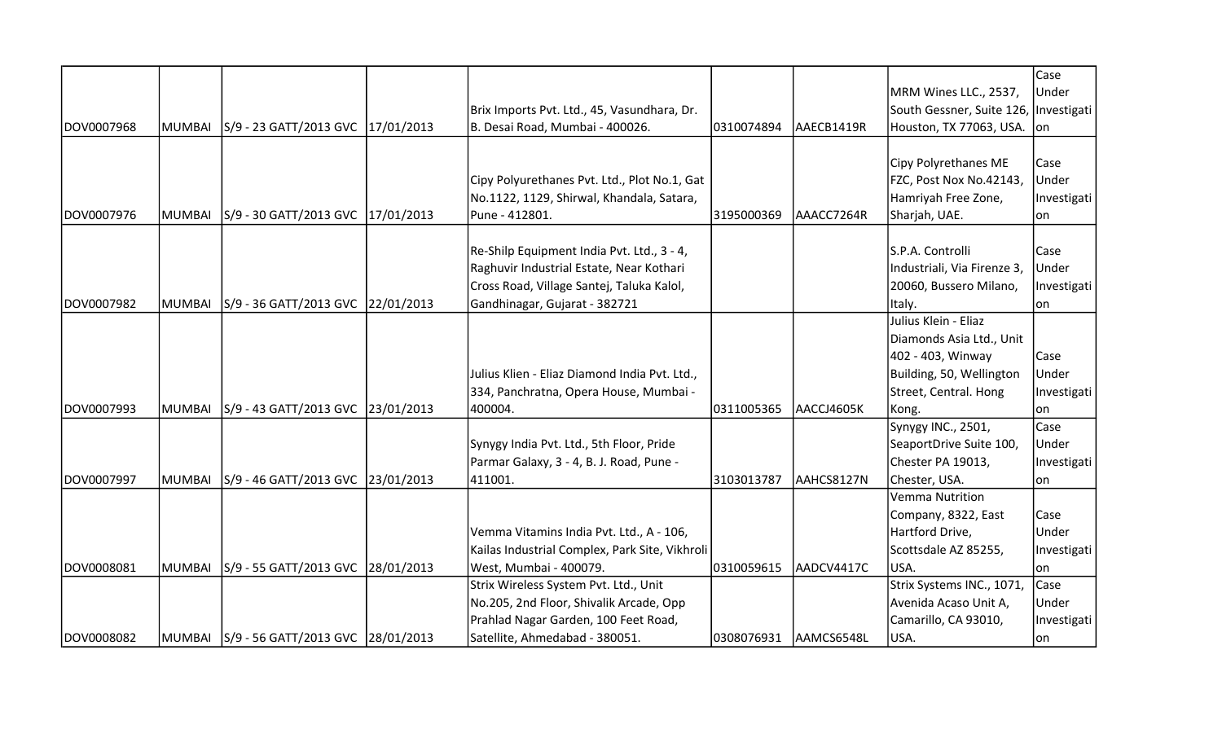| | | | | | | | | |
|---|---|---|---|---|---|---|---|---|
| DOV0007968 | MUMBAI | S/9 - 23 GATT/2013 GVC | 17/01/2013 | Brix Imports Pvt. Ltd., 45, Vasundhara, Dr. B. Desai Road, Mumbai - 400026. | 0310074894 | AAECB1419R | MRM Wines LLC., 2537, South Gessner, Suite 126, Houston, TX 77063, USA. | Case Under Investigation |
| DOV0007976 | MUMBAI | S/9 - 30 GATT/2013 GVC | 17/01/2013 | Cipy Polyurethanes Pvt. Ltd., Plot No.1, Gat No.1122, 1129, Shirwal, Khandala, Satara, Pune - 412801. | 3195000369 | AAACC7264R | Cipy Polyrethanes ME FZC, Post Nox No.42143, Hamriyah Free Zone, Sharjah, UAE. | Case Under Investigation |
| DOV0007982 | MUMBAI | S/9 - 36 GATT/2013 GVC | 22/01/2013 | Re-Shilp Equipment India Pvt. Ltd., 3 - 4, Raghuvir Industrial Estate, Near Kothari Cross Road, Village Santej, Taluka Kalol, Gandhinagar, Gujarat - 382721 | | | S.P.A. Controlli Industriali, Via Firenze 3, 20060, Bussero Milano, Italy. | Case Under Investigation |
| DOV0007993 | MUMBAI | S/9 - 43 GATT/2013 GVC | 23/01/2013 | Julius Klien - Eliaz Diamond India Pvt. Ltd., 334, Panchratna, Opera House, Mumbai - 400004. | 0311005365 | AACCJ4605K | Julius Klein - Eliaz Diamonds Asia Ltd., Unit 402 - 403, Winway Building, 50, Wellington Street, Central. Hong Kong. | Case Under Investigation |
| DOV0007997 | MUMBAI | S/9 - 46 GATT/2013 GVC | 23/01/2013 | Synygy India Pvt. Ltd., 5th Floor, Pride Parmar Galaxy, 3 - 4, B. J. Road, Pune - 411001. | 3103013787 | AAHCS8127N | Synygy INC., 2501, SeaportDrive Suite 100, Chester PA 19013, Chester, USA. | Case Under Investigation |
| DOV0008081 | MUMBAI | S/9 - 55 GATT/2013 GVC | 28/01/2013 | Vemma Vitamins India Pvt. Ltd., A - 106, Kailas Industrial Complex, Park Site, Vikhroli West, Mumbai - 400079. | 0310059615 | AADCV4417C | Vemma Nutrition Company, 8322, East Hartford Drive, Scottsdale AZ 85255, USA. | Case Under Investigation |
| DOV0008082 | MUMBAI | S/9 - 56 GATT/2013 GVC | 28/01/2013 | Strix Wireless System Pvt. Ltd., Unit No.205, 2nd Floor, Shivalik Arcade, Opp Prahlad Nagar Garden, 100 Feet Road, Satellite, Ahmedabad - 380051. | 0308076931 | AAMCS6548L | Strix Systems INC., 1071, Avenida Acaso Unit A, Camarillo, CA 93010, USA. | Case Under Investigation |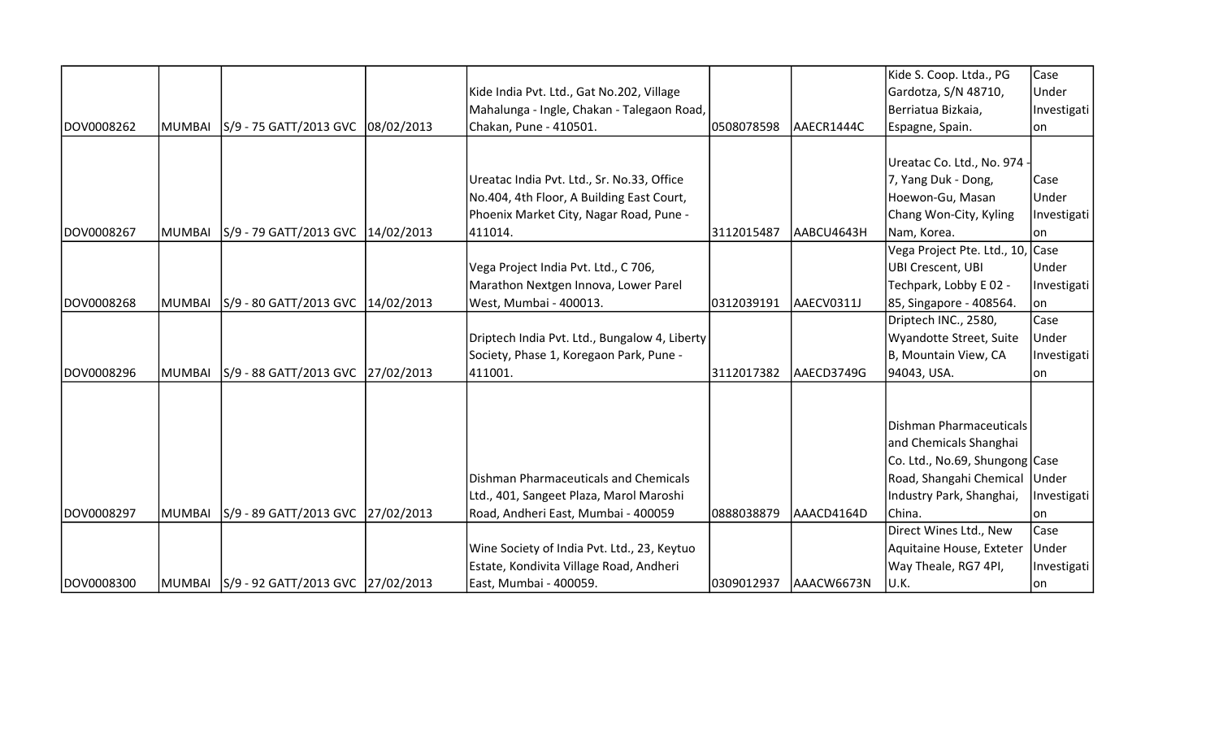| | | | | | | | | |
|---|---|---|---|---|---|---|---|---|
| DOV0008262 | MUMBAI | S/9 - 75 GATT/2013 GVC | 08/02/2013 | Kide India Pvt. Ltd., Gat No.202, Village Mahalunga - Ingle, Chakan - Talegaon Road, Chakan, Pune - 410501. | 0508078598 | AAECR1444C | Kide S. Coop. Ltda., PG Gardotza, S/N 48710, Berriatua Bizkaia, Espagne, Spain. | Case Under Investigation |
| DOV0008267 | MUMBAI | S/9 - 79 GATT/2013 GVC | 14/02/2013 | Ureatac India Pvt. Ltd., Sr. No.33, Office No.404, 4th Floor, A Building East Court, Phoenix Market City, Nagar Road, Pune - 411014. | 3112015487 | AABCU4643H | Ureatac Co. Ltd., No. 974 - 7, Yang Duk - Dong, Hoewon-Gu, Masan Chang Won-City, Kyling Nam, Korea. | Case Under Investigation |
| DOV0008268 | MUMBAI | S/9 - 80 GATT/2013 GVC | 14/02/2013 | Vega Project India Pvt. Ltd., C 706, Marathon Nextgen Innova, Lower Parel West, Mumbai - 400013. | 0312039191 | AAECV0311J | Vega Project Pte. Ltd., 10, UBI Crescent, UBI Techpark, Lobby E 02 - 85, Singapore - 408564. | Case Under Investigation |
| DOV0008296 | MUMBAI | S/9 - 88 GATT/2013 GVC | 27/02/2013 | Driptech India Pvt. Ltd., Bungalow 4, Liberty Society, Phase 1, Koregaon Park, Pune - 411001. | 3112017382 | AAECD3749G | Driptech INC., 2580, Wyandotte Street, Suite B, Mountain View, CA 94043, USA. | Case Under Investigation |
| DOV0008297 | MUMBAI | S/9 - 89 GATT/2013 GVC | 27/02/2013 | Dishman Pharmaceuticals and Chemicals Ltd., 401, Sangeet Plaza, Marol Maroshi Road, Andheri East, Mumbai - 400059 | 0888038879 | AAACD4164D | Dishman Pharmaceuticals and Chemicals Shanghai Co. Ltd., No.69, Shungong Road, Shangahi Chemical Industry Park, Shanghai, China. | Case Under Investigation |
| DOV0008300 | MUMBAI | S/9 - 92 GATT/2013 GVC | 27/02/2013 | Wine Society of India Pvt. Ltd., 23, Keytuo Estate, Kondivita Village Road, Andheri East, Mumbai - 400059. | 0309012937 | AAACW6673N | Direct Wines Ltd., New Aquitaine House, Exteter Way Theale, RG7 4PI, U.K. | Case Under Investigation |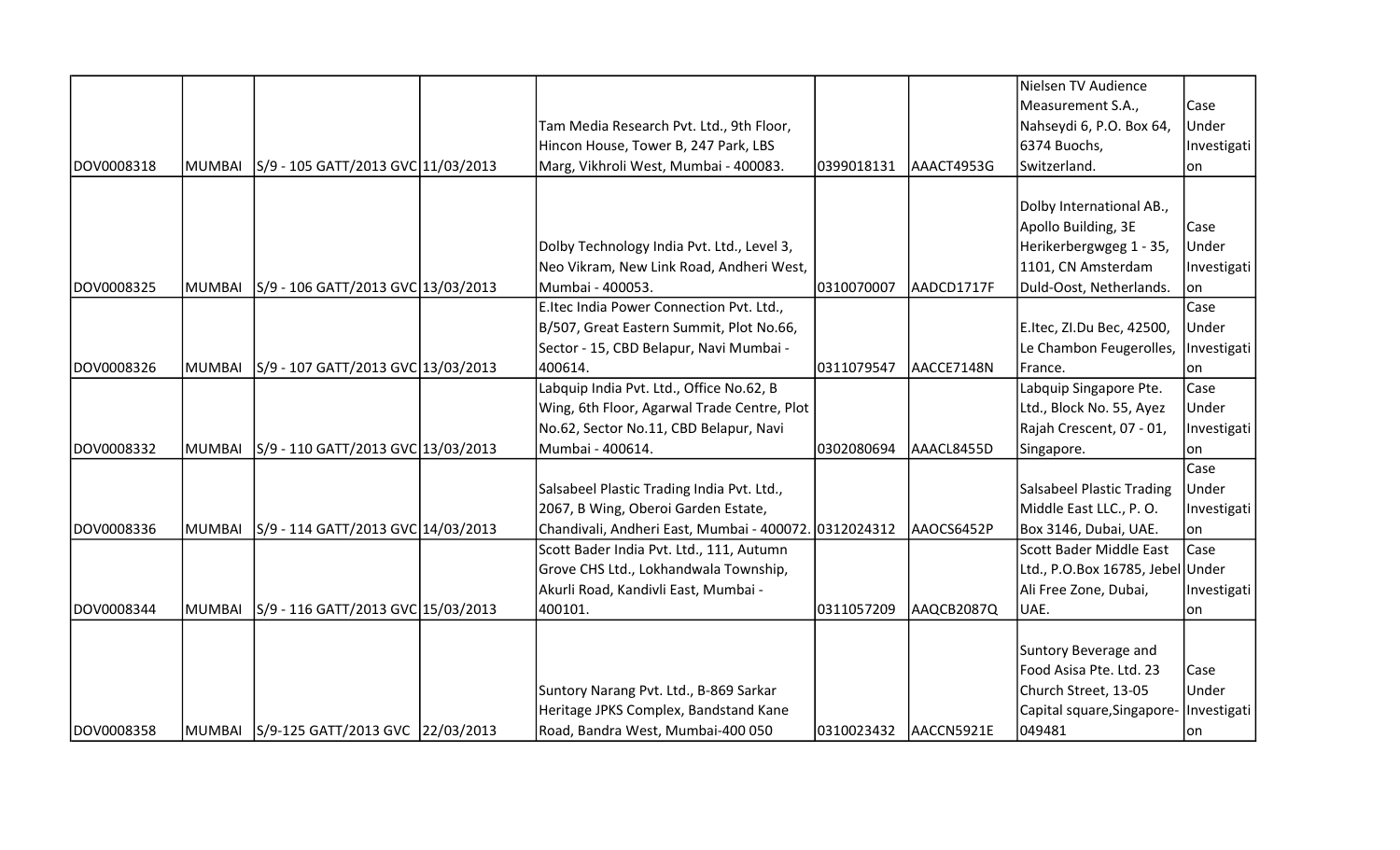| | | | | | | | | |
|---|---|---|---|---|---|---|---|---|
| DOV0008318 | MUMBAI | S/9 - 105 GATT/2013 GVC | 11/03/2013 | Tam Media Research Pvt. Ltd., 9th Floor, Hincon House, Tower B, 247 Park, LBS Marg, Vikhroli West, Mumbai - 400083. | 0399018131 | AAACT4953G | Nielsen TV Audience Measurement S.A., Nahseydi 6, P.O. Box 64, 6374 Buochs, Switzerland. | Case Under Investigation |
| DOV0008325 | MUMBAI | S/9 - 106 GATT/2013 GVC | 13/03/2013 | Dolby Technology India Pvt. Ltd., Level 3, Neo Vikram, New Link Road, Andheri West, Mumbai - 400053. | 0310070007 | AADCD1717F | Dolby International AB., Apollo Building, 3E Herikerbergwgeg 1 - 35, 1101, CN Amsterdam Duld-Oost, Netherlands. | Case Under Investigation |
| DOV0008326 | MUMBAI | S/9 - 107 GATT/2013 GVC | 13/03/2013 | E.Itec India Power Connection Pvt. Ltd., B/507, Great Eastern Summit, Plot No.66, Sector - 15, CBD Belapur, Navi Mumbai - 400614. | 0311079547 | AACCE7148N | E.Itec, ZI.Du Bec, 42500, Le Chambon Feugerolles, France. | Case Under Investigation |
| DOV0008332 | MUMBAI | S/9 - 110 GATT/2013 GVC | 13/03/2013 | Labquip India Pvt. Ltd., Office No.62, B Wing, 6th Floor, Agarwal Trade Centre, Plot No.62, Sector No.11, CBD Belapur, Navi Mumbai - 400614. | 0302080694 | AAACL8455D | Labquip Singapore Pte. Ltd., Block No. 55, Ayez Rajah Crescent, 07 - 01, Singapore. | Case Under Investigation |
| DOV0008336 | MUMBAI | S/9 - 114 GATT/2013 GVC | 14/03/2013 | Salsabeel Plastic Trading India Pvt. Ltd., 2067, B Wing, Oberoi Garden Estate, Chandivali, Andheri East, Mumbai - 400072. | 0312024312 | AAOCS6452P | Salsabeel Plastic Trading Middle East LLC., P. O. Box 3146, Dubai, UAE. | Case Under Investigation |
| DOV0008344 | MUMBAI | S/9 - 116 GATT/2013 GVC | 15/03/2013 | Scott Bader India Pvt. Ltd., 111, Autumn Grove CHS Ltd., Lokhandwala Township, Akurli Road, Kandivli East, Mumbai - 400101. | 0311057209 | AAQCB2087Q | Scott Bader Middle East Ltd., P.O.Box 16785, Jebel Ali Free Zone, Dubai, UAE. | Case Under Investigation |
| DOV0008358 | MUMBAI | S/9-125 GATT/2013 GVC | 22/03/2013 | Suntory Narang Pvt. Ltd., B-869 Sarkar Heritage JPKS Complex, Bandstand Kane Road, Bandra West, Mumbai-400 050 | 0310023432 | AACCN5921E | Suntory Beverage and Food Asisa Pte. Ltd. 23 Church Street, 13-05 Capital square,Singapore-049481 | Case Under Investigation |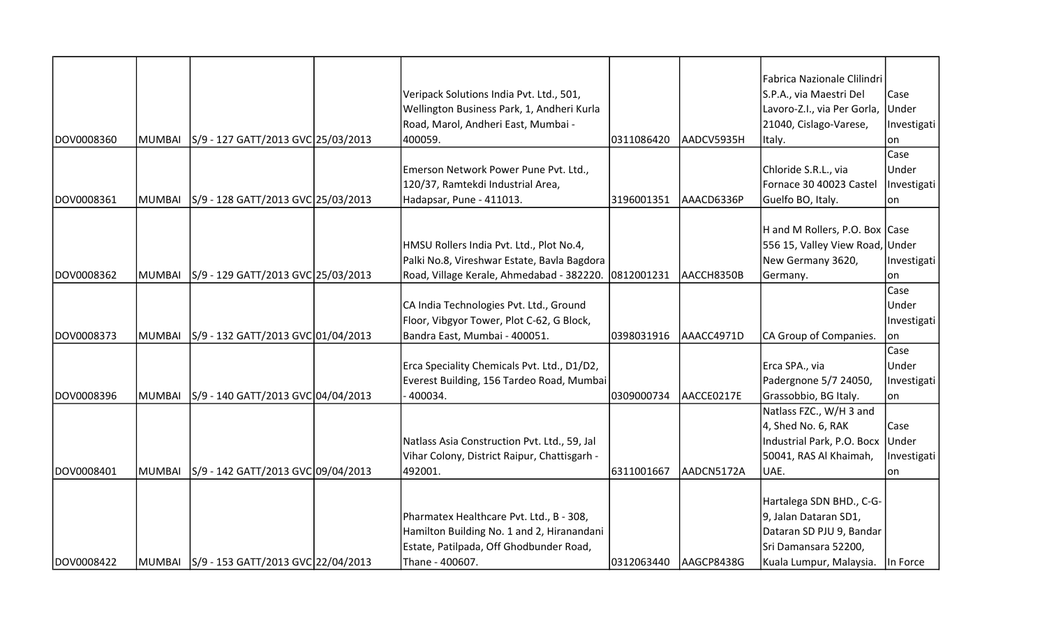| | | | | | | | | |
|---|---|---|---|---|---|---|---|---|
| DOV0008360 | MUMBAI | S/9 - 127 GATT/2013 GVC | 25/03/2013 | Veripack Solutions India Pvt. Ltd., 501, Wellington Business Park, 1, Andheri Kurla Road, Marol, Andheri East, Mumbai - 400059. | 0311086420 | AADCV5935H | Fabrica Nazionale Clilindri S.P.A., via Maestri Del Lavoro-Z.I., via Per Gorla, 21040, Cislago-Varese, Italy. | Case Under Investigation |
| DOV0008361 | MUMBAI | S/9 - 128 GATT/2013 GVC | 25/03/2013 | Emerson Network Power Pune Pvt. Ltd., 120/37, Ramtekdi Industrial Area, Hadapsar, Pune - 411013. | 3196001351 | AAACD6336P | Chloride S.R.L., via Fornace 30 40023 Castel Guelfo BO, Italy. | Case Under Investigation |
| DOV0008362 | MUMBAI | S/9 - 129 GATT/2013 GVC | 25/03/2013 | HMSU Rollers India Pvt. Ltd., Plot No.4, Palki No.8, Vireshwar Estate, Bavla Bagdora Road, Village Kerale, Ahmedabad - 382220. | 0812001231 | AACCH8350B | H and M Rollers, P.O. Box 556 15, Valley View Road, New Germany 3620, Germany. | Case Under Investigation |
| DOV0008373 | MUMBAI | S/9 - 132 GATT/2013 GVC | 01/04/2013 | CA India Technologies Pvt. Ltd., Ground Floor, Vibgyor Tower, Plot C-62, G Block, Bandra East, Mumbai - 400051. | 0398031916 | AAACC4971D | CA Group of Companies. | Case Under Investigation |
| DOV0008396 | MUMBAI | S/9 - 140 GATT/2013 GVC | 04/04/2013 | Erca Speciality Chemicals Pvt. Ltd., D1/D2, Everest Building, 156 Tardeo Road, Mumbai - 400034. | 0309000734 | AACCE0217E | Erca SPA., via Padergnone 5/7 24050, Grassobbio, BG Italy. | Case Under Investigation |
| DOV0008401 | MUMBAI | S/9 - 142 GATT/2013 GVC | 09/04/2013 | Natlass Asia Construction Pvt. Ltd., 59, Jal Vihar Colony, District Raipur, Chattisgarh - 492001. | 6311001667 | AADCN5172A | Natlass FZC., W/H 3 and 4, Shed No. 6, RAK Industrial Park, P.O. Bocx 50041, RAS Al Khaimah, UAE. | Case Under Investigation |
| DOV0008422 | MUMBAI | S/9 - 153 GATT/2013 GVC | 22/04/2013 | Pharmatex Healthcare Pvt. Ltd., B - 308, Hamilton Building No. 1 and 2, Hiranandani Estate, Patilpada, Off Ghodbunder Road, Thane - 400607. | 0312063440 | AAGCP8438G | Hartalega SDN BHD., C-G-9, Jalan Dataran SD1, Dataran SD PJU 9, Bandar Sri Damansara 52200, Kuala Lumpur, Malaysia. | In Force |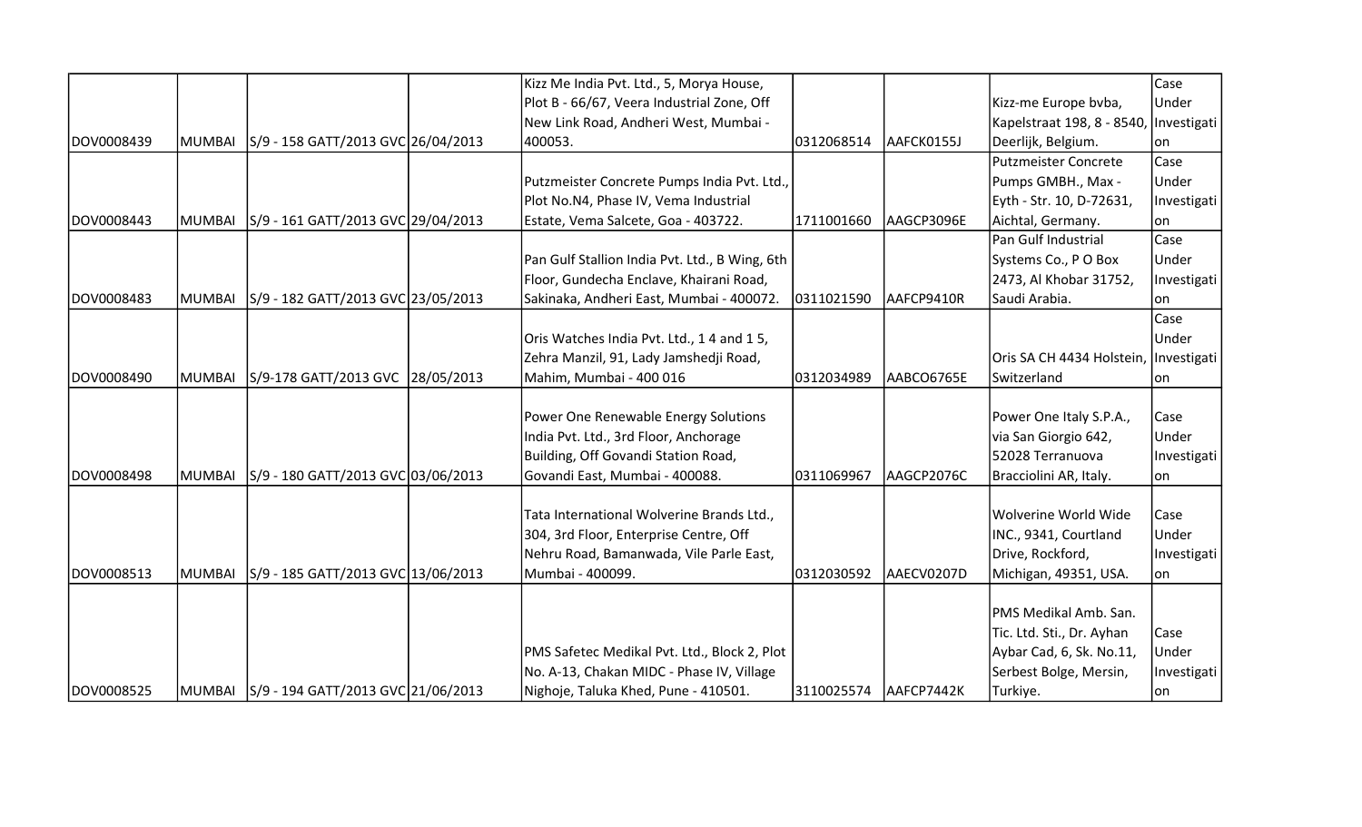| | | | | | | | | |
|---|---|---|---|---|---|---|---|---|
| DOV0008439 | MUMBAI | S/9 - 158 GATT/2013 GVC | 26/04/2013 | Kizz Me India Pvt. Ltd., 5, Morya House, Plot B - 66/67, Veera Industrial Zone, Off New Link Road, Andheri West, Mumbai - 400053. | 0312068514 | AAFCK0155J | Kizz-me Europe bvba, Kapelstraat 198, 8 - 8540, Deerlijk, Belgium. | Case Under Investigation |
| DOV0008443 | MUMBAI | S/9 - 161 GATT/2013 GVC | 29/04/2013 | Putzmeister Concrete Pumps India Pvt. Ltd., Plot No.N4, Phase IV, Vema Industrial Estate, Vema Salcete, Goa - 403722. | 1711001660 | AAGCP3096E | Putzmeister Concrete Pumps GMBH., Max - Eyth - Str. 10, D-72631, Aichtal, Germany. | Case Under Investigation |
| DOV0008483 | MUMBAI | S/9 - 182 GATT/2013 GVC | 23/05/2013 | Pan Gulf Stallion India Pvt. Ltd., B Wing, 6th Floor, Gundecha Enclave, Khairani Road, Sakinaka, Andheri East, Mumbai - 400072. | 0311021590 | AAFCP9410R | Pan Gulf Industrial Systems Co., P O Box 2473, Al Khobar 31752, Saudi Arabia. | Case Under Investigation |
| DOV0008490 | MUMBAI | S/9-178 GATT/2013 GVC | 28/05/2013 | Oris Watches India Pvt. Ltd., 1 4 and 1 5, Zehra Manzil, 91, Lady Jamshedji Road, Mahim, Mumbai - 400 016 | 0312034989 | AABCO6765E | Oris SA CH 4434 Holstein, Switzerland | Case Under Investigation |
| DOV0008498 | MUMBAI | S/9 - 180 GATT/2013 GVC | 03/06/2013 | Power One Renewable Energy Solutions India Pvt. Ltd., 3rd Floor, Anchorage Building, Off Govandi Station Road, Govandi East, Mumbai - 400088. | 0311069967 | AAGCP2076C | Power One Italy S.P.A., via San Giorgio 642, 52028 Terranuova Bracciolini AR, Italy. | Case Under Investigation |
| DOV0008513 | MUMBAI | S/9 - 185 GATT/2013 GVC | 13/06/2013 | Tata International Wolverine Brands Ltd., 304, 3rd Floor, Enterprise Centre, Off Nehru Road, Bamanwada, Vile Parle East, Mumbai - 400099. | 0312030592 | AAECV0207D | Wolverine World Wide INC., 9341, Courtland Drive, Rockford, Michigan, 49351, USA. | Case Under Investigation |
| DOV0008525 | MUMBAI | S/9 - 194 GATT/2013 GVC | 21/06/2013 | PMS Safetec Medikal Pvt. Ltd., Block 2, Plot No. A-13, Chakan MIDC - Phase IV, Village Nighoje, Taluka Khed, Pune - 410501. | 3110025574 | AAFCP7442K | PMS Medikal Amb. San. Tic. Ltd. Sti., Dr. Ayhan Aybar Cad, 6, Sk. No.11, Serbest Bolge, Mersin, Turkiye. | Case Under Investigation |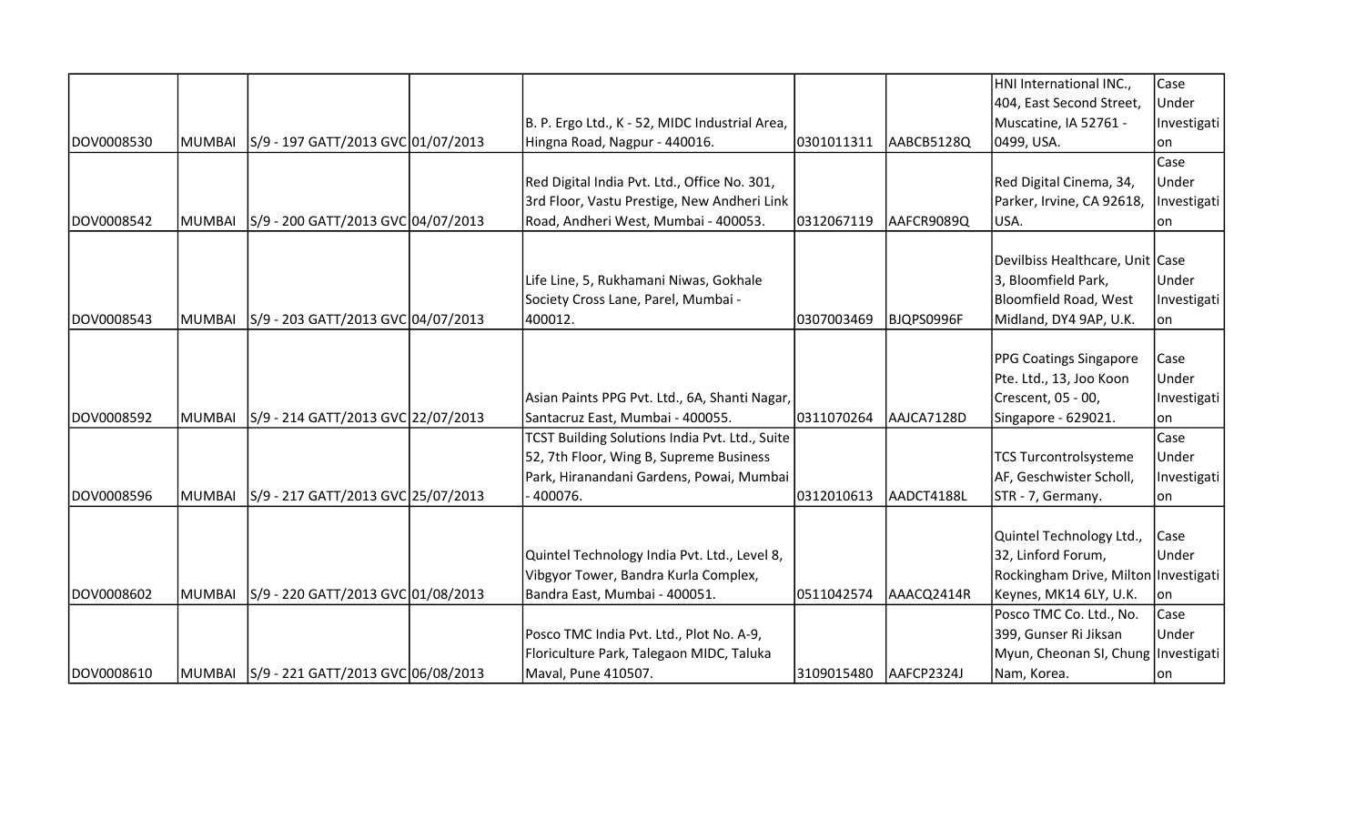| | | | | | | | | |
|---|---|---|---|---|---|---|---|---|
| DOV0008530 | MUMBAI | S/9 - 197 GATT/2013 GVC | 01/07/2013 | B. P. Ergo Ltd., K - 52, MIDC Industrial Area, Hingna Road, Nagpur - 440016. | 0301011311 | AABCB5128Q | HNI International INC., 404, East Second Street, Muscatine, IA 52761 - 0499, USA. | Case Under Investigation |
| DOV0008542 | MUMBAI | S/9 - 200 GATT/2013 GVC | 04/07/2013 | Red Digital India Pvt. Ltd., Office No. 301, 3rd Floor, Vastu Prestige, New Andheri Link Road, Andheri West, Mumbai - 400053. | 0312067119 | AAFCR9089Q | Red Digital Cinema, 34, Parker, Irvine, CA 92618, USA. | Case Under Investigation |
| DOV0008543 | MUMBAI | S/9 - 203 GATT/2013 GVC | 04/07/2013 | Life Line, 5, Rukhamani Niwas, Gokhale Society Cross Lane, Parel, Mumbai - 400012. | 0307003469 | BJQPS0996F | Devilbiss Healthcare, Unit 3, Bloomfield Park, Bloomfield Road, West Midland, DY4 9AP, U.K. | Case Under Investigation |
| DOV0008592 | MUMBAI | S/9 - 214 GATT/2013 GVC | 22/07/2013 | Asian Paints PPG Pvt. Ltd., 6A, Shanti Nagar, Santacruz East, Mumbai - 400055. | 0311070264 | AAJCA7128D | PPG Coatings Singapore Pte. Ltd., 13, Joo Koon Crescent, 05 - 00, Singapore - 629021. | Case Under Investigation |
| DOV0008596 | MUMBAI | S/9 - 217 GATT/2013 GVC | 25/07/2013 | TCST Building Solutions India Pvt. Ltd., Suite 52, 7th Floor, Wing B, Supreme Business Park, Hiranandani Gardens, Powai, Mumbai - 400076. | 0312010613 | AADCT4188L | TCS Turcontrolsysteme AF, Geschwister Scholl, STR - 7, Germany. | Case Under Investigation |
| DOV0008602 | MUMBAI | S/9 - 220 GATT/2013 GVC | 01/08/2013 | Quintel Technology India Pvt. Ltd., Level 8, Vibgyor Tower, Bandra Kurla Complex, Bandra East, Mumbai - 400051. | 0511042574 | AAACQ2414R | Quintel Technology Ltd., 32, Linford Forum, Rockingham Drive, Milton Keynes, MK14 6LY, U.K. | Case Under Investigation |
| DOV0008610 | MUMBAI | S/9 - 221 GATT/2013 GVC | 06/08/2013 | Posco TMC India Pvt. Ltd., Plot No. A-9, Floriculture Park, Talegaon MIDC, Taluka Maval, Pune 410507. | 3109015480 | AAFCP2324J | Posco TMC Co. Ltd., No. 399, Gunser Ri Jiksan Myun, Cheonan SI, Chung Nam, Korea. | Case Under Investigation |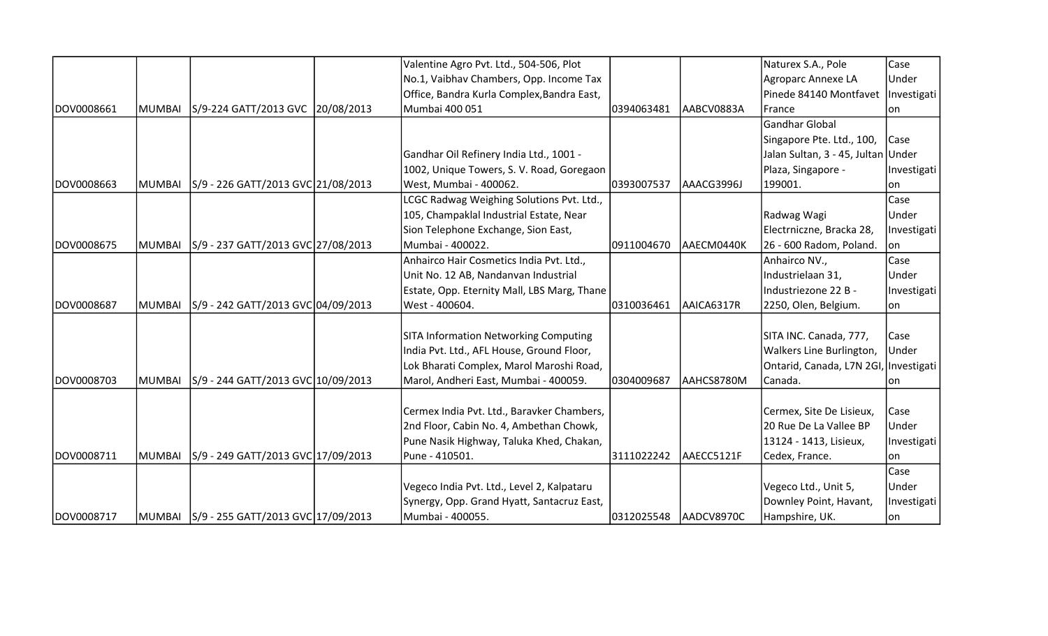| | | | | | | | | |
|---|---|---|---|---|---|---|---|---|
| DOV0008661 | MUMBAI | S/9-224 GATT/2013 GVC | 20/08/2013 | Valentine Agro Pvt. Ltd., 504-506, Plot No.1, Vaibhav Chambers, Opp. Income Tax Office, Bandra Kurla Complex,Bandra East, Mumbai 400 051 | 0394063481 | AABCV0883A | Naturex S.A., Pole Agroparc Annexe LA Pinede 84140 Montfavet France | Case Under Investigation |
| DOV0008663 | MUMBAI | S/9 - 226 GATT/2013 GVC | 21/08/2013 | Gandhar Oil Refinery India Ltd., 1001 - 1002, Unique Towers, S. V. Road, Goregaon West, Mumbai - 400062. | 0393007537 | AAACG3996J | Gandhar Global Singapore Pte. Ltd., 100, Jalan Sultan, 3 - 45, Jultan Plaza, Singapore - 199001. | Case Under Investigation |
| DOV0008675 | MUMBAI | S/9 - 237 GATT/2013 GVC | 27/08/2013 | LCGC Radwag Weighing Solutions Pvt. Ltd., 105, Champaklal Industrial Estate, Near Sion Telephone Exchange, Sion East, Mumbai - 400022. | 0911004670 | AAECM0440K | Radwag Wagi Electrniczne, Bracka 28, 26 - 600 Radom, Poland. | Case Under Investigation |
| DOV0008687 | MUMBAI | S/9 - 242 GATT/2013 GVC | 04/09/2013 | Anhairco Hair Cosmetics India Pvt. Ltd., Unit No. 12 AB, Nandanvan Industrial Estate, Opp. Eternity Mall, LBS Marg, Thane West - 400604. | 0310036461 | AAICA6317R | Anhairco NV., Industrielaan 31, Industriezone 22 B - 2250, Olen, Belgium. | Case Under Investigation |
| DOV0008703 | MUMBAI | S/9 - 244 GATT/2013 GVC | 10/09/2013 | SITA Information Networking Computing India Pvt. Ltd., AFL House, Ground Floor, Lok Bharati Complex, Marol Maroshi Road, Marol, Andheri East, Mumbai - 400059. | 0304009687 | AAHCS8780M | SITA INC. Canada, 777, Walkers Line Burlington, Ontarid, Canada, L7N 2GI, Canada. | Case Under Investigation |
| DOV0008711 | MUMBAI | S/9 - 249 GATT/2013 GVC | 17/09/2013 | Cermex India Pvt. Ltd., Baravker Chambers, 2nd Floor, Cabin No. 4, Ambethan Chowk, Pune Nasik Highway, Taluka Khed, Chakan, Pune - 410501. | 3111022242 | AAECC5121F | Cermex, Site De Lisieux, 20 Rue De La Vallee BP 13124 - 1413, Lisieux, Cedex, France. | Case Under Investigation |
| DOV0008717 | MUMBAI | S/9 - 255 GATT/2013 GVC | 17/09/2013 | Vegeco India Pvt. Ltd., Level 2, Kalpataru Synergy, Opp. Grand Hyatt, Santacruz East, Mumbai - 400055. | 0312025548 | AADCV8970C | Vegeco Ltd., Unit 5, Downley Point, Havant, Hampshire, UK. | Case Under Investigation |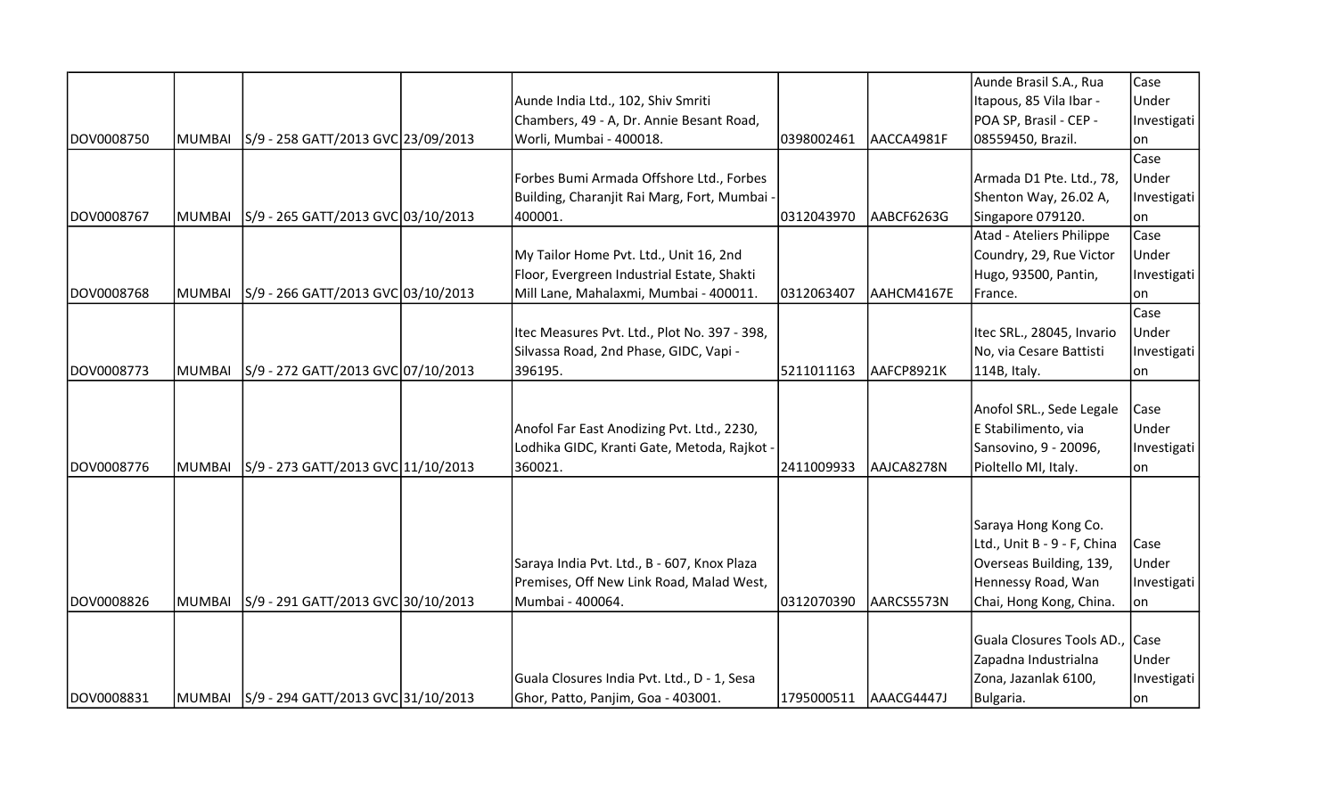| | | | | | | | | |
|---|---|---|---|---|---|---|---|---|
| DOV0008750 | MUMBAI | S/9 - 258 GATT/2013 GVC | 23/09/2013 | | Aunde India Ltd., 102, Shiv Smriti Chambers, 49 - A, Dr. Annie Besant Road, Worli, Mumbai - 400018. | 0398002461 | AACCA4981F | Aunde Brasil S.A., Rua Itapous, 85 Vila Ibar - POA SP, Brasil - CEP - 08559450, Brazil. | Case Under Investigation |
| DOV0008767 | MUMBAI | S/9 - 265 GATT/2013 GVC | 03/10/2013 | | Forbes Bumi Armada Offshore Ltd., Forbes Building, Charanjit Rai Marg, Fort, Mumbai - 400001. | 0312043970 | AABCF6263G | Armada D1 Pte. Ltd., 78, Shenton Way, 26.02 A, Singapore 079120. | Case Under Investigation |
| DOV0008768 | MUMBAI | S/9 - 266 GATT/2013 GVC | 03/10/2013 | | My Tailor Home Pvt. Ltd., Unit 16, 2nd Floor, Evergreen Industrial Estate, Shakti Mill Lane, Mahalaxmi, Mumbai - 400011. | 0312063407 | AAHCM4167E | Atad - Ateliers Philippe Coundry, 29, Rue Victor Hugo, 93500, Pantin, France. | Case Under Investigation |
| DOV0008773 | MUMBAI | S/9 - 272 GATT/2013 GVC | 07/10/2013 | | Itec Measures Pvt. Ltd., Plot No. 397 - 398, Silvassa Road, 2nd Phase, GIDC, Vapi - 396195. | 5211011163 | AAFCP8921K | Itec SRL., 28045, Invario No, via Cesare Battisti 114B, Italy. | Case Under Investigation |
| DOV0008776 | MUMBAI | S/9 - 273 GATT/2013 GVC | 11/10/2013 | | Anofol Far East Anodizing Pvt. Ltd., 2230, Lodhika GIDC, Kranti Gate, Metoda, Rajkot - 360021. | 2411009933 | AAJCA8278N | Anofol SRL., Sede Legale E Stabilimento, via Sansovino, 9 - 20096, Pioltello MI, Italy. | Case Under Investigation |
| DOV0008826 | MUMBAI | S/9 - 291 GATT/2013 GVC | 30/10/2013 | | Saraya India Pvt. Ltd., B - 607, Knox Plaza Premises, Off New Link Road, Malad West, Mumbai - 400064. | 0312070390 | AARCS5573N | Saraya Hong Kong Co. Ltd., Unit B - 9 - F, China Overseas Building, 139, Hennessy Road, Wan Chai, Hong Kong, China. | Case Under Investigation |
| DOV0008831 | MUMBAI | S/9 - 294 GATT/2013 GVC | 31/10/2013 | | Guala Closures India Pvt. Ltd., D - 1, Sesa Ghor, Patto, Panjim, Goa - 403001. | 1795000511 | AAACG4447J | Guala Closures Tools AD., Zapadna Industrialna Zona, Jazanlak 6100, Bulgaria. | Case Under Investigation |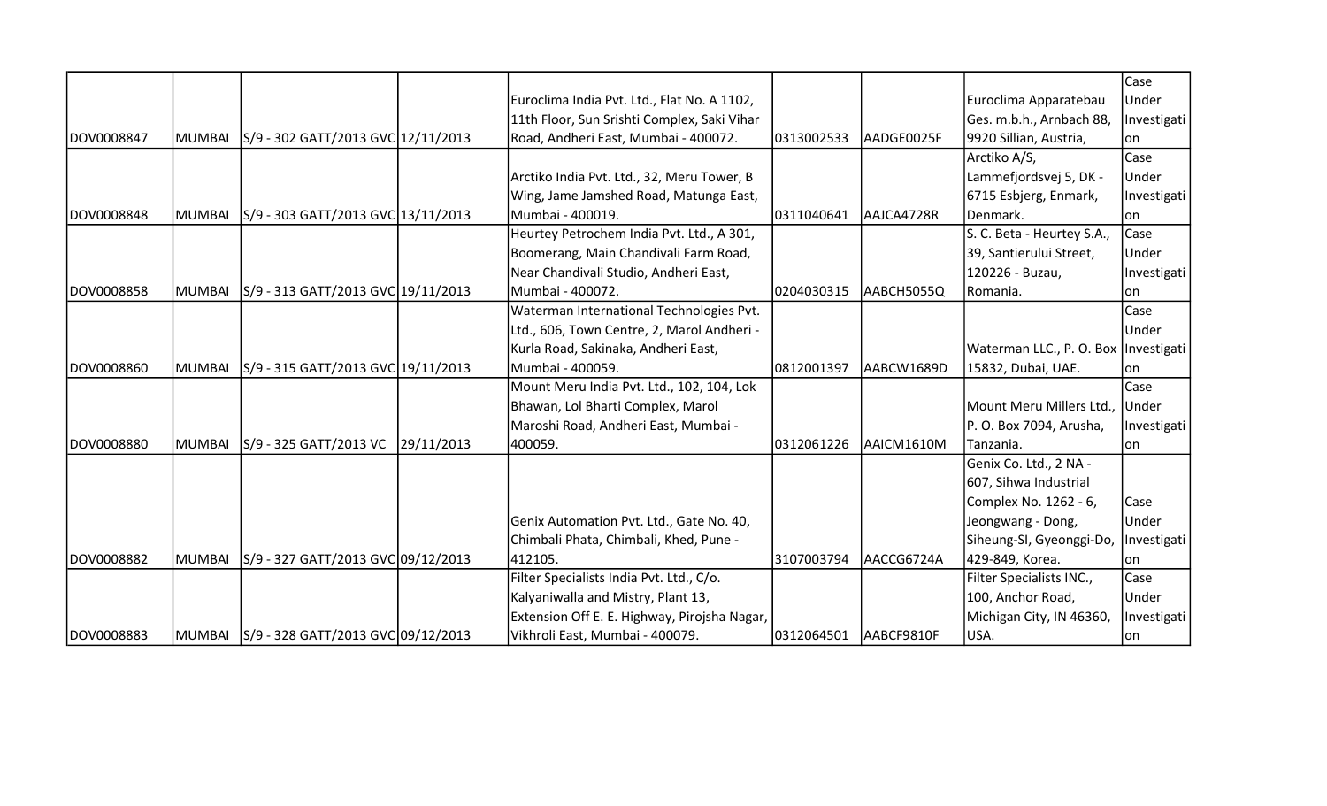| | | | | | | | | |
|---|---|---|---|---|---|---|---|---|
| DOV0008847 | MUMBAI | S/9 - 302 GATT/2013 GVC | 12/11/2013 | Euroclima India Pvt. Ltd., Flat No. A 1102, 11th Floor, Sun Srishti Complex, Saki Vihar Road, Andheri East, Mumbai - 400072. | 0313002533 | AADGE0025F | Euroclima Apparatebau Ges. m.b.h., Arnbach 88, 9920 Sillian, Austria, | Case Under Investigation |
| DOV0008848 | MUMBAI | S/9 - 303 GATT/2013 GVC | 13/11/2013 | Arctiko India Pvt. Ltd., 32, Meru Tower, B Wing, Jame Jamshed Road, Matunga East, Mumbai - 400019. | 0311040641 | AAJCA4728R | Arctiko A/S, Lammefjordsvej 5, DK - 6715 Esbjerg, Enmark, Denmark. | Case Under Investigation |
| DOV0008858 | MUMBAI | S/9 - 313 GATT/2013 GVC | 19/11/2013 | Heurtey Petrochem India Pvt. Ltd., A 301, Boomerang, Main Chandivali Farm Road, Near Chandivali Studio, Andheri East, Mumbai - 400072. | 0204030315 | AABCH5055Q | S. C. Beta - Heurtey S.A., 39, Santierului Street, 120226 - Buzau, Romania. | Case Under Investigation |
| DOV0008860 | MUMBAI | S/9 - 315 GATT/2013 GVC | 19/11/2013 | Waterman International Technologies Pvt. Ltd., 606, Town Centre, 2, Marol Andheri - Kurla Road, Sakinaka, Andheri East, Mumbai - 400059. | 0812001397 | AABCW1689D | Waterman LLC., P. O. Box 15832, Dubai, UAE. | Case Under Investigation |
| DOV0008880 | MUMBAI | S/9 - 325 GATT/2013 VC | 29/11/2013 | Mount Meru India Pvt. Ltd., 102, 104, Lok Bhawan, Lol Bharti Complex, Marol Maroshi Road, Andheri East, Mumbai - 400059. | 0312061226 | AAICM1610M | Mount Meru Millers Ltd., P. O. Box 7094, Arusha, Tanzania. | Case Under Investigation |
| DOV0008882 | MUMBAI | S/9 - 327 GATT/2013 GVC | 09/12/2013 | Genix Automation Pvt. Ltd., Gate No. 40, Chimbali Phata, Chimbali, Khed, Pune - 412105. | 3107003794 | AACCG6724A | Genix Co. Ltd., 2 NA - 607, Sihwa Industrial Complex No. 1262 - 6, Jeongwang - Dong, Siheung-SI, Gyeonggi-Do, 429-849, Korea. | Case Under Investigation |
| DOV0008883 | MUMBAI | S/9 - 328 GATT/2013 GVC | 09/12/2013 | Filter Specialists India Pvt. Ltd., C/o. Kalyaniwalla and Mistry, Plant 13, Extension Off E. E. Highway, Pirojsha Nagar, Vikhroli East, Mumbai - 400079. | 0312064501 | AABCF9810F | Filter Specialists INC., 100, Anchor Road, Michigan City, IN 46360, USA. | Case Under Investigation |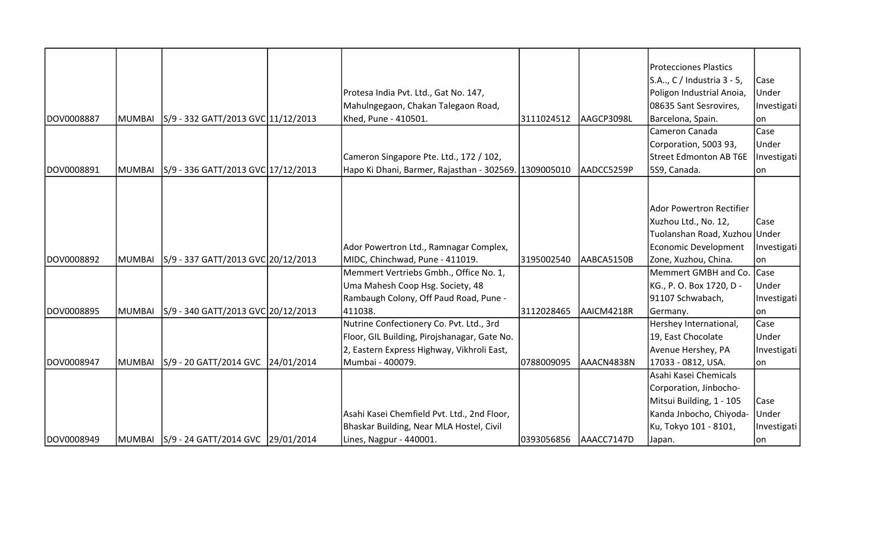| | | | | | | | | |
|---|---|---|---|---|---|---|---|---|
| DOV0008887 | MUMBAI | S/9 - 332 GATT/2013 GVC | 11/12/2013 | Protesa India Pvt. Ltd., Gat No. 147, Mahulngegaon, Chakan Talegaon Road, Khed, Pune - 410501. | 3111024512 | AAGCP3098L | Protecciones Plastics S.A.., C / Industria 3 - 5, Poligon Industrial Anoia, 08635 Sant Sesrovires, Barcelona, Spain. | Case Under Investigation |
| DOV0008891 | MUMBAI | S/9 - 336 GATT/2013 GVC | 17/12/2013 | Cameron Singapore Pte. Ltd., 172 / 102, Hapo Ki Dhani, Barmer, Rajasthan - 302569. | 1309005010 | AADCC5259P | Cameron Canada Corporation, 5003 93, Street Edmonton AB T6E 5S9, Canada. | Case Under Investigation |
| DOV0008892 | MUMBAI | S/9 - 337 GATT/2013 GVC | 20/12/2013 | Ador Powertron Ltd., Ramnagar Complex, MIDC, Chinchwad, Pune - 411019. | 3195002540 | AABCA5150B | Ador Powertron Rectifier Xuzhou Ltd., No. 12, Tuolanshan Road, Xuzhou Economic Development Zone, Xuzhou, China. | Case Under Investigation |
| DOV0008895 | MUMBAI | S/9 - 340 GATT/2013 GVC | 20/12/2013 | Memmert Vertriebs Gmbh., Office No. 1, Uma Mahesh Coop Hsg. Society, 48 Rambaugh Colony, Off Paud Road, Pune - 411038. | 3112028465 | AAICM4218R | Memmert GMBH and Co. KG., P. O. Box 1720, D - 91107 Schwabach, Germany. | Case Under Investigation |
| DOV0008947 | MUMBAI | S/9 - 20 GATT/2014 GVC | 24/01/2014 | Nutrine Confectionery Co. Pvt. Ltd., 3rd Floor, GIL Building, Pirojshanagar, Gate No. 2, Eastern Express Highway, Vikhroli East, Mumbai - 400079. | 0788009095 | AAACN4838N | Hershey International, 19, East Chocolate Avenue Hershey, PA 17033 - 0812, USA. | Case Under Investigation |
| DOV0008949 | MUMBAI | S/9 - 24 GATT/2014 GVC | 29/01/2014 | Asahi Kasei Chemfield Pvt. Ltd., 2nd Floor, Bhaskar Building, Near MLA Hostel, Civil Lines, Nagpur - 440001. | 0393056856 | AAACC7147D | Asahi Kasei Chemicals Corporation, Jinbocho-Mitsui Building, 1 - 105 Kanda Jnbocho, Chiyoda-Ku, Tokyo 101 - 8101, Japan. | Case Under Investigation |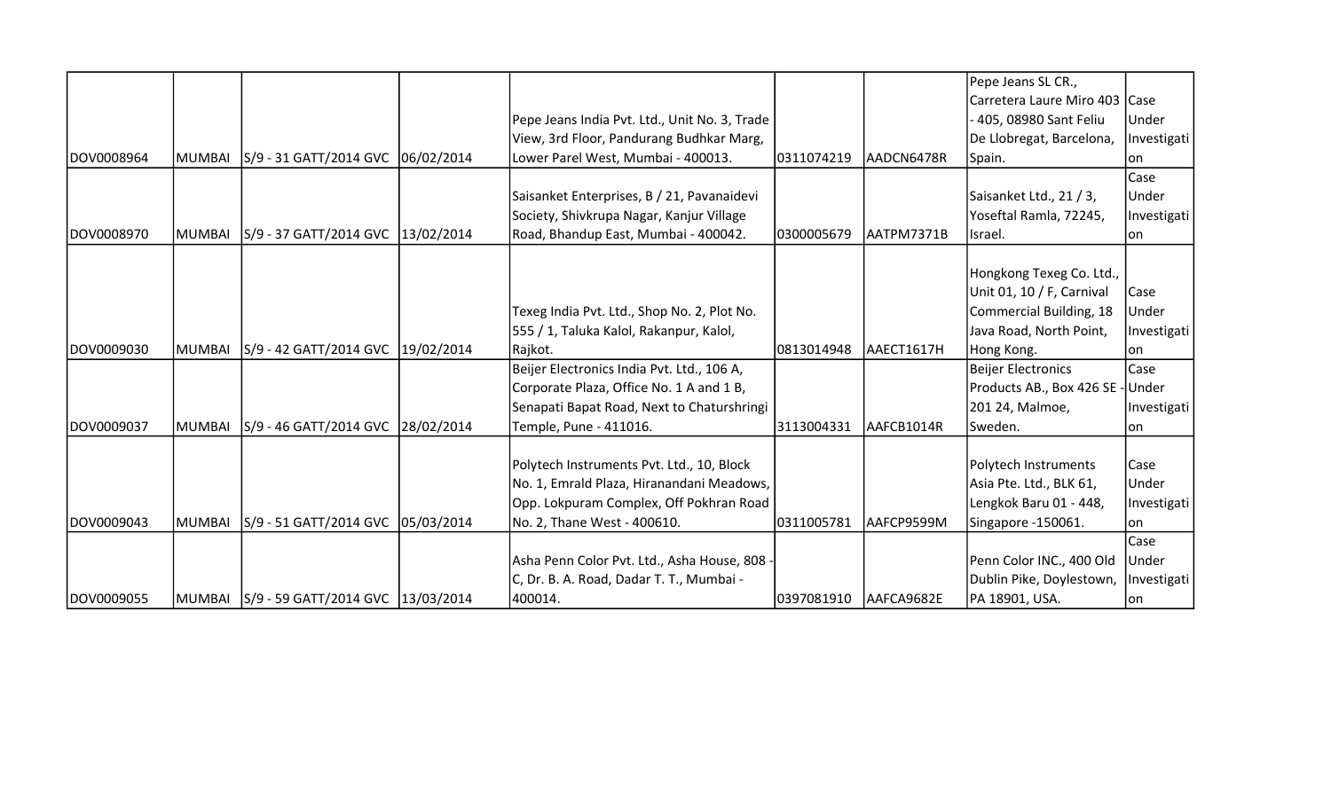| | | | | | | | | |
|---|---|---|---|---|---|---|---|---|
| DOV0008964 | MUMBAI | S/9 - 31 GATT/2014 GVC | 06/02/2014 | Pepe Jeans India Pvt. Ltd., Unit No. 3, Trade View, 3rd Floor, Pandurang Budhkar Marg, Lower Parel West, Mumbai - 400013. | 0311074219 | AADCN6478R | Pepe Jeans SL CR., Carretera Laure Miro 403 - 405, 08980 Sant Feliu De Llobregat, Barcelona, Spain. | Case Under Investigation |
| DOV0008970 | MUMBAI | S/9 - 37 GATT/2014 GVC | 13/02/2014 | Saisanket Enterprises, B / 21, Pavanaidevi Society, Shivkrupa Nagar, Kanjur Village Road, Bhandup East, Mumbai - 400042. | 0300005679 | AATPM7371B | Saisanket Ltd., 21 / 3, Yoseftal Ramla, 72245, Israel. | Case Under Investigation |
| DOV0009030 | MUMBAI | S/9 - 42 GATT/2014 GVC | 19/02/2014 | Texeg India Pvt. Ltd., Shop No. 2, Plot No. 555 / 1, Taluka Kalol, Rakanpur, Kalol, Rajkot. | 0813014948 | AAECT1617H | Hongkong Texeg Co. Ltd., Unit 01, 10 / F, Carnival Commercial Building, 18 Java Road, North Point, Hong Kong. | Case Under Investigation |
| DOV0009037 | MUMBAI | S/9 - 46 GATT/2014 GVC | 28/02/2014 | Beijer Electronics India Pvt. Ltd., 106 A, Corporate Plaza, Office No. 1 A and 1 B, Senapati Bapat Road, Next to Chaturshringi Temple, Pune - 411016. | 3113004331 | AAFCB1014R | Beijer Electronics Products AB., Box 426 SE - 201 24, Malmoe, Sweden. | Case Under Investigation |
| DOV0009043 | MUMBAI | S/9 - 51 GATT/2014 GVC | 05/03/2014 | Polytech Instruments Pvt. Ltd., 10, Block No. 1, Emrald Plaza, Hiranandani Meadows, Opp. Lokpuram Complex, Off Pokhran Road No. 2, Thane West - 400610. | 0311005781 | AAFCP9599M | Polytech Instruments Asia Pte. Ltd., BLK 61, Lengkok Baru 01 - 448, Singapore -150061. | Case Under Investigation |
| DOV0009055 | MUMBAI | S/9 - 59 GATT/2014 GVC | 13/03/2014 | Asha Penn Color Pvt. Ltd., Asha House, 808 - C, Dr. B. A. Road, Dadar T. T., Mumbai - 400014. | 0397081910 | AAFCA9682E | Penn Color INC., 400 Old Dublin Pike, Doylestown, PA 18901, USA. | Case Under Investigation |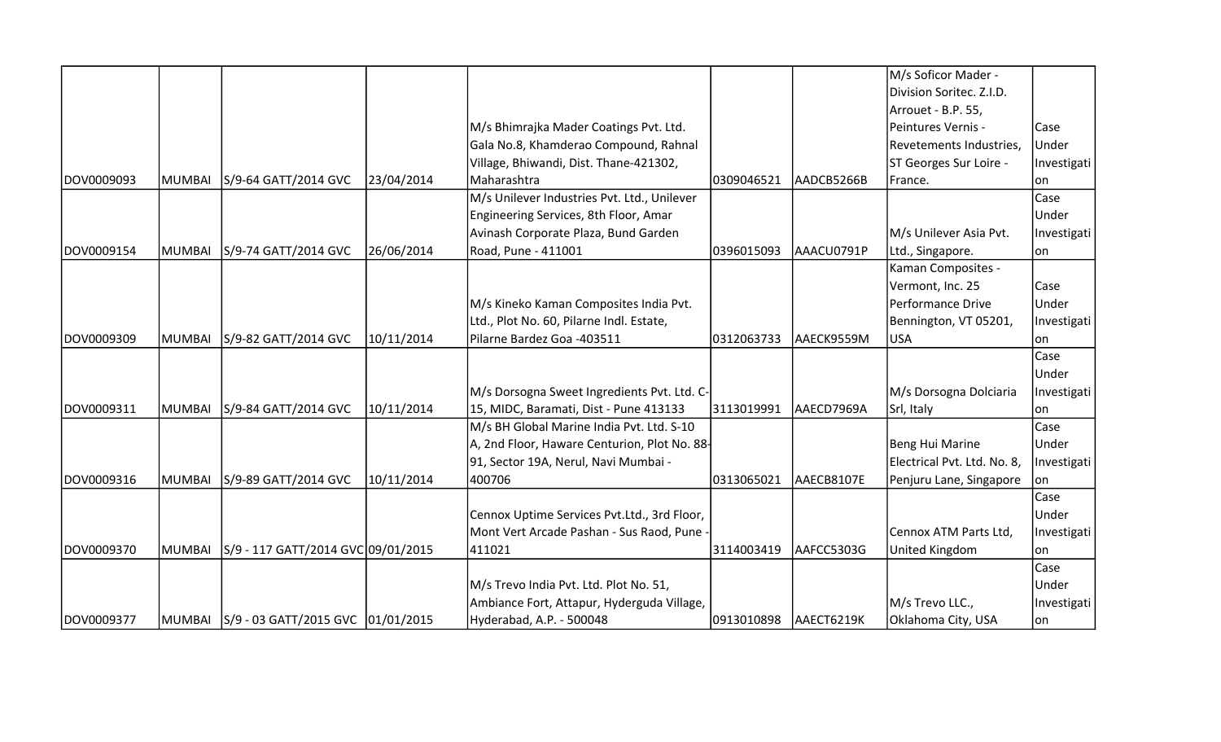| | | | | | | | | |
|---|---|---|---|---|---|---|---|---|
| DOV0009093 | MUMBAI | S/9-64 GATT/2014 GVC | 23/04/2014 | M/s Bhimrajka Mader Coatings Pvt. Ltd. Gala No.8, Khamderao Compound, Rahnal Village, Bhiwandi, Dist. Thane-421302, Maharashtra | 0309046521 | AADCB5266B | M/s Soficor Mader - Division Soritec. Z.I.D. Arrouet - B.P. 55, Peintures Vernis - Revetements Industries, ST Georges Sur Loire - France. | Case Under Investigation |
| DOV0009154 | MUMBAI | S/9-74 GATT/2014 GVC | 26/06/2014 | M/s Unilever Industries Pvt. Ltd., Unilever Engineering Services, 8th Floor, Amar Avinash Corporate Plaza, Bund Garden Road, Pune - 411001 | 0396015093 | AAACU0791P | M/s Unilever Asia Pvt. Ltd., Singapore. | Case Under Investigation |
| DOV0009309 | MUMBAI | S/9-82 GATT/2014 GVC | 10/11/2014 | M/s Kineko Kaman Composites India Pvt. Ltd., Plot No. 60, Pilarne Indl. Estate, Pilarne Bardez Goa -403511 | 0312063733 | AAECK9559M | Kaman Composites - Vermont, Inc. 25 Performance Drive Bennington, VT 05201, USA | Case Under Investigation |
| DOV0009311 | MUMBAI | S/9-84 GATT/2014 GVC | 10/11/2014 | M/s Dorsogna Sweet Ingredients Pvt. Ltd. C-15, MIDC, Baramati, Dist - Pune 413133 | 3113019991 | AAECD7969A | M/s Dorsogna Dolciaria Srl, Italy | Case Under Investigation |
| DOV0009316 | MUMBAI | S/9-89 GATT/2014 GVC | 10/11/2014 | M/s BH Global Marine India Pvt. Ltd. S-10 A, 2nd Floor, Haware Centurion, Plot No. 88-91, Sector 19A, Nerul, Navi Mumbai - 400706 | 0313065021 | AAECB8107E | Beng Hui Marine Electrical Pvt. Ltd. No. 8, Penjuru Lane, Singapore | Case Under Investigation |
| DOV0009370 | MUMBAI | S/9 - 117 GATT/2014 GVC | 09/01/2015 | Cennox Uptime Services Pvt.Ltd., 3rd Floor, Mont Vert Arcade Pashan - Sus Raod, Pune - 411021 | 3114003419 | AAFCC5303G | Cennox ATM Parts Ltd, United Kingdom | Case Under Investigation |
| DOV0009377 | MUMBAI | S/9 - 03 GATT/2015 GVC | 01/01/2015 | M/s Trevo India Pvt. Ltd. Plot No. 51, Ambiance Fort, Attapur, Hyderguda Village, Hyderabad, A.P. - 500048 | 0913010898 | AAECT6219K | M/s Trevo LLC., Oklahoma City, USA | Case Under Investigation |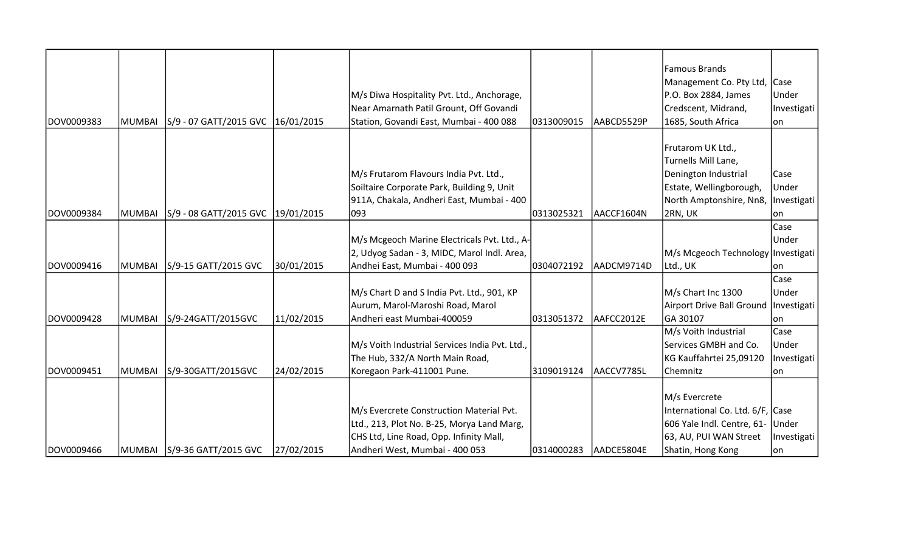| | | | | | | | | |
|---|---|---|---|---|---|---|---|---|
| DOV0009383 | MUMBAI | S/9 - 07 GATT/2015 GVC | 16/01/2015 | M/s Diwa Hospitality Pvt. Ltd., Anchorage, Near Amarnath Patil Grount, Off Govandi Station, Govandi East, Mumbai - 400 088 | 0313009015 | AABCD5529P | Famous Brands Management Co. Pty Ltd, P.O. Box 2884, James Credscent, Midrand, 1685, South Africa | Case Under Investigation |
| DOV0009384 | MUMBAI | S/9 - 08 GATT/2015 GVC | 19/01/2015 | M/s Frutarom Flavours India Pvt. Ltd., Soiltaire Corporate Park, Building 9, Unit 911A, Chakala, Andheri East, Mumbai - 400 093 | 0313025321 | AACCF1604N | Frutarom UK Ltd., Turnells Mill Lane, Denington Industrial Estate, Wellingborough, North Amptonshire, Nn8, 2RN, UK | Case Under Investigation |
| DOV0009416 | MUMBAI | S/9-15 GATT/2015 GVC | 30/01/2015 | M/s Mcgeoch Marine Electricals Pvt. Ltd., A-2, Udyog Sadan - 3, MIDC, Marol Indl. Area, Andhei East, Mumbai - 400 093 | 0304072192 | AADCM9714D | M/s Mcgeoch Technology Ltd., UK | Case Under Investigation |
| DOV0009428 | MUMBAI | S/9-24GATT/2015GVC | 11/02/2015 | M/s Chart D and S India Pvt. Ltd., 901, KP Aurum, Marol-Maroshi Road, Marol Andheri east Mumbai-400059 | 0313051372 | AAFCC2012E | M/s Chart Inc 1300 Airport Drive Ball Ground GA 30107 | Case Under Investigation |
| DOV0009451 | MUMBAI | S/9-30GATT/2015GVC | 24/02/2015 | M/s Voith Industrial Services India Pvt. Ltd., The Hub, 332/A North Main Road, Koregaon Park-411001 Pune. | 3109019124 | AACCV7785L | M/s Voith Industrial Services GMBH and Co. KG Kauffahrtei 25,09120 Chemnitz | Case Under Investigation |
| DOV0009466 | MUMBAI | S/9-36 GATT/2015 GVC | 27/02/2015 | M/s Evercrete Construction Material Pvt. Ltd., 213, Plot No. B-25, Morya Land Marg, CHS Ltd, Line Road, Opp. Infinity Mall, Andheri West, Mumbai - 400 053 | 0314000283 | AADCE5804E | M/s Evercrete International Co. Ltd. 6/F, 606 Yale Indl. Centre, 61-63, AU, PUI WAN Street Shatin, Hong Kong | Case Under Investigation |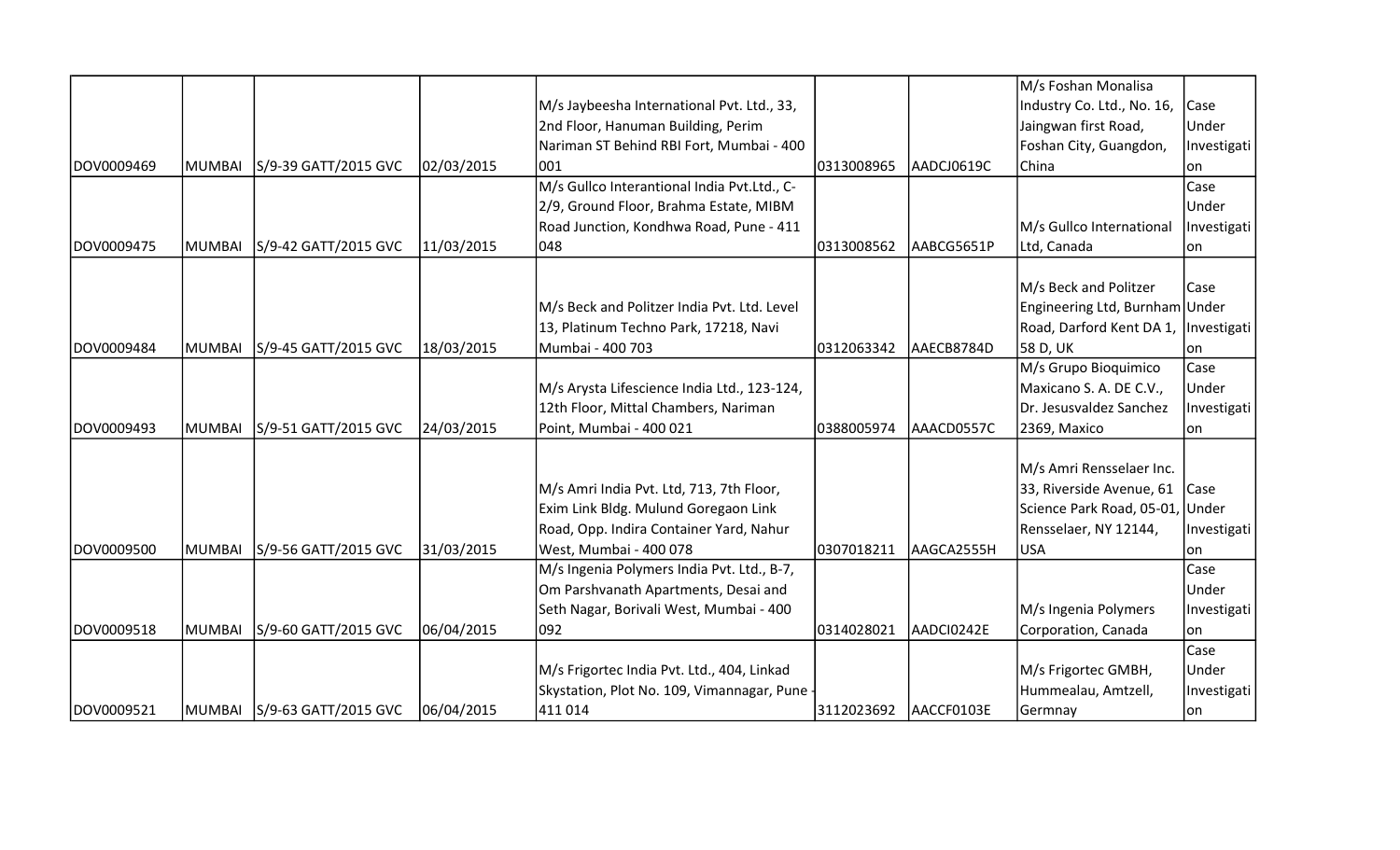| | | | | | | | | |
|---|---|---|---|---|---|---|---|---|
| DOV0009469 | MUMBAI | S/9-39 GATT/2015 GVC | 02/03/2015 | M/s Jaybeesha International Pvt. Ltd., 33, 2nd Floor, Hanuman Building, Perim Nariman ST Behind RBI Fort, Mumbai - 400 001 | 0313008965 | AADCJ0619C | M/s Foshan Monalisa Industry Co. Ltd., No. 16, Jaingwan first Road, Foshan City, Guangdon, China | Case Under Investigation |
| DOV0009475 | MUMBAI | S/9-42 GATT/2015 GVC | 11/03/2015 | M/s Gullco Interantional India Pvt.Ltd., C-2/9, Ground Floor, Brahma Estate, MIBM Road Junction, Kondhwa Road, Pune - 411 048 | 0313008562 | AABCG5651P | M/s Gullco International Ltd, Canada | Case Under Investigation |
| DOV0009484 | MUMBAI | S/9-45 GATT/2015 GVC | 18/03/2015 | M/s Beck and Politzer India Pvt. Ltd. Level 13, Platinum Techno Park, 17218, Navi Mumbai - 400 703 | 0312063342 | AAECB8784D | M/s Beck and Politzer Engineering Ltd, Burnham Road, Darford Kent DA 1, 58 D, UK | Case Under Investigation |
| DOV0009493 | MUMBAI | S/9-51 GATT/2015 GVC | 24/03/2015 | M/s Arysta Lifescience India Ltd., 123-124, 12th Floor, Mittal Chambers, Nariman Point, Mumbai - 400 021 | 0388005974 | AAACD0557C | M/s Grupo Bioquimico Maxicano S. A. DE C.V., Dr. Jesusvaldez Sanchez 2369, Maxico | Case Under Investigation |
| DOV0009500 | MUMBAI | S/9-56 GATT/2015 GVC | 31/03/2015 | M/s Amri India Pvt. Ltd, 713, 7th Floor, Exim Link Bldg. Mulund Goregaon Link Road, Opp. Indira Container Yard, Nahur West, Mumbai - 400 078 | 0307018211 | AAGCA2555H | M/s Amri Rensselaer Inc. 33, Riverside Avenue, 61 Science Park Road, 05-01, Rensselaer, NY 12144, USA | Case Under Investigation |
| DOV0009518 | MUMBAI | S/9-60 GATT/2015 GVC | 06/04/2015 | M/s Ingenia Polymers India Pvt. Ltd., B-7, Om Parshvanath Apartments, Desai and Seth Nagar, Borivali West, Mumbai - 400 092 | 0314028021 | AADCI0242E | M/s Ingenia Polymers Corporation, Canada | Case Under Investigation |
| DOV0009521 | MUMBAI | S/9-63 GATT/2015 GVC | 06/04/2015 | M/s Frigortec India Pvt. Ltd., 404, Linkad Skystation, Plot No. 109, Vimannagar, Pune - 411 014 | 3112023692 | AACCF0103E | M/s Frigortec GMBH, Hummealau, Amtzell, Germnay | Case Under Investigation |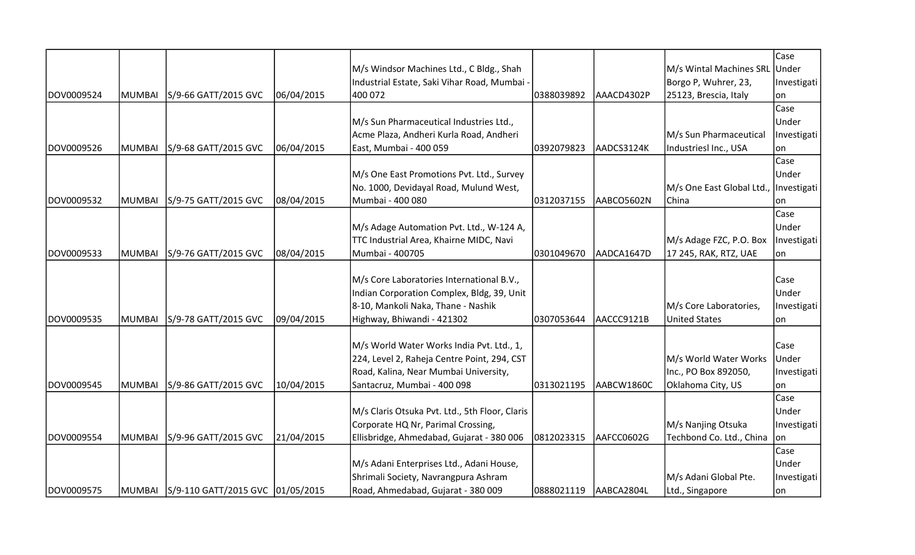| | | | | | | | | |
|---|---|---|---|---|---|---|---|---|
| DOV0009524 | MUMBAI | S/9-66 GATT/2015 GVC | 06/04/2015 | M/s Windsor Machines Ltd., C Bldg., Shah Industrial Estate, Saki Vihar Road, Mumbai - 400 072 | 0388039892 | AAACD4302P | M/s Wintal Machines SRL Borgo P, Wuhrer, 23, 25123, Brescia, Italy | Case Under Investigation |
| DOV0009526 | MUMBAI | S/9-68 GATT/2015 GVC | 06/04/2015 | M/s Sun Pharmaceutical Industries Ltd., Acme Plaza, Andheri Kurla Road, Andheri East, Mumbai - 400 059 | 0392079823 | AADCS3124K | M/s Sun Pharmaceutical Industriesl Inc., USA | Case Under Investigation |
| DOV0009532 | MUMBAI | S/9-75 GATT/2015 GVC | 08/04/2015 | M/s One East Promotions Pvt. Ltd., Survey No. 1000, Devidayal Road, Mulund West, Mumbai - 400 080 | 0312037155 | AABCO5602N | M/s One East Global Ltd., China | Case Under Investigation |
| DOV0009533 | MUMBAI | S/9-76 GATT/2015 GVC | 08/04/2015 | M/s Adage Automation Pvt. Ltd., W-124 A, TTC Industrial Area, Khairne MIDC, Navi Mumbai - 400705 | 0301049670 | AADCA1647D | M/s Adage FZC, P.O. Box 17 245, RAK, RTZ, UAE | Case Under Investigation |
| DOV0009535 | MUMBAI | S/9-78 GATT/2015 GVC | 09/04/2015 | M/s Core Laboratories International B.V., Indian Corporation Complex, Bldg, 39, Unit 8-10, Mankoli Naka, Thane - Nashik Highway, Bhiwandi - 421302 | 0307053644 | AACCC9121B | M/s Core Laboratories, United States | Case Under Investigation |
| DOV0009545 | MUMBAI | S/9-86 GATT/2015 GVC | 10/04/2015 | M/s World Water Works India Pvt. Ltd., 1, 224, Level 2, Raheja Centre Point, 294, CST Road, Kalina, Near Mumbai University, Santacruz, Mumbai - 400 098 | 0313021195 | AABCW1860C | M/s World Water Works Inc., PO Box 892050, Oklahoma City, US | Case Under Investigation |
| DOV0009554 | MUMBAI | S/9-96 GATT/2015 GVC | 21/04/2015 | M/s Claris Otsuka Pvt. Ltd., 5th Floor, Claris Corporate HQ Nr, Parimal Crossing, Ellisbridge, Ahmedabad, Gujarat - 380 006 | 0812023315 | AAFCC0602G | M/s Nanjing Otsuka Techbond Co. Ltd., China | Case Under Investigation |
| DOV0009575 | MUMBAI | S/9-110 GATT/2015 GVC | 01/05/2015 | M/s Adani Enterprises Ltd., Adani House, Shrimali Society, Navrangpura Ashram Road, Ahmedabad, Gujarat - 380 009 | 0888021119 | AABCA2804L | M/s Adani Global Pte. Ltd., Singapore | Case Under Investigation |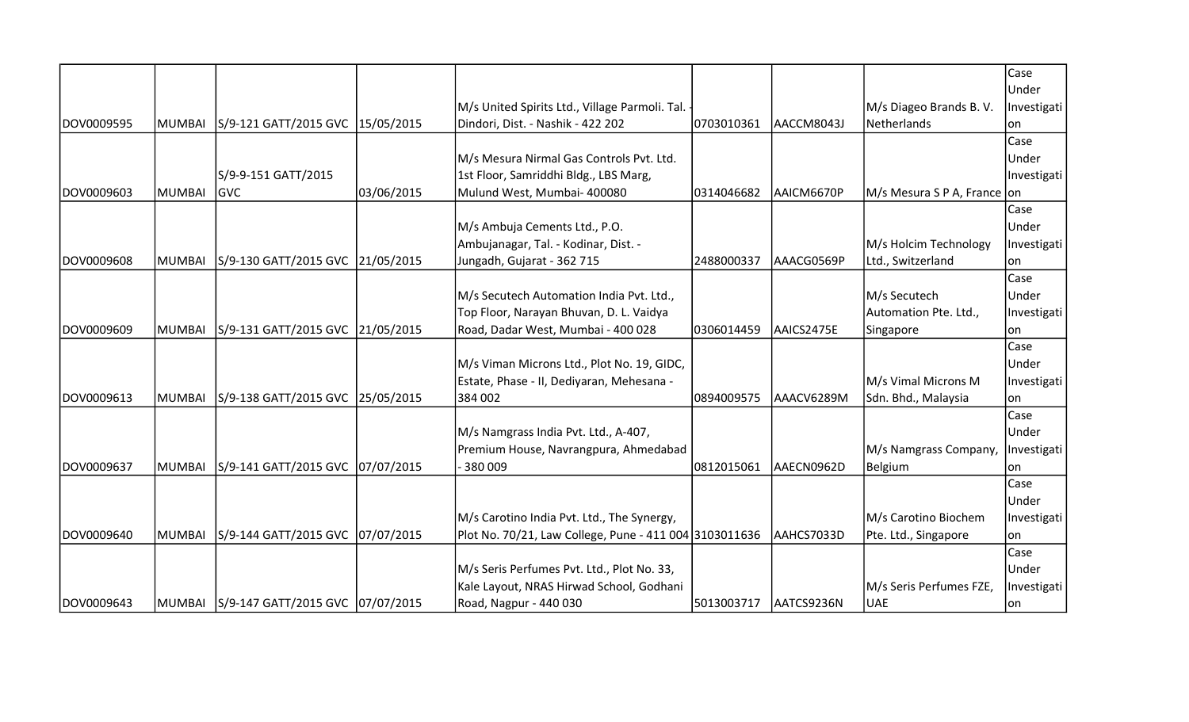| | | | | | | | | |
|---|---|---|---|---|---|---|---|---|
| DOV0009595 | MUMBAI | S/9-121 GATT/2015 GVC | 15/05/2015 | M/s United Spirits Ltd., Village Parmoli. Tal. - Dindori, Dist. - Nashik - 422 202 | 0703010361 | AACCM8043J | M/s Diageo Brands B. V. Netherlands | Case Under Investigation |
| DOV0009603 | MUMBAI | S/9-9-151 GATT/2015 GVC | 03/06/2015 | M/s Mesura Nirmal Gas Controls Pvt. Ltd. 1st Floor, Samriddhi Bldg., LBS Marg, Mulund West, Mumbai- 400080 | 0314046682 | AAICM6670P | M/s Mesura S P A, France | Case Under Investigation |
| DOV0009608 | MUMBAI | S/9-130 GATT/2015 GVC | 21/05/2015 | M/s Ambuja Cements Ltd., P.O. Ambujanagar, Tal. - Kodinar, Dist. - Jungadh, Gujarat - 362 715 | 2488000337 | AAACG0569P | M/s Holcim Technology Ltd., Switzerland | Case Under Investigation |
| DOV0009609 | MUMBAI | S/9-131 GATT/2015 GVC | 21/05/2015 | M/s Secutech Automation India Pvt. Ltd., Top Floor, Narayan Bhuvan, D. L. Vaidya Road, Dadar West, Mumbai - 400 028 | 0306014459 | AAICS2475E | M/s Secutech Automation Pte. Ltd., Singapore | Case Under Investigation |
| DOV0009613 | MUMBAI | S/9-138 GATT/2015 GVC | 25/05/2015 | M/s Viman Microns Ltd., Plot No. 19, GIDC, Estate, Phase - II, Dediyaran, Mehesana - 384 002 | 0894009575 | AAACV6289M | M/s Vimal Microns M Sdn. Bhd., Malaysia | Case Under Investigation |
| DOV0009637 | MUMBAI | S/9-141 GATT/2015 GVC | 07/07/2015 | M/s Namgrass India Pvt. Ltd., A-407, Premium House, Navrangpura, Ahmedabad - 380 009 | 0812015061 | AAECN0962D | M/s Namgrass Company, Belgium | Case Under Investigation |
| DOV0009640 | MUMBAI | S/9-144 GATT/2015 GVC | 07/07/2015 | M/s Carotino India Pvt. Ltd., The Synergy, Plot No. 70/21, Law College, Pune - 411 004 | 3103011636 | AAHCS7033D | M/s Carotino Biochem Pte. Ltd., Singapore | Case Under Investigation |
| DOV0009643 | MUMBAI | S/9-147 GATT/2015 GVC | 07/07/2015 | M/s Seris Perfumes Pvt. Ltd., Plot No. 33, Kale Layout, NRAS Hirwad School, Godhani Road, Nagpur - 440 030 | 5013003717 | AATCS9236N | M/s Seris Perfumes FZE, UAE | Case Under Investigation |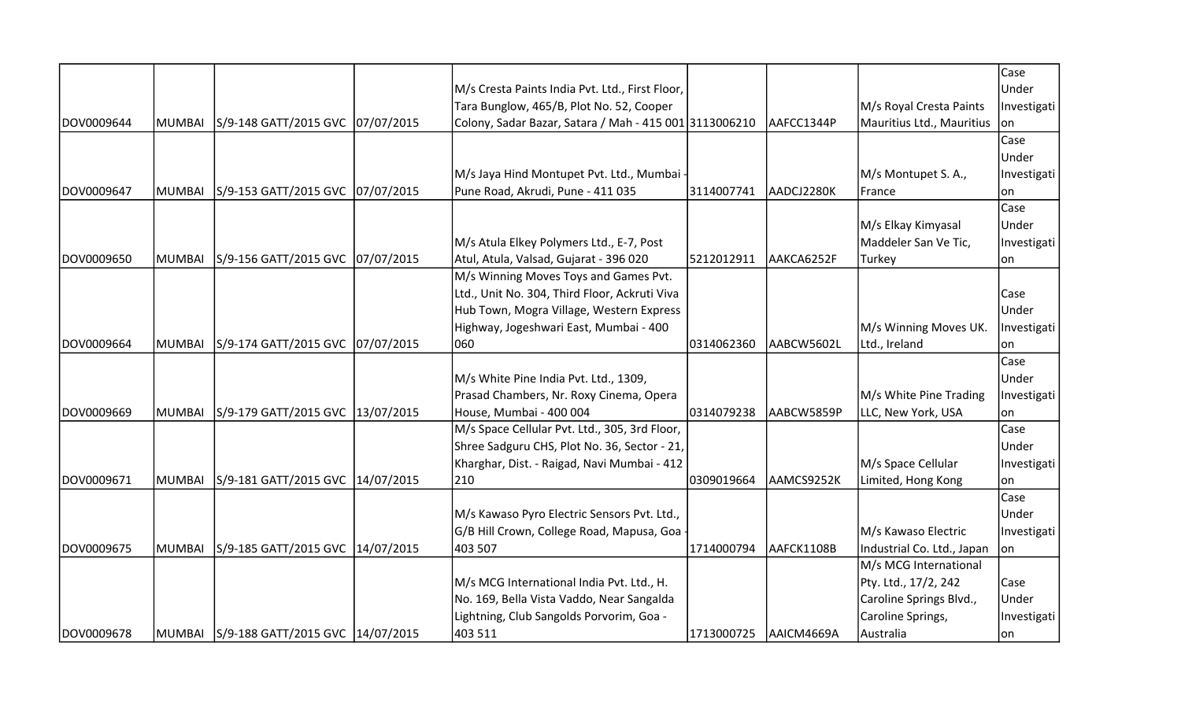| | | | | | | | | |
|---|---|---|---|---|---|---|---|---|
| DOV0009644 | MUMBAI | S/9-148 GATT/2015 GVC | 07/07/2015 | M/s Cresta Paints India Pvt. Ltd., First Floor, Tara Bunglow, 465/B, Plot No. 52, Cooper Colony, Sadar Bazar, Satara / Mah - 415 001 | 3113006210 | AAFCC1344P | M/s Royal Cresta Paints Mauritius Ltd., Mauritius | Case Under Investigation |
| DOV0009647 | MUMBAI | S/9-153 GATT/2015 GVC | 07/07/2015 | M/s Jaya Hind Montupet Pvt. Ltd., Mumbai - Pune Road, Akrudi, Pune - 411 035 | 3114007741 | AADCJ2280K | M/s Montupet S. A., France | Case Under Investigation |
| DOV0009650 | MUMBAI | S/9-156 GATT/2015 GVC | 07/07/2015 | M/s Atula Elkey Polymers Ltd., E-7, Post Atul, Atula, Valsad, Gujarat - 396 020 | 5212012911 | AAKCA6252F | M/s Elkay Kimyasal Maddeler San Ve Tic, Turkey | Case Under Investigation |
| DOV0009664 | MUMBAI | S/9-174 GATT/2015 GVC | 07/07/2015 | M/s Winning Moves Toys and Games Pvt. Ltd., Unit No. 304, Third Floor, Ackruti Viva Hub Town, Mogra Village, Western Express Highway, Jogeshwari East, Mumbai - 400 060 | 0314062360 | AABCW5602L | M/s Winning Moves UK. Ltd., Ireland | Case Under Investigation |
| DOV0009669 | MUMBAI | S/9-179 GATT/2015 GVC | 13/07/2015 | M/s White Pine India Pvt. Ltd., 1309, Prasad Chambers, Nr. Roxy Cinema, Opera House, Mumbai - 400 004 | 0314079238 | AABCW5859P | M/s White Pine Trading LLC, New York, USA | Case Under Investigation |
| DOV0009671 | MUMBAI | S/9-181 GATT/2015 GVC | 14/07/2015 | M/s Space Cellular Pvt. Ltd., 305, 3rd Floor, Shree Sadguru CHS, Plot No. 36, Sector - 21, Kharghar, Dist. - Raigad, Navi Mumbai - 412 210 | 0309019664 | AAMCS9252K | M/s Space Cellular Limited, Hong Kong | Case Under Investigation |
| DOV0009675 | MUMBAI | S/9-185 GATT/2015 GVC | 14/07/2015 | M/s Kawaso Pyro Electric Sensors Pvt. Ltd., G/B Hill Crown, College Road, Mapusa, Goa - 403 507 | 1714000794 | AAFCK1108B | M/s Kawaso Electric Industrial Co. Ltd., Japan | Case Under Investigation |
| DOV0009678 | MUMBAI | S/9-188 GATT/2015 GVC | 14/07/2015 | M/s MCG International India Pvt. Ltd., H. No. 169, Bella Vista Vaddo, Near Sangalda Lightning, Club Sangolds Porvorim, Goa - 403 511 | 1713000725 | AAICM4669A | M/s MCG International Pty. Ltd., 17/2, 242 Caroline Springs Blvd., Caroline Springs, Australia | Case Under Investigation |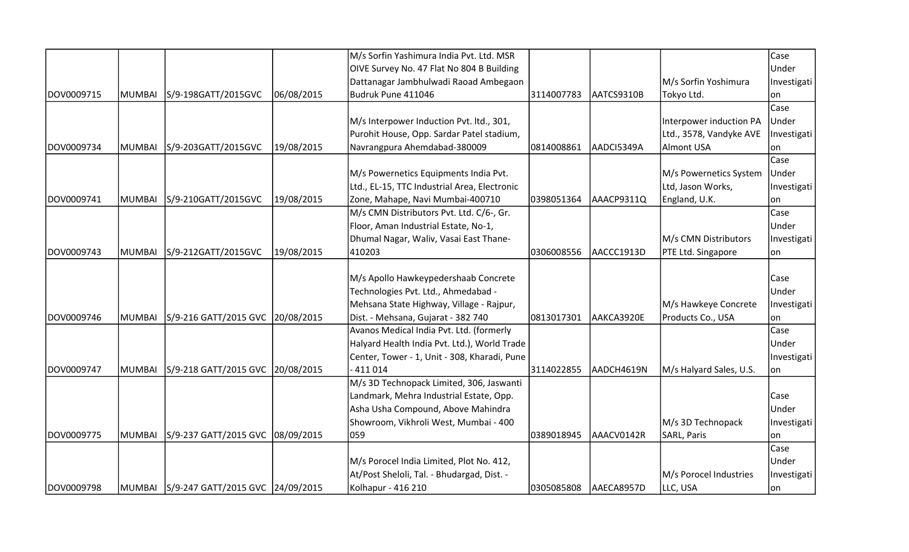| | | | | | | | | |
|---|---|---|---|---|---|---|---|---|
| DOV0009715 | MUMBAI | S/9-198GATT/2015GVC | 06/08/2015 | M/s Sorfin Yashimura India Pvt. Ltd. MSR OIVE Survey No. 47 Flat No 804 B Building Dattanagar Jambhulwadi Raoad Ambegaon Budruk Pune 411046 | 3114007783 | AATCS9310B | M/s Sorfin Yoshimura Tokyo Ltd. | Case Under Investigation |
| DOV0009734 | MUMBAI | S/9-203GATT/2015GVC | 19/08/2015 | M/s Interpower Induction Pvt. ltd., 301, Purohit House, Opp. Sardar Patel stadium, Navrangpura Ahemdabad-380009 | 0814008861 | AADCI5349A | Interpower induction PA Ltd., 3578, Vandyke AVE Almont USA | Case Under Investigation |
| DOV0009741 | MUMBAI | S/9-210GATT/2015GVC | 19/08/2015 | M/s Powernetics Equipments India Pvt. Ltd., EL-15, TTC Industrial Area, Electronic Zone, Mahape, Navi Mumbai-400710 | 0398051364 | AAACP9311Q | M/s Powernetics System Ltd, Jason Works, England, U.K. | Case Under Investigation |
| DOV0009743 | MUMBAI | S/9-212GATT/2015GVC | 19/08/2015 | M/s CMN Distributors Pvt. Ltd. C/6-, Gr. Floor, Aman Industrial Estate, No-1, Dhumal Nagar, Waliv, Vasai East Thane-410203 | 0306008556 | AACCC1913D | M/s CMN Distributors PTE Ltd. Singapore | Case Under Investigation |
| DOV0009746 | MUMBAI | S/9-216 GATT/2015 GVC | 20/08/2015 | M/s Apollo Hawkeypedershaab Concrete Technologies Pvt. Ltd., Ahmedabad - Mehsana State Highway, Village - Rajpur, Dist. - Mehsana, Gujarat - 382 740 | 0813017301 | AAKCA3920E | M/s Hawkeye Concrete Products Co., USA | Case Under Investigation |
| DOV0009747 | MUMBAI | S/9-218 GATT/2015 GVC | 20/08/2015 | Avanos Medical India Pvt. Ltd. (formerly Halyard Health India Pvt. Ltd.), World Trade Center, Tower - 1, Unit - 308, Kharadi, Pune - 411 014 | 3114022855 | AADCH4619N | M/s Halyard Sales, U.S. | Case Under Investigation |
| DOV0009775 | MUMBAI | S/9-237 GATT/2015 GVC | 08/09/2015 | M/s 3D Technopack Limited, 306, Jaswanti Landmark, Mehra Industrial Estate, Opp. Asha Usha Compound, Above Mahindra Showroom, Vikhroli West, Mumbai - 400 059 | 0389018945 | AAACV0142R | M/s 3D Technopack SARL, Paris | Case Under Investigation |
| DOV0009798 | MUMBAI | S/9-247 GATT/2015 GVC | 24/09/2015 | M/s Porocel India Limited, Plot No. 412, At/Post Sheloli, Tal. - Bhudargad, Dist. - Kolhapur - 416 210 | 0305085808 | AAECA8957D | M/s Porocel Industries LLC, USA | Case Under Investigation |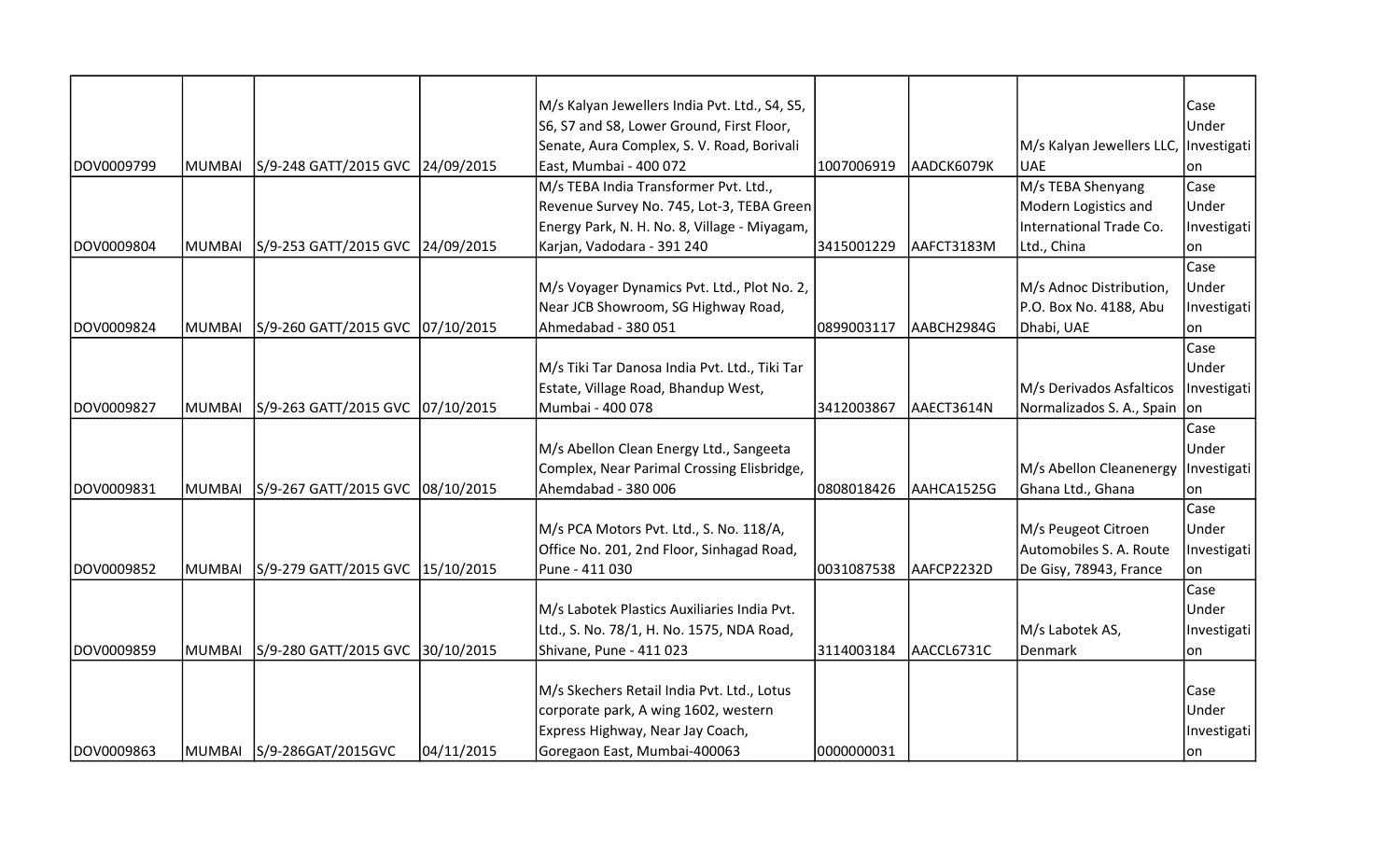| | | | | | | | | |
|---|---|---|---|---|---|---|---|---|
| DOV0009799 | MUMBAI | S/9-248 GATT/2015 GVC | 24/09/2015 | M/s Kalyan Jewellers India Pvt. Ltd., S4, S5, S6, S7 and S8, Lower Ground, First Floor, Senate, Aura Complex, S. V. Road, Borivali East, Mumbai - 400 072 | 1007006919 | AADCK6079K | M/s Kalyan Jewellers LLC, UAE | Case Under Investigation |
| DOV0009804 | MUMBAI | S/9-253 GATT/2015 GVC | 24/09/2015 | M/s TEBA India Transformer Pvt. Ltd., Revenue Survey No. 745, Lot-3, TEBA Green Energy Park, N. H. No. 8, Village - Miyagam, Karjan, Vadodara - 391 240 | 3415001229 | AAFCT3183M | M/s TEBA Shenyang Modern Logistics and International Trade Co. Ltd., China | Case Under Investigation |
| DOV0009824 | MUMBAI | S/9-260 GATT/2015 GVC | 07/10/2015 | M/s Voyager Dynamics Pvt. Ltd., Plot No. 2, Near JCB Showroom, SG Highway Road, Ahmedabad - 380 051 | 0899003117 | AABCH2984G | M/s Adnoc Distribution, P.O. Box No. 4188, Abu Dhabi, UAE | Case Under Investigation |
| DOV0009827 | MUMBAI | S/9-263 GATT/2015 GVC | 07/10/2015 | M/s Tiki Tar Danosa India Pvt. Ltd., Tiki Tar Estate, Village Road, Bhandup West, Mumbai - 400 078 | 3412003867 | AAECT3614N | M/s Derivados Asfalticos Normalizados S. A., Spain | Case Under Investigation |
| DOV0009831 | MUMBAI | S/9-267 GATT/2015 GVC | 08/10/2015 | M/s Abellon Clean Energy Ltd., Sangeeta Complex, Near Parimal Crossing Elisbridge, Ahemdabad - 380 006 | 0808018426 | AAHCA1525G | M/s Abellon Cleanenergy Ghana Ltd., Ghana | Case Under Investigation |
| DOV0009852 | MUMBAI | S/9-279 GATT/2015 GVC | 15/10/2015 | M/s PCA Motors Pvt. Ltd., S. No. 118/A, Office No. 201, 2nd Floor, Sinhagad Road, Pune - 411 030 | 0031087538 | AAFCP2232D | M/s Peugeot Citroen Automobiles S. A. Route De Gisy, 78943, France | Case Under Investigation |
| DOV0009859 | MUMBAI | S/9-280 GATT/2015 GVC | 30/10/2015 | M/s Labotek Plastics Auxiliaries India Pvt. Ltd., S. No. 78/1, H. No. 1575, NDA Road, Shivane, Pune - 411 023 | 3114003184 | AACCL6731C | M/s Labotek AS, Denmark | Case Under Investigation |
| DOV0009863 | MUMBAI | S/9-286GAT/2015GVC | 04/11/2015 | M/s Skechers Retail India Pvt. Ltd., Lotus corporate park, A wing 1602, western Express Highway, Near Jay Coach, Goregaon East, Mumbai-400063 | 0000000031 | | | Case Under Investigation |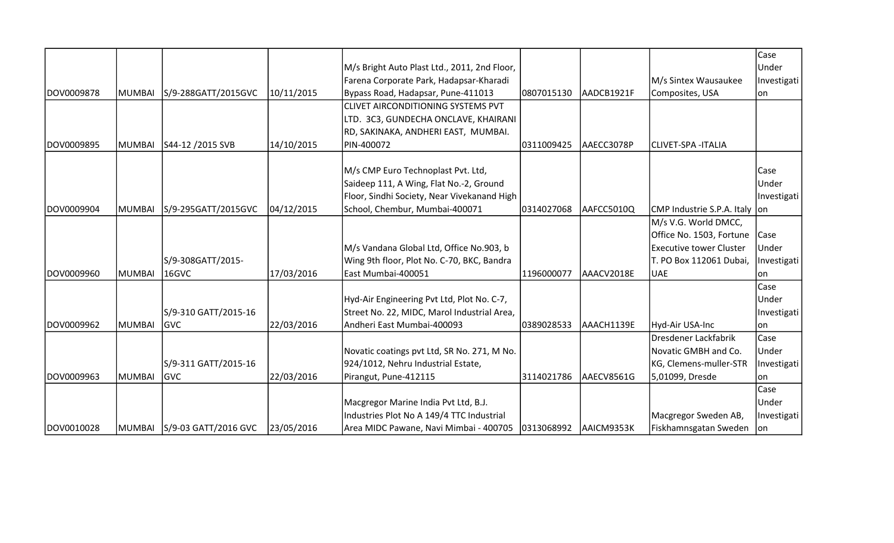| | | | | | | | | |
|---|---|---|---|---|---|---|---|---|
| DOV0009878 | MUMBAI | S/9-288GATT/2015GVC | 10/11/2015 | M/s Bright Auto Plast Ltd., 2011, 2nd Floor, Farena Corporate Park, Hadapsar-Kharadi Bypass Road, Hadapsar, Pune-411013 | 0807015130 | AADCB1921F | M/s Sintex Wausaukee Composites, USA | Case Under Investigation |
| DOV0009895 | MUMBAI | S44-12 /2015 SVB | 14/10/2015 | CLIVET AIRCONDITIONING SYSTEMS PVT LTD. 3C3, GUNDECHA ONCLAVE, KHAIRANI RD, SAKINAKA, ANDHERI EAST, MUMBAI. PIN-400072 | 0311009425 | AAECC3078P | CLIVET-SPA -ITALIA | |
| DOV0009904 | MUMBAI | S/9-295GATT/2015GVC | 04/12/2015 | M/s CMP Euro Technoplast Pvt. Ltd, Saideep 111, A Wing, Flat No.-2, Ground Floor, Sindhi Society, Near Vivekanand High School, Chembur, Mumbai-400071 | 0314027068 | AAFCC5010Q | CMP Industrie S.P.A. Italy | Case Under Investigation |
| DOV0009960 | MUMBAI | S/9-308GATT/2015-16GVC | 17/03/2016 | M/s Vandana Global Ltd, Office No.903, b Wing 9th floor, Plot No. C-70, BKC, Bandra East Mumbai-400051 | 1196000077 | AAACV2018E | M/s V.G. World DMCC, Office No. 1503, Fortune Executive tower Cluster T. PO Box 112061 Dubai, UAE | Case Under Investigation |
| DOV0009962 | MUMBAI | S/9-310 GATT/2015-16 GVC | 22/03/2016 | Hyd-Air Engineering Pvt Ltd, Plot No. C-7, Street No. 22, MIDC, Marol Industrial Area, Andheri East Mumbai-400093 | 0389028533 | AAACH1139E | Hyd-Air USA-Inc | Case Under Investigation |
| DOV0009963 | MUMBAI | S/9-311 GATT/2015-16 GVC | 22/03/2016 | Novatic coatings pvt Ltd, SR No. 271, M No. 924/1012, Nehru Industrial Estate, Pirangut, Pune-412115 | 3114021786 | AAECV8561G | Dresdener Lackfabrik Novatic GMBH and Co. KG, Clemens-muller-STR 5,01099, Dresde | Case Under Investigation |
| DOV0010028 | MUMBAI | S/9-03 GATT/2016 GVC | 23/05/2016 | Macgregor Marine India Pvt Ltd, B.J. Industries Plot No A 149/4 TTC Industrial Area MIDC Pawane, Navi Mimbai - 400705 | 0313068992 | AAICM9353K | Macgregor Sweden AB, Fiskhamnsgatan Sweden | Case Under Investigation |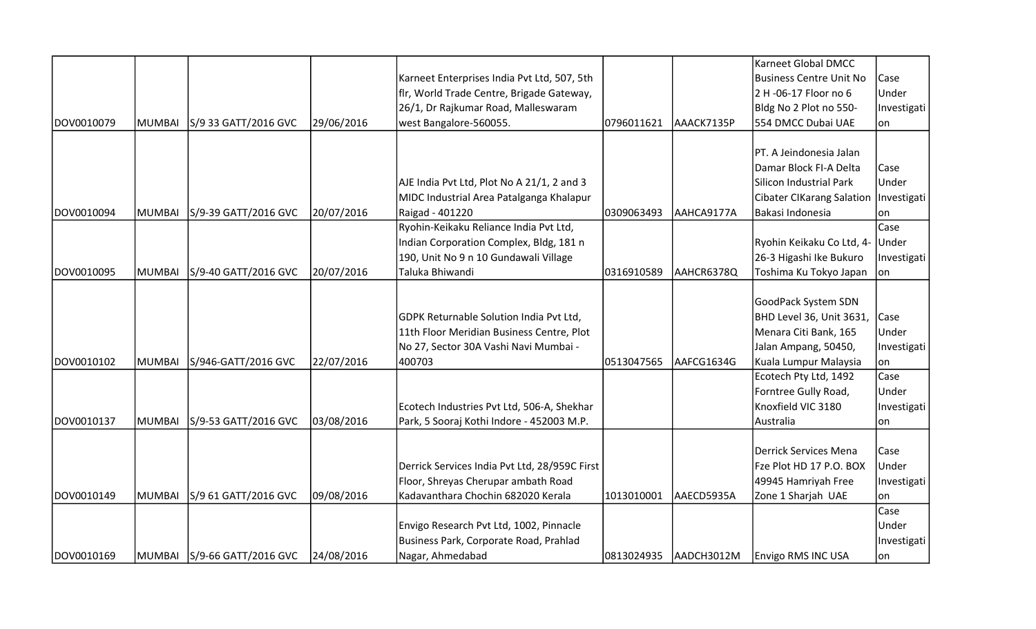| | | | | | | | | |
|---|---|---|---|---|---|---|---|---|
| DOV0010079 | MUMBAI | S/9 33 GATT/2016 GVC | 29/06/2016 | Karneet Enterprises India Pvt Ltd, 507, 5th flr, World Trade Centre, Brigade Gateway, 26/1, Dr Rajkumar Road, Malleswaram west Bangalore-560055. | 0796011621 | AAACK7135P | Karneet Global DMCC Business Centre Unit No 2 H -06-17 Floor no 6 Bldg No 2 Plot no 550-554 DMCC Dubai UAE | Case Under Investigation |
| DOV0010094 | MUMBAI | S/9-39 GATT/2016 GVC | 20/07/2016 | AJE India Pvt Ltd, Plot No A 21/1, 2 and 3 MIDC Industrial Area Patalganga Khalapur Raigad - 401220 | 0309063493 | AAHCA9177A | PT. A Jeindonesia Jalan Damar Block FI-A Delta Silicon Industrial Park Cibater CIKarang Salation Bakasi Indonesia | Case Under Investigation |
| DOV0010095 | MUMBAI | S/9-40 GATT/2016 GVC | 20/07/2016 | Ryohin-Keikaku Reliance India Pvt Ltd, Indian Corporation Complex, Bldg, 181 n 190, Unit No 9 n 10 Gundawali Village Taluka Bhiwandi | 0316910589 | AAHCR6378Q | Ryohin Keikaku Co Ltd, 4-26-3 Higashi Ike Bukuro Toshima Ku Tokyo Japan | Case Under Investigation |
| DOV0010102 | MUMBAI | S/946-GATT/2016 GVC | 22/07/2016 | GDPK Returnable Solution India Pvt Ltd, 11th Floor Meridian Business Centre, Plot No 27, Sector 30A Vashi Navi Mumbai - 400703 | 0513047565 | AAFCG1634G | GoodPack System SDN BHD Level 36, Unit 3631, Menara Citi Bank, 165 Jalan Ampang, 50450, Kuala Lumpur Malaysia | Case Under Investigation |
| DOV0010137 | MUMBAI | S/9-53 GATT/2016 GVC | 03/08/2016 | Ecotech Industries Pvt Ltd, 506-A, Shekhar Park, 5 Sooraj Kothi Indore - 452003 M.P. | | | Ecotech Pty Ltd, 1492 Forntree Gully Road, Knoxfield VIC 3180 Australia | Case Under Investigation |
| DOV0010149 | MUMBAI | S/9 61 GATT/2016 GVC | 09/08/2016 | Derrick Services India Pvt Ltd, 28/959C First Floor, Shreyas Cherupar ambath Road Kadavanthara Chochin 682020 Kerala | 1013010001 | AAECD5935A | Derrick Services Mena Fze Plot HD 17 P.O. BOX 49945 Hamriyah Free Zone 1 Sharjah UAE | Case Under Investigation |
| DOV0010169 | MUMBAI | S/9-66 GATT/2016 GVC | 24/08/2016 | Envigo Research Pvt Ltd, 1002, Pinnacle Business Park, Corporate Road, Prahlad Nagar, Ahmedabad | 0813024935 | AADCH3012M | Envigo RMS INC USA | Case Under Investigation |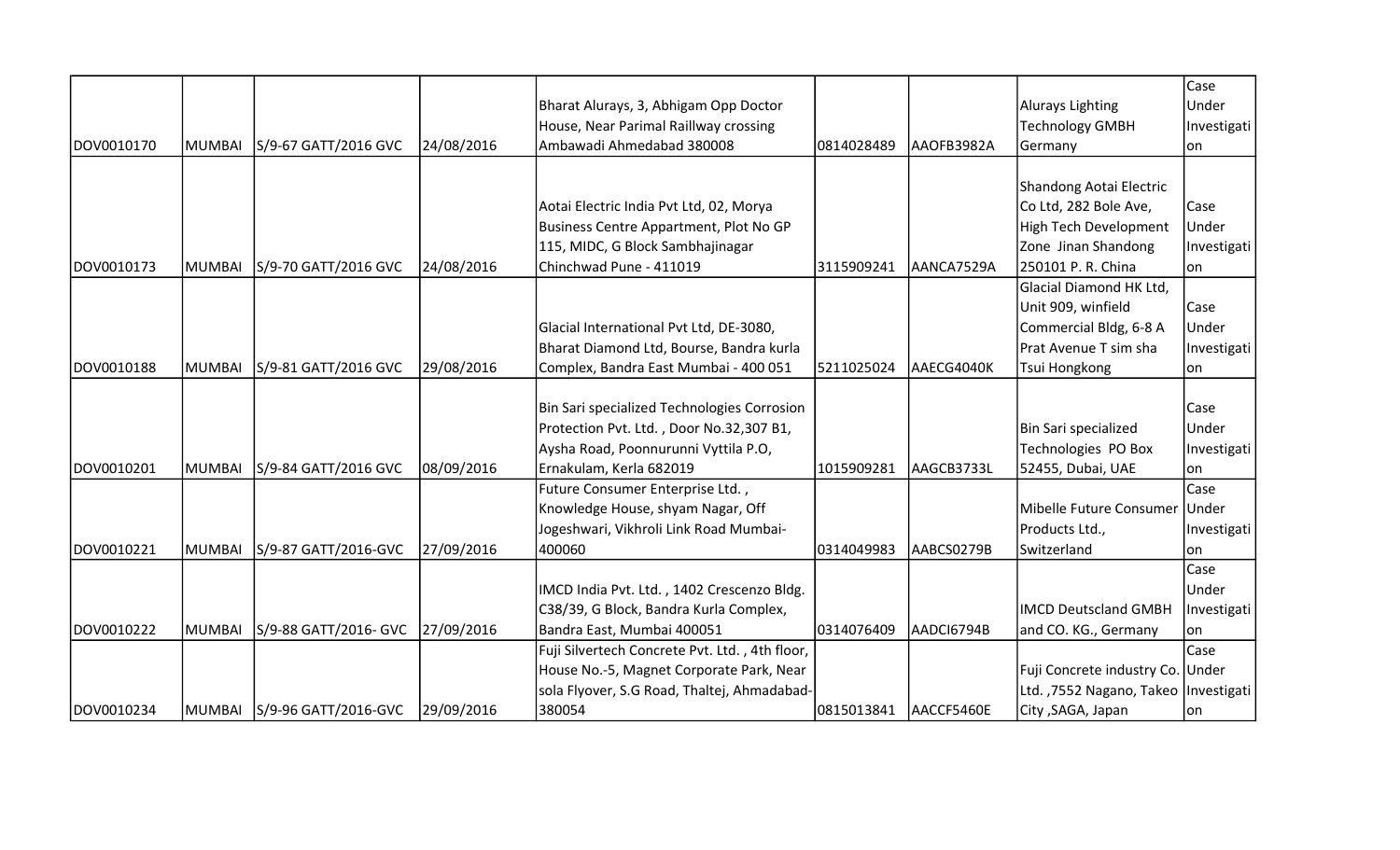| | | | | | | | | |
|---|---|---|---|---|---|---|---|---|
| DOV0010170 | MUMBAI | S/9-67 GATT/2016 GVC | 24/08/2016 | Bharat Alurays, 3, Abhigam Opp Doctor House, Near Parimal Raillway crossing Ambawadi Ahmedabad 380008 | 0814028489 | AAOFB3982A | Alurays Lighting Technology GMBH Germany | Case Under Investigation |
| DOV0010173 | MUMBAI | S/9-70 GATT/2016 GVC | 24/08/2016 | Aotai Electric India Pvt Ltd, 02, Morya Business Centre Appartment, Plot No GP 115, MIDC, G Block Sambhajinagar Chinchwad Pune - 411019 | 3115909241 | AANCA7529A | Shandong Aotai Electric Co Ltd, 282 Bole Ave, High Tech Development Zone Jinan Shandong 250101 P. R. China | Case Under Investigation |
| DOV0010188 | MUMBAI | S/9-81 GATT/2016 GVC | 29/08/2016 | Glacial International Pvt Ltd, DE-3080, Bharat Diamond Ltd, Bourse, Bandra kurla Complex, Bandra East Mumbai - 400 051 | 5211025024 | AAECG4040K | Glacial Diamond HK Ltd, Unit 909, winfield Commercial Bldg, 6-8 A Prat Avenue T sim sha Tsui Hongkong | Case Under Investigation |
| DOV0010201 | MUMBAI | S/9-84 GATT/2016 GVC | 08/09/2016 | Bin Sari specialized Technologies Corrosion Protection Pvt. Ltd. , Door No.32,307 B1, Aysha Road, Poonnurunni Vyttila P.O, Ernakulam, Kerla 682019 | 1015909281 | AAGCB3733L | Bin Sari specialized Technologies PO Box 52455, Dubai, UAE | Case Under Investigation |
| DOV0010221 | MUMBAI | S/9-87 GATT/2016-GVC | 27/09/2016 | Future Consumer Enterprise Ltd. , Knowledge House, shyam Nagar, Off Jogeshwari, Vikhroli Link Road Mumbai-400060 | 0314049983 | AABCS0279B | Mibelle Future Consumer Products Ltd., Switzerland | Case Under Investigation |
| DOV0010222 | MUMBAI | S/9-88 GATT/2016- GVC | 27/09/2016 | IMCD India Pvt. Ltd. , 1402 Crescenzo Bldg. C38/39, G Block, Bandra Kurla Complex, Bandra East, Mumbai 400051 | 0314076409 | AADCI6794B | IMCD Deutscland GMBH and CO. KG., Germany | Case Under Investigation |
| DOV0010234 | MUMBAI | S/9-96 GATT/2016-GVC | 29/09/2016 | Fuji Silvertech Concrete Pvt. Ltd. , 4th floor, House No.-5, Magnet Corporate Park, Near sola Flyover, S.G Road, Thaltej, Ahmadabad-380054 | 0815013841 | AACCF5460E | Fuji Concrete industry Co. Ltd. ,7552 Nagano, Takeo City ,SAGA, Japan | Case Under Investigation |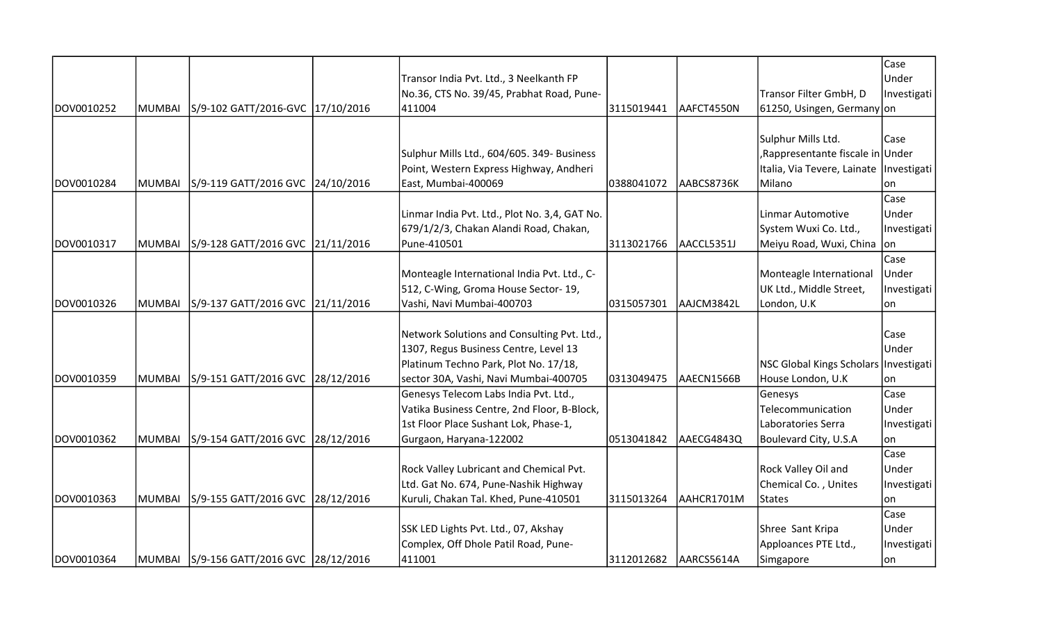| | | | | | | | | |
|---|---|---|---|---|---|---|---|---|
| DOV0010252 | MUMBAI | S/9-102 GATT/2016-GVC | 17/10/2016 | Transor India Pvt. Ltd., 3 Neelkanth FP No.36, CTS No. 39/45, Prabhat Road, Pune-411004 | 3115019441 | AAFCT4550N | Transor Filter GmbH, D 61250, Usingen, Germany | Case Under Investigation |
| DOV0010284 | MUMBAI | S/9-119 GATT/2016 GVC | 24/10/2016 | Sulphur Mills Ltd., 604/605. 349- Business Point, Western Express Highway, Andheri East, Mumbai-400069 | 0388041072 | AABCS8736K | Sulphur Mills Ltd. ,Rappresentante fiscale in Italia, Via Tevere, Lainate Milano | Case Under Investigation |
| DOV0010317 | MUMBAI | S/9-128 GATT/2016 GVC | 21/11/2016 | Linmar India Pvt. Ltd., Plot No. 3,4, GAT No. 679/1/2/3, Chakan Alandi Road, Chakan, Pune-410501 | 3113021766 | AACCL5351J | Linmar Automotive System Wuxi Co. Ltd., Meiyu Road, Wuxi, China | Case Under Investigation |
| DOV0010326 | MUMBAI | S/9-137 GATT/2016 GVC | 21/11/2016 | Monteagle International India Pvt. Ltd., C-512, C-Wing, Groma House Sector- 19, Vashi, Navi Mumbai-400703 | 0315057301 | AAJCM3842L | Monteagle International UK Ltd., Middle Street, London, U.K | Case Under Investigation |
| DOV0010359 | MUMBAI | S/9-151 GATT/2016 GVC | 28/12/2016 | Network Solutions and Consulting Pvt. Ltd., 1307, Regus Business Centre, Level 13 Platinum Techno Park, Plot No. 17/18, sector 30A, Vashi, Navi Mumbai-400705 | 0313049475 | AAECN1566B | NSC Global Kings Scholars House London, U.K | Case Under Investigation |
| DOV0010362 | MUMBAI | S/9-154 GATT/2016 GVC | 28/12/2016 | Genesys Telecom Labs India Pvt. Ltd., Vatika Business Centre, 2nd Floor, B-Block, 1st Floor Place Sushant Lok, Phase-1, Gurgaon, Haryana-122002 | 0513041842 | AAECG4843Q | Genesys Telecommunication Laboratories Serra Boulevard City, U.S.A | Case Under Investigation |
| DOV0010363 | MUMBAI | S/9-155 GATT/2016 GVC | 28/12/2016 | Rock Valley Lubricant and Chemical Pvt. Ltd. Gat No. 674, Pune-Nashik Highway Kuruli, Chakan Tal. Khed, Pune-410501 | 3115013264 | AAHCR1701M | Rock Valley Oil and Chemical Co. , Unites States | Case Under Investigation |
| DOV0010364 | MUMBAI | S/9-156 GATT/2016 GVC | 28/12/2016 | SSK LED Lights Pvt. Ltd., 07, Akshay Complex, Off Dhole Patil Road, Pune-411001 | 3112012682 | AARCS5614A | Shree Sant Kripa Apploances PTE Ltd., Singapore | Case Under Investigation |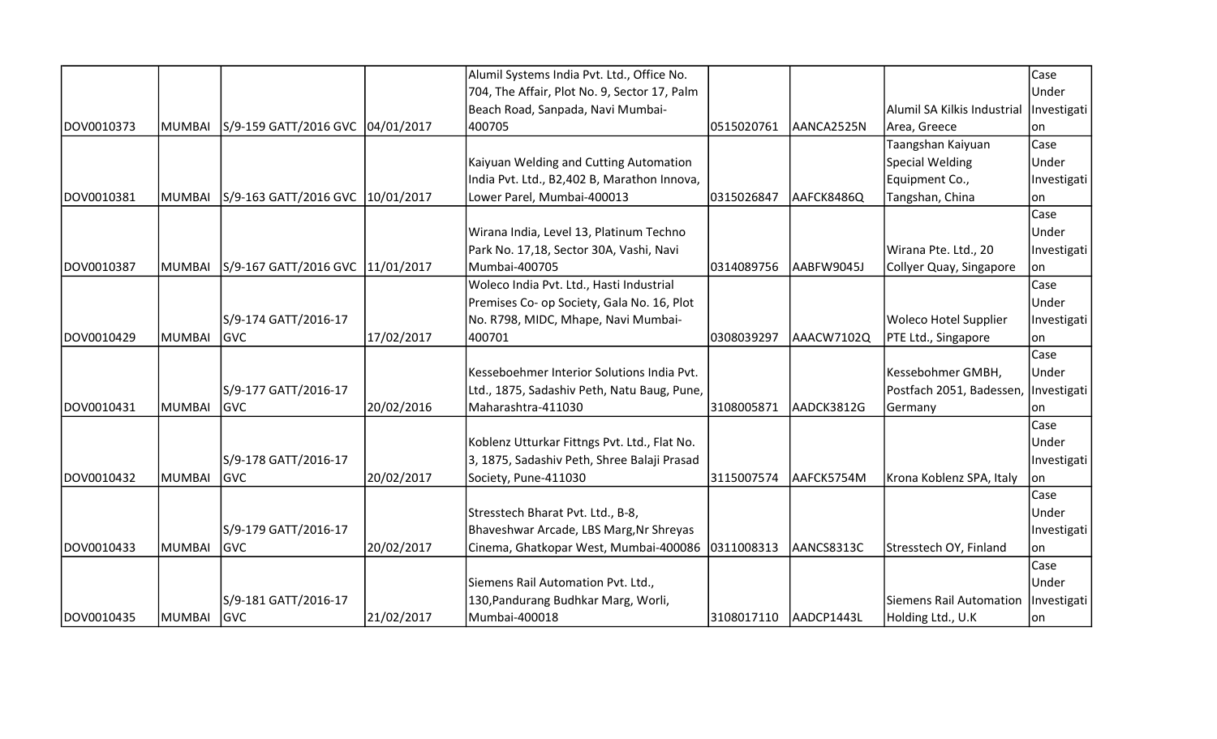| | | | | | | | | |
|---|---|---|---|---|---|---|---|---|
| DOV0010373 | MUMBAI | S/9-159 GATT/2016 GVC | 04/01/2017 | Alumil Systems India Pvt. Ltd., Office No. 704, The Affair, Plot No. 9, Sector 17, Palm Beach Road, Sanpada, Navi Mumbai-400705 | 0515020761 | AANCA2525N | Alumil SA Kilkis Industrial Area, Greece | Case Under Investigation |
| DOV0010381 | MUMBAI | S/9-163 GATT/2016 GVC | 10/01/2017 | Kaiyuan Welding and Cutting Automation India Pvt. Ltd., B2,402 B, Marathon Innova, Lower Parel, Mumbai-400013 | 0315026847 | AAFCK8486Q | Taangshan Kaiyuan Special Welding Equipment Co., Tangshan, China | Case Under Investigation |
| DOV0010387 | MUMBAI | S/9-167 GATT/2016 GVC | 11/01/2017 | Wirana India, Level 13, Platinum Techno Park No. 17,18, Sector 30A, Vashi, Navi Mumbai-400705 | 0314089756 | AABFW9045J | Wirana Pte. Ltd., 20 Collyer Quay, Singapore | Case Under Investigation |
| DOV0010429 | MUMBAI | S/9-174 GATT/2016-17 GVC | 17/02/2017 | Woleco India Pvt. Ltd., Hasti Industrial Premises Co- op Society, Gala No. 16, Plot No. R798, MIDC, Mhape, Navi Mumbai-400701 | 0308039297 | AAACW7102Q | Woleco Hotel Supplier PTE Ltd., Singapore | Case Under Investigation |
| DOV0010431 | MUMBAI | S/9-177 GATT/2016-17 GVC | 20/02/2016 | Kesseboehmer Interior Solutions India Pvt. Ltd., 1875, Sadashiv Peth, Natu Baug, Pune, Maharashtra-411030 | 3108005871 | AADCK3812G | Kessebohmer GMBH, Postfach 2051, Badessen, Germany | Case Under Investigation |
| DOV0010432 | MUMBAI | S/9-178 GATT/2016-17 GVC | 20/02/2017 | Koblenz Utturkar Fittngs Pvt. Ltd., Flat No. 3, 1875, Sadashiv Peth, Shree Balaji Prasad Society, Pune-411030 | 3115007574 | AAFCK5754M | Krona Koblenz SPA, Italy | Case Under Investigation |
| DOV0010433 | MUMBAI | S/9-179 GATT/2016-17 GVC | 20/02/2017 | Stresstech Bharat Pvt. Ltd., B-8, Bhaveshwar Arcade, LBS Marg,Nr Shreyas Cinema, Ghatkopar West, Mumbai-400086 | 0311008313 | AANCS8313C | Stresstech OY, Finland | Case Under Investigation |
| DOV0010435 | MUMBAI | S/9-181 GATT/2016-17 GVC | 21/02/2017 | Siemens Rail Automation Pvt. Ltd., 130,Pandurang Budhkar Marg, Worli, Mumbai-400018 | 3108017110 | AADCP1443L | Siemens Rail Automation Holding Ltd., U.K | Case Under Investigation |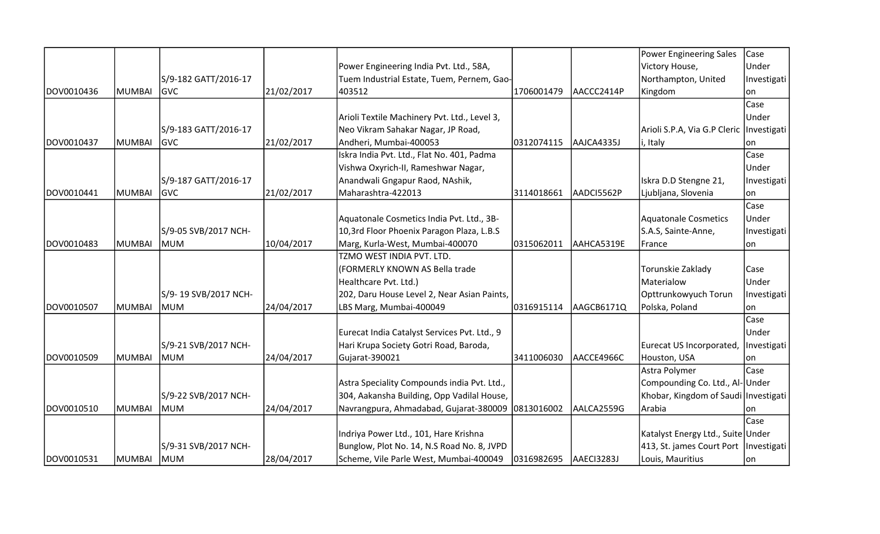| | | | | | | | | |
|---|---|---|---|---|---|---|---|---|
| DOV0010436 | MUMBAI | S/9-182 GATT/2016-17 GVC | 21/02/2017 | Power Engineering India Pvt. Ltd., 58A, Tuem Industrial Estate, Tuem, Pernem, Gao-403512 | 1706001479 | AACCC2414P | Power Engineering Sales Victory House, Northampton, United Kingdom | Case Under Investigation |
| DOV0010437 | MUMBAI | S/9-183 GATT/2016-17 GVC | 21/02/2017 | Arioli Textile Machinery Pvt. Ltd., Level 3, Neo Vikram Sahakar Nagar, JP Road, Andheri, Mumbai-400053 | 0312074115 | AAJCA4335J | Arioli S.P.A, Via G.P Cleric i, Italy | Case Under Investigation |
| DOV0010441 | MUMBAI | S/9-187 GATT/2016-17 GVC | 21/02/2017 | Iskra India Pvt. Ltd., Flat No. 401, Padma Vishwa Oxyrich-II, Rameshwar Nagar, Anandwali Gngapur Raod, NAshik, Maharashtra-422013 | 3114018661 | AADCI5562P | Iskra D.D Stengne 21, Ljubljana, Slovenia | Case Under Investigation |
| DOV0010483 | MUMBAI | S/9-05 SVB/2017 NCH-MUM | 10/04/2017 | Aquatonale Cosmetics India Pvt. Ltd., 3B-10,3rd Floor Phoenix Paragon Plaza, L.B.S Marg, Kurla-West, Mumbai-400070 | 0315062011 | AAHCA5319E | Aquatonale Cosmetics S.A.S, Sainte-Anne, France | Case Under Investigation |
| DOV0010507 | MUMBAI | S/9- 19 SVB/2017 NCH-MUM | 24/04/2017 | TZMO WEST INDIA PVT. LTD. (FORMERLY KNOWN AS Bella trade Healthcare Pvt. Ltd.) 202, Daru House Level 2, Near Asian Paints, LBS Marg, Mumbai-400049 | 0316915114 | AAGCB6171Q | Torunskie Zaklady Materialow Opttrunkowyuch Torun Polska, Poland | Case Under Investigation |
| DOV0010509 | MUMBAI | S/9-21 SVB/2017 NCH-MUM | 24/04/2017 | Eurecat India Catalyst Services Pvt. Ltd., 9 Hari Krupa Society Gotri Road, Baroda, Gujarat-390021 | 3411006030 | AACCE4966C | Eurecat US Incorporated, Houston, USA | Case Under Investigation |
| DOV0010510 | MUMBAI | S/9-22 SVB/2017 NCH-MUM | 24/04/2017 | Astra Speciality Compounds india Pvt. Ltd., 304, Aakansha Building, Opp Vadilal House, Navrangpura, Ahmadabad, Gujarat-380009 | 0813016002 | AALCA2559G | Astra Polymer Compounding Co. Ltd., Al-Khobar, Kingdom of Saudi Arabia | Case Under Investigation |
| DOV0010531 | MUMBAI | S/9-31 SVB/2017 NCH-MUM | 28/04/2017 | Indriya Power Ltd., 101, Hare Krishna Bunglow, Plot No. 14, N.S Road No. 8, JVPD Scheme, Vile Parle West, Mumbai-400049 | 0316982695 | AAECI3283J | Katalyst Energy Ltd., Suite 413, St. james Court Port Louis, Mauritius | Case Under Investigation |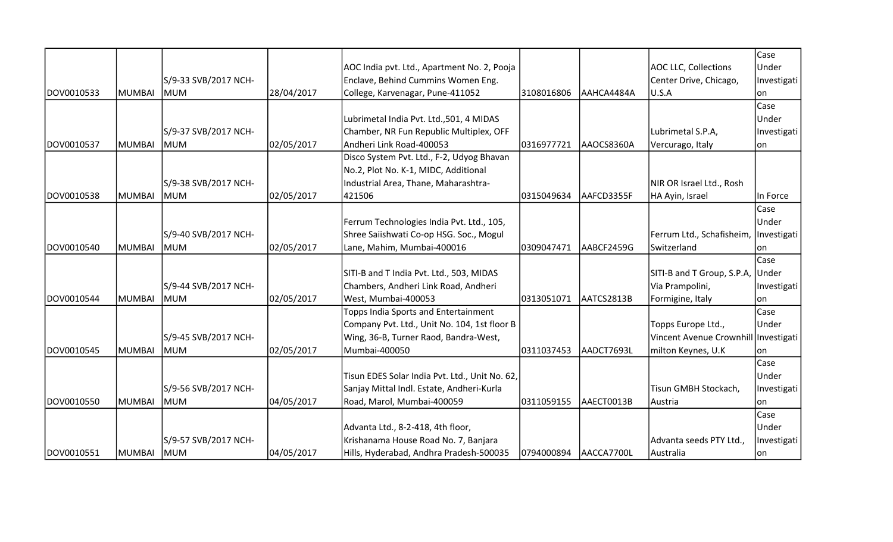| | | | | | | | | |
|---|---|---|---|---|---|---|---|---|
| DOV0010533 | MUMBAI | S/9-33 SVB/2017 NCH-MUM | 28/04/2017 | AOC India pvt. Ltd., Apartment No. 2, Pooja Enclave, Behind Cummins Women Eng. College, Karvenagar, Pune-411052 | 3108016806 | AAHCA4484A | AOC LLC, Collections Center Drive, Chicago, U.S.A | Case Under Investigation |
| DOV0010537 | MUMBAI | S/9-37 SVB/2017 NCH-MUM | 02/05/2017 | Lubrimetal India Pvt. Ltd.,501, 4 MIDAS Chamber, NR Fun Republic Multiplex, OFF Andheri Link Road-400053 | 0316977721 | AAOCS8360A | Lubrimetal S.P.A, Vercurago, Italy | Case Under Investigation |
| DOV0010538 | MUMBAI | S/9-38 SVB/2017 NCH-MUM | 02/05/2017 | Disco System Pvt. Ltd., F-2, Udyog Bhavan No.2, Plot No. K-1, MIDC, Additional Industrial Area, Thane, Maharashtra-421506 | 0315049634 | AAFCD3355F | NIR OR Israel Ltd., Rosh HA Ayin, Israel | In Force |
| DOV0010540 | MUMBAI | S/9-40 SVB/2017 NCH-MUM | 02/05/2017 | Ferrum Technologies India Pvt. Ltd., 105, Shree Saiishwati Co-op HSG. Soc., Mogul Lane, Mahim, Mumbai-400016 | 0309047471 | AABCF2459G | Ferrum Ltd., Schafisheim, Switzerland | Case Under Investigation |
| DOV0010544 | MUMBAI | S/9-44 SVB/2017 NCH-MUM | 02/05/2017 | SITI-B and T India Pvt. Ltd., 503, MIDAS Chambers, Andheri Link Road, Andheri West, Mumbai-400053 | 0313051071 | AATCS2813B | SITI-B and T Group, S.P.A, Via Prampolini, Formigine, Italy | Case Under Investigation |
| DOV0010545 | MUMBAI | S/9-45 SVB/2017 NCH-MUM | 02/05/2017 | Topps India Sports and Entertainment Company Pvt. Ltd., Unit No. 104, 1st floor B Wing, 36-B, Turner Raod, Bandra-West, Mumbai-400050 | 0311037453 | AADCT7693L | Topps Europe Ltd., Vincent Avenue Crownhill milton Keynes, U.K | Case Under Investigation |
| DOV0010550 | MUMBAI | S/9-56 SVB/2017 NCH-MUM | 04/05/2017 | Tisun EDES Solar India Pvt. Ltd., Unit No. 62, Sanjay Mittal Indl. Estate, Andheri-Kurla Road, Marol, Mumbai-400059 | 0311059155 | AAECT0013B | Tisun GMBH Stockach, Austria | Case Under Investigation |
| DOV0010551 | MUMBAI | S/9-57 SVB/2017 NCH-MUM | 04/05/2017 | Advanta Ltd., 8-2-418, 4th floor, Krishanama House Road No. 7, Banjara Hills, Hyderabad, Andhra Pradesh-500035 | 0794000894 | AACCA7700L | Advanta seeds PTY Ltd., Australia | Case Under Investigation |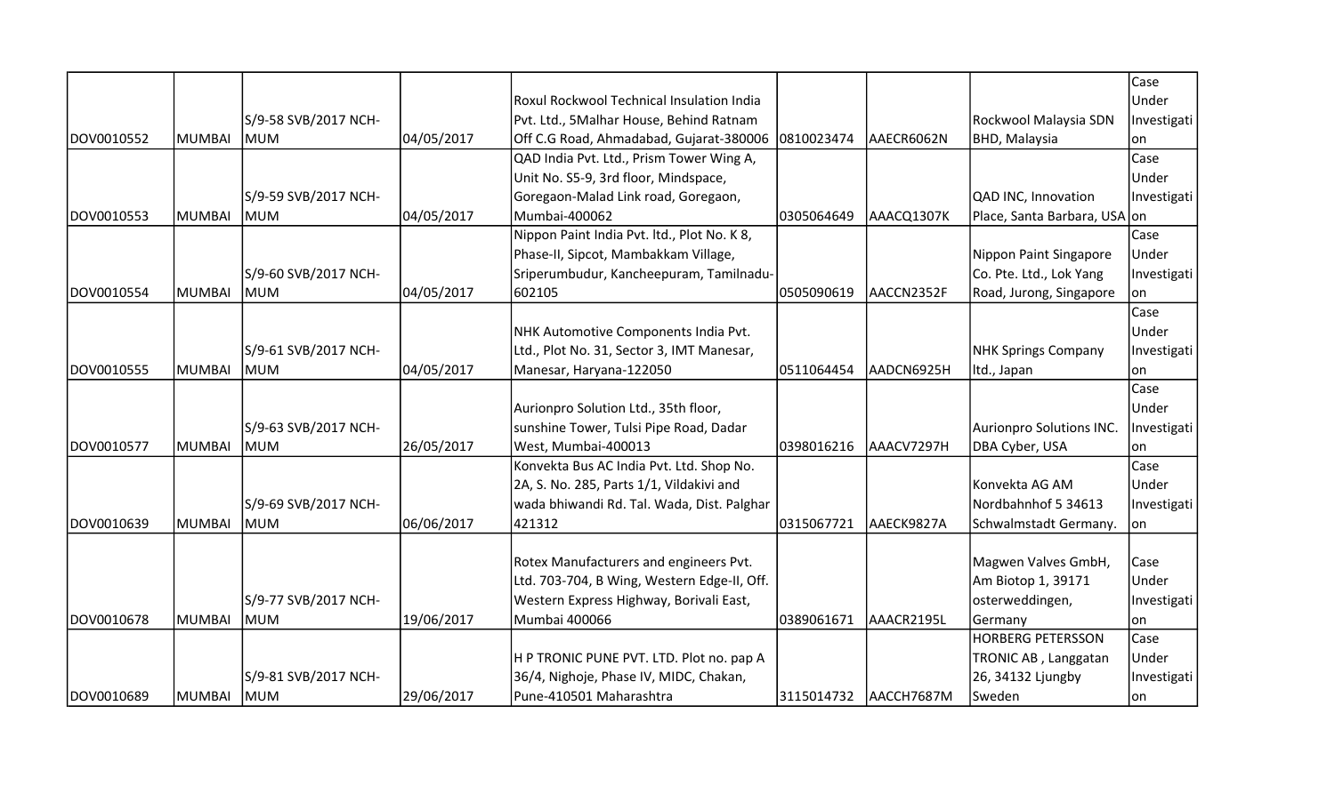| | | | | | | | | |
|---|---|---|---|---|---|---|---|---|
| DOV0010552 | MUMBAI | S/9-58 SVB/2017 NCH-MUM | 04/05/2017 | Roxul Rockwool Technical Insulation India Pvt. Ltd., 5Malhar House, Behind Ratnam Off C.G Road, Ahmadabad, Gujarat-380006 | 0810023474 | AAECR6062N | Rockwool Malaysia SDN BHD, Malaysia | Case Under Investigation |
| DOV0010553 | MUMBAI | S/9-59 SVB/2017 NCH-MUM | 04/05/2017 | QAD India Pvt. Ltd., Prism Tower Wing A, Unit No. S5-9, 3rd floor, Mindspace, Goregaon-Malad Link road, Goregaon, Mumbai-400062 | 0305064649 | AAACQ1307K | QAD INC, Innovation Place, Santa Barbara, USA | Case Under Investigation |
| DOV0010554 | MUMBAI | S/9-60 SVB/2017 NCH-MUM | 04/05/2017 | Nippon Paint India Pvt. ltd., Plot No. K 8, Phase-II, Sipcot, Mambakkam Village, Sriperumbudur, Kancheepuram, Tamilnadu-602105 | 0505090619 | AACCN2352F | Nippon Paint Singapore Co. Pte. Ltd., Lok Yang Road, Jurong, Singapore | Case Under Investigation |
| DOV0010555 | MUMBAI | S/9-61 SVB/2017 NCH-MUM | 04/05/2017 | NHK Automotive Components India Pvt. Ltd., Plot No. 31, Sector 3, IMT Manesar, Manesar, Haryana-122050 | 0511064454 | AADCN6925H | NHK Springs Company ltd., Japan | Case Under Investigation |
| DOV0010577 | MUMBAI | S/9-63 SVB/2017 NCH-MUM | 26/05/2017 | Aurionpro Solution Ltd., 35th floor, sunshine Tower, Tulsi Pipe Road, Dadar West, Mumbai-400013 | 0398016216 | AAACV7297H | Aurionpro Solutions INC. DBA Cyber, USA | Case Under Investigation |
| DOV0010639 | MUMBAI | S/9-69 SVB/2017 NCH-MUM | 06/06/2017 | Konvekta Bus AC India Pvt. Ltd. Shop No. 2A, S. No. 285, Parts 1/1, Vildakivi and wada bhiwandi Rd. Tal. Wada, Dist. Palghar 421312 | 0315067721 | AAECK9827A | Konvekta AG AM Nordbahnhof 5 34613 Schwalmstadt Germany. | Case Under Investigation |
| DOV0010678 | MUMBAI | S/9-77 SVB/2017 NCH-MUM | 19/06/2017 | Rotex Manufacturers and engineers Pvt. Ltd. 703-704, B Wing, Western Edge-II, Off. Western Express Highway, Borivali East, Mumbai 400066 | 0389061671 | AAACR2195L | Magwen Valves GmbH, Am Biotop 1, 39171 osterweddingen, Germany | Case Under Investigation |
| DOV0010689 | MUMBAI | S/9-81 SVB/2017 NCH-MUM | 29/06/2017 | H P TRONIC PUNE PVT. LTD. Plot no. pap A 36/4, Nighoje, Phase IV, MIDC, Chakan, Pune-410501 Maharashtra | 3115014732 | AACCH7687M | HORBERG PETERSSON TRONIC AB , Langgatan 26, 34132 Ljungby Sweden | Case Under Investigation |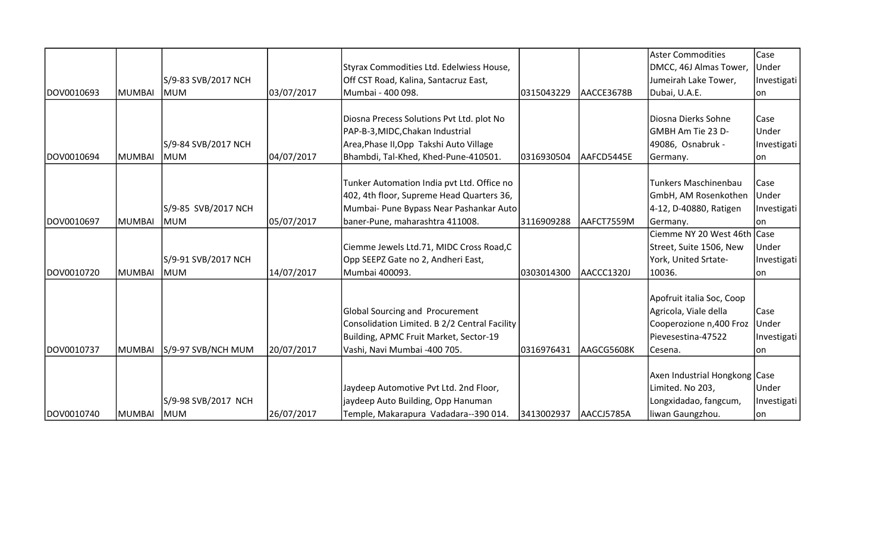| | | | | | | | | |
|---|---|---|---|---|---|---|---|---|
| DOV0010693 | MUMBAI | S/9-83 SVB/2017 NCH MUM | 03/07/2017 | Styrax Commodities Ltd. Edelwiess House, Off CST Road, Kalina, Santacruz East, Mumbai - 400 098. | 0315043229 | AACCE3678B | Aster Commodities DMCC, 46J Almas Tower, Jumeirah Lake Tower, Dubai, U.A.E. | Case Under Investigation |
| DOV0010694 | MUMBAI | S/9-84 SVB/2017 NCH MUM | 04/07/2017 | Diosna Precess Solutions Pvt Ltd. plot No PAP-B-3,MIDC,Chakan Industrial Area,Phase II,Opp Takshi Auto Village Bhambdi, Tal-Khed, Khed-Pune-410501. | 0316930504 | AAFCD5445E | Diosna Dierks Sohne GMBH Am Tie 23 D-49086, Osnabruk - Germany. | Case Under Investigation |
| DOV0010697 | MUMBAI | S/9-85 SVB/2017 NCH MUM | 05/07/2017 | Tunker Automation India pvt Ltd. Office no 402, 4th floor, Supreme Head Quarters 36, Mumbai- Pune Bypass Near Pashankar Auto baner-Pune, maharashtra 411008. | 3116909288 | AAFCT7559M | Tunkers Maschinenbau GmbH, AM Rosenkothen 4-12, D-40880, Ratigen Germany. | Case Under Investigation |
| DOV0010720 | MUMBAI | S/9-91 SVB/2017 NCH MUM | 14/07/2017 | Ciemme Jewels Ltd.71, MIDC Cross Road,C Opp SEEPZ Gate no 2, Andheri East, Mumbai 400093. | 0303014300 | AACCC1320J | Ciemme NY 20 West 46th Street, Suite 1506, New York, United Srtate-10036. | Case Under Investigation |
| DOV0010737 | MUMBAI | S/9-97 SVB/NCH MUM | 20/07/2017 | Global Sourcing and Procurement Consolidation Limited. B 2/2 Central Facility Building, APMC Fruit Market, Sector-19 Vashi, Navi Mumbai -400 705. | 0316976431 | AAGCG5608K | Apofruit italia Soc, Coop Agricola, Viale della Cooperozione n,400 Froz Pievesestina-47522 Cesena. | Case Under Investigation |
| DOV0010740 | MUMBAI | S/9-98 SVB/2017 NCH MUM | 26/07/2017 | Jaydeep Automotive Pvt Ltd. 2nd Floor, jaydeep Auto Building, Opp Hanuman Temple, Makarapura Vadadara--390 014. | 3413002937 | AACCJ5785A | Axen Industrial Hongkong Limited. No 203, Longxidadao, fangcum, liwan Gaungzhou. | Case Under Investigation |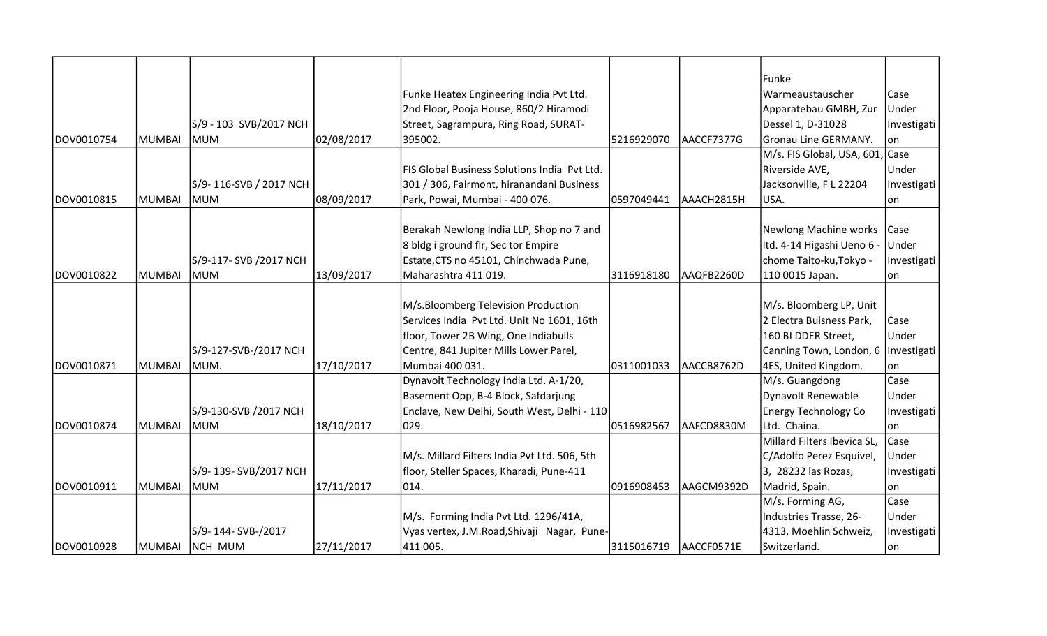| | | | | | | | | |
|---|---|---|---|---|---|---|---|---|
| DOV0010754 | MUMBAI | S/9 - 103 SVB/2017 NCH MUM | 02/08/2017 | Funke Heatex Engineering India Pvt Ltd. 2nd Floor, Pooja House, 860/2 Hiramodi Street, Sagrampura, Ring Road, SURAT-395002. | 5216929070 | AACCF7377G | Funke Warmeaustauscher Apparatebau GMBH, Zur Dessel 1, D-31028 Gronau Line GERMANY. | Case Under Investigation |
| DOV0010815 | MUMBAI | S/9- 116-SVB / 2017 NCH MUM | 08/09/2017 | FIS Global Business Solutions India Pvt Ltd. 301 / 306, Fairmont, hiranandani Business Park, Powai, Mumbai - 400 076. | 0597049441 | AAACH2815H | M/s. FIS Global, USA, 601, Riverside AVE, Jacksonville, F L 22204 USA. | Case Under Investigation |
| DOV0010822 | MUMBAI | S/9-117- SVB /2017 NCH MUM | 13/09/2017 | Berakah Newlong India LLP, Shop no 7 and 8 bldg i ground flr, Sec tor Empire Estate,CTS no 45101, Chinchwada Pune, Maharashtra 411 019. | 3116918180 | AAQFB2260D | Newlong Machine works ltd. 4-14 Higashi Ueno 6 - chome Taito-ku,Tokyo - 110 0015 Japan. | Case Under Investigation |
| DOV0010871 | MUMBAI | S/9-127-SVB-/2017 NCH MUM. | 17/10/2017 | M/s.Bloomberg Television Production Services India Pvt Ltd. Unit No 1601, 16th floor, Tower 2B Wing, One Indiabulls Centre, 841 Jupiter Mills Lower Parel, Mumbai 400 031. | 0311001033 | AACCB8762D | M/s. Bloomberg LP, Unit 2 Electra Buisness Park, 160 BI DDER Street, Canning Town, London, 6 4ES, United Kingdom. | Case Under Investigation |
| DOV0010874 | MUMBAI | S/9-130-SVB /2017 NCH MUM | 18/10/2017 | Dynavolt Technology India Ltd. A-1/20, Basement Opp, B-4 Block, Safdarjung Enclave, New Delhi, South West, Delhi - 110 029. | 0516982567 | AAFCD8830M | M/s. Guangdong Dynavolt Renewable Energy Technology Co Ltd. Chaina. | Case Under Investigation |
| DOV0010911 | MUMBAI | S/9- 139- SVB/2017 NCH MUM | 17/11/2017 | M/s. Millard Filters India Pvt Ltd. 506, 5th floor, Steller Spaces, Kharadi, Pune-411 014. | 0916908453 | AAGCM9392D | Millard Filters Ibevica SL, C/Adolfo Perez Esquivel, 3, 28232 las Rozas, Madrid, Spain. | Case Under Investigation |
| DOV0010928 | MUMBAI | S/9- 144- SVB-/2017 NCH MUM | 27/11/2017 | M/s. Forming India Pvt Ltd. 1296/41A, Vyas vertex, J.M.Road,Shivaji Nagar, Pune-411 005. | 3115016719 | AACCF0571E | M/s. Forming AG, Industries Trasse, 26-4313, Moehlin Schweiz, Switzerland. | Case Under Investigation |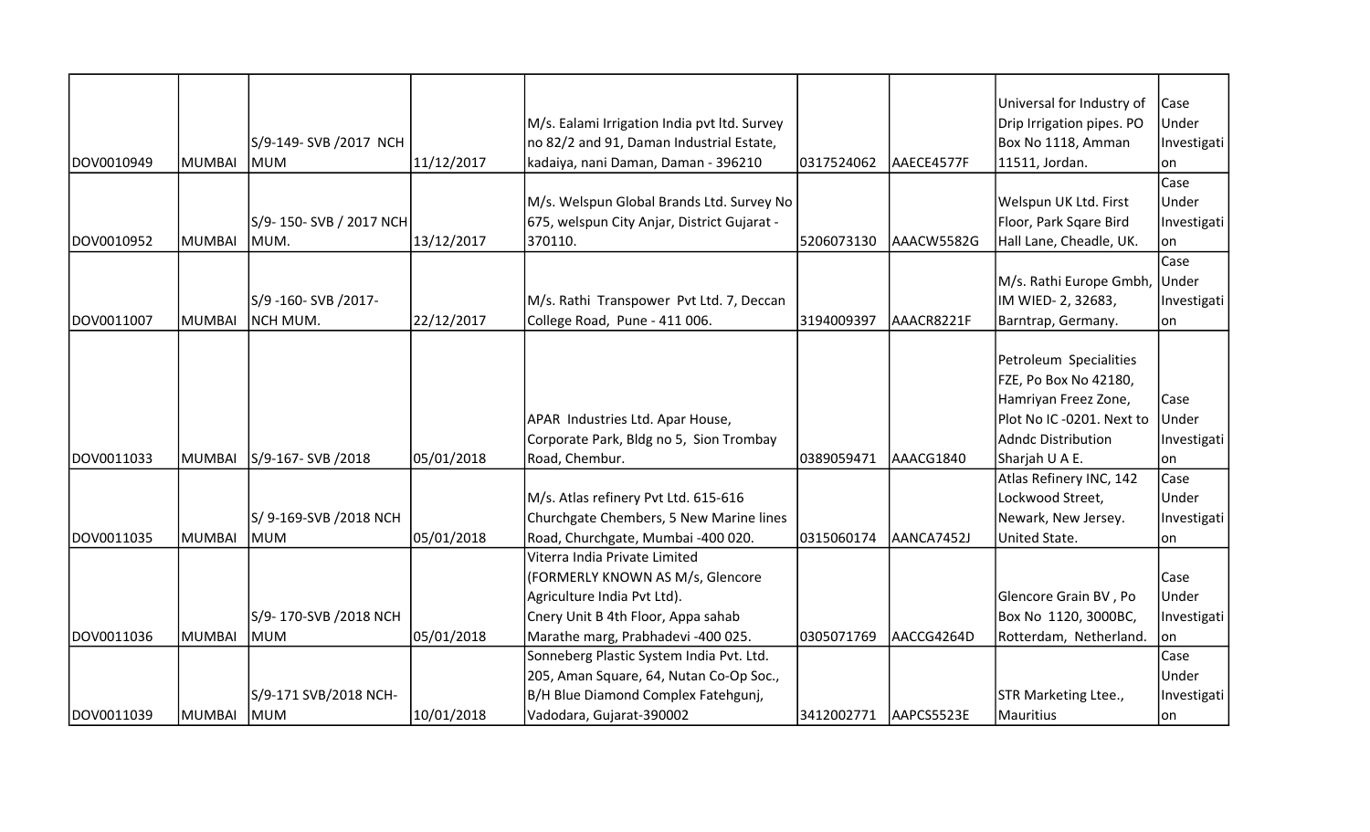| | | | | | | | | |
|---|---|---|---|---|---|---|---|---|
| DOV0010949 | MUMBAI | S/9-149- SVB /2017 NCH MUM | 11/12/2017 | M/s. Ealami Irrigation India pvt ltd. Survey no 82/2 and 91, Daman Industrial Estate, kadaiya, nani Daman, Daman - 396210 | 0317524062 | AAECE4577F | Universal for Industry of Drip Irrigation pipes. PO Box No 1118, Amman 11511, Jordan. | Case Under Investigation |
| DOV0010952 | MUMBAI | S/9- 150- SVB / 2017 NCH MUM. | 13/12/2017 | M/s. Welspun Global Brands Ltd. Survey No 675, welspun City Anjar, District Gujarat - 370110. | 5206073130 | AAACW5582G | Welspun UK Ltd. First Floor, Park Sqare Bird Hall Lane, Cheadle, UK. | Case Under Investigation |
| DOV0011007 | MUMBAI | S/9 -160- SVB /2017- NCH MUM. | 22/12/2017 | M/s. Rathi Transpower Pvt Ltd. 7, Deccan College Road, Pune - 411 006. | 3194009397 | AAACR8221F | M/s. Rathi Europe Gmbh, IM WIED- 2, 32683, Barntrap, Germany. | Case Under Investigation |
| DOV0011033 | MUMBAI | S/9-167- SVB /2018 | 05/01/2018 | APAR Industries Ltd. Apar House, Corporate Park, Bldg no 5, Sion Trombay Road, Chembur. | 0389059471 | AAACG1840 | Petroleum Specialities FZE, Po Box No 42180, Hamriyan Freez Zone, Plot No IC -0201. Next to Adndc Distribution Sharjah U A E. | Case Under Investigation |
| DOV0011035 | MUMBAI | S/ 9-169-SVB /2018 NCH MUM | 05/01/2018 | M/s. Atlas refinery Pvt Ltd. 615-616 Churchgate Chembers, 5 New Marine lines Road, Churchgate, Mumbai -400 020. | 0315060174 | AANCA7452J | Atlas Refinery INC, 142 Lockwood Street, Newark, New Jersey. United State. | Case Under Investigation |
| DOV0011036 | MUMBAI | S/9- 170-SVB /2018 NCH MUM | 05/01/2018 | Viterra India Private Limited (FORMERLY KNOWN AS M/s, Glencore Agriculture India Pvt Ltd). Cnery Unit B 4th Floor, Appa sahab Marathe marg, Prabhadevi -400 025. | 0305071769 | AACCG4264D | Glencore Grain BV , Po Box No 1120, 3000BC, Rotterdam, Netherland. | Case Under Investigation |
| DOV0011039 | MUMBAI | S/9-171 SVB/2018 NCH-MUM | 10/01/2018 | Sonneberg Plastic System India Pvt. Ltd. 205, Aman Square, 64, Nutan Co-Op Soc., B/H Blue Diamond Complex Fatehgunj, Vadodara, Gujarat-390002 | 3412002771 | AAPCS5523E | STR Marketing Ltee., Mauritius | Case Under Investigation |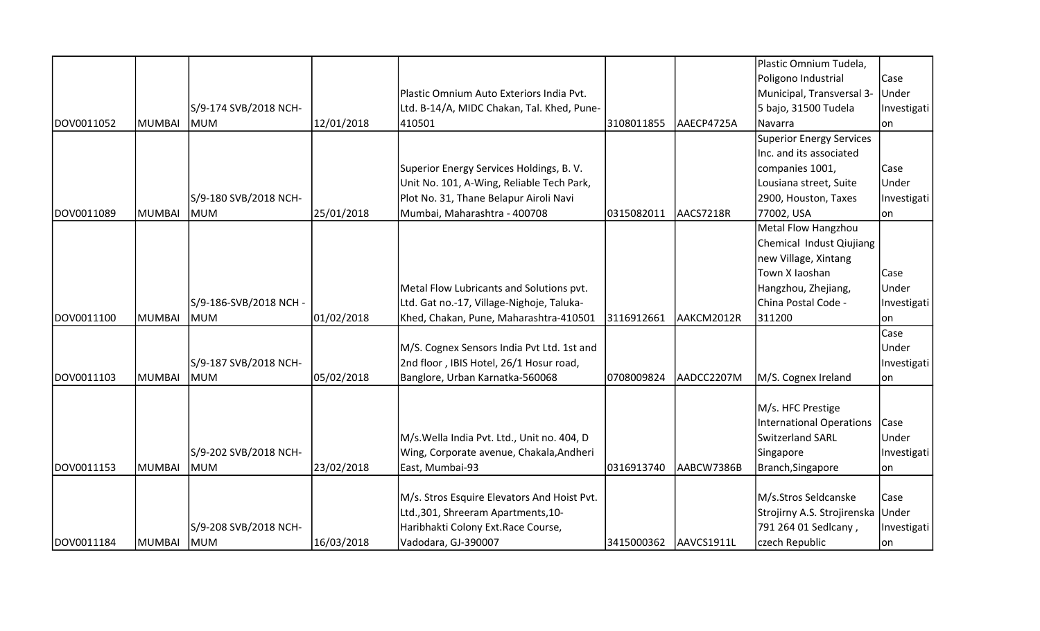| | | | | | | | | |
|---|---|---|---|---|---|---|---|---|
| DOV0011052 | MUMBAI | S/9-174 SVB/2018 NCH-MUM | 12/01/2018 | Plastic Omnium Auto Exteriors India Pvt. Ltd. B-14/A, MIDC Chakan, Tal. Khed, Pune-410501 | 3108011855 | AAECP4725A | Plastic Omnium Tudela, Poligono Industrial Municipal, Transversal 3-5 bajo, 31500 Tudela Navarra | Case Under Investigation |
| DOV0011089 | MUMBAI | S/9-180 SVB/2018 NCH-MUM | 25/01/2018 | Superior Energy Services Holdings, B. V. Unit No. 101, A-Wing, Reliable Tech Park, Plot No. 31, Thane Belapur Airoli Navi Mumbai, Maharashtra - 400708 | 0315082011 | AACS7218R | Superior Energy Services Inc. and its associated companies 1001, Lousiana street, Suite 2900, Houston, Taxes 77002, USA | Case Under Investigation |
| DOV0011100 | MUMBAI | S/9-186-SVB/2018 NCH - MUM | 01/02/2018 | Metal Flow Lubricants and Solutions pvt. Ltd. Gat no.-17, Village-Nighoje, Taluka-Khed, Chakan, Pune, Maharashtra-410501 | 3116912661 | AAKCM2012R | Metal Flow Hangzhou Chemical Indust Qiujiang new Village, Xintang Town X Iaoshan Hangzhou, Zhejiang, China Postal Code - 311200 | Case Under Investigation |
| DOV0011103 | MUMBAI | S/9-187 SVB/2018 NCH-MUM | 05/02/2018 | M/S. Cognex Sensors India Pvt Ltd. 1st and 2nd floor , IBIS Hotel, 26/1 Hosur road, Banglore, Urban Karnatka-560068 | 0708009824 | AADCC2207M | M/S. Cognex Ireland | Case Under Investigation |
| DOV0011153 | MUMBAI | S/9-202 SVB/2018 NCH-MUM | 23/02/2018 | M/s.Wella India Pvt. Ltd., Unit no. 404, D Wing, Corporate avenue, Chakala,Andheri East, Mumbai-93 | 0316913740 | AABCW7386B | M/s. HFC Prestige International Operations Switzerland SARL Singapore Branch,Singapore | Case Under Investigation |
| DOV0011184 | MUMBAI | S/9-208 SVB/2018 NCH-MUM | 16/03/2018 | M/s. Stros Esquire Elevators And Hoist Pvt. Ltd.,301, Shreeram Apartments,10-Haribhakti Colony Ext.Race Course, Vadodara, GJ-390007 | 3415000362 | AAVCS1911L | M/s.Stros Seldcanske Strojirny A.S. Strojirenska 791 264 01 Sedlcany , czech Republic | Case Under Investigation |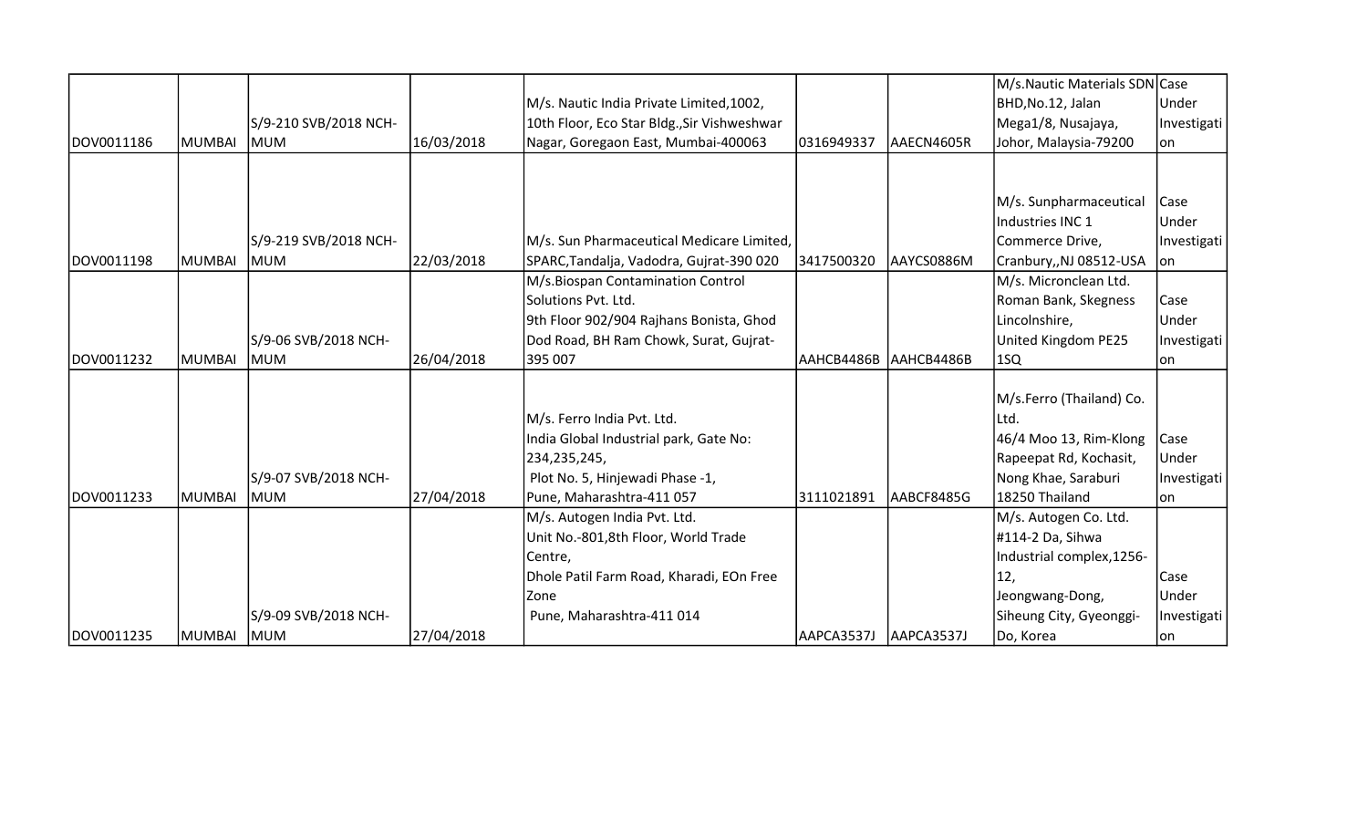| | | | | | | | | |
|---|---|---|---|---|---|---|---|---|
| DOV0011186 | MUMBAI | S/9-210 SVB/2018 NCH-MUM | 16/03/2018 | M/s. Nautic India Private Limited,1002, 10th Floor, Eco Star Bldg.,Sir Vishweshwar Nagar, Goregaon East, Mumbai-400063 | 0316949337 | AAECN4605R | M/s.Nautic Materials SDN BHD,No.12, Jalan Mega1/8, Nusajaya, Johor, Malaysia-79200 | Case Under Investigation |
| DOV0011198 | MUMBAI | S/9-219 SVB/2018 NCH-MUM | 22/03/2018 | M/s. Sun Pharmaceutical Medicare Limited, SPARC,Tandalja, Vadodra, Gujrat-390 020 | 3417500320 | AAYCS0886M | M/s. Sunpharmaceutical Industries INC 1 Commerce Drive, Cranbury,,NJ 08512-USA | Case Under Investigation |
| DOV0011232 | MUMBAI | S/9-06 SVB/2018 NCH-MUM | 26/04/2018 | M/s.Biospan Contamination Control Solutions Pvt. Ltd. 9th Floor 902/904 Rajhans Bonista, Ghod Dod Road, BH Ram Chowk, Surat, Gujrat-395 007 | AAHCB4486B | AAHCB4486B | M/s. Micronclean Ltd. Roman Bank, Skegness Lincolnshire, United Kingdom PE25 1SQ | Case Under Investigation |
| DOV0011233 | MUMBAI | S/9-07 SVB/2018 NCH-MUM | 27/04/2018 | M/s. Ferro India Pvt. Ltd. India Global Industrial park, Gate No: 234,235,245, Plot No. 5, Hinjewadi Phase -1, Pune, Maharashtra-411 057 | 3111021891 | AABCF8485G | M/s.Ferro (Thailand) Co. Ltd. 46/4 Moo 13, Rim-Klong Rapeepat Rd, Kochasit, Nong Khae, Saraburi 18250 Thailand | Case Under Investigation |
| DOV0011235 | MUMBAI | S/9-09 SVB/2018 NCH-MUM | 27/04/2018 | M/s. Autogen India Pvt. Ltd. Unit No.-801,8th Floor, World Trade Centre, Dhole Patil Farm Road, Kharadi, EOn Free Zone Pune, Maharashtra-411 014 | AAPCA3537J | AAPCA3537J | M/s. Autogen Co. Ltd. #114-2 Da, Sihwa Industrial complex,1256-12, Jeongwang-Dong, Siheung City, Gyeonggi-Do, Korea | Case Under Investigation |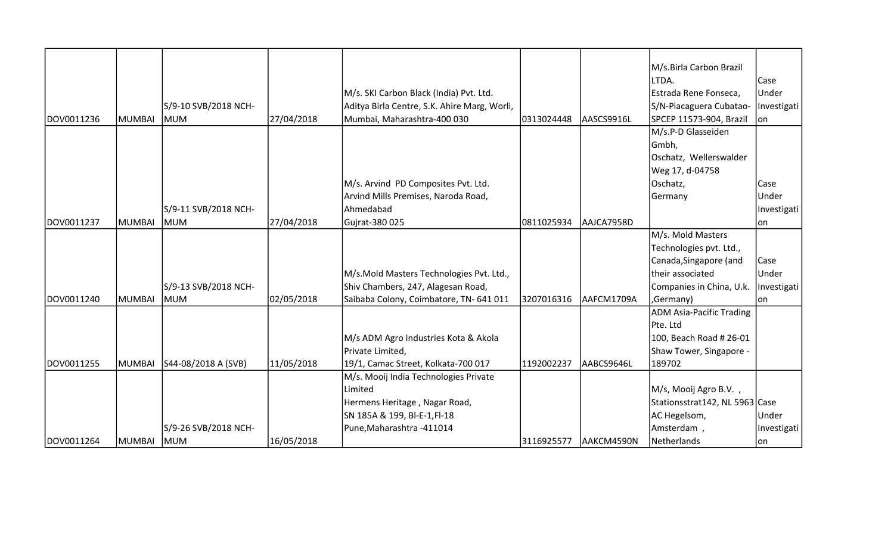| | | | | | | | | |
|---|---|---|---|---|---|---|---|---|
| DOV0011236 | MUMBAI | S/9-10 SVB/2018 NCH-MUM | 27/04/2018 | M/s. SKI Carbon Black (India) Pvt. Ltd. Aditya Birla Centre, S.K. Ahire Marg, Worli, Mumbai, Maharashtra-400 030 | 0313024448 | AASCS9916L | M/s.Birla Carbon Brazil LTDA. Estrada Rene Fonseca, S/N-Piacaguera Cubatao-SPCEP 11573-904, Brazil | Case Under Investigation |
| DOV0011237 | MUMBAI | S/9-11 SVB/2018 NCH-MUM | 27/04/2018 | M/s. Arvind PD Composites Pvt. Ltd. Arvind Mills Premises, Naroda Road, Ahmedabad Gujrat-380 025 | 0811025934 | AAJCA7958D | M/s.P-D Glasseiden Gmbh, Oschatz, Wellerswalder Weg 17, d-04758 Oschatz, Germany | Case Under Investigation |
| DOV0011240 | MUMBAI | S/9-13 SVB/2018 NCH-MUM | 02/05/2018 | M/s.Mold Masters Technologies Pvt. Ltd., Shiv Chambers, 247, Alagesan Road, Saibaba Colony, Coimbatore, TN- 641 011 | 3207016316 | AAFCM1709A | M/s. Mold Masters Technologies pvt. Ltd., Canada,Singapore (and their associated Companies in China, U.k. ,Germany) | Case Under Investigation |
| DOV0011255 | MUMBAI | S44-08/2018 A (SVB) | 11/05/2018 | M/s ADM Agro Industries Kota & Akola Private Limited, 19/1, Camac Street, Kolkata-700 017 | 1192002237 | AABCS9646L | ADM Asia-Pacific Trading Pte. Ltd 100, Beach Road # 26-01 Shaw Tower, Singapore - 189702 | |
| DOV0011264 | MUMBAI | S/9-26 SVB/2018 NCH-MUM | 16/05/2018 | M/s. Mooij India Technologies Private Limited Hermens Heritage , Nagar Road, SN 185A & 199, Bl-E-1,Fl-18 Pune,Maharashtra -411014 | 3116925577 | AAKCM4590N | M/s, Mooij Agro B.V. , Stationsstrat142, NL 5963 AC Hegelsom, Amsterdam , Netherlands | Case Under Investigation |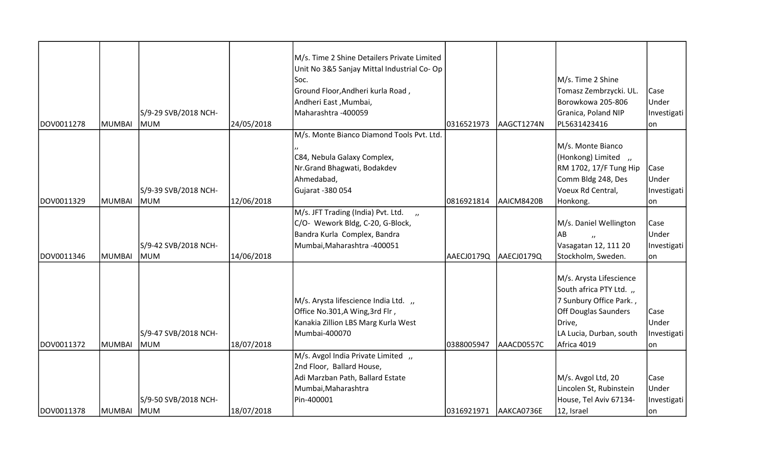| | | | | | | | | |
|---|---|---|---|---|---|---|---|---|
| DOV0011278 | MUMBAI | S/9-29 SVB/2018 NCH-MUM | 24/05/2018 | M/s. Time 2 Shine Detailers Private Limited Unit No 3&5 Sanjay Mittal Industrial Co- Op Soc. Ground Floor,Andheri kurla Road , Andheri East ,Mumbai, Maharashtra -400059 | 0316521973 | AAGCT1274N | M/s. Time 2 Shine Tomasz Zembrzycki. UL. Borowkowa 205-806 Granica, Poland NIP PL5631423416 | Case Under Investigation |
| DOV0011329 | MUMBAI | S/9-39 SVB/2018 NCH-MUM | 12/06/2018 | M/s. Monte Bianco Diamond Tools Pvt. Ltd. ,, C84, Nebula Galaxy Complex, Nr.Grand Bhagwati, Bodakdev Ahmedabad, Gujarat -380 054 | 0816921814 | AAICM8420B | M/s. Monte Bianco (Honkong) Limited ,, RM 1702, 17/F Tung Hip Comm Bldg 248, Des Voeux Rd Central, Honkong. | Case Under Investigation |
| DOV0011346 | MUMBAI | S/9-42 SVB/2018 NCH-MUM | 14/06/2018 | M/s. JFT Trading (India) Pvt. Ltd. ,, C/O- Wework Bldg, C-20, G-Block, Bandra Kurla Complex, Bandra Mumbai,Maharashtra -400051 | AAECJ0179Q | AAECJ0179Q | M/s. Daniel Wellington AB ,, Vasagatan 12, 111 20 Stockholm, Sweden. | Case Under Investigation |
| DOV0011372 | MUMBAI | S/9-47 SVB/2018 NCH-MUM | 18/07/2018 | M/s. Arysta lifescience India Ltd. ,, Office No.301,A Wing,3rd Flr , Kanakia Zillion LBS Marg Kurla West Mumbai-400070 | 0388005947 | AAACD0557C | M/s. Arysta Lifescience South africa PTY Ltd. ,, 7 Sunbury Office Park. , Off Douglas Saunders Drive, LA Lucia, Durban, south Africa 4019 | Case Under Investigation |
| DOV0011378 | MUMBAI | S/9-50 SVB/2018 NCH-MUM | 18/07/2018 | M/s. Avgol India Private Limited ,, 2nd Floor, Ballard House, Adi Marzban Path, Ballard Estate Mumbai,Maharashtra Pin-400001 | 0316921971 | AAKCA0736E | M/s. Avgol Ltd, 20 Lincolen St, Rubinstein House, Tel Aviv 67134-12, Israel | Case Under Investigation |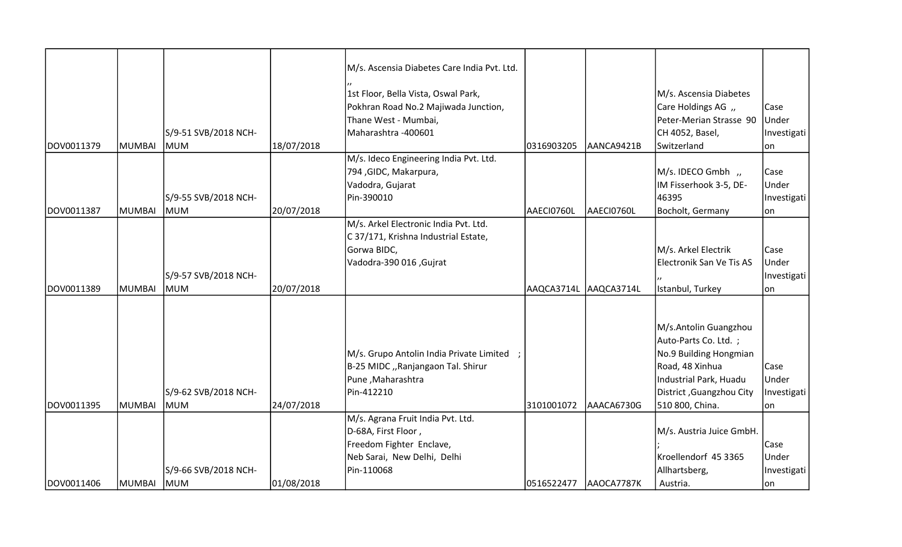| | | | | | | | | |
|---|---|---|---|---|---|---|---|---|
| DOV0011379 | MUMBAI | S/9-51 SVB/2018 NCH-MUM | 18/07/2018 | M/s. Ascensia Diabetes Care India Pvt. Ltd. ,, 1st Floor, Bella Vista, Oswal Park, Pokhran Road No.2 Majiwada Junction, Thane West - Mumbai, Maharashtra -400601 | 0316903205 | AANCA9421B | M/s. Ascensia Diabetes Care Holdings AG ,, Peter-Merian Strasse 90 CH 4052, Basel, Switzerland | Case Under Investigation |
| DOV0011387 | MUMBAI | S/9-55 SVB/2018 NCH-MUM | 20/07/2018 | M/s. Ideco Engineering India Pvt. Ltd. 794 ,GIDC, Makarpura, Vadodra, Gujarat Pin-390010 | AAECI0760L | AAECI0760L | M/s. IDECO Gmbh ,, IM Fisserhook 3-5, DE-46395 Bocholt, Germany | Case Under Investigation |
| DOV0011389 | MUMBAI | S/9-57 SVB/2018 NCH-MUM | 20/07/2018 | M/s. Arkel Electronic India Pvt. Ltd. C 37/171, Krishna Industrial Estate, Gorwa BIDC, Vadodra-390 016 ,Gujrat | AAQCA3714L | AAQCA3714L | M/s. Arkel Electrik Electronik San Ve Tis AS ,, Istanbul, Turkey | Case Under Investigation |
| DOV0011395 | MUMBAI | S/9-62 SVB/2018 NCH-MUM | 24/07/2018 | M/s. Grupo Antolin India Private Limited ; B-25 MIDC ,,Ranjangaon Tal. Shirur Pune ,Maharashtra Pin-412210 | 3101001072 | AAACA6730G | M/s.Antolin Guangzhou Auto-Parts Co. Ltd. ; No.9 Building Hongmian Road, 48 Xinhua Industrial Park, Huadu District ,Guangzhou City 510 800, China. | Case Under Investigation |
| DOV0011406 | MUMBAI | S/9-66 SVB/2018 NCH-MUM | 01/08/2018 | M/s. Agrana Fruit India Pvt. Ltd. D-68A, First Floor , Freedom Fighter Enclave, Neb Sarai, New Delhi, Delhi Pin-110068 | 0516522477 | AAOCA7787K | M/s. Austria Juice GmbH. ; Kroellendorf 45 3365 Allhartsberg, Austria. | Case Under Investigation |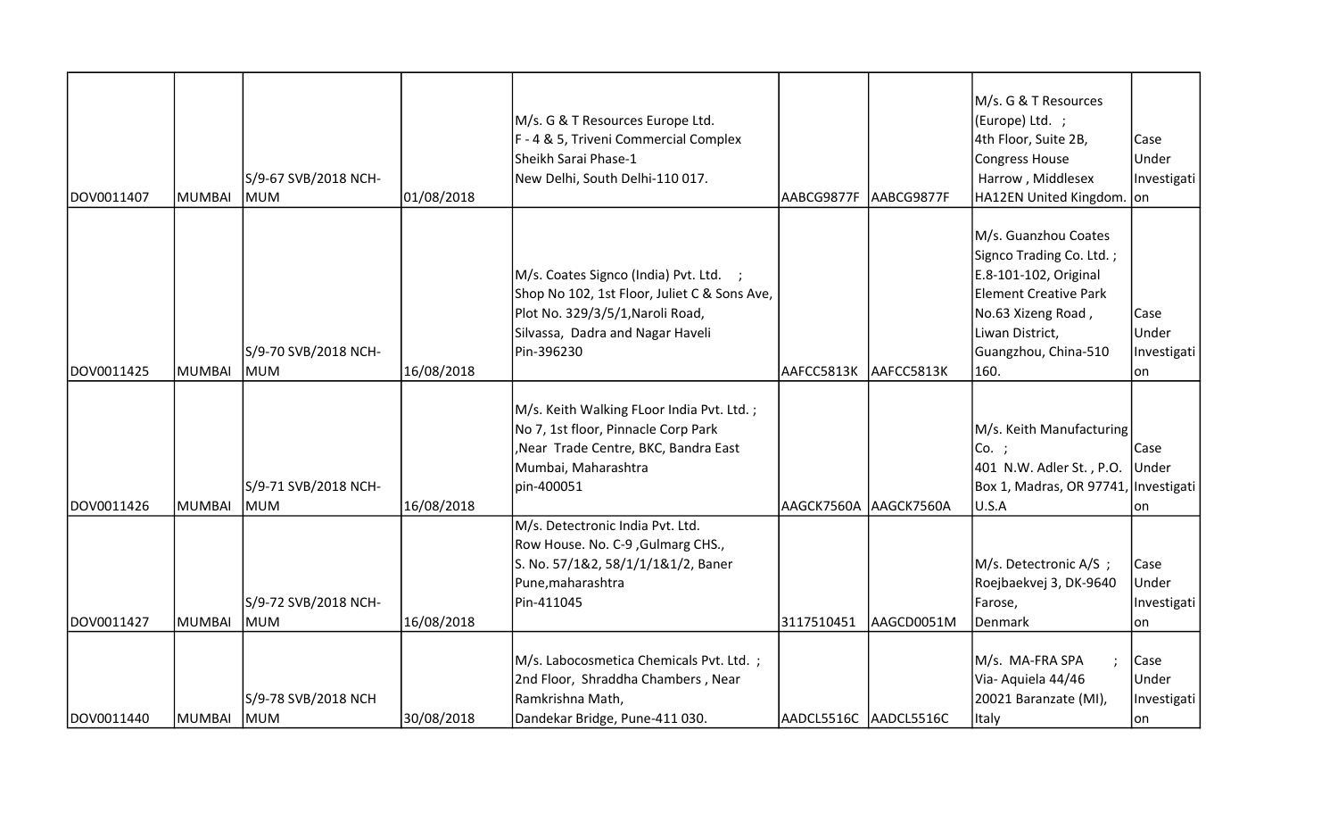| DOV0011407 | MUMBAI | S/9-67 SVB/2018 NCH-MUM | 01/08/2018 | M/s. G & T Resources Europe Ltd.<br>F - 4 & 5, Triveni Commercial Complex<br>Sheikh Sarai Phase-1<br>New Delhi, South Delhi-110 017. | AABCG9877F | AABCG9877F | M/s. G & T Resources (Europe) Ltd. ;<br>4th Floor, Suite 2B, Congress House<br>Harrow , Middlesex HA12EN United Kingdom. | Case Under Investigation |
|---|---|---|---|---|---|---|---|---|
| DOV0011425 | MUMBAI | S/9-70 SVB/2018 NCH-MUM | 16/08/2018 | M/s. Coates Signco (India) Pvt. Ltd. ;<br>Shop No 102, 1st Floor, Juliet C & Sons Ave,<br>Plot No. 329/3/5/1,Naroli Road,<br>Silvassa, Dadra and Nagar Haveli<br>Pin-396230 | AAFCC5813K | AAFCC5813K | M/s. Guanzhou Coates Signco Trading Co. Ltd. ;<br>E.8-101-102, Original Element Creative Park No.63 Xizeng Road ,<br>Liwan District,<br>Guangzhou, China-510 160. | Case Under Investigation |
| DOV0011426 | MUMBAI | S/9-71 SVB/2018 NCH-MUM | 16/08/2018 | M/s. Keith Walking FLoor India Pvt. Ltd. ;<br>No 7, 1st floor, Pinnacle Corp Park<br>,Near Trade Centre, BKC, Bandra East<br>Mumbai, Maharashtra<br>pin-400051 | AAGCK7560A | AAGCK7560A | M/s. Keith Manufacturing Co. ;<br>401 N.W. Adler St. , P.O. Box 1, Madras, OR 97741, U.S.A | Case Under Investigation |
| DOV0011427 | MUMBAI | S/9-72 SVB/2018 NCH-MUM | 16/08/2018 | M/s. Detectronic India Pvt. Ltd.<br>Row House. No. C-9 ,Gulmarg CHS.,<br>S. No. 57/1&2, 58/1/1/1&1/2, Baner<br>Pune,maharashtra<br>Pin-411045 | 3117510451 | AAGCD0051M | M/s. Detectronic A/S ;<br>Roejbaekvej 3, DK-9640 Farose,<br>Denmark | Case Under Investigation |
| DOV0011440 | MUMBAI | S/9-78 SVB/2018 NCH MUM | 30/08/2018 | M/s. Labocosmetica Chemicals Pvt. Ltd. ;<br>2nd Floor, Shraddha Chambers , Near Ramkrishna Math,<br>Dandekar Bridge, Pune-411 030. | AADCL5516C | AADCL5516C | M/s. MA-FRA SPA ;<br>Via- Aquiela 44/46<br>20021 Baranzate (MI), Italy | Case Under Investigation |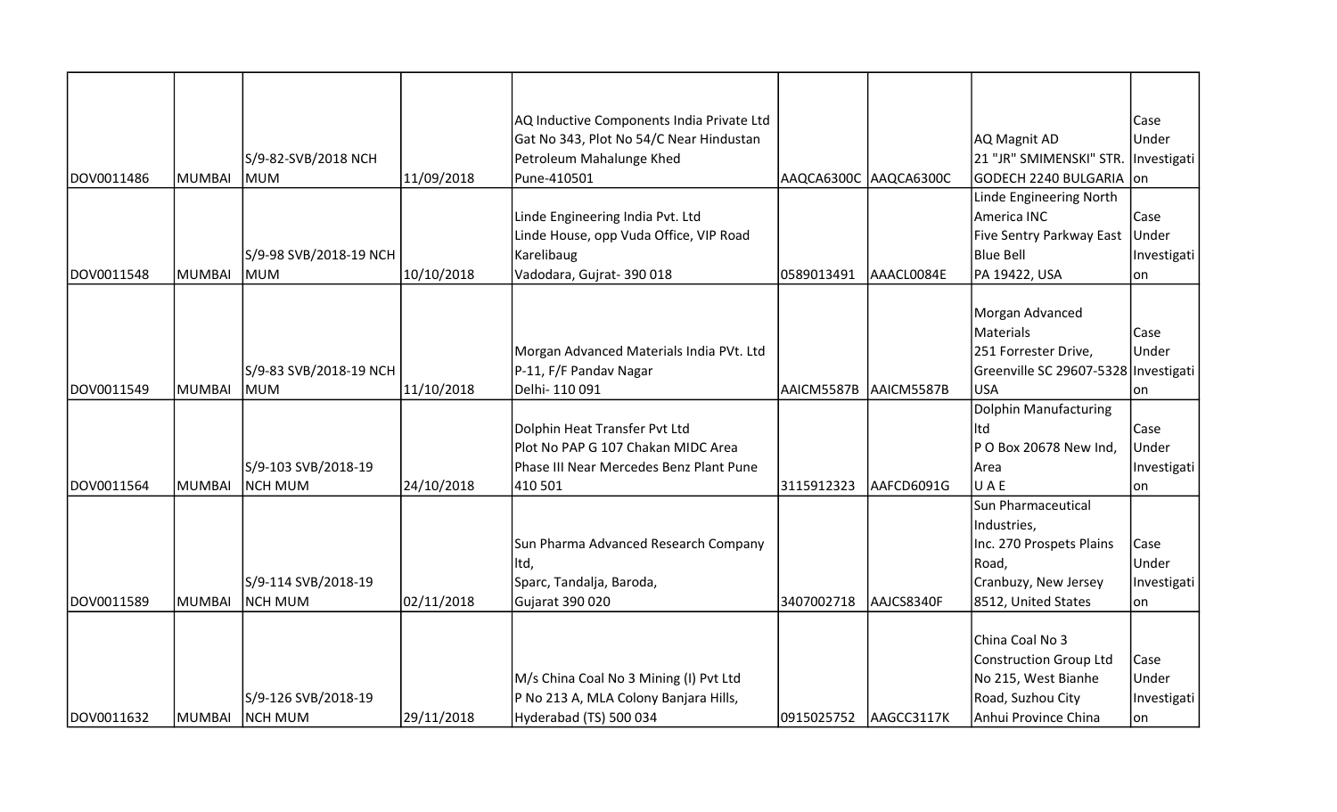| | | | | | | | | |
|---|---|---|---|---|---|---|---|---|
| DOV0011486 | MUMBAI | S/9-82-SVB/2018 NCH MUM | 11/09/2018 | AQ Inductive Components India Private Ltd Gat No 343, Plot No 54/C Near Hindustan Petroleum Mahalunge Khed Pune-410501 | AAQCA6300C | AAQCA6300C | AQ Magnit AD 21 "JR" SMIMENSKI" STR. GODECH 2240 BULGARIA | Case Under Investigation |
| DOV0011548 | MUMBAI | S/9-98 SVB/2018-19 NCH MUM | 10/10/2018 | Linde Engineering India Pvt. Ltd Linde House, opp Vuda Office, VIP Road Karelibaug Vadodara, Gujrat- 390 018 | 0589013491 | AAACL0084E | Linde Engineering North America INC Five Sentry Parkway East Blue Bell PA 19422, USA | Case Under Investigation |
| DOV0011549 | MUMBAI | S/9-83 SVB/2018-19 NCH MUM | 11/10/2018 | Morgan Advanced Materials India PVt. Ltd P-11, F/F Pandav Nagar Delhi- 110 091 | AAICM5587B | AAICM5587B | Morgan Advanced Materials 251 Forrester Drive, Greenville SC 29607-5328 USA | Case Under Investigation |
| DOV0011564 | MUMBAI | S/9-103 SVB/2018-19 NCH MUM | 24/10/2018 | Dolphin Heat Transfer Pvt Ltd Plot No PAP G 107 Chakan MIDC Area Phase III Near Mercedes Benz Plant Pune 410 501 | 3115912323 | AAFCD6091G | Dolphin Manufacturing ltd P O Box 20678 New Ind, Area U A E | Case Under Investigation |
| DOV0011589 | MUMBAI | S/9-114 SVB/2018-19 NCH MUM | 02/11/2018 | Sun Pharma Advanced Research Company ltd, Sparc, Tandalja, Baroda, Gujarat 390 020 | 3407002718 | AAJCS8340F | Sun Pharmaceutical Industries, Inc. 270 Prospets Plains Road, Cranbuzy, New Jersey 8512, United States | Case Under Investigation |
| DOV0011632 | MUMBAI | S/9-126 SVB/2018-19 NCH MUM | 29/11/2018 | M/s China Coal No 3 Mining (I) Pvt Ltd P No 213 A, MLA Colony Banjara Hills, Hyderabad (TS) 500 034 | 0915025752 | AAGCC3117K | China Coal No 3 Construction Group Ltd No 215, West Bianhe Road, Suzhou City Anhui Province China | Case Under Investigation |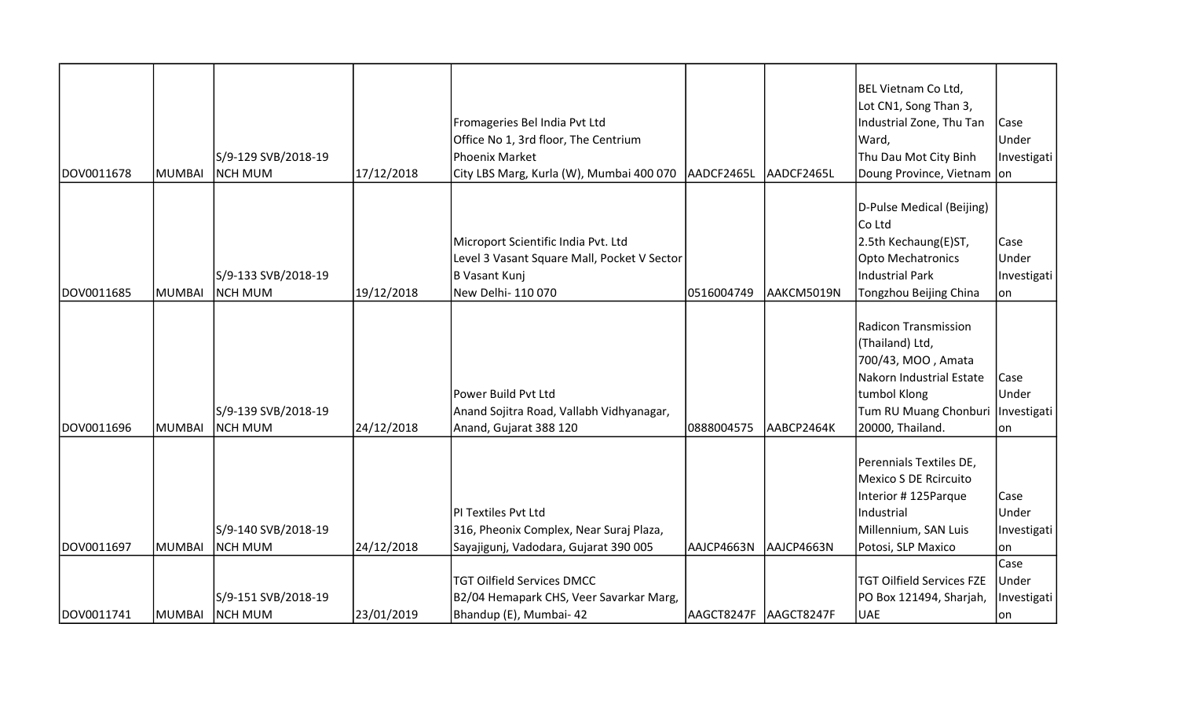| | | | | | | | | |
|---|---|---|---|---|---|---|---|---|
| DOV0011678 | MUMBAI | S/9-129 SVB/2018-19 NCH MUM | 17/12/2018 | Fromageries Bel India Pvt Ltd Office No 1, 3rd floor, The Centrium Phoenix Market City LBS Marg, Kurla (W), Mumbai 400 070 | AADCF2465L | AADCF2465L | BEL Vietnam Co Ltd, Lot CN1, Song Than 3, Industrial Zone, Thu Tan Ward, Thu Dau Mot City Binh Doung Province, Vietnam | Case Under Investigation |
| DOV0011685 | MUMBAI | S/9-133 SVB/2018-19 NCH MUM | 19/12/2018 | Microport Scientific India Pvt. Ltd Level 3 Vasant Square Mall, Pocket V Sector B Vasant Kunj New Delhi- 110 070 | 0516004749 | AAKCM5019N | D-Pulse Medical (Beijing) Co Ltd 2.5th Kechaung(E)ST, Opto Mechatronics Industrial Park Tongzhou Beijing China | Case Under Investigation |
| DOV0011696 | MUMBAI | S/9-139 SVB/2018-19 NCH MUM | 24/12/2018 | Power Build Pvt Ltd Anand Sojitra Road, Vallabh Vidhyanagar, Anand, Gujarat 388 120 | 0888004575 | AABCP2464K | Radicon Transmission (Thailand) Ltd, 700/43, MOO , Amata Nakorn Industrial Estate tumbol Klong Tum RU Muang Chonburi 20000, Thailand. | Case Under Investigation |
| DOV0011697 | MUMBAI | S/9-140 SVB/2018-19 NCH MUM | 24/12/2018 | PI Textiles Pvt Ltd 316, Pheonix Complex, Near Suraj Plaza, Sayajigunj, Vadodara, Gujarat 390 005 | AAJCP4663N | AAJCP4663N | Perennials Textiles DE, Mexico S DE Rcircuito Interior # 125Parque Industrial Millennium, SAN Luis Potosi, SLP Maxico | Case Under Investigation |
| DOV0011741 | MUMBAI | S/9-151 SVB/2018-19 NCH MUM | 23/01/2019 | TGT Oilfield Services DMCC B2/04 Hemapark CHS, Veer Savarkar Marg, Bhandup (E), Mumbai- 42 | AAGCT8247F | AAGCT8247F | TGT Oilfield Services FZE PO Box 121494, Sharjah, UAE | Case Under Investigation |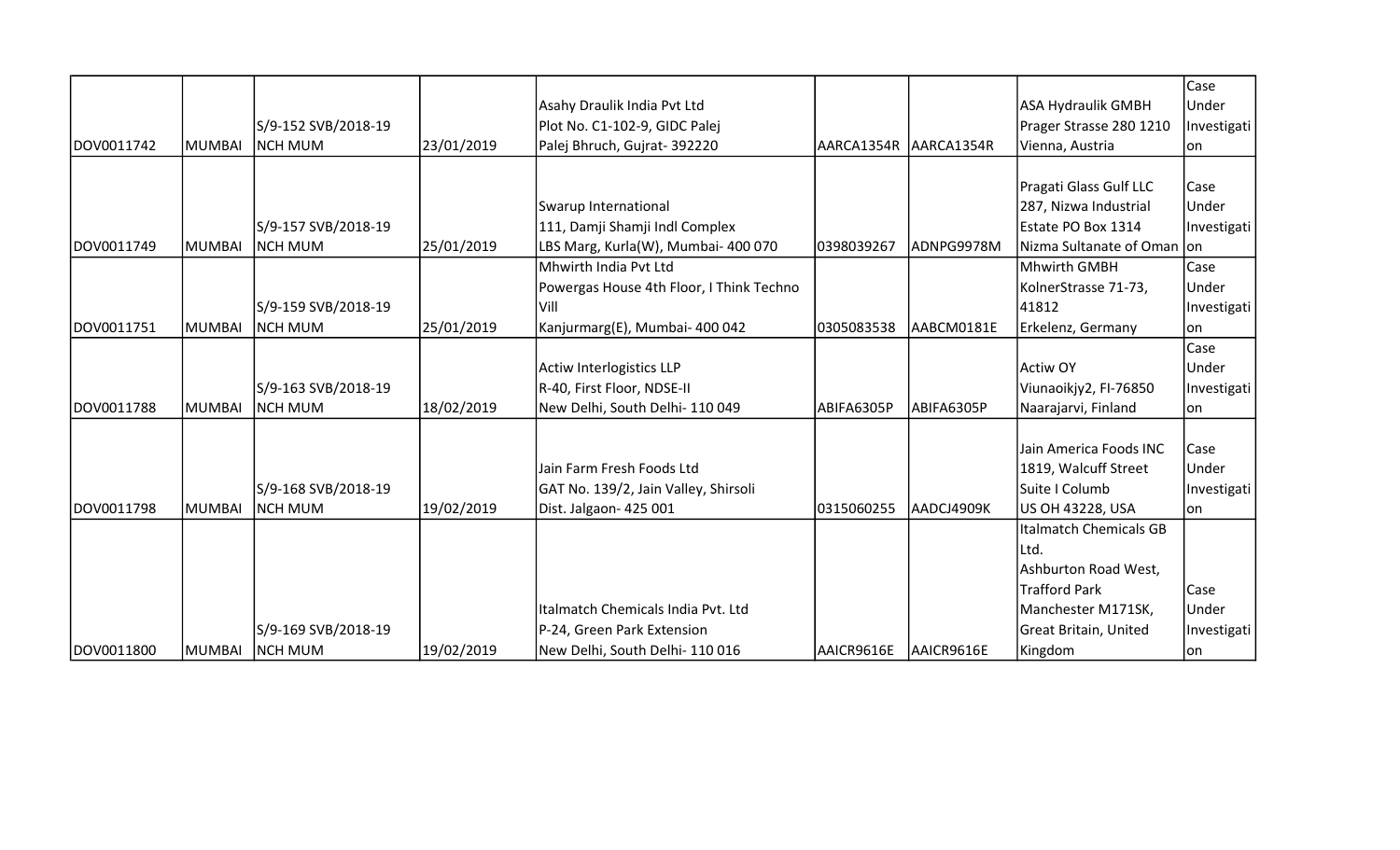| | | | | | | | | |
|---|---|---|---|---|---|---|---|---|
| DOV0011742 | MUMBAI | S/9-152 SVB/2018-19 NCH MUM | 23/01/2019 | Asahy Draulik India Pvt Ltd Plot No. C1-102-9, GIDC Palej Palej Bhruch, Gujrat- 392220 | AARCA1354R | AARCA1354R | ASA Hydraulik GMBH Prager Strasse 280 1210 Vienna, Austria | Case Under Investigation |
| DOV0011749 | MUMBAI | S/9-157 SVB/2018-19 NCH MUM | 25/01/2019 | Swarup International 111, Damji Shamji Indl Complex LBS Marg, Kurla(W), Mumbai- 400 070 | 0398039267 | ADNPG9978M | Pragati Glass Gulf LLC 287, Nizwa Industrial Estate PO Box 1314 Nizma Sultanate of Oman | Case Under Investigation |
| DOV0011751 | MUMBAI | S/9-159 SVB/2018-19 NCH MUM | 25/01/2019 | Mhwirth India Pvt Ltd Powergas House 4th Floor, I Think Techno Vill Kanjurmarg(E), Mumbai- 400 042 | 0305083538 | AABCM0181E | Mhwirth GMBH KolnerStrasse 71-73, 41812 Erkelenz, Germany | Case Under Investigation |
| DOV0011788 | MUMBAI | S/9-163 SVB/2018-19 NCH MUM | 18/02/2019 | Actiw Interlogistics LLP R-40, First Floor, NDSE-II New Delhi, South Delhi- 110 049 | ABIFA6305P | ABIFA6305P | Actiw OY Viunaoikjy2, FI-76850 Naarajarvi, Finland | Case Under Investigation |
| DOV0011798 | MUMBAI | S/9-168 SVB/2018-19 NCH MUM | 19/02/2019 | Jain Farm Fresh Foods Ltd GAT No. 139/2, Jain Valley, Shirsoli Dist. Jalgaon- 425 001 | 0315060255 | AADCJ4909K | Jain America Foods INC 1819, Walcuff Street Suite I Columb US OH 43228, USA | Case Under Investigation |
| DOV0011800 | MUMBAI | S/9-169 SVB/2018-19 NCH MUM | 19/02/2019 | Italmatch Chemicals India Pvt. Ltd P-24, Green Park Extension New Delhi, South Delhi- 110 016 | AAICR9616E | AAICR9616E | Italmatch Chemicals GB Ltd. Ashburton Road West, Trafford Park Manchester M171SK, Great Britain, United Kingdom | Case Under Investigation |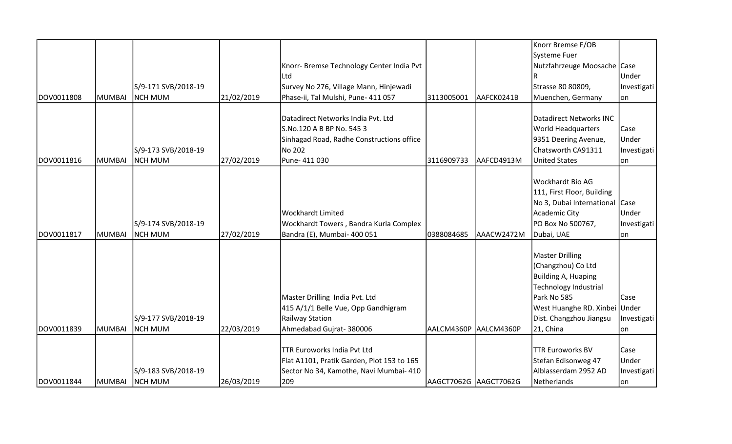| | | | | | | | | |
|---|---|---|---|---|---|---|---|---|
| DOV0011808 | MUMBAI | S/9-171 SVB/2018-19 NCH MUM | 21/02/2019 | Knorr- Bremse Technology Center India Pvt Ltd Survey No 276, Village Mann, Hinjewadi Phase-ii, Tal Mulshi, Pune- 411 057 | 3113005001 | AAFCK0241B | Knorr Bremse F/OB Systeme Fuer Nutzfahrzeuge Moosache R Strasse 80 80809, Muenchen, Germany | Case Under Investigation |
| DOV0011816 | MUMBAI | S/9-173 SVB/2018-19 NCH MUM | 27/02/2019 | Datadirect Networks India Pvt. Ltd S.No.120 A B BP No. 545 3 Sinhagad Road, Radhe Constructions office No 202 Pune- 411 030 | 3116909733 | AAFCD4913M | Datadirect Networks INC World Headquarters 9351 Deering Avenue, Chatsworth CA91311 United States | Case Under Investigation |
| DOV0011817 | MUMBAI | S/9-174 SVB/2018-19 NCH MUM | 27/02/2019 | Wockhardt Limited Wockhardt Towers , Bandra Kurla Complex Bandra (E), Mumbai- 400 051 | 0388084685 | AAACW2472M | Wockhardt Bio AG 111, First Floor, Building No 3, Dubai International Academic City PO Box No 500767, Dubai, UAE | Case Under Investigation |
| DOV0011839 | MUMBAI | S/9-177 SVB/2018-19 NCH MUM | 22/03/2019 | Master Drilling India Pvt. Ltd 415 A/1/1 Belle Vue, Opp Gandhigram Railway Station Ahmedabad Gujrat- 380006 | AALCM4360P | AALCM4360P | Master Drilling (Changzhou) Co Ltd Building A, Huaping Technology Industrial Park No 585 West Huanghe RD. Xinbei Dist. Changzhou Jiangsu 21, China | Case Under Investigation |
| DOV0011844 | MUMBAI | S/9-183 SVB/2018-19 NCH MUM | 26/03/2019 | TTR Euroworks India Pvt Ltd Flat A1101, Pratik Garden, Plot 153 to 165 Sector No 34, Kamothe, Navi Mumbai- 410 209 | AAGCT7062G | AAGCT7062G | TTR Euroworks BV Stefan Edisonweg 47 Alblasserdam 2952 AD Netherlands | Case Under Investigation |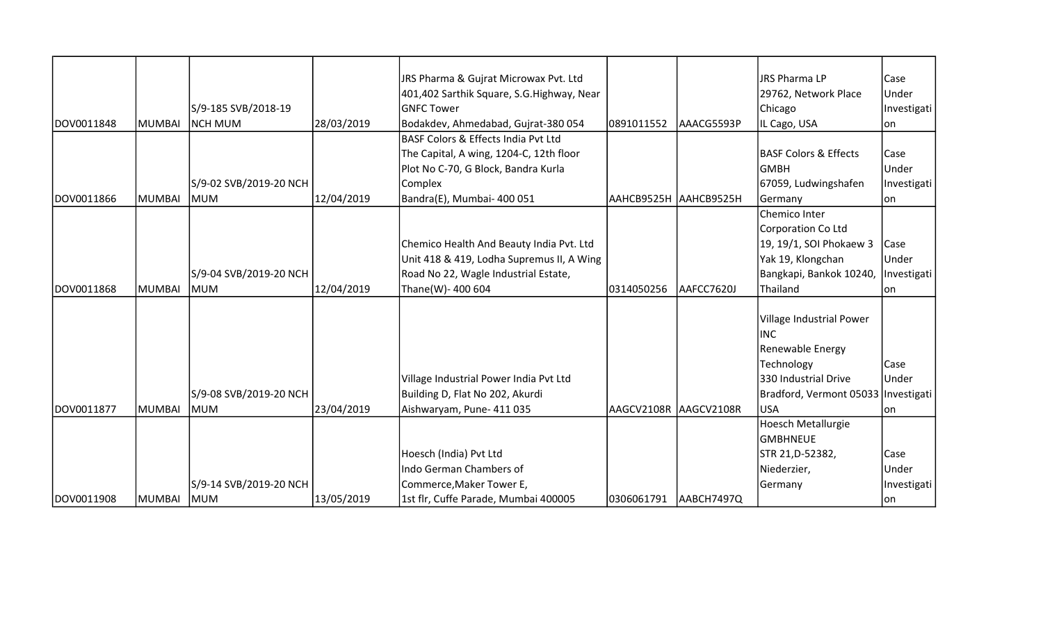| | | | | | | | | |
|---|---|---|---|---|---|---|---|---|
| DOV0011848 | MUMBAI | S/9-185 SVB/2018-19 NCH MUM | 28/03/2019 | JRS Pharma & Gujrat Microwax Pvt. Ltd 401,402 Sarthik Square, S.G.Highway, Near GNFC Tower Bodakdev, Ahmedabad, Gujrat-380 054 | 0891011552 | AAACG5593P | JRS Pharma LP 29762, Network Place Chicago IL Cago, USA | Case Under Investigation |
| DOV0011866 | MUMBAI | S/9-02 SVB/2019-20 NCH MUM | 12/04/2019 | BASF Colors & Effects India Pvt Ltd The Capital, A wing, 1204-C, 12th floor Plot No C-70, G Block, Bandra Kurla Complex Bandra(E), Mumbai- 400 051 | AAHCB9525H | AAHCB9525H | BASF Colors & Effects GMBH 67059, Ludwingshafen Germany | Case Under Investigation |
| DOV0011868 | MUMBAI | S/9-04 SVB/2019-20 NCH MUM | 12/04/2019 | Chemico Health And Beauty India Pvt. Ltd Unit 418 & 419, Lodha Supremus II, A Wing Road No 22, Wagle Industrial Estate, Thane(W)- 400 604 | 0314050256 | AAFCC7620J | Chemico Inter Corporation Co Ltd 19, 19/1, SOI Phokaew 3 Yak 19, Klongchan Bangkapi, Bankok 10240, Thailand | Case Under Investigation |
| DOV0011877 | MUMBAI | S/9-08 SVB/2019-20 NCH MUM | 23/04/2019 | Village Industrial Power India Pvt Ltd Building D, Flat No 202, Akurdi Aishwaryam, Pune- 411 035 | AAGCV2108R | AAGCV2108R | Village Industrial Power INC Renewable Energy Technology 330 Industrial Drive Bradford, Vermont 05033 USA | Case Under Investigation |
| DOV0011908 | MUMBAI | S/9-14 SVB/2019-20 NCH MUM | 13/05/2019 | Hoesch (India) Pvt Ltd Indo German Chambers of Commerce,Maker Tower E, 1st flr, Cuffe Parade, Mumbai 400005 | 0306061791 | AABCH7497Q | Hoesch Metallurgie GMBHNEUE STR 21,D-52382, Niederzier, Germany | Case Under Investigation |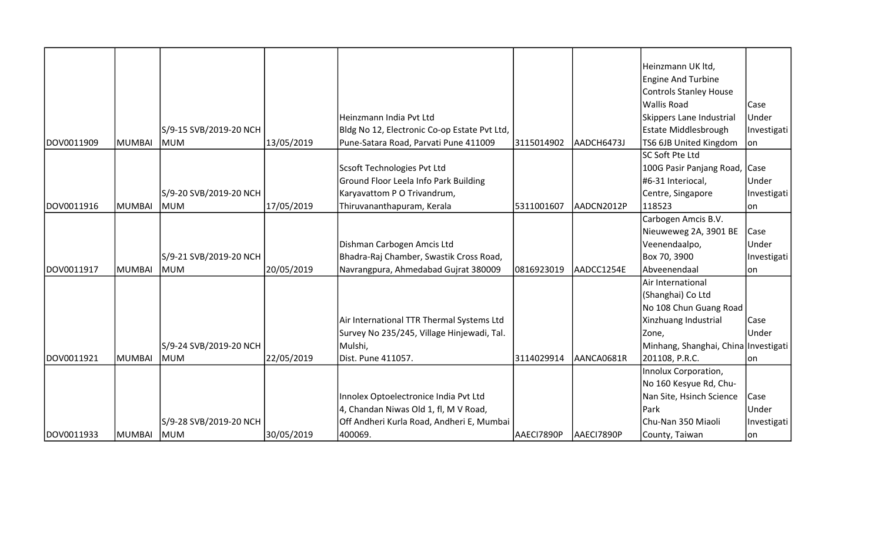| | | | | | | | | |
|---|---|---|---|---|---|---|---|---|
| DOV0011909 | MUMBAI | S/9-15 SVB/2019-20 NCH MUM | 13/05/2019 | Heinzmann India Pvt Ltd Bldg No 12, Electronic Co-op Estate Pvt Ltd, Pune-Satara Road, Parvati Pune 411009 | 3115014902 | AADCH6473J | Heinzmann UK ltd, Engine And Turbine Controls Stanley House Wallis Road Skippers Lane Industrial Estate Middlesbrough TS6 6JB United Kingdom | Case Under Investigation |
| DOV0011916 | MUMBAI | S/9-20 SVB/2019-20 NCH MUM | 17/05/2019 | Scsoft Technologies Pvt Ltd Ground Floor Leela Info Park Building Karyavattom P O Trivandrum, Thiruvananthapuram, Kerala | 5311001607 | AADCN2012P | SC Soft Pte Ltd 100G Pasir Panjang Road, #6-31 Interiocal, Centre, Singapore 118523 | Case Under Investigation |
| DOV0011917 | MUMBAI | S/9-21 SVB/2019-20 NCH MUM | 20/05/2019 | Dishman Carbogen Amcis Ltd Bhadra-Raj Chamber, Swastik Cross Road, Navrangpura, Ahmedabad Gujrat 380009 | 0816923019 | AADCC1254E | Carbogen Amcis B.V. Nieuweweg 2A, 3901 BE Veenendaalpo, Box 70, 3900 Abveenendaal | Case Under Investigation |
| DOV0011921 | MUMBAI | S/9-24 SVB/2019-20 NCH MUM | 22/05/2019 | Air International TTR Thermal Systems Ltd Survey No 235/245, Village Hinjewadi, Tal. Mulshi, Dist. Pune 411057. | 3114029914 | AANCA0681R | Air International (Shanghai) Co Ltd No 108 Chun Guang Road Xinzhuang Industrial Zone, Minhang, Shanghai, China 201108, P.R.C. | Case Under Investigation |
| DOV0011933 | MUMBAI | S/9-28 SVB/2019-20 NCH MUM | 30/05/2019 | Innolex Optoelectronice India Pvt Ltd 4, Chandan Niwas Old 1, fl, M V Road, Off Andheri Kurla Road, Andheri E, Mumbai 400069. | AAECI7890P | AAECI7890P | Innolux Corporation, No 160 Kesyue Rd, Chu-Nan Site, Hsinch Science Park Chu-Nan 350 Miaoli County, Taiwan | Case Under Investigation |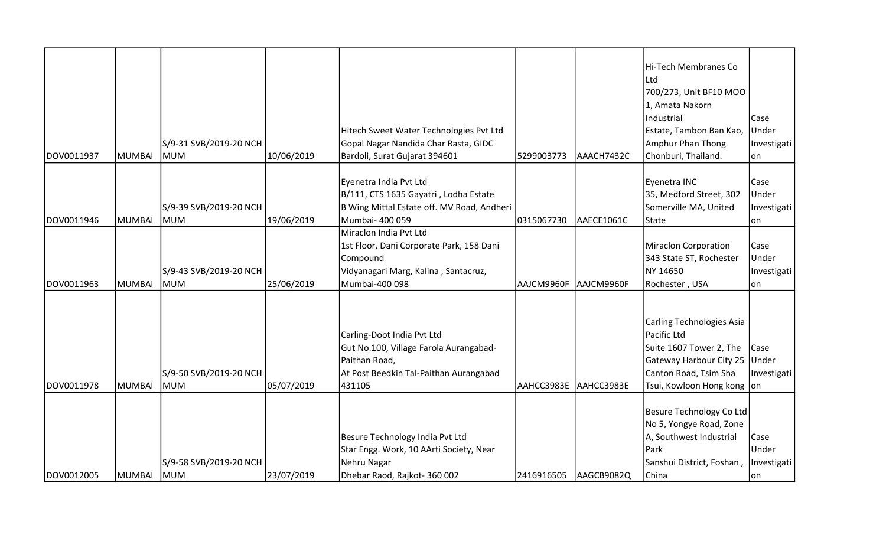| | | | | | | | | |
|---|---|---|---|---|---|---|---|---|
| DOV0011937 | MUMBAI | S/9-31 SVB/2019-20 NCH MUM | 10/06/2019 | Hitech Sweet Water Technologies Pvt Ltd Gopal Nagar Nandida Char Rasta, GIDC Bardoli, Surat Gujarat 394601 | 5299003773 | AAACH7432C | Hi-Tech Membranes Co Ltd 700/273, Unit BF10 MOO 1, Amata Nakorn Industrial Estate, Tambon Ban Kao, Amphur Phan Thong Chonburi, Thailand. | Case Under Investigation |
| DOV0011946 | MUMBAI | S/9-39 SVB/2019-20 NCH MUM | 19/06/2019 | Eyenetra India Pvt Ltd B/111, CTS 1635 Gayatri , Lodha Estate B Wing Mittal Estate off. MV Road, Andheri Mumbai- 400 059 | 0315067730 | AAECE1061C | Eyenetra INC 35, Medford Street, 302 Somerville MA, United State | Case Under Investigation |
| DOV0011963 | MUMBAI | S/9-43 SVB/2019-20 NCH MUM | 25/06/2019 | Miraclon India Pvt Ltd 1st Floor, Dani Corporate Park, 158 Dani Compound Vidyanagari Marg, Kalina , Santacruz, Mumbai-400 098 | AAJCM9960F | AAJCM9960F | Miraclon Corporation 343 State ST, Rochester NY 14650 Rochester , USA | Case Under Investigation |
| DOV0011978 | MUMBAI | S/9-50 SVB/2019-20 NCH MUM | 05/07/2019 | Carling-Doot India Pvt Ltd Gut No.100, Village Farola Aurangabad-Paithan Road, At Post Beedkin Tal-Paithan Aurangabad 431105 | AAHCC3983E | AAHCC3983E | Carling Technologies Asia Pacific Ltd Suite 1607 Tower 2, The Gateway Harbour City 25 Canton Road, Tsim Sha Tsui, Kowloon Hong kong | Case Under Investigation |
| DOV0012005 | MUMBAI | S/9-58 SVB/2019-20 NCH MUM | 23/07/2019 | Besure Technology India Pvt Ltd Star Engg. Work, 10 AArti Society, Near Nehru Nagar Dhebar Raod, Rajkot- 360 002 | 2416916505 | AAGCB9082Q | Besure Technology Co Ltd No 5, Yongye Road, Zone A, Southwest Industrial Park Sanshui District, Foshan , China | Case Under Investigation |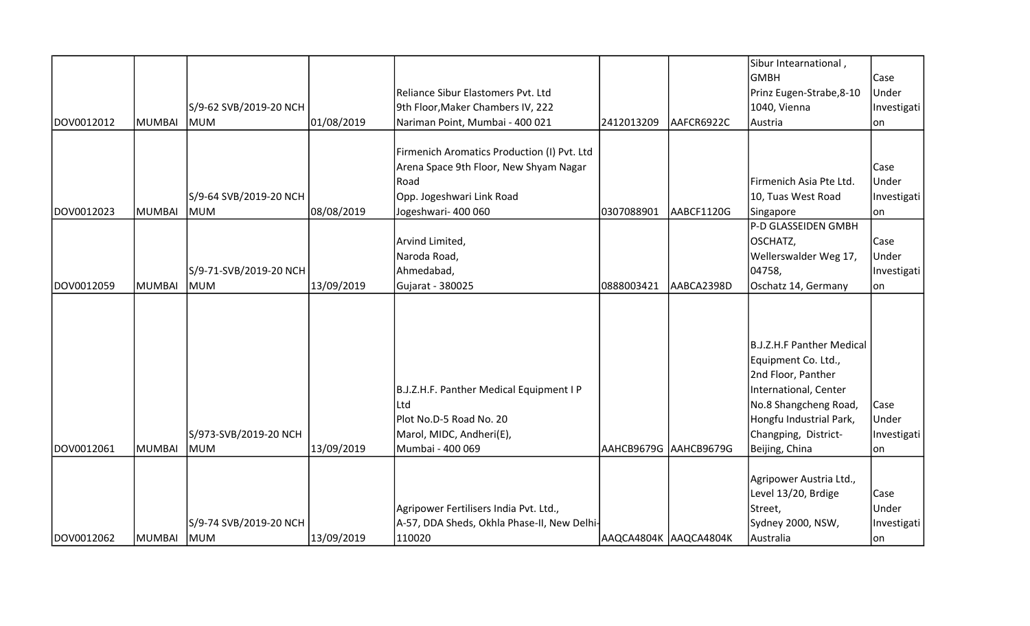| | | | | | | | | |
|---|---|---|---|---|---|---|---|---|
| DOV0012012 | MUMBAI | S/9-62 SVB/2019-20 NCH MUM | 01/08/2019 | Reliance Sibur Elastomers Pvt. Ltd 9th Floor,Maker Chambers IV, 222 Nariman Point, Mumbai - 400 021 | 2412013209 | AAFCR6922C | Sibur Intearnational , GMBH Prinz Eugen-Strabe,8-10 1040, Vienna Austria | Case Under Investigation |
| DOV0012023 | MUMBAI | S/9-64 SVB/2019-20 NCH MUM | 08/08/2019 | Firmenich Aromatics Production (I) Pvt. Ltd Arena Space 9th Floor, New Shyam Nagar Road Opp. Jogeshwari Link Road Jogeshwari- 400 060 | 0307088901 | AABCF1120G | Firmenich Asia Pte Ltd. 10, Tuas West Road Singapore | Case Under Investigation |
| DOV0012059 | MUMBAI | S/9-71-SVB/2019-20 NCH MUM | 13/09/2019 | Arvind Limited, Naroda Road, Ahmedabad, Gujarat - 380025 | 0888003421 | AABCA2398D | P-D GLASSEIDEN GMBH OSCHATZ, Wellerswalder Weg 17, 04758, Oschatz 14, Germany | Case Under Investigation |
| DOV0012061 | MUMBAI | S/973-SVB/2019-20 NCH MUM | 13/09/2019 | B.J.Z.H.F. Panther Medical Equipment I P Ltd Plot No.D-5 Road No. 20 Marol, MIDC, Andheri(E), Mumbai - 400 069 | AAHCB9679G | AAHCB9679G | B.J.Z.H.F Panther Medical Equipment Co. Ltd., 2nd Floor, Panther International, Center No.8 Shangcheng Road, Hongfu Industrial Park, Changping, District-Beijing, China | Case Under Investigation |
| DOV0012062 | MUMBAI | S/9-74 SVB/2019-20 NCH MUM | 13/09/2019 | Agripower Fertilisers India Pvt. Ltd., A-57, DDA Sheds, Okhla Phase-II, New Delhi-110020 | AAQCA4804K | AAQCA4804K | Agripower Austria Ltd., Level 13/20, Brdige Street, Sydney 2000, NSW, Australia | Case Under Investigation |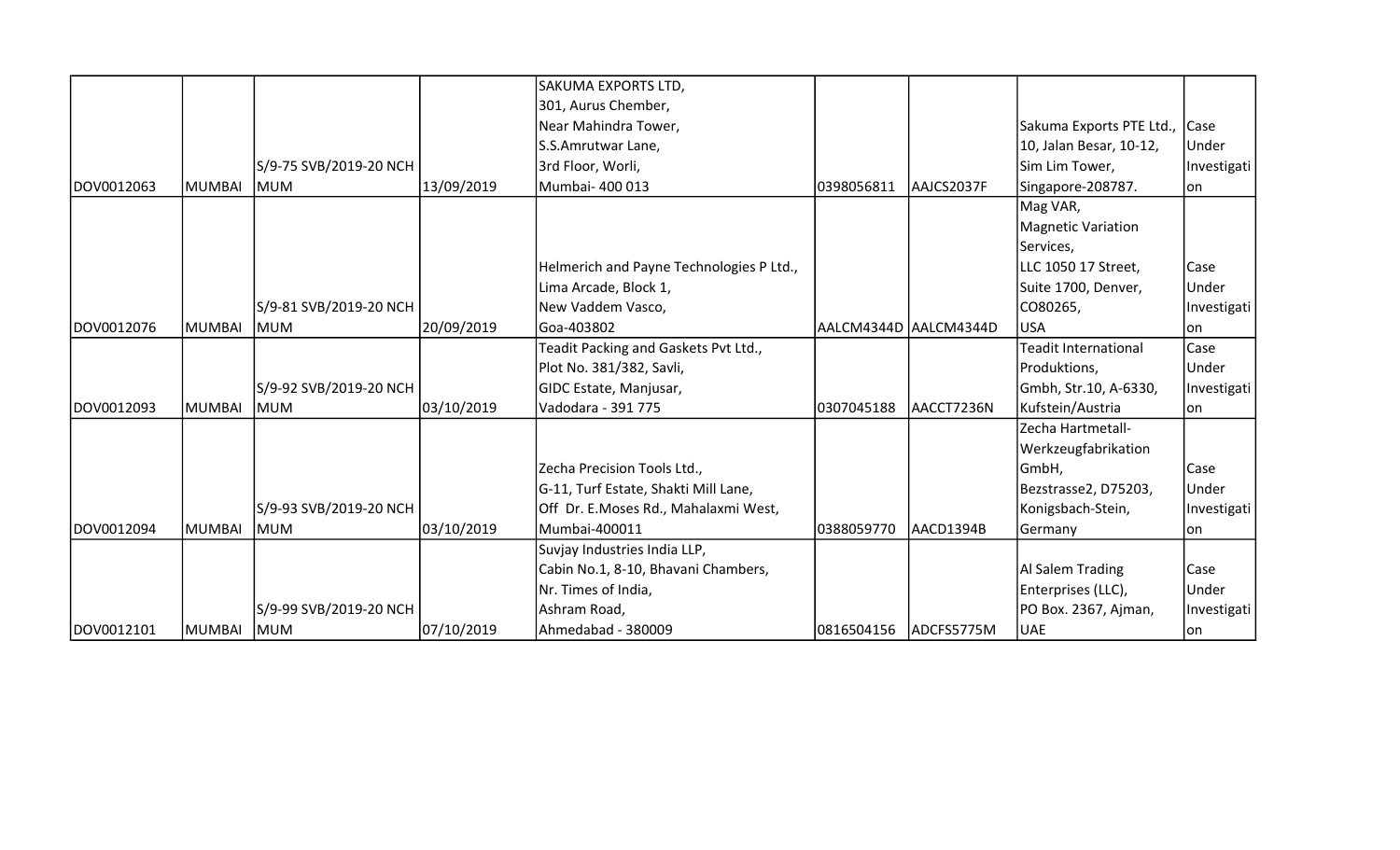| | | | | | | | | |
|---|---|---|---|---|---|---|---|---|
| DOV0012063 | MUMBAI | S/9-75 SVB/2019-20 NCH MUM | 13/09/2019 | SAKUMA EXPORTS LTD, 301, Aurus Chember, Near Mahindra Tower, S.S.Amrutwar Lane, 3rd Floor, Worli, Mumbai- 400 013 | 0398056811 | AAJCS2037F | Sakuma Exports PTE Ltd., 10, Jalan Besar, 10-12, Sim Lim Tower, Singapore-208787. | Case Under Investigation |
| DOV0012076 | MUMBAI | S/9-81 SVB/2019-20 NCH MUM | 20/09/2019 | Helmerich and Payne Technologies P Ltd., Lima Arcade, Block 1, New Vaddem Vasco, Goa-403802 | AALCM4344D | AALCM4344D | Mag VAR, Magnetic Variation Services, LLC 1050 17 Street, Suite 1700, Denver, CO80265, USA | Case Under Investigation |
| DOV0012093 | MUMBAI | S/9-92 SVB/2019-20 NCH MUM | 03/10/2019 | Teadit Packing and Gaskets Pvt Ltd., Plot No. 381/382, Savli, GIDC Estate, Manjusar, Vadodara - 391 775 | 0307045188 | AACCT7236N | Teadit International Produktions, Gmbh, Str.10, A-6330, Kufstein/Austria | Case Under Investigation |
| DOV0012094 | MUMBAI | S/9-93 SVB/2019-20 NCH MUM | 03/10/2019 | Zecha Precision Tools Ltd., G-11, Turf Estate, Shakti Mill Lane, Off Dr. E.Moses Rd., Mahalaxmi West, Mumbai-400011 | 0388059770 | AACD1394B | Zecha Hartmetall-Werkzeugfabrikation GmbH, Bezstrasse2, D75203, Konigsbach-Stein, Germany | Case Under Investigation |
| DOV0012101 | MUMBAI | S/9-99 SVB/2019-20 NCH MUM | 07/10/2019 | Suvjay Industries India LLP, Cabin No.1, 8-10, Bhavani Chambers, Nr. Times of India, Ashram Road, Ahmedabad - 380009 | 0816504156 | ADCFS5775M | Al Salem Trading Enterprises (LLC), PO Box. 2367, Ajman, UAE | Case Under Investigation |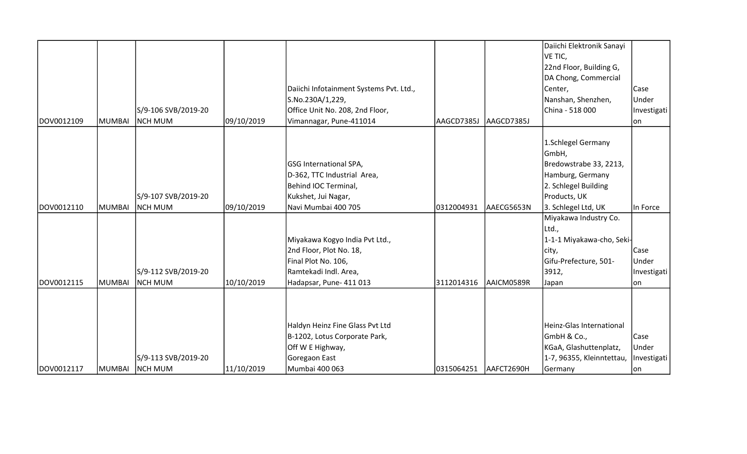| | | | | | | | | |
|---|---|---|---|---|---|---|---|---|
| DOV0012109 | MUMBAI | S/9-106 SVB/2019-20 NCH MUM | 09/10/2019 | Daiichi Infotainment Systems Pvt. Ltd., S.No.230A/1,229, Office Unit No. 208, 2nd Floor, Vimannagar, Pune-411014 | AAGCD7385J | AAGCD7385J | Daiichi Elektronik Sanayi VE TIC, 22nd Floor, Building G, DA Chong, Commercial Center, Nanshan, Shenzhen, China - 518 000 | Case Under Investigation |
| DOV0012110 | MUMBAI | S/9-107 SVB/2019-20 NCH MUM | 09/10/2019 | GSG International SPA, D-362, TTC Industrial Area, Behind IOC Terminal, Kukshet, Jui Nagar, Navi Mumbai 400 705 | 0312004931 | AAECG5653N | 1.Schlegel Germany GmbH, Bredowstrabe 33, 2213, Hamburg, Germany 2. Schlegel Building Products, UK 3. Schlegel Ltd, UK | In Force |
| DOV0012115 | MUMBAI | S/9-112 SVB/2019-20 NCH MUM | 10/10/2019 | Miyakawa Kogyo India Pvt Ltd., 2nd Floor, Plot No. 18, Final Plot No. 106, Ramtekadi Indl. Area, Hadapsar, Pune- 411 013 | 3112014316 | AAICM0589R | Miyakawa Industry Co. Ltd., 1-1-1 Miyakawa-cho, Seki-city, Gifu-Prefecture, 501-3912, Japan | Case Under Investigation |
| DOV0012117 | MUMBAI | S/9-113 SVB/2019-20 NCH MUM | 11/10/2019 | Haldyn Heinz Fine Glass Pvt Ltd B-1202, Lotus Corporate Park, Off W E Highway, Goregaon East Mumbai 400 063 | 0315064251 | AAFCT2690H | Heinz-Glas International GmbH & Co., KGaA, Glashuttenplatz, 1-7, 96355, Kleinntettau, Germany | Case Under Investigation |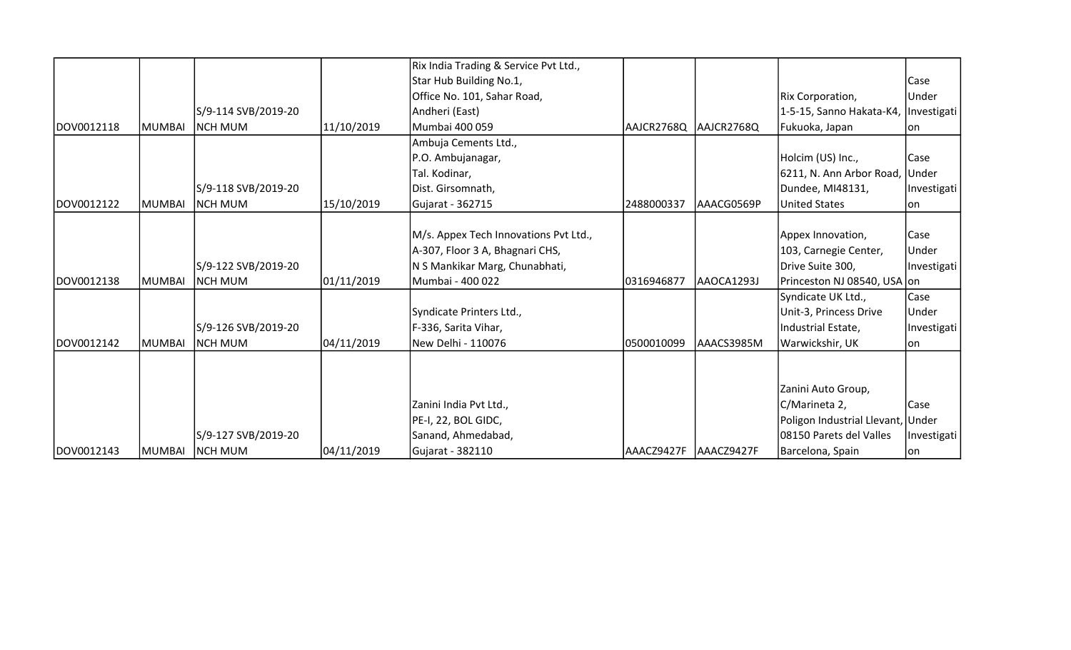| | | | | | | | | |
|---|---|---|---|---|---|---|---|---|
| DOV0012118 | MUMBAI | S/9-114 SVB/2019-20 NCH MUM | 11/10/2019 | Rix India Trading & Service Pvt Ltd., Star Hub Building No.1, Office No. 101, Sahar Road, Andheri (East) Mumbai 400 059 | AAJCR2768Q | AAJCR2768Q | Rix Corporation, 1-5-15, Sanno Hakata-K4, Fukuoka, Japan | Case Under Investigation |
| DOV0012122 | MUMBAI | S/9-118 SVB/2019-20 NCH MUM | 15/10/2019 | Ambuja Cements Ltd., P.O. Ambujanagar, Tal. Kodinar, Dist. Girsomnath, Gujarat - 362715 | 2488000337 | AAACG0569P | Holcim (US) Inc., 6211, N. Ann Arbor Road, Dundee, MI48131, United States | Case Under Investigation |
| DOV0012138 | MUMBAI | S/9-122 SVB/2019-20 NCH MUM | 01/11/2019 | M/s. Appex Tech Innovations Pvt Ltd., A-307, Floor 3 A, Bhagnari CHS, N S Mankikar Marg, Chunabhati, Mumbai - 400 022 | 0316946877 | AAOCA1293J | Appex Innovation, 103, Carnegie Center, Drive Suite 300, Princeton NJ 08540, USA | Case Under Investigation |
| DOV0012142 | MUMBAI | S/9-126 SVB/2019-20 NCH MUM | 04/11/2019 | Syndicate Printers Ltd., F-336, Sarita Vihar, New Delhi - 110076 | 0500010099 | AAACS3985M | Syndicate UK Ltd., Unit-3, Princess Drive Industrial Estate, Warwickshir, UK | Case Under Investigation |
| DOV0012143 | MUMBAI | S/9-127 SVB/2019-20 NCH MUM | 04/11/2019 | Zanini India Pvt Ltd., PE-I, 22, BOL GIDC, Sanand, Ahmedabad, Gujarat - 382110 | AAACZ9427F | AAACZ9427F | Zanini Auto Group, C/Marineta 2, Poligon Industrial Llevant, 08150 Parets del Valles Barcelona, Spain | Case Under Investigation |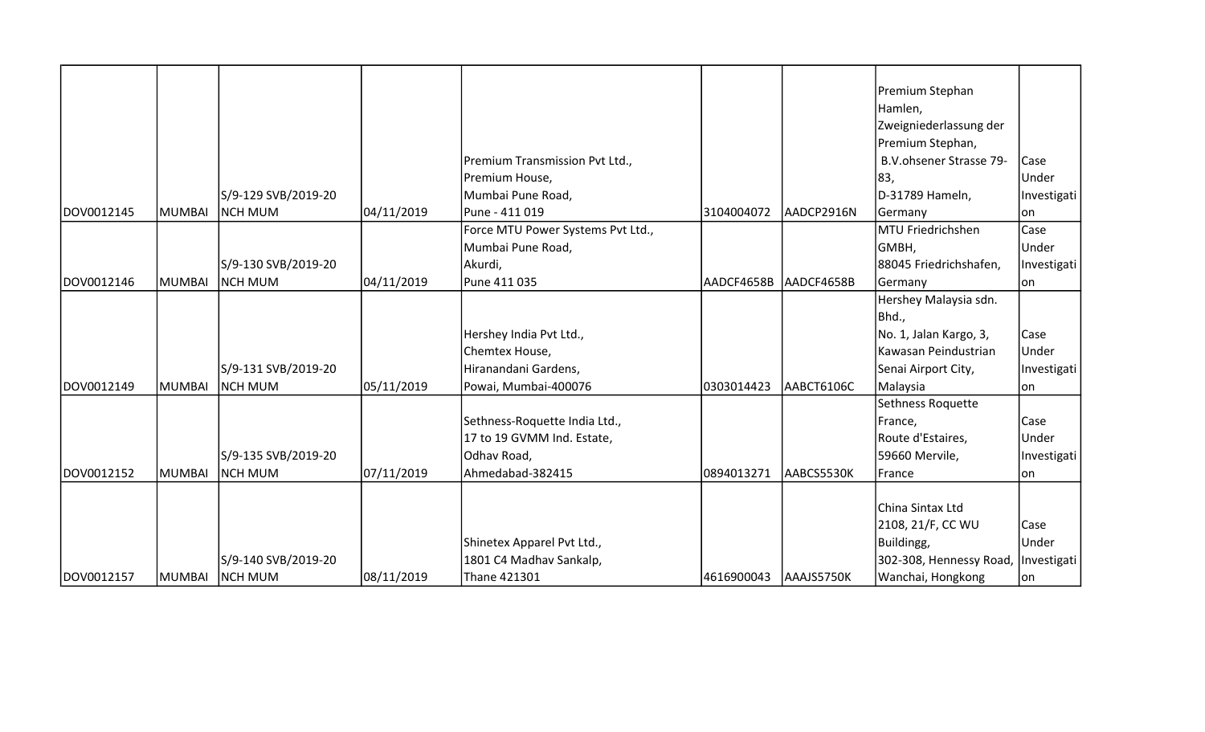| | | | | | | | | |
|---|---|---|---|---|---|---|---|---|
| DOV0012145 | MUMBAI | S/9-129 SVB/2019-20 NCH MUM | 04/11/2019 | Premium Transmission Pvt Ltd., Premium House, Mumbai Pune Road, Pune - 411 019 | 3104004072 | AADCP2916N | Premium Stephan Hamlen, Zweigniederlassung der Premium Stephan, B.V.ohsener Strasse 79-83, D-31789 Hameln, Germany | Case Under Investigation |
| DOV0012146 | MUMBAI | S/9-130 SVB/2019-20 NCH MUM | 04/11/2019 | Force MTU Power Systems Pvt Ltd., Mumbai Pune Road, Akurdi, Pune 411 035 | AADCF4658B | AADCF4658B | MTU Friedrichshen GMBH, 88045 Friedrichshafen, Germany | Case Under Investigation |
| DOV0012149 | MUMBAI | S/9-131 SVB/2019-20 NCH MUM | 05/11/2019 | Hershey India Pvt Ltd., Chemtex House, Hiranandani Gardens, Powai, Mumbai-400076 | 0303014423 | AABCT6106C | Hershey Malaysia sdn. Bhd., No. 1, Jalan Kargo, 3, Kawasan Peindustrian Senai Airport City, Malaysia | Case Under Investigation |
| DOV0012152 | MUMBAI | S/9-135 SVB/2019-20 NCH MUM | 07/11/2019 | Sethness-Roquette India Ltd., 17 to 19 GVMM Ind. Estate, Odhav Road, Ahmedabad-382415 | 0894013271 | AABCS5530K | Sethness Roquette France, Route d'Estaires, 59660 Mervile, France | Case Under Investigation |
| DOV0012157 | MUMBAI | S/9-140 SVB/2019-20 NCH MUM | 08/11/2019 | Shinetex Apparel Pvt Ltd., 1801 C4 Madhav Sankalp, Thane 421301 | 4616900043 | AAAJS5750K | China Sintax Ltd 2108, 21/F, CC WU Buildingg, 302-308, Hennessy Road, Wanchai, Hongkong | Case Under Investigation |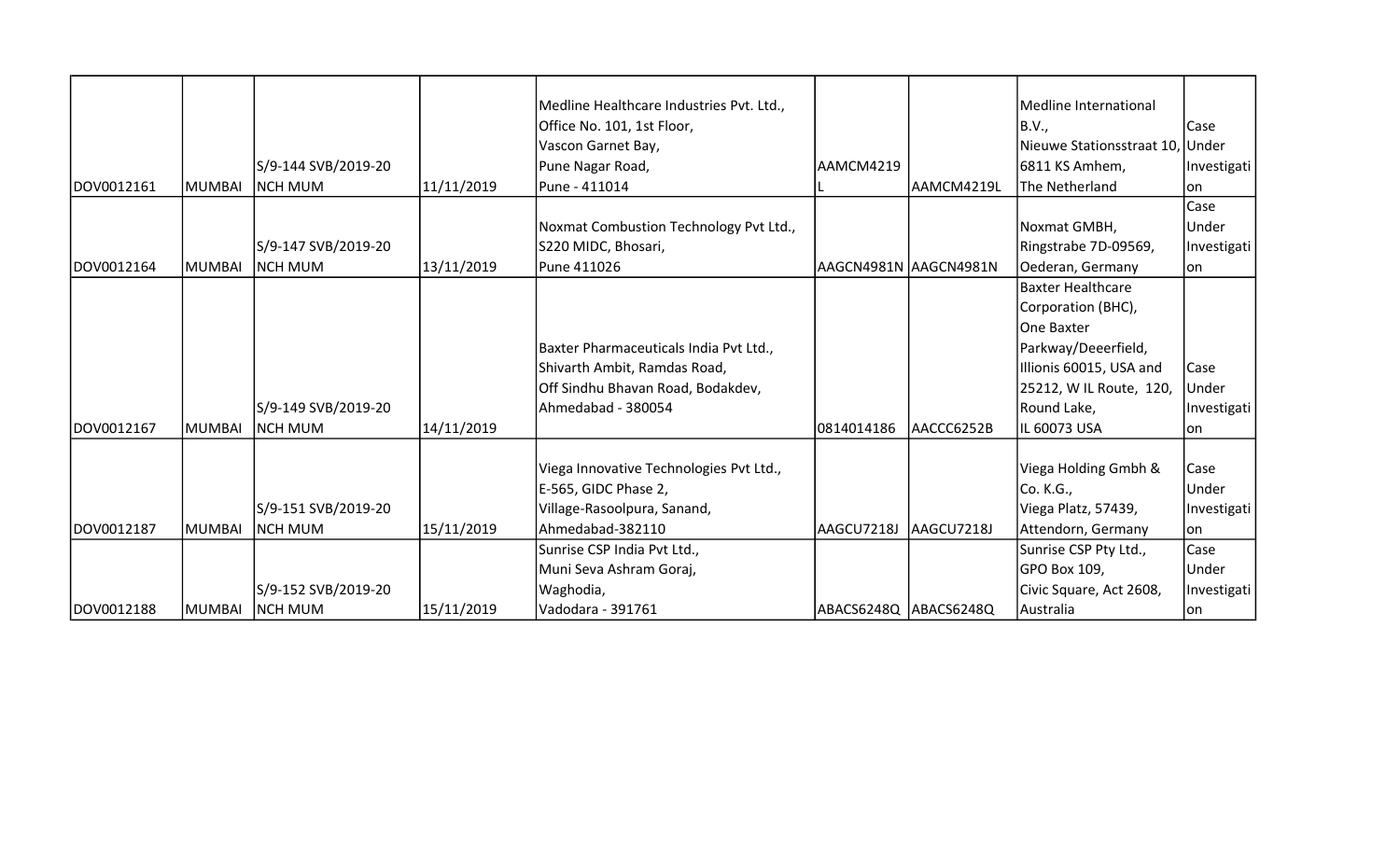| DOV0012161 | MUMBAI | S/9-144 SVB/2019-20 NCH MUM | 11/11/2019 | Medline Healthcare Industries Pvt. Ltd., Office No. 101, 1st Floor, Vascon Garnet Bay, Pune Nagar Road, Pune - 411014 | AAMCM4219L | AAMCM4219L | Medline International B.V., Nieuwe Stationsstraat 10, 6811 KS Amhem, The Netherland | Case Under Investigation |
|---|---|---|---|---|---|---|---|---|
| DOV0012164 | MUMBAI | S/9-147 SVB/2019-20 NCH MUM | 13/11/2019 | Noxmat Combustion Technology Pvt Ltd., S220 MIDC, Bhosari, Pune 411026 | AAGCN4981N | AAGCN4981N | Noxmat GMBH, Ringstrabe 7D-09569, Oederan, Germany | Case Under Investigation |
| DOV0012167 | MUMBAI | S/9-149 SVB/2019-20 NCH MUM | 14/11/2019 | Baxter Pharmaceuticals India Pvt Ltd., Shivarth Ambit, Ramdas Road, Off Sindhu Bhavan Road, Bodakdev, Ahmedabad - 380054 | 0814014186 | AACCC6252B | Baxter Healthcare Corporation (BHC), One Baxter Parkway/Deeerfield, Illionis 60015, USA and 25212, W IL Route, 120, Round Lake, IL 60073 USA | Case Under Investigation |
| DOV0012187 | MUMBAI | S/9-151 SVB/2019-20 NCH MUM | 15/11/2019 | Viega Innovative Technologies Pvt Ltd., E-565, GIDC Phase 2, Village-Rasoolpura, Sanand, Ahmedabad-382110 | AAGCU7218J | AAGCU7218J | Viega Holding Gmbh & Co. K.G., Viega Platz, 57439, Attendorn, Germany | Case Under Investigation |
| DOV0012188 | MUMBAI | S/9-152 SVB/2019-20 NCH MUM | 15/11/2019 | Sunrise CSP India Pvt Ltd., Muni Seva Ashram Goraj, Waghodia, Vadodara - 391761 | ABACS6248Q | ABACS6248Q | Sunrise CSP Pty Ltd., GPO Box 109, Civic Square, Act 2608, Australia | Case Under Investigation |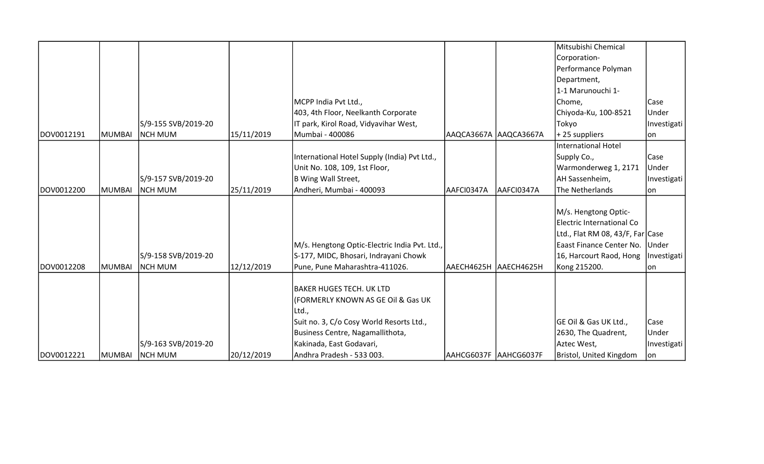| | | | | | | | | |
|---|---|---|---|---|---|---|---|---|
| DOV0012191 | MUMBAI | S/9-155 SVB/2019-20 NCH MUM | 15/11/2019 | MCPP India Pvt Ltd., 403, 4th Floor, Neelkanth Corporate IT park, Kirol Road, Vidyavihar West, Mumbai - 400086 | AAQCA3667A | AAQCA3667A | Mitsubishi Chemical Corporation- Performance Polyman Department, 1-1 Marunouchi 1-Chome, Chiyoda-Ku, 100-8521 Tokyo + 25 suppliers | Case Under Investigation |
| DOV0012200 | MUMBAI | S/9-157 SVB/2019-20 NCH MUM | 25/11/2019 | International Hotel Supply (India) Pvt Ltd., Unit No. 108, 109, 1st Floor, B Wing Wall Street, Andheri, Mumbai - 400093 | AAFCI0347A | AAFCI0347A | International Hotel Supply Co., Warmonderweg 1, 2171 AH Sassenheim, The Netherlands | Case Under Investigation |
| DOV0012208 | MUMBAI | S/9-158 SVB/2019-20 NCH MUM | 12/12/2019 | M/s. Hengtong Optic-Electric India Pvt. Ltd., S-177, MIDC, Bhosari, Indrayani Chowk Pune, Pune Maharashtra-411026. | AAECH4625H | AAECH4625H | M/s. Hengtong Optic-Electric International Co Ltd., Flat RM 08, 43/F, Far Eaast Finance Center No. 16, Harcourt Raod, Hong Kong 215200. | Case Under Investigation |
| DOV0012221 | MUMBAI | S/9-163 SVB/2019-20 NCH MUM | 20/12/2019 | BAKER HUGES TECH. UK LTD (FORMERLY KNOWN AS GE Oil & Gas UK Ltd., Suit no. 3, C/o Cosy World Resorts Ltd., Business Centre, Nagamallithota, Kakinada, East Godavari, Andhra Pradesh - 533 003. | AAHCG6037F | AAHCG6037F | GE Oil & Gas UK Ltd., 2630, The Quadrent, Aztec West, Bristol, United Kingdom | Case Under Investigation |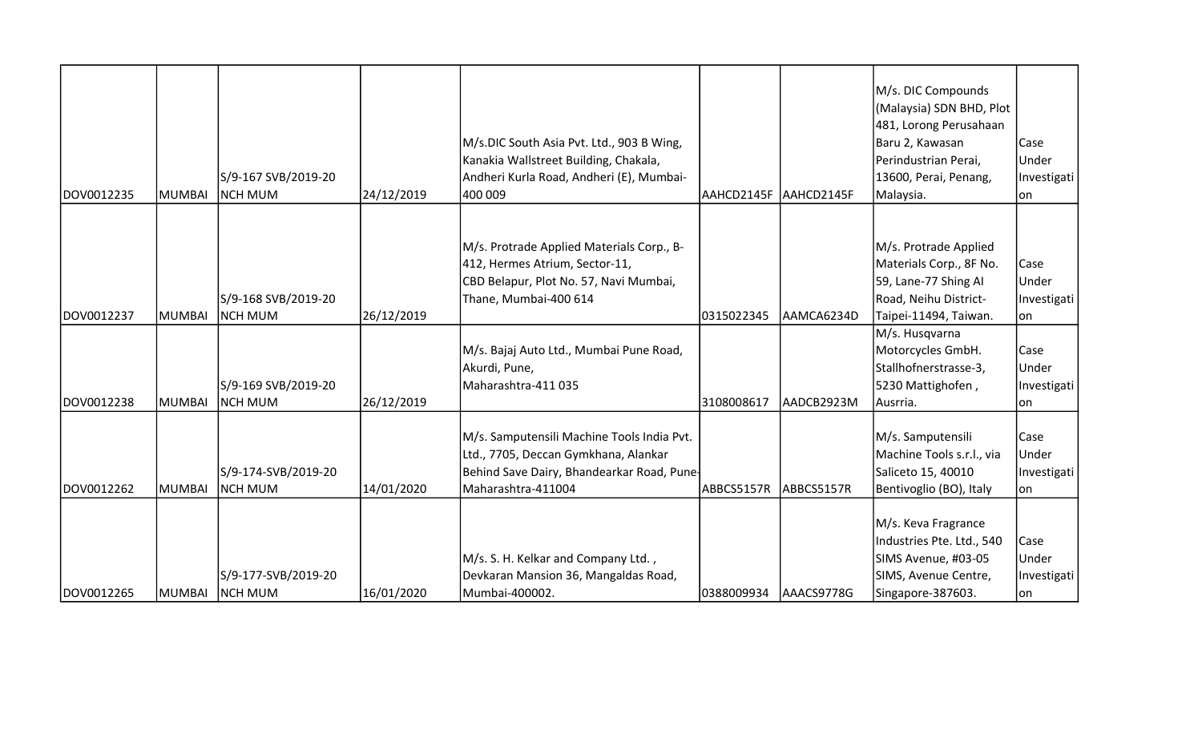| | | | | | | | | |
|---|---|---|---|---|---|---|---|---|
| DOV0012235 | MUMBAI | S/9-167 SVB/2019-20 NCH MUM | 24/12/2019 | M/s.DIC South Asia Pvt. Ltd., 903 B Wing, Kanakia Wallstreet Building, Chakala, Andheri Kurla Road, Andheri (E), Mumbai-400 009 | AAHCD2145F | AAHCD2145F | M/s. DIC Compounds (Malaysia) SDN BHD, Plot 481, Lorong Perusahaan Baru 2, Kawasan Perindustrian Perai, 13600, Perai, Penang, Malaysia. | Case Under Investigation |
| DOV0012237 | MUMBAI | S/9-168 SVB/2019-20 NCH MUM | 26/12/2019 | M/s. Protrade Applied Materials Corp., B-412, Hermes Atrium, Sector-11, CBD Belapur, Plot No. 57, Navi Mumbai, Thane, Mumbai-400 614 | 0315022345 | AAMCA6234D | M/s. Protrade Applied Materials Corp., 8F No. 59, Lane-77 Shing AI Road, Neihu District-Taipei-11494, Taiwan. | Case Under Investigation |
| DOV0012238 | MUMBAI | S/9-169 SVB/2019-20 NCH MUM | 26/12/2019 | M/s. Bajaj Auto Ltd., Mumbai Pune Road, Akurdi, Pune, Maharashtra-411 035 | 3108008617 | AADCB2923M | M/s. Husqvarna Motorcycles GmbH. Stallhofnerstrasse-3, 5230 Mattighofen , Ausrria. | Case Under Investigation |
| DOV0012262 | MUMBAI | S/9-174-SVB/2019-20 NCH MUM | 14/01/2020 | M/s. Samputensili Machine Tools India Pvt. Ltd., 7705, Deccan Gymkhana, Alankar Behind Save Dairy, Bhandearkar Road, Pune-Maharashtra-411004 | ABBCS5157R | ABBCS5157R | M/s. Samputensili Machine Tools s.r.l., via Saliceto 15, 40010 Bentivoglio (BO), Italy | Case Under Investigation |
| DOV0012265 | MUMBAI | S/9-177-SVB/2019-20 NCH MUM | 16/01/2020 | M/s. S. H. Kelkar and Company Ltd. , Devkaran Mansion 36, Mangaldas Road, Mumbai-400002. | 0388009934 | AAACS9778G | M/s. Keva Fragrance Industries Pte. Ltd., 540 SIMS Avenue, #03-05 SIMS, Avenue Centre, Singapore-387603. | Case Under Investigation |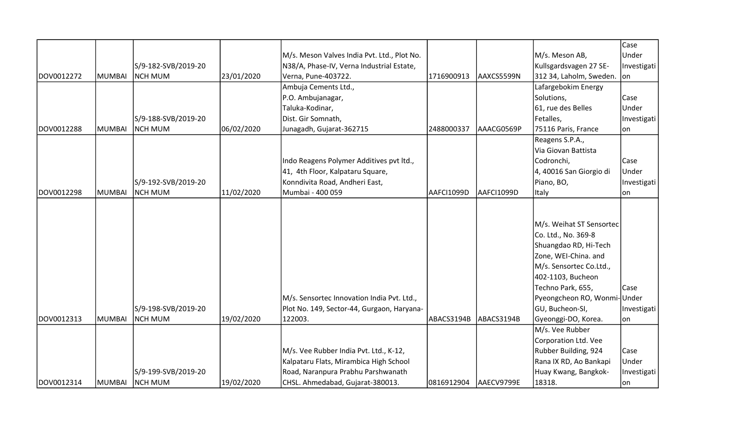| | | | | | | | | |
|---|---|---|---|---|---|---|---|---|
| DOV0012272 | MUMBAI | S/9-182-SVB/2019-20 NCH MUM | 23/01/2020 | M/s. Meson Valves India Pvt. Ltd., Plot No. N38/A, Phase-IV, Verna Industrial Estate, Verna, Pune-403722. | 1716900913 | AAXCS5599N | M/s. Meson AB, Kullsgardsvagen 27 SE-312 34, Laholm, Sweden. | Case Under Investigation |
| DOV0012288 | MUMBAI | S/9-188-SVB/2019-20 NCH MUM | 06/02/2020 | Ambuja Cements Ltd., P.O. Ambujanagar, Taluka-Kodinar, Dist. Gir Somnath, Junagadh, Gujarat-362715 | 2488000337 | AAACG0569P | Lafargebokim Energy Solutions, 61, rue des Belles Fetalles, 75116 Paris, France | Case Under Investigation |
| DOV0012298 | MUMBAI | S/9-192-SVB/2019-20 NCH MUM | 11/02/2020 | Indo Reagens Polymer Additives pvt ltd., 41, 4th Floor, Kalpataru Square, Konndivita Road, Andheri East, Mumbai - 400 059 | AAFCI1099D | AAFCI1099D | Reagens S.P.A., Via Giovan Battista Codronchi, 4, 40016 San Giorgio di Piano, BO, Italy | Case Under Investigation |
| DOV0012313 | MUMBAI | S/9-198-SVB/2019-20 NCH MUM | 19/02/2020 | M/s. Sensortec Innovation India Pvt. Ltd., Plot No. 149, Sector-44, Gurgaon, Haryana-122003. | ABACS3194B | ABACS3194B | M/s. Weihat ST Sensortec Co. Ltd., No. 369-8 Shuangdao RD, Hi-Tech Zone, WEI-China. and M/s. Sensortec Co.Ltd., 402-1103, Bucheon Techno Park, 655, Pyeongcheon RO, Wonmi-GU, Bucheon-SI, Gyeonggi-DO, Korea. | Case Under Investigation |
| DOV0012314 | MUMBAI | S/9-199-SVB/2019-20 NCH MUM | 19/02/2020 | M/s. Vee Rubber India Pvt. Ltd., K-12, Kalpataru Flats, Mirambica High School Road, Naranpura Prabhu Parshwanath CHSL. Ahmedabad, Gujarat-380013. | 0816912904 | AAECV9799E | M/s. Vee Rubber Corporation Ltd. Vee Rubber Building, 924 Rana IX RD, Ao Bankapi Huay Kwang, Bangkok-18318. | Case Under Investigation |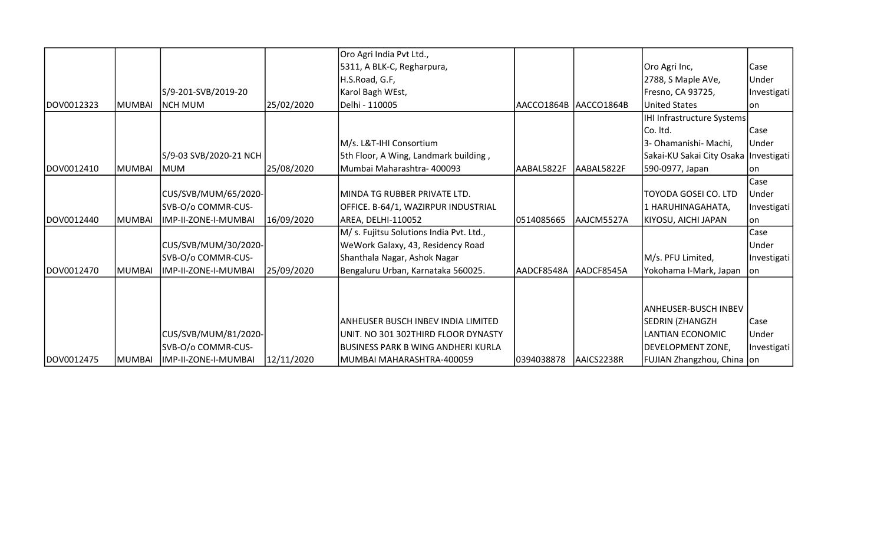| | | | | | | | | |
|---|---|---|---|---|---|---|---|---|
| DOV0012323 | MUMBAI | S/9-201-SVB/2019-20 NCH MUM | 25/02/2020 | Oro Agri India Pvt Ltd., 5311, A BLK-C, Regharpura, H.S.Road, G.F, Karol Bagh WEst, Delhi - 110005 | AACCO1864B | AACCO1864B | Oro Agri Inc, 2788, S Maple AVe, Fresno, CA 93725, United States | Case Under Investigation |
| DOV0012410 | MUMBAI | S/9-03 SVB/2020-21 NCH MUM | 25/08/2020 | M/s. L&T-IHI Consortium 5th Floor, A Wing, Landmark building , Mumbai Maharashtra- 400093 | AABAL5822F | AABAL5822F | IHI Infrastructure Systems Co. ltd. 3- Ohamanishi- Machi, Sakai-KU Sakai City Osaka 590-0977, Japan | Case Under Investigation |
| DOV0012440 | MUMBAI | CUS/SVB/MUM/65/2020-SVB-O/o COMMR-CUS-IMP-II-ZONE-I-MUMBAI | 16/09/2020 | MINDA TG RUBBER PRIVATE LTD. OFFICE. B-64/1, WAZIRPUR INDUSTRIAL AREA, DELHI-110052 | 0514085665 | AAJCM5527A | TOYODA GOSEI CO. LTD 1 HARUHINAGAHATA, KIYOSU, AICHI JAPAN | Case Under Investigation |
| DOV0012470 | MUMBAI | CUS/SVB/MUM/30/2020-SVB-O/o COMMR-CUS-IMP-II-ZONE-I-MUMBAI | 25/09/2020 | M/ s. Fujitsu Solutions India Pvt. Ltd., WeWork Galaxy, 43, Residency Road Shanthala Nagar, Ashok Nagar Bengaluru Urban, Karnataka 560025. | AADCF8548A | AADCF8545A | M/s. PFU Limited, Yokohama I-Mark, Japan | Case Under Investigation |
| DOV0012475 | MUMBAI | CUS/SVB/MUM/81/2020-SVB-O/o COMMR-CUS-IMP-II-ZONE-I-MUMBAI | 12/11/2020 | ANHEUSER BUSCH INBEV INDIA LIMITED UNIT. NO 301 302THIRD FLOOR DYNASTY BUSINESS PARK B WING ANDHERI KURLA MUMBAI MAHARASHTRA-400059 | 0394038878 | AAICS2238R | ANHEUSER-BUSCH INBEV SEDRIN (ZHANGZH LANTIAN ECONOMIC DEVELOPMENT ZONE, FUJIAN Zhangzhou, China | Case Under Investigation |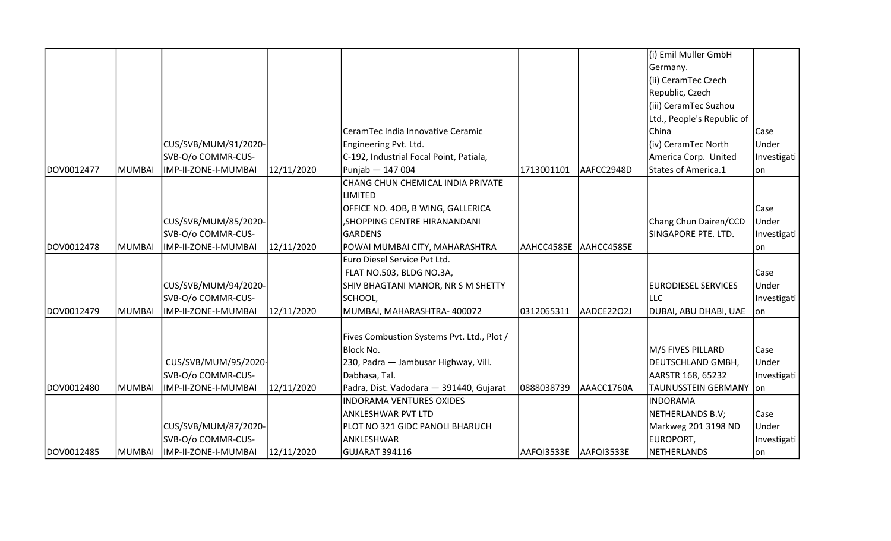| | | | | | | | | |
|---|---|---|---|---|---|---|---|---|
| DOV0012477 | MUMBAI | CUS/SVB/MUM/91/2020-SVB-O/o COMMR-CUS-IMP-II-ZONE-I-MUMBAI | 12/11/2020 | CeramTec India Innovative Ceramic Engineering Pvt. Ltd. C-192, Industrial Focal Point, Patiala, Punjab — 147 004 | 1713001101 | AAFCC2948D | (i) Emil Muller GmbH Germany. (ii) CeramTec Czech Republic, Czech (iii) CeramTec Suzhou Ltd., People's Republic of China (iv) CeramTec North America Corp. United States of America.1 | Case Under Investigation |
| DOV0012478 | MUMBAI | CUS/SVB/MUM/85/2020-SVB-O/o COMMR-CUS-IMP-II-ZONE-I-MUMBAI | 12/11/2020 | CHANG CHUN CHEMICAL INDIA PRIVATE LIMITED OFFICE NO. 4OB, B WING, GALLERICA ,SHOPPING CENTRE HIRANANDANI GARDENS POWAI MUMBAI CITY, MAHARASHTRA | AAHCC4585E | AAHCC4585E | Chang Chun Dairen/CCD SINGAPORE PTE. LTD. | Case Under Investigation |
| DOV0012479 | MUMBAI | CUS/SVB/MUM/94/2020-SVB-O/o COMMR-CUS-IMP-II-ZONE-I-MUMBAI | 12/11/2020 | Euro Diesel Service Pvt Ltd. FLAT NO.503, BLDG NO.3A, SHIV BHAGTANI MANOR, NR S M SHETTY SCHOOL, MUMBAI, MAHARASHTRA- 400072 | 0312065311 | AADCE22O2J | EURODIESEL SERVICES LLC DUBAI, ABU DHABI, UAE | Case Under Investigation |
| DOV0012480 | MUMBAI | CUS/SVB/MUM/95/2020-SVB-O/o COMMR-CUS-IMP-II-ZONE-I-MUMBAI | 12/11/2020 | Fives Combustion Systems Pvt. Ltd., Plot / Block No. 230, Padra — Jambusar Highway, Vill. Dabhasa, Tal. Padra, Dist. Vodadara — 391440, Gujarat | 0888038739 | AAACC1760A | M/S FIVES PILLARD DEUTSCHLAND GMBH, AARSTR 168, 65232 TAUNUSSTEIN GERMANY | Case Under Investigation |
| DOV0012485 | MUMBAI | CUS/SVB/MUM/87/2020-SVB-O/o COMMR-CUS-IMP-II-ZONE-I-MUMBAI | 12/11/2020 | INDORAMA VENTURES OXIDES ANKLESHWAR PVT LTD PLOT NO 321 GIDC PANOLI BHARUCH ANKLESHWAR GUJARAT 394116 | AAFQI3533E | AAFQI3533E | INDORAMA NETHERLANDS B.V; Markweg 201 3198 ND EUROPORT, NETHERLANDS | Case Under Investigation |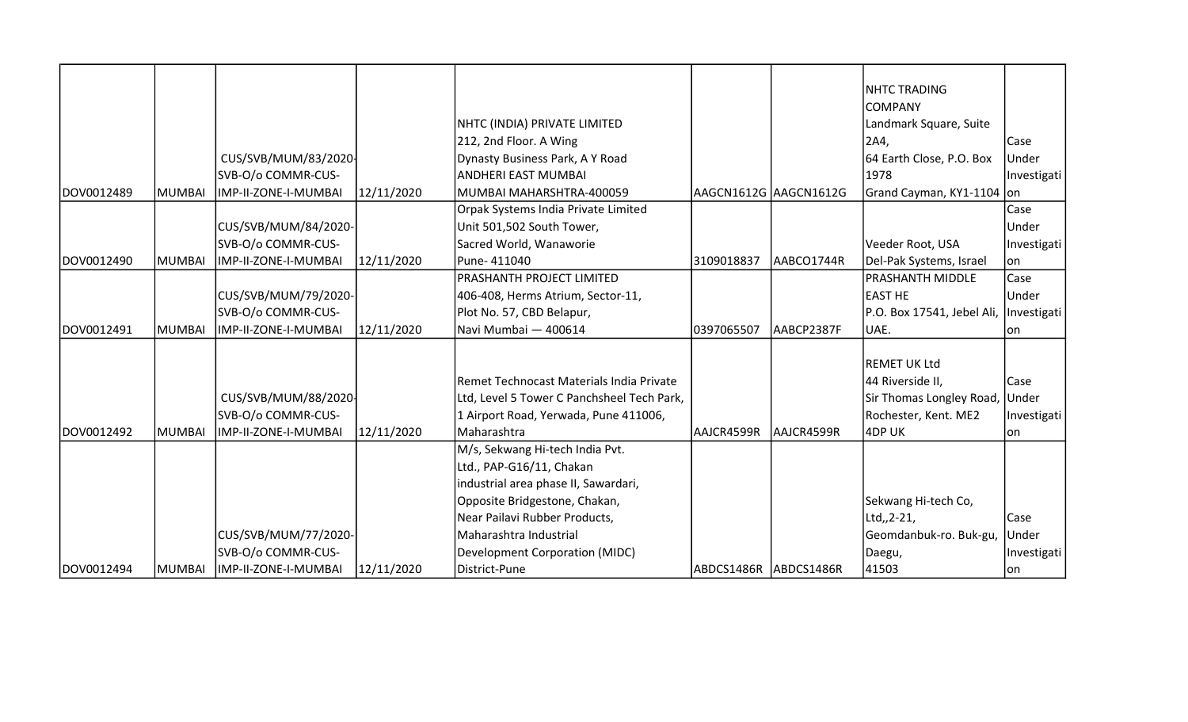| DOV0012489 | MUMBAI | CUS/SVB/MUM/83/2020-SVB-O/o COMMR-CUS-IMP-II-ZONE-I-MUMBAI | 12/11/2020 | NHTC (INDIA) PRIVATE LIMITED<br>212, 2nd Floor. A Wing<br>Dynasty Business Park, A Y Road<br>ANDHERI EAST MUMBAI<br>MUMBAI MAHARSHTRA-400059 | AAGCN1612G | AAGCN1612G | NHTC TRADING COMPANY<br>Landmark Square, Suite 2A4,<br>64 Earth Close, P.O. Box 1978<br>Grand Cayman, KY1-1104 | Case Under Investigation |
|---|---|---|---|---|---|---|---|---|
| DOV0012490 | MUMBAI | CUS/SVB/MUM/84/2020-SVB-O/o COMMR-CUS-IMP-II-ZONE-I-MUMBAI | 12/11/2020 | Orpak Systems India Private Limited<br>Unit 501,502 South Tower,<br>Sacred World, Wanaworie<br>Pune- 411040 | 3109018837 | AABCO1744R | Veeder Root, USA<br>Del-Pak Systems, Israel | Case Under Investigation |
| DOV0012491 | MUMBAI | CUS/SVB/MUM/79/2020-SVB-O/o COMMR-CUS-IMP-II-ZONE-I-MUMBAI | 12/11/2020 | PRASHANTH PROJECT LIMITED<br>406-408, Herms Atrium, Sector-11,<br>Plot No. 57, CBD Belapur,<br>Navi Mumbai — 400614 | 0397065507 | AABCP2387F | PRASHANTH MIDDLE EAST HE<br>P.O. Box 17541, Jebel Ali, UAE. | Case Under Investigation |
| DOV0012492 | MUMBAI | CUS/SVB/MUM/88/2020-SVB-O/o COMMR-CUS-IMP-II-ZONE-I-MUMBAI | 12/11/2020 | Remet Technocast Materials India Private Ltd, Level 5 Tower C Panchsheel Tech Park, 1 Airport Road, Yerwada, Pune 411006, Maharashtra | AAJCR4599R | AAJCR4599R | REMET UK Ltd<br>44 Riverside II,<br>Sir Thomas Longley Road, Rochester, Kent. ME2 4DP UK | Case Under Investigation |
| DOV0012494 | MUMBAI | CUS/SVB/MUM/77/2020-SVB-O/o COMMR-CUS-IMP-II-ZONE-I-MUMBAI | 12/11/2020 | M/s, Sekwang Hi-tech India Pvt. Ltd., PAP-G16/11, Chakan industrial area phase II, Sawardari, Opposite Bridgestone, Chakan, Near Pailavi Rubber Products, Maharashtra Industrial Development Corporation (MIDC) District-Pune | ABDCS1486R | ABDCS1486R | Sekwang Hi-tech Co, Ltd,,2-21,<br>Geomdanbuk-ro. Buk-gu, Daegu,<br>41503 | Case Under Investigation |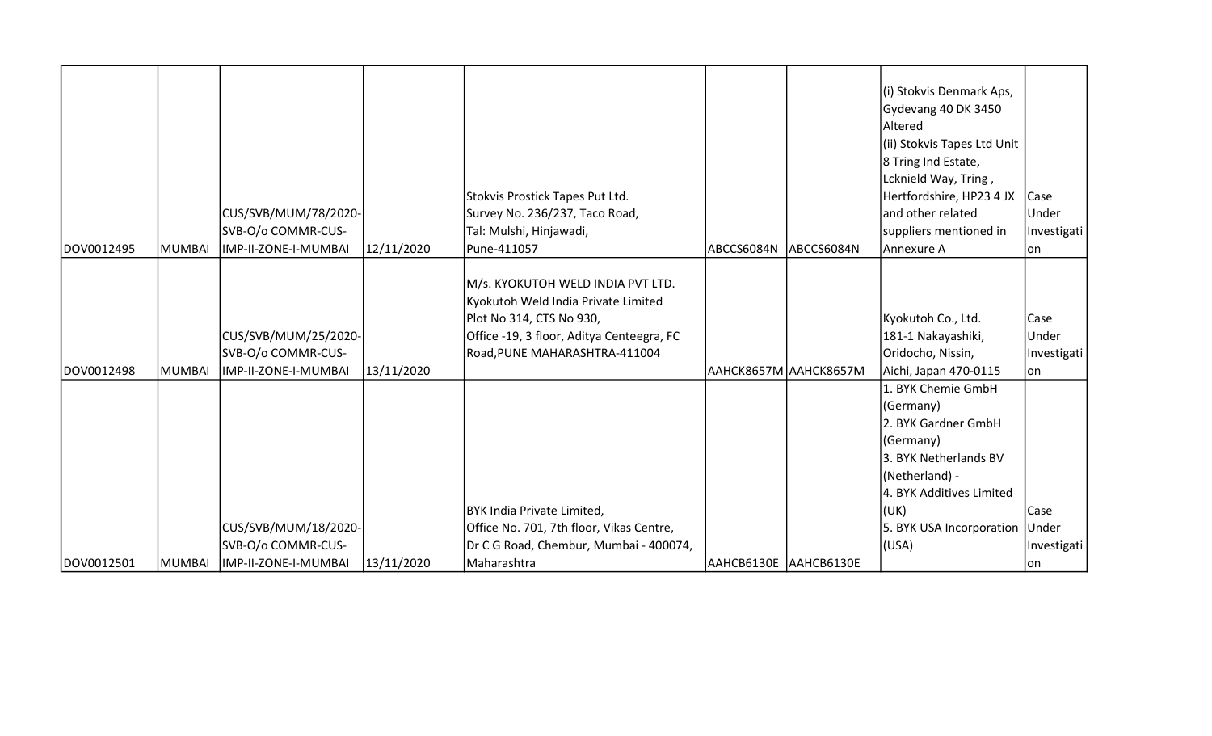| | | | | | | | | |
|---|---|---|---|---|---|---|---|---|
| DOV0012495 | MUMBAI | CUS/SVB/MUM/78/2020-SVB-O/o COMMR-CUS-IMP-II-ZONE-I-MUMBAI | 12/11/2020 | Stokvis Prostick Tapes Put Ltd.<br>Survey No. 236/237, Taco Road,<br>Tal: Mulshi, Hinjawadi,<br>Pune-411057 | ABCCS6084N | ABCCS6084N | (i) Stokvis Denmark Aps, Gydevang 40 DK 3450 Altered<br>(ii) Stokvis Tapes Ltd Unit 8 Tring Ind Estate, Lcknield Way, Tring , Hertfordshire, HP23 4 JX and other related suppliers mentioned in Annexure A | Case Under Investigation |
| DOV0012498 | MUMBAI | CUS/SVB/MUM/25/2020-SVB-O/o COMMR-CUS-IMP-II-ZONE-I-MUMBAI | 13/11/2020 | M/s. KYOKUTOH WELD INDIA PVT LTD.<br>Kyokutoh Weld India Private Limited<br>Plot No 314, CTS No 930,<br>Office -19, 3 floor, Aditya Centeegra, FC Road,PUNE MAHARASHTRA-411004 | AAHCK8657M | AAHCK8657M | Kyokutoh Co., Ltd.<br>181-1 Nakayashiki, Oridocho, Nissin, Aichi, Japan 470-0115 | Case Under Investigation |
| DOV0012501 | MUMBAI | CUS/SVB/MUM/18/2020-SVB-O/o COMMR-CUS-IMP-II-ZONE-I-MUMBAI | 13/11/2020 | BYK India Private Limited,<br>Office No. 701, 7th floor, Vikas Centre,<br>Dr C G Road, Chembur, Mumbai - 400074, Maharashtra | AAHCB6130E | AAHCB6130E | 1. BYK Chemie GmbH (Germany)<br>2. BYK Gardner GmbH (Germany)<br>3. BYK Netherlands BV (Netherland) -<br>4. BYK Additives Limited (UK)<br>5. BYK USA Incorporation (USA) | Case Under Investigation |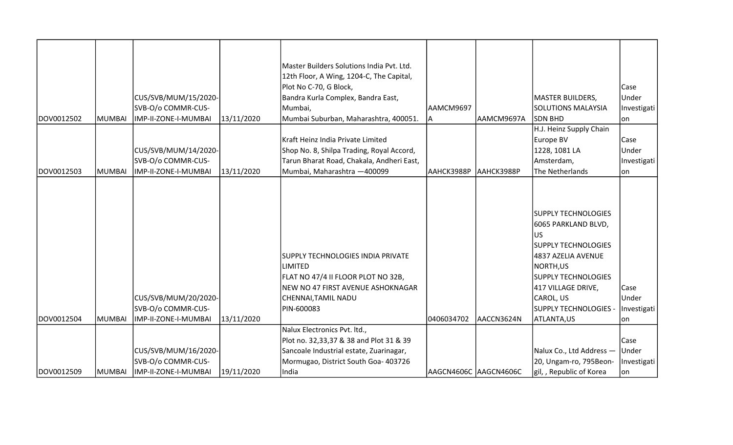| | | | | | | | | |
|---|---|---|---|---|---|---|---|---|
| DOV0012502 | MUMBAI | CUS/SVB/MUM/15/2020-SVB-O/o COMMR-CUS-IMP-II-ZONE-I-MUMBAI | 13/11/2020 | Master Builders Solutions India Pvt. Ltd. 12th Floor, A Wing, 1204-C, The Capital, Plot No C-70, G Block, Bandra Kurla Complex, Bandra East, Mumbai, Mumbai Suburban, Maharashtra, 400051. | AAMCM9697A | AAMCM9697A | MASTER BUILDERS, SOLUTIONS MALAYSIA SDN BHD | Case Under Investigation |
| DOV0012503 | MUMBAI | CUS/SVB/MUM/14/2020-SVB-O/o COMMR-CUS-IMP-II-ZONE-I-MUMBAI | 13/11/2020 | Kraft Heinz India Private Limited Shop No. 8, Shilpa Trading, Royal Accord, Tarun Bharat Road, Chakala, Andheri East, Mumbai, Maharashtra —400099 | AAHCK3988P | AAHCK3988P | H.J. Heinz Supply Chain Europe BV 1228, 1081 LA Amsterdam, The Netherlands | Case Under Investigation |
| DOV0012504 | MUMBAI | CUS/SVB/MUM/20/2020-SVB-O/o COMMR-CUS-IMP-II-ZONE-I-MUMBAI | 13/11/2020 | SUPPLY TECHNOLOGIES INDIA PRIVATE LIMITED FLAT NO 47/4 II FLOOR PLOT NO 32B, NEW NO 47 FIRST AVENUE ASHOKNAGAR CHENNAI,TAMIL NADU PIN-600083 | 0406034702 | AACCN3624N | SUPPLY TECHNOLOGIES 6065 PARKLAND BLVD, US SUPPLY TECHNOLOGIES 4837 AZELIA AVENUE NORTH,US SUPPLY TECHNOLOGIES 417 VILLAGE DRIVE, CAROL, US SUPPLY TECHNOLOGIES - ATLANTA,US | Case Under Investigation |
| DOV0012509 | MUMBAI | CUS/SVB/MUM/16/2020-SVB-O/o COMMR-CUS-IMP-II-ZONE-I-MUMBAI | 19/11/2020 | Nalux Electronics Pvt. ltd., Plot no. 32,33,37 & 38 and Plot 31 & 39 Sancoale Industrial estate, Zuarinagar, Mormugao, District South Goa- 403726 India | AAGCN4606C | AAGCN4606C | Nalux Co., Ltd Address — 20, Ungam-ro, 795Beon-gil, , Republic of Korea | Case Under Investigation |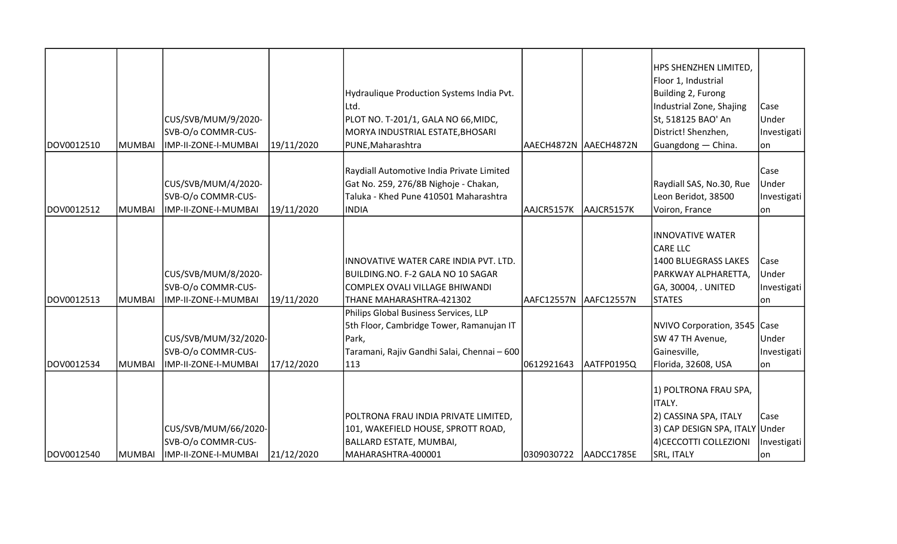| | | | | | | | | |
|---|---|---|---|---|---|---|---|---|
| DOV0012510 | MUMBAI | CUS/SVB/MUM/9/2020-SVB-O/o COMMR-CUS-IMP-II-ZONE-I-MUMBAI | 19/11/2020 | Hydraulique Production Systems India Pvt. Ltd. PLOT NO. T-201/1, GALA NO 66,MIDC, MORYA INDUSTRIAL ESTATE,BHOSARI PUNE,Maharashtra | AAECH4872N | AAECH4872N | HPS SHENZHEN LIMITED, Floor 1, Industrial Building 2, Furong Industrial Zone, Shajing St, 518125 BAO' An District! Shenzhen, Guangdong — China. | Case Under Investigation |
| DOV0012512 | MUMBAI | CUS/SVB/MUM/4/2020-SVB-O/o COMMR-CUS-IMP-II-ZONE-I-MUMBAI | 19/11/2020 | Raydiall Automotive India Private Limited Gat No. 259, 276/8B Nighoje - Chakan, Taluka - Khed Pune 410501 Maharashtra INDIA | AAJCR5157K | AAJCR5157K | Raydiall SAS, No.30, Rue Leon Beridot, 38500 Voiron, France | Case Under Investigation |
| DOV0012513 | MUMBAI | CUS/SVB/MUM/8/2020-SVB-O/o COMMR-CUS-IMP-II-ZONE-I-MUMBAI | 19/11/2020 | INNOVATIVE WATER CARE INDIA PVT. LTD. BUILDING.NO. F-2 GALA NO 10 SAGAR COMPLEX OVALI VILLAGE BHIWANDI THANE MAHARASHTRA-421302 | AAFC12557N | AAFC12557N | INNOVATIVE WATER CARE LLC 1400 BLUEGRASS LAKES PARKWAY ALPHARETTA, GA, 30004, . UNITED STATES | Case Under Investigation |
| DOV0012534 | MUMBAI | CUS/SVB/MUM/32/2020-SVB-O/o COMMR-CUS-IMP-II-ZONE-I-MUMBAI | 17/12/2020 | Philips Global Business Services, LLP 5th Floor, Cambridge Tower, Ramanujan IT Park, Taramani, Rajiv Gandhi Salai, Chennai – 600 113 | 0612921643 | AATFP0195Q | NVIVO Corporation, 3545 SW 47 TH Avenue, Gainesville, Florida, 32608, USA | Case Under Investigation |
| DOV0012540 | MUMBAI | CUS/SVB/MUM/66/2020-SVB-O/o COMMR-CUS-IMP-II-ZONE-I-MUMBAI | 21/12/2020 | POLTRONA FRAU INDIA PRIVATE LIMITED, 101, WAKEFIELD HOUSE, SPROTT ROAD, BALLARD ESTATE, MUMBAI, MAHARASHTRA-400001 | 0309030722 | AADCC1785E | 1) POLTRONA FRAU SPA, ITALY. 2) CASSINA SPA, ITALY 3) CAP DESIGN SPA, ITALY 4)CECCOTTI COLLEZIONI SRL, ITALY | Case Under Investigation |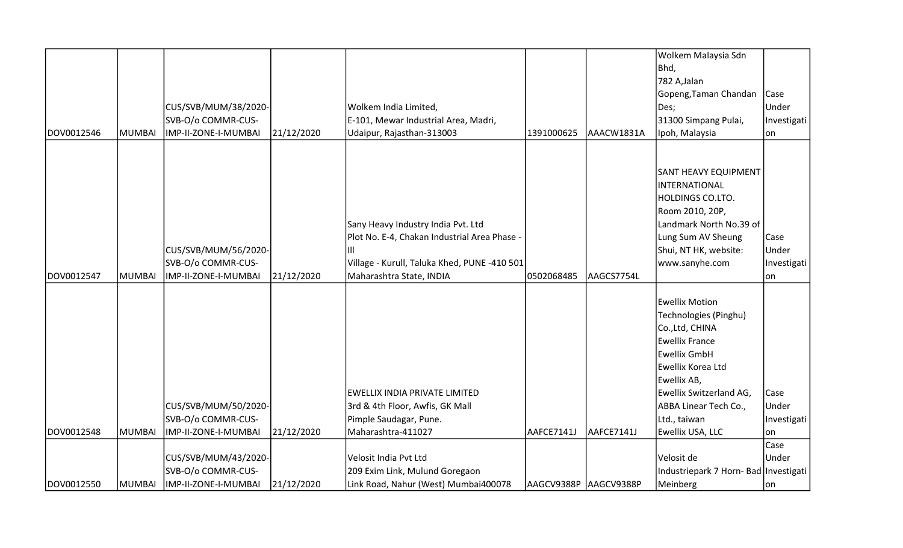| | | | | | | | | |
|---|---|---|---|---|---|---|---|---|
| DOV0012546 | MUMBAI | CUS/SVB/MUM/38/2020-SVB-O/o COMMR-CUS-IMP-II-ZONE-I-MUMBAI | 21/12/2020 | Wolkem India Limited,<br>E-101, Mewar Industrial Area, Madri,<br>Udaipur, Rajasthan-313003 | 1391000625 | AAACW1831A | Wolkem Malaysia Sdn Bhd,<br>782 A,Jalan Gopeng,Taman Chandan Des;<br>31300 Simpang Pulai, Ipoh, Malaysia | Case Under Investigation |
| DOV0012547 | MUMBAI | CUS/SVB/MUM/56/2020-SVB-O/o COMMR-CUS-IMP-II-ZONE-I-MUMBAI | 21/12/2020 | Sany Heavy Industry India Pvt. Ltd<br>Plot No. E-4, Chakan Industrial Area Phase - III<br>Village - Kurull, Taluka Khed, PUNE -410 501<br>Maharashtra State, INDIA | 0502068485 | AAGCS7754L | SANT HEAVY EQUIPMENT INTERNATIONAL HOLDINGS CO.LTO.<br>Room 2010, 20P, Landmark North No.39 of Lung Sum AV Sheung Shui, NT HK, website: www.sanyhe.com | Case Under Investigation |
| DOV0012548 | MUMBAI | CUS/SVB/MUM/50/2020-SVB-O/o COMMR-CUS-IMP-II-ZONE-I-MUMBAI | 21/12/2020 | EWELLIX INDIA PRIVATE LIMITED<br>3rd & 4th Floor, Awfis, GK Mall<br>Pimple Saudagar, Pune.<br>Maharashtra-411027 | AAFCE7141J | AAFCE7141J | Ewellix Motion Technologies (Pinghu) Co.,Ltd, CHINA<br>Ewellix France<br>Ewellix GmbH<br>Ewellix Korea Ltd<br>Ewellix AB,<br>Ewellix Switzerland AG,<br>ABBA Linear Tech Co., Ltd., taiwan<br>Ewellix USA, LLC | Case Under Investigation |
| DOV0012550 | MUMBAI | CUS/SVB/MUM/43/2020-SVB-O/o COMMR-CUS-IMP-II-ZONE-I-MUMBAI | 21/12/2020 | Velosit India Pvt Ltd<br>209 Exim Link, Mulund Goregaon<br>Link Road, Nahur (West) Mumbai400078 | AAGCV9388P | AAGCV9388P | Velosit de Industriepark 7 Horn- Bad Meinberg | Case Under Investigation |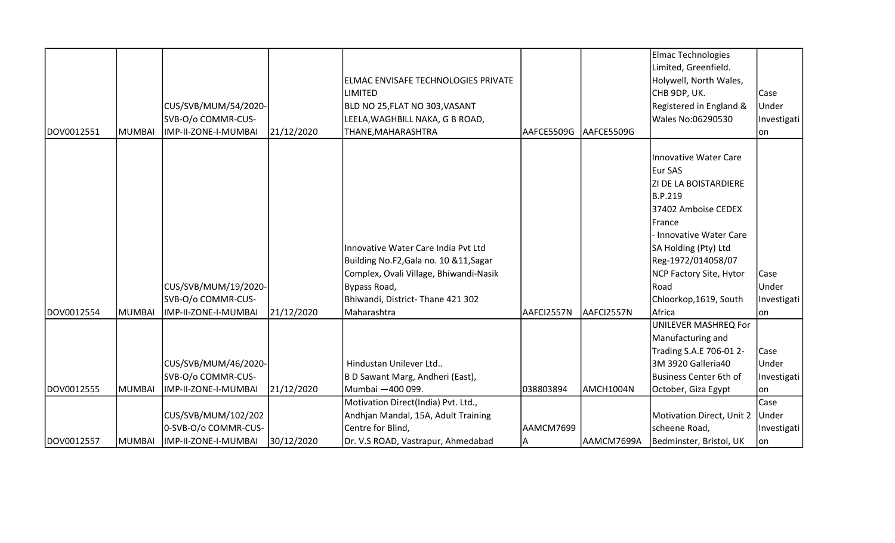| | | | | | | | | |
|---|---|---|---|---|---|---|---|---|
| DOV0012551 | MUMBAI | CUS/SVB/MUM/54/2020-SVB-O/o COMMR-CUS-IMP-II-ZONE-I-MUMBAI | 21/12/2020 | ELMAC ENVISAFE TECHNOLOGIES PRIVATE LIMITED BLD NO 25,FLAT NO 303,VASANT LEELA,WAGHBILL NAKA, G B ROAD, THANE,MAHARASHTRA | AAFCE5509G | AAFCE5509G | Elmac Technologies Limited, Greenfield. Holywell, North Wales, CHB 9DP, UK. Registered in England & Wales No:06290530 | Case Under Investigation |
| DOV0012554 | MUMBAI | CUS/SVB/MUM/19/2020-SVB-O/o COMMR-CUS-IMP-II-ZONE-I-MUMBAI | 21/12/2020 | Innovative Water Care India Pvt Ltd Building No.F2,Gala no. 10 &11,Sagar Complex, Ovali Village, Bhiwandi-Nasik Bypass Road, Bhiwandi, District- Thane 421 302 Maharashtra | AAFCI2557N | AAFCI2557N | Innovative Water Care Eur SAS ZI DE LA BOISTARDIERE B.P.219 37402 Amboise CEDEX France - Innovative Water Care SA Holding (Pty) Ltd Reg-1972/014058/07 NCP Factory Site, Hytor Road Chloorkop,1619, South Africa | Case Under Investigation |
| DOV0012555 | MUMBAI | CUS/SVB/MUM/46/2020-SVB-O/o COMMR-CUS-IMP-II-ZONE-I-MUMBAI | 21/12/2020 | Hindustan Unilever Ltd.. B D Sawant Marg, Andheri (East), Mumbai —400 099. | 038803894 | AMCH1004N | UNILEVER MASHREQ For Manufacturing and Trading S.A.E 706-01 2-3M 3920 Galleria40 Business Center 6th of October, Giza Egypt | Case Under Investigation |
| DOV0012557 | MUMBAI | CUS/SVB/MUM/102/2020-SVB-O/o COMMR-CUS-IMP-II-ZONE-I-MUMBAI | 30/12/2020 | Motivation Direct(India) Pvt. Ltd., Andhjan Mandal, 15A, Adult Training Centre for Blind, Dr. V.S ROAD, Vastrapur, Ahmedabad | AAMCM7699A | AAMCM7699A | Motivation Direct, Unit 2 scheene Road, Bedminster, Bristol, UK | Case Under Investigation |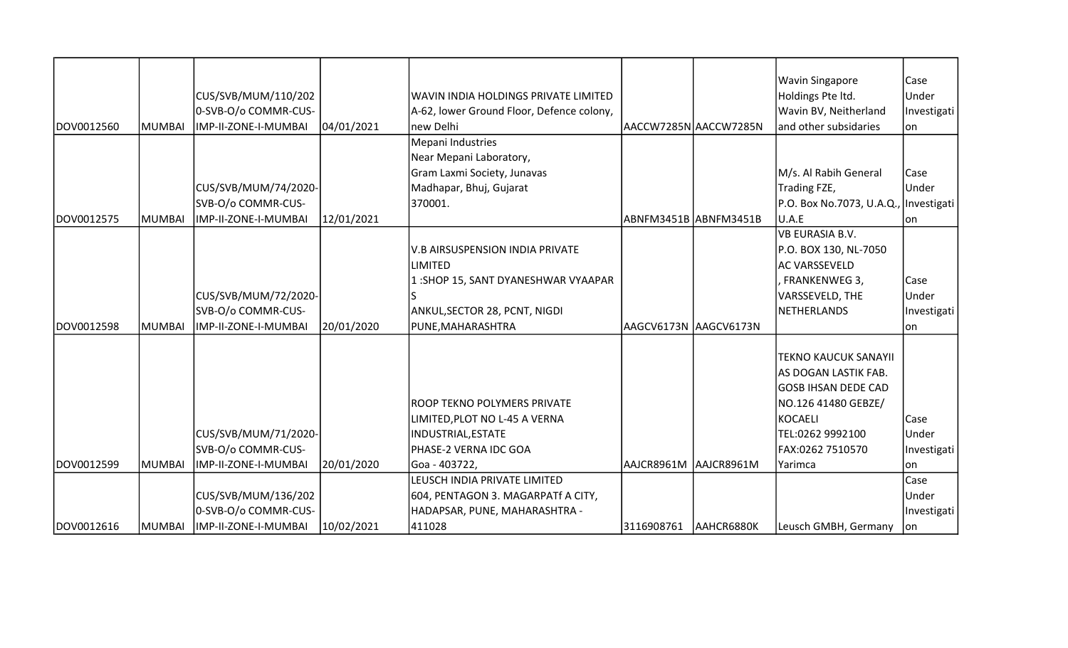| DOV0012560 | MUMBAI | CUS/SVB/MUM/110/2020-SVB-O/o COMMR-CUS-IMP-II-ZONE-I-MUMBAI | 04/01/2021 | WAVIN INDIA HOLDINGS PRIVATE LIMITED A-62, lower Ground Floor, Defence colony, new Delhi | AACCW7285N | AACCW7285N | Wavin Singapore Holdings Pte ltd. Wavin BV, Neitherland and other subsidaries | Case Under Investigation |
|---|---|---|---|---|---|---|---|---|
| DOV0012575 | MUMBAI | CUS/SVB/MUM/74/2020-SVB-O/o COMMR-CUS-IMP-II-ZONE-I-MUMBAI | 12/01/2021 | Mepani Industries Near Mepani Laboratory, Gram Laxmi Society, Junavas Madhapar, Bhuj, Gujarat 370001. | ABNFM3451B | ABNFM3451B | M/s. Al Rabih General Trading FZE, P.O. Box No.7073, U.A.Q., U.A.E | Case Under Investigation |
| DOV0012598 | MUMBAI | CUS/SVB/MUM/72/2020-SVB-O/o COMMR-CUS-IMP-II-ZONE-I-MUMBAI | 20/01/2020 | V.B AIRSUSPENSION INDIA PRIVATE LIMITED 1 :SHOP 15, SANT DYANESHWAR VYAAPAR S ANKUL,SECTOR 28, PCNT, NIGDI PUNE,MAHARASHTRA | AAGCV6173N | AAGCV6173N | VB EURASIA B.V. P.O. BOX 130, NL-7050 AC VARSSEVELD , FRANKENWEG 3, VARSSEVELD, THE NETHERLANDS | Case Under Investigation |
| DOV0012599 | MUMBAI | CUS/SVB/MUM/71/2020-SVB-O/o COMMR-CUS-IMP-II-ZONE-I-MUMBAI | 20/01/2020 | ROOP TEKNO POLYMERS PRIVATE LIMITED,PLOT NO L-45 A VERNA INDUSTRIAL,ESTATE PHASE-2 VERNA IDC GOA Goa - 403722, | AAJCR8961M | AAJCR8961M | TEKNO KAUCUK SANAYII AS DOGAN LASTIK FAB. GOSB IHSAN DEDE CAD NO.126 41480 GEBZE/ KOCAELI TEL:0262 9992100 FAX:0262 7510570 Yarimca | Case Under Investigation |
| DOV0012616 | MUMBAI | CUS/SVB/MUM/136/2020-SVB-O/o COMMR-CUS-IMP-II-ZONE-I-MUMBAI | 10/02/2021 | LEUSCH INDIA PRIVATE LIMITED 604, PENTAGON 3. MAGARPATf A CITY, HADAPSAR, PUNE, MAHARASHTRA - 411028 | 3116908761 | AAHCR6880K | Leusch GMBH, Germany | Case Under Investigation |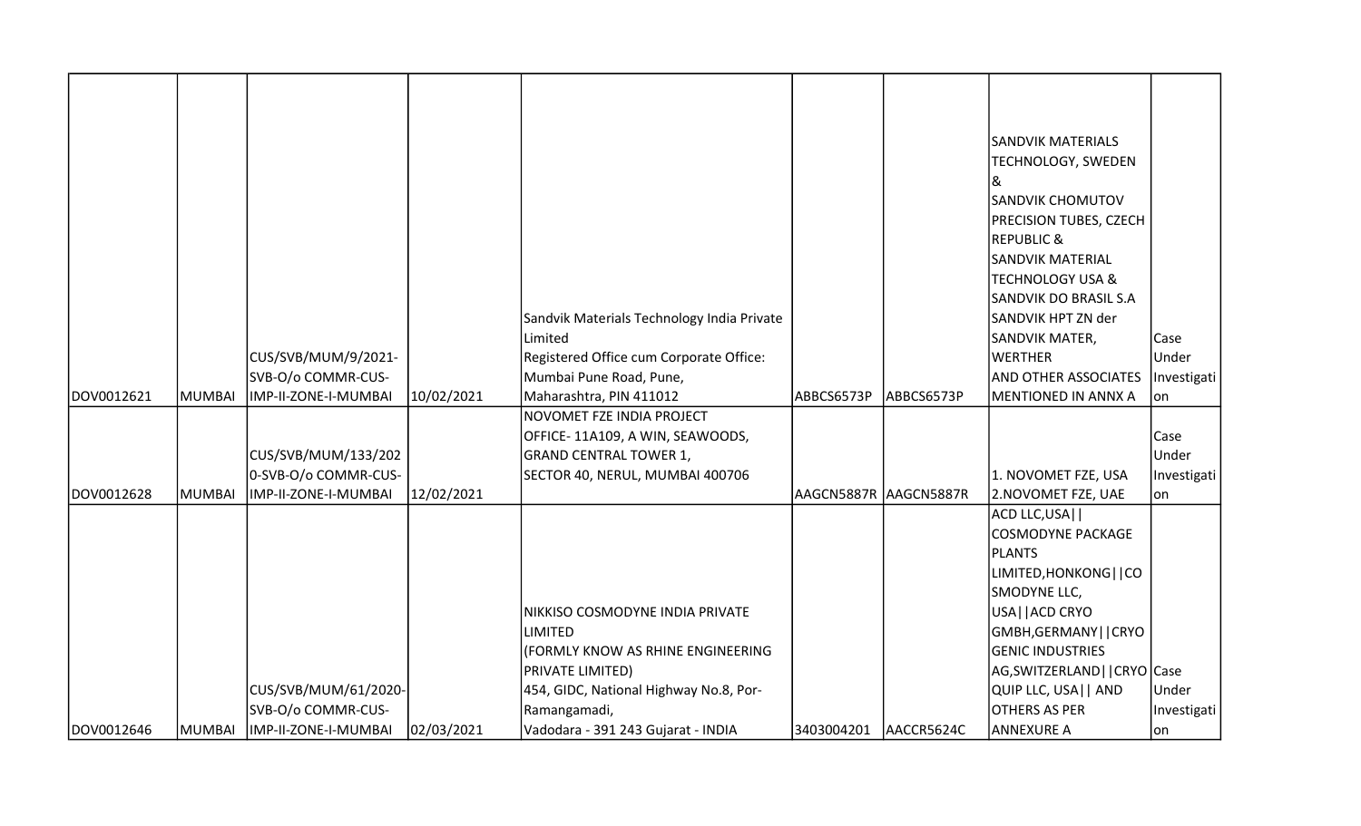| | | | | | | | | |
|---|---|---|---|---|---|---|---|---|
| DOV0012621 | MUMBAI | CUS/SVB/MUM/9/2021-SVB-O/o COMMR-CUS-IMP-II-ZONE-I-MUMBAI | 10/02/2021 | Sandvik Materials Technology India Private Limited Registered Office cum Corporate Office: Mumbai Pune Road, Pune, Maharashtra, PIN 411012 | ABBCS6573P | ABBCS6573P | SANDVIK MATERIALS TECHNOLOGY, SWEDEN & SANDVIK CHOMUTOV PRECISION TUBES, CZECH REPUBLIC & SANDVIK MATERIAL TECHNOLOGY USA & SANDVIK DO BRASIL S.A SANDVIK HPT ZN der SANDVIK MATER, WERTHER AND OTHER ASSOCIATES MENTIONED IN ANNX A | Case Under Investigation |
| DOV0012628 | MUMBAI | CUS/SVB/MUM/133/2020-SVB-O/o COMMR-CUS-IMP-II-ZONE-I-MUMBAI | 12/02/2021 | NOVOMET FZE INDIA PROJECT OFFICE- 11A109, A WIN, SEAWOODS, GRAND CENTRAL TOWER 1, SECTOR 40, NERUL, MUMBAI 400706 | AAGCN5887R | AAGCN5887R | 1. NOVOMET FZE, USA 2.NOVOMET FZE, UAE | Case Under Investigation |
| DOV0012646 | MUMBAI | CUS/SVB/MUM/61/2020-SVB-O/o COMMR-CUS-IMP-II-ZONE-I-MUMBAI | 02/03/2021 | NIKKISO COSMODYNE INDIA PRIVATE LIMITED (FORMLY KNOW AS RHINE ENGINEERING PRIVATE LIMITED) 454, GIDC, National Highway No.8, Por-Ramangamadi, Vadodara - 391 243 Gujarat - INDIA | 3403004201 | AACCR5624C | ACD LLC,USA\|\| COSMODYNE PACKAGE PLANTS LIMITED,HONKONG\|\|COSMODYNE LLC, USA\|\|ACD CRYO GMBH,GERMANY\|\|CRYOGENIC INDUSTRIES AG,SWITZERLAND\|\|CRYO QUIP LLC, USA\|\| AND OTHERS AS PER ANNEXURE A | Case Under Investigation |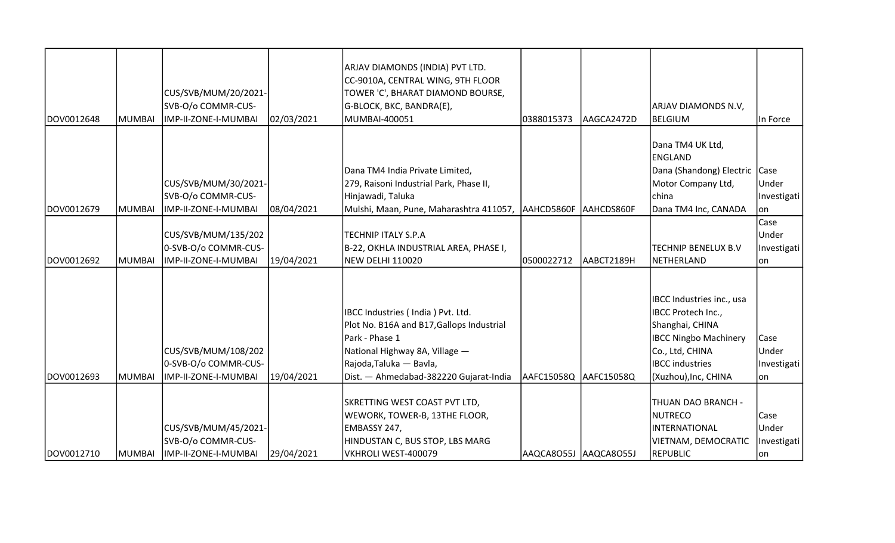| | | | | | | | | |
|---|---|---|---|---|---|---|---|---|
| DOV0012648 | MUMBAI | CUS/SVB/MUM/20/2021-SVB-O/o COMMR-CUS-IMP-II-ZONE-I-MUMBAI | 02/03/2021 | ARJAV DIAMONDS (INDIA) PVT LTD. CC-9010A, CENTRAL WING, 9TH FLOOR TOWER 'C', BHARAT DIAMOND BOURSE, G-BLOCK, BKC, BANDRA(E), MUMBAI-400051 | 0388015373 | AAGCA2472D | ARJAV DIAMONDS N.V, BELGIUM | In Force |
| DOV0012679 | MUMBAI | CUS/SVB/MUM/30/2021-SVB-O/o COMMR-CUS-IMP-II-ZONE-I-MUMBAI | 08/04/2021 | Dana TM4 India Private Limited, 279, Raisoni Industrial Park, Phase II, Hinjawadi, Taluka Mulshi, Maan, Pune, Maharashtra 411057, | AAHCD5860F | AAHCDS860F | Dana TM4 UK Ltd, ENGLAND Dana (Shandong) Electric Motor Company Ltd, china Dana TM4 Inc, CANADA | Case Under Investigation |
| DOV0012692 | MUMBAI | CUS/SVB/MUM/135/2020-SVB-O/o COMMR-CUS-IMP-II-ZONE-I-MUMBAI | 19/04/2021 | TECHNIP ITALY S.P.A B-22, OKHLA INDUSTRIAL AREA, PHASE I, NEW DELHI 110020 | 0500022712 | AABCT2189H | TECHNIP BENELUX B.V NETHERLAND | Case Under Investigation |
| DOV0012693 | MUMBAI | CUS/SVB/MUM/108/2020-SVB-O/o COMMR-CUS-IMP-II-ZONE-I-MUMBAI | 19/04/2021 | IBCC Industries ( India ) Pvt. Ltd. Plot No. B16A and B17,Gallops Industrial Park - Phase 1 National Highway 8A, Village — Rajoda,Taluka — Bavla, Dist. — Ahmedabad-382220 Gujarat-India | AAFC15058Q | AAFC15058Q | IBCC Industries inc., usa IBCC Protech Inc., Shanghai, CHINA IBCC Ningbo Machinery Co., Ltd, CHINA IBCC industries (Xuzhou),Inc, CHINA | Case Under Investigation |
| DOV0012710 | MUMBAI | CUS/SVB/MUM/45/2021-SVB-O/o COMMR-CUS-IMP-II-ZONE-I-MUMBAI | 29/04/2021 | SKRETTING WEST COAST PVT LTD, WEWORK, TOWER-B, 13THE FLOOR, EMBASSY 247, HINDUSTAN C, BUS STOP, LBS MARG VKHROLI WEST-400079 | AAQCA8O55J | AAQCA8O55J | THUAN DAO BRANCH - NUTRECO INTERNATIONAL VIETNAM, DEMOCRATIC REPUBLIC | Case Under Investigation |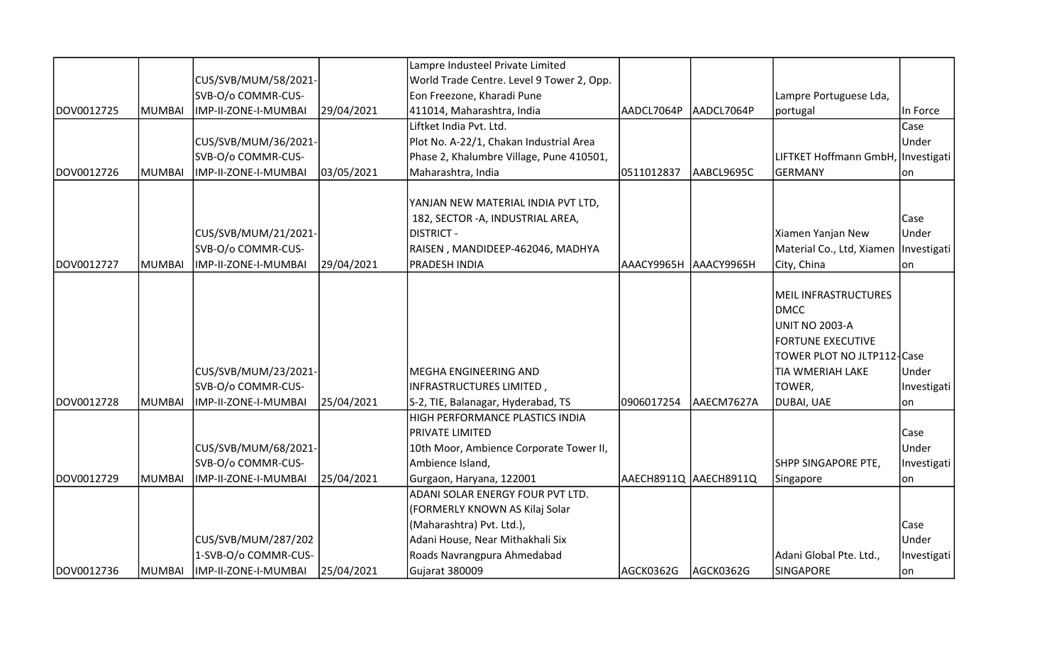| | | | | | | | | |
|---|---|---|---|---|---|---|---|---|
| DOV0012725 | MUMBAI | CUS/SVB/MUM/58/2021-SVB-O/o COMMR-CUS-IMP-II-ZONE-I-MUMBAI | 29/04/2021 | Lampre Industeel Private Limited World Trade Centre. Level 9 Tower 2, Opp. Eon Freezone, Kharadi Pune 411014, Maharashtra, India | AADCL7064P | AADCL7064P | Lampre Portuguese Lda, portugal | In Force |
| DOV0012726 | MUMBAI | CUS/SVB/MUM/36/2021-SVB-O/o COMMR-CUS-IMP-II-ZONE-I-MUMBAI | 03/05/2021 | Liftket India Pvt. Ltd. Plot No. A-22/1, Chakan Industrial Area Phase 2, Khalumbre Village, Pune 410501, Maharashtra, India | 0511012837 | AABCL9695C | LIFTKET Hoffmann GmbH, GERMANY | Case Under Investigation |
| DOV0012727 | MUMBAI | CUS/SVB/MUM/21/2021-SVB-O/o COMMR-CUS-IMP-II-ZONE-I-MUMBAI | 29/04/2021 | YANJAN NEW MATERIAL INDIA PVT LTD, 182, SECTOR -A, INDUSTRIAL AREA, DISTRICT - RAISEN , MANDIDEEP-462046, MADHYA PRADESH INDIA | AAACY9965H | AAACY9965H | Xiamen Yanjan New Material Co., Ltd, Xiamen City, China | Case Under Investigation |
| DOV0012728 | MUMBAI | CUS/SVB/MUM/23/2021-SVB-O/o COMMR-CUS-IMP-II-ZONE-I-MUMBAI | 25/04/2021 | MEGHA ENGINEERING AND INFRASTRUCTURES LIMITED , S-2, TIE, Balanagar, Hyderabad, TS | 0906017254 | AAECM7627A | MEIL INFRASTRUCTURES DMCC UNIT NO 2003-A FORTUNE EXECUTIVE TOWER PLOT NO JLTP112-TIA WMERIAH LAKE TOWER, DUBAI, UAE | Case Under Investigation |
| DOV0012729 | MUMBAI | CUS/SVB/MUM/68/2021-SVB-O/o COMMR-CUS-IMP-II-ZONE-I-MUMBAI | 25/04/2021 | HIGH PERFORMANCE PLASTICS INDIA PRIVATE LIMITED 10th Moor, Ambience Corporate Tower II, Ambience Island, Gurgaon, Haryana, 122001 | AAECH8911Q | AAECH8911Q | SHPP SINGAPORE PTE, Singapore | Case Under Investigation |
| DOV0012736 | MUMBAI | CUS/SVB/MUM/287/2021-SVB-O/o COMMR-CUS-IMP-II-ZONE-I-MUMBAI | 25/04/2021 | ADANI SOLAR ENERGY FOUR PVT LTD. (FORMERLY KNOWN AS Kilaj Solar (Maharashtra) Pvt. Ltd.), Adani House, Near Mithakhali Six Roads Navrangpura Ahmedabad Gujarat 380009 | AGCK0362G | AGCK0362G | Adani Global Pte. Ltd., SINGAPORE | Case Under Investigation |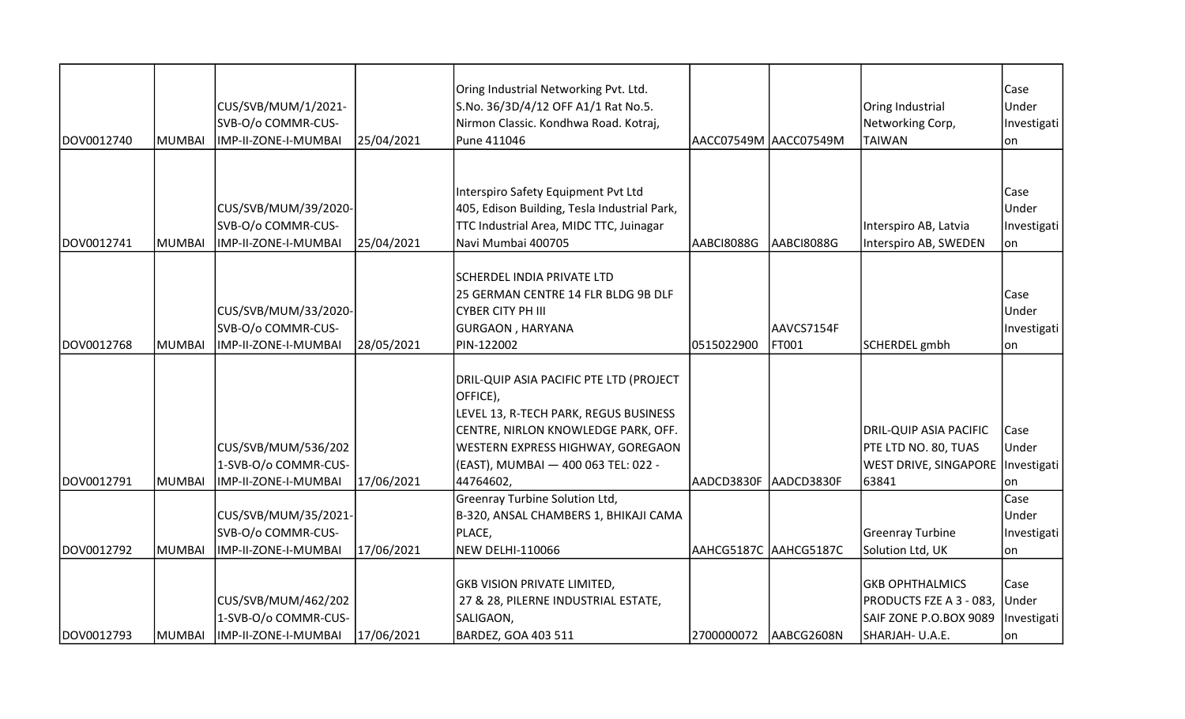| | | | | | | | | |
|---|---|---|---|---|---|---|---|---|
| DOV0012740 | MUMBAI | CUS/SVB/MUM/1/2021-SVB-O/o COMMR-CUS-IMP-II-ZONE-I-MUMBAI | 25/04/2021 | Oring Industrial Networking Pvt. Ltd. S.No. 36/3D/4/12 OFF A1/1 Rat No.5. Nirmon Classic. Kondhwa Road. Kotraj, Pune 411046 | AACC07549M | AACC07549M | Oring Industrial Networking Corp, TAIWAN | Case Under Investigation |
| DOV0012741 | MUMBAI | CUS/SVB/MUM/39/2020-SVB-O/o COMMR-CUS-IMP-II-ZONE-I-MUMBAI | 25/04/2021 | Interspiro Safety Equipment Pvt Ltd 405, Edison Building, Tesla Industrial Park, TTC Industrial Area, MIDC TTC, Juinagar Navi Mumbai 400705 | AABCI8088G | AABCI8088G | Interspiro AB, Latvia Interspiro AB, SWEDEN | Case Under Investigation |
| DOV0012768 | MUMBAI | CUS/SVB/MUM/33/2020-SVB-O/o COMMR-CUS-IMP-II-ZONE-I-MUMBAI | 28/05/2021 | SCHERDEL INDIA PRIVATE LTD 25 GERMAN CENTRE 14 FLR BLDG 9B DLF CYBER CITY PH III GURGAON , HARYANA PIN-122002 | 0515022900 | AAVCS7154F FT001 | SCHERDEL gmbh | Case Under Investigation |
| DOV0012791 | MUMBAI | CUS/SVB/MUM/536/2021-SVB-O/o COMMR-CUS-IMP-II-ZONE-I-MUMBAI | 17/06/2021 | DRIL-QUIP ASIA PACIFIC PTE LTD (PROJECT OFFICE), LEVEL 13, R-TECH PARK, REGUS BUSINESS CENTRE, NIRLON KNOWLEDGE PARK, OFF. WESTERN EXPRESS HIGHWAY, GOREGAON (EAST), MUMBAI — 400 063 TEL: 022 - 44764602, | AADCD3830F | AADCD3830F | DRIL-QUIP ASIA PACIFIC PTE LTD NO. 80, TUAS WEST DRIVE, SINGAPORE 63841 | Case Under Investigation |
| DOV0012792 | MUMBAI | CUS/SVB/MUM/35/2021-SVB-O/o COMMR-CUS-IMP-II-ZONE-I-MUMBAI | 17/06/2021 | Greenray Turbine Solution Ltd, B-320, ANSAL CHAMBERS 1, BHIKAJI CAMA PLACE, NEW DELHI-110066 | AAHCG5187C | AAHCG5187C | Greenray Turbine Solution Ltd, UK | Case Under Investigation |
| DOV0012793 | MUMBAI | CUS/SVB/MUM/462/2021-SVB-O/o COMMR-CUS-IMP-II-ZONE-I-MUMBAI | 17/06/2021 | GKB VISION PRIVATE LIMITED, 27 & 28, PILERNE INDUSTRIAL ESTATE, SALIGAON, BARDEZ, GOA 403 511 | 2700000072 | AABCG2608N | GKB OPHTHALMICS PRODUCTS FZE A 3 - 083, SAIF ZONE P.O.BOX 9089 SHARJAH- U.A.E. | Case Under Investigation |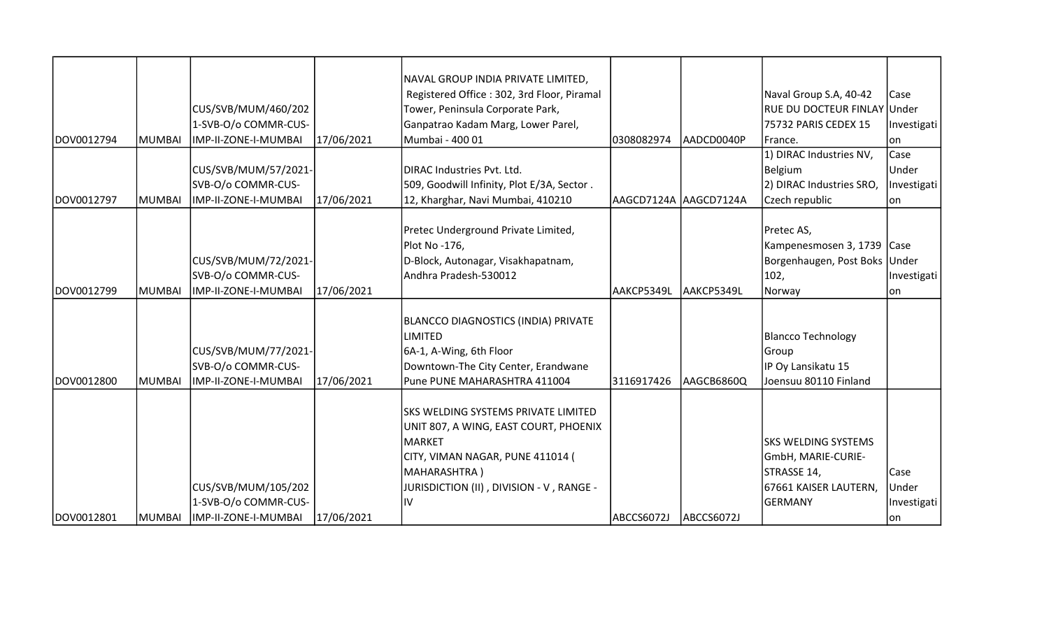| | | | | | | | | |
|---|---|---|---|---|---|---|---|---|
| DOV0012794 | MUMBAI | CUS/SVB/MUM/460/2021-SVB-O/o COMMR-CUS-IMP-II-ZONE-I-MUMBAI | 17/06/2021 | NAVAL GROUP INDIA PRIVATE LIMITED, Registered Office : 302, 3rd Floor, Piramal Tower, Peninsula Corporate Park, Ganpatrao Kadam Marg, Lower Parel, Mumbai - 400 01 | 0308082974 | AADCD0040P | Naval Group S.A, 40-42 RUE DU DOCTEUR FINLAY 75732 PARIS CEDEX 15 France. | Case Under Investigation |
| DOV0012797 | MUMBAI | CUS/SVB/MUM/57/2021-SVB-O/o COMMR-CUS-IMP-II-ZONE-I-MUMBAI | 17/06/2021 | DIRAC Industries Pvt. Ltd. 509, Goodwill Infinity, Plot E/3A, Sector . 12, Kharghar, Navi Mumbai, 410210 | AAGCD7124A | AAGCD7124A | 1) DIRAC Industries NV, Belgium 2) DIRAC Industries SRO, Czech republic | Case Under Investigation |
| DOV0012799 | MUMBAI | CUS/SVB/MUM/72/2021-SVB-O/o COMMR-CUS-IMP-II-ZONE-I-MUMBAI | 17/06/2021 | Pretec Underground Private Limited, Plot No -176, D-Block, Autonagar, Visakhapatnam, Andhra Pradesh-530012 | AAKCP5349L | AAKCP5349L | Pretec AS, Kampenesmosen 3, 1739 Borgenhaugen, Post Boks 102, Norway | Case Under Investigation |
| DOV0012800 | MUMBAI | CUS/SVB/MUM/77/2021-SVB-O/o COMMR-CUS-IMP-II-ZONE-I-MUMBAI | 17/06/2021 | BLANCCO DIAGNOSTICS (INDIA) PRIVATE LIMITED 6A-1, A-Wing, 6th Floor Downtown-The City Center, Erandwane Pune PUNE MAHARASHTRA 411004 | 3116917426 | AAGCB6860Q | Blancco Technology Group IP Oy Lansikatu 15 Joensuu 80110 Finland | |
| DOV0012801 | MUMBAI | CUS/SVB/MUM/105/2021-SVB-O/o COMMR-CUS-IMP-II-ZONE-I-MUMBAI | 17/06/2021 | SKS WELDING SYSTEMS PRIVATE LIMITED UNIT 807, A WING, EAST COURT, PHOENIX MARKET CITY, VIMAN NAGAR, PUNE 411014 ( MAHARASHTRA ) JURISDICTION (II) , DIVISION - V , RANGE - IV | ABCCS6072J | ABCCS6072J | SKS WELDING SYSTEMS GmbH, MARIE-CURIE-STRASSE 14, 67661 KAISER LAUTERN, GERMANY | Case Under Investigation |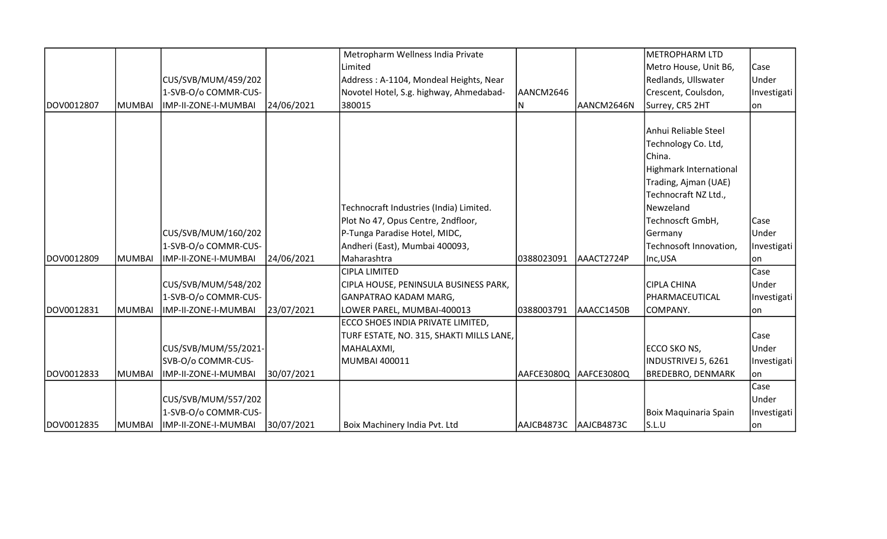| DOV0012807 | MUMBAI | CUS/SVB/MUM/459/2021-SVB-O/o COMMR-CUS-IMP-II-ZONE-I-MUMBAI | 24/06/2021 | Metropharm Wellness India Private Limited<br>Address : A-1104, Mondeal Heights, Near Novotel Hotel, S.g. highway, Ahmedabad-380015 | AANCM2646N | AANCM2646N | METROPHARM LTD Metro House, Unit B6, Redlands, Ullswater Crescent, Coulsdon, Surrey, CR5 2HT | Case Under Investigation |
|---|---|---|---|---|---|---|---|---|
| DOV0012809 | MUMBAI | CUS/SVB/MUM/160/2021-SVB-O/o COMMR-CUS-IMP-II-ZONE-I-MUMBAI | 24/06/2021 | Technocraft Industries (India) Limited.<br>Plot No 47, Opus Centre, 2ndfloor,<br>P-Tunga Paradise Hotel, MIDC,<br>Andheri (East), Mumbai 400093,<br>Maharashtra | 0388023091 | AAACT2724P | Anhui Reliable Steel Technology Co. Ltd, China.<br>Highmark International Trading, Ajman (UAE)<br>Technocraft NZ Ltd., Newzeland<br>Technoscft GmbH, Germany<br>Technosoft Innovation, Inc,USA | Case Under Investigation |
| DOV0012831 | MUMBAI | CUS/SVB/MUM/548/2021-SVB-O/o COMMR-CUS-IMP-II-ZONE-I-MUMBAI | 23/07/2021 | CIPLA LIMITED<br>CIPLA HOUSE, PENINSULA BUSINESS PARK,<br>GANPATRAO KADAM MARG,<br>LOWER PAREL, MUMBAI-400013 | 0388003791 | AAACC1450B | CIPLA CHINA PHARMACEUTICAL COMPANY. | Case Under Investigation |
| DOV0012833 | MUMBAI | CUS/SVB/MUM/55/2021-SVB-O/o COMMR-CUS-IMP-II-ZONE-I-MUMBAI | 30/07/2021 | ECCO SHOES INDIA PRIVATE LIMITED,<br>TURF ESTATE, NO. 315, SHAKTI MILLS LANE,<br>MAHALAXMI,<br>MUMBAI 400011 | AAFCE3080Q | AAFCE3080Q | ECCO SKO NS, INDUSTRIVEJ 5, 6261 BREDEBRO, DENMARK | Case Under Investigation |
| DOV0012835 | MUMBAI | CUS/SVB/MUM/557/2021-SVB-O/o COMMR-CUS-IMP-II-ZONE-I-MUMBAI | 30/07/2021 | Boix Machinery India Pvt. Ltd | AAJCB4873C | AAJCB4873C | Boix Maquinaria Spain S.L.U | Case Under Investigation |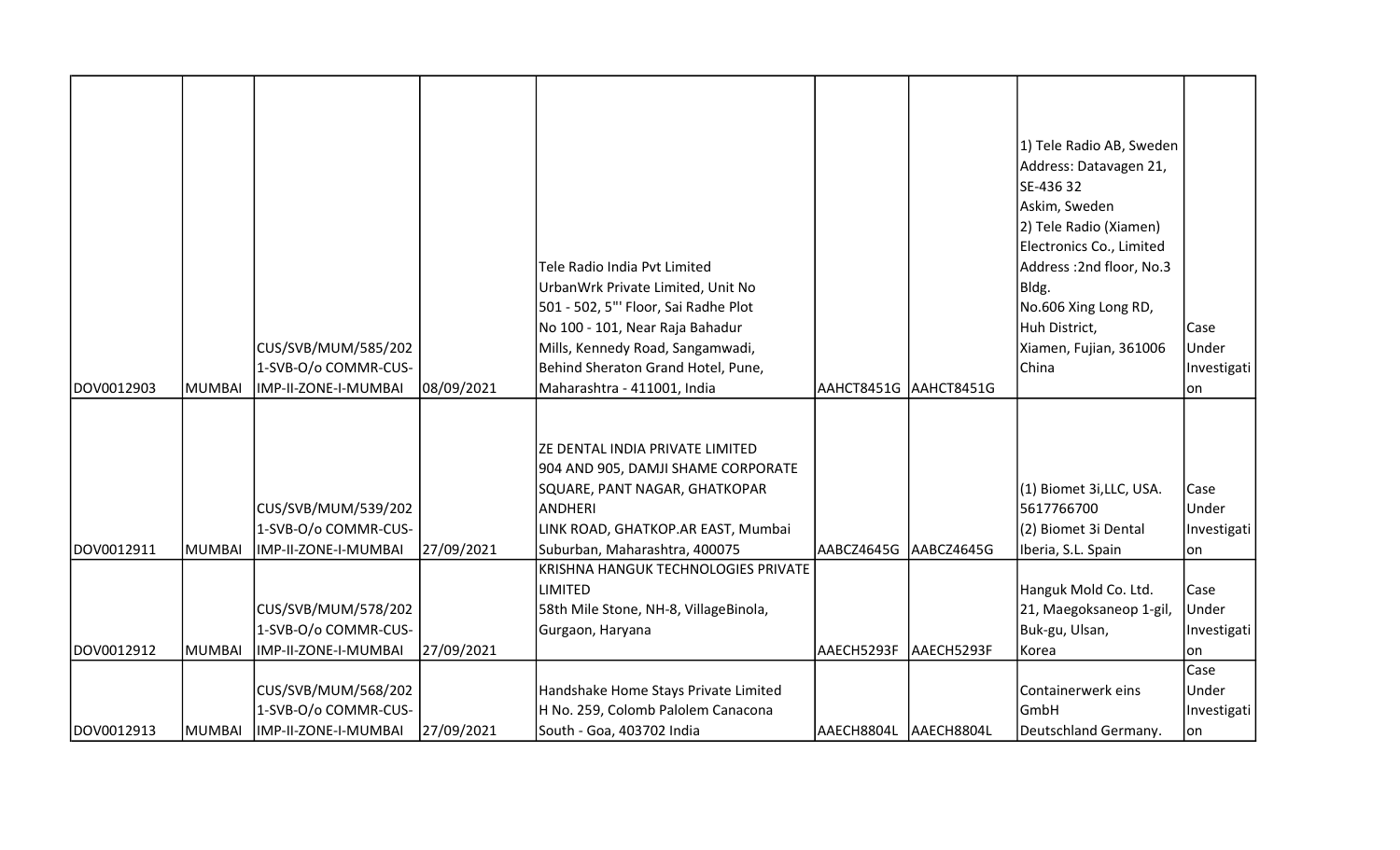| DOV0012903 | MUMBAI | CUS/SVB/MUM/585/2021-SVB-O/o COMMR-CUS-IMP-II-ZONE-I-MUMBAI | 08/09/2021 | Tele Radio India Pvt Limited<br>UrbanWrk Private Limited, Unit No 501 - 502, 5"' Floor, Sai Radhe Plot No 100 - 101, Near Raja Bahadur Mills, Kennedy Road, Sangamwadi, Behind Sheraton Grand Hotel, Pune, Maharashtra - 411001, India | AAHCT8451G | AAHCT8451G | 1) Tele Radio AB, Sweden Address: Datavagen 21, SE-436 32<br>Askim, Sweden<br>2) Tele Radio (Xiamen) Electronics Co., Limited Address :2nd floor, No.3 Bldg.<br>No.606 Xing Long RD, Huh District,<br>Xiamen, Fujian, 361006 China | Case Under Investigation |
|---|---|---|---|---|---|---|---|---|
| DOV0012911 | MUMBAI | CUS/SVB/MUM/539/2021-SVB-O/o COMMR-CUS-IMP-II-ZONE-I-MUMBAI | 27/09/2021 | ZE DENTAL INDIA PRIVATE LIMITED<br>904 AND 905, DAMJI SHAME CORPORATE SQUARE, PANT NAGAR, GHATKOPAR ANDHERI<br>LINK ROAD, GHATKOP.AR EAST, Mumbai Suburban, Maharashtra, 400075 | AABCZ4645G | AABCZ4645G | (1) Biomet 3i,LLC, USA. 5617766700<br>(2) Biomet 3i Dental Iberia, S.L. Spain | Case Under Investigation |
| DOV0012912 | MUMBAI | CUS/SVB/MUM/578/2021-SVB-O/o COMMR-CUS-IMP-II-ZONE-I-MUMBAI | 27/09/2021 | KRISHNA HANGUK TECHNOLOGIES PRIVATE LIMITED<br>58th Mile Stone, NH-8, VillageBinola, Gurgaon, Haryana | AAECH5293F | AAECH5293F | Hanguk Mold Co. Ltd. 21, Maegoksaneop 1-gil, Buk-gu, Ulsan, Korea | Case Under Investigation |
| DOV0012913 | MUMBAI | CUS/SVB/MUM/568/2021-SVB-O/o COMMR-CUS-IMP-II-ZONE-I-MUMBAI | 27/09/2021 | Handshake Home Stays Private Limited<br>H No. 259, Colomb Palolem Canacona South - Goa, 403702 India | AAECH8804L | AAECH8804L | Containerwerk eins GmbH<br>Deutschland Germany. | Case Under Investigation |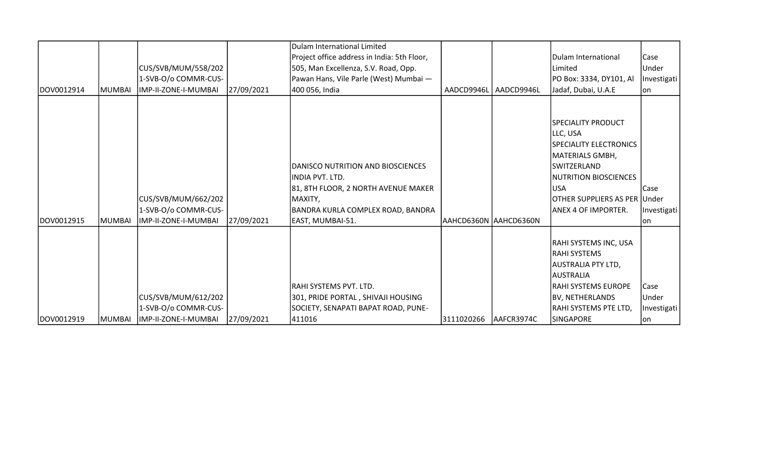| | | | | | | | | |
|---|---|---|---|---|---|---|---|---|
| DOV0012914 | MUMBAI | CUS/SVB/MUM/558/2021-SVB-O/o COMMR-CUS-IMP-II-ZONE-I-MUMBAI | 27/09/2021 | Dulam International Limited Project office address in India: 5th Floor, 505, Man Excellenza, S.V. Road, Opp. Pawan Hans, Vile Parle (West) Mumbai — 400 056, India | AADCD9946L | AADCD9946L | Dulam International Limited PO Box: 3334, DY101, Al Jadaf, Dubai, U.A.E | Case Under Investigation |
| DOV0012915 | MUMBAI | CUS/SVB/MUM/662/2021-SVB-O/o COMMR-CUS-IMP-II-ZONE-I-MUMBAI | 27/09/2021 | DANISCO NUTRITION AND BIOSCIENCES INDIA PVT. LTD. 81, 8TH FLOOR, 2 NORTH AVENUE MAKER MAXITY, BANDRA KURLA COMPLEX ROAD, BANDRA EAST, MUMBAI-51. | AAHCD6360N | AAHCD6360N | SPECIALITY PRODUCT LLC, USA SPECIALITY ELECTRONICS MATERIALS GMBH, SWITZERLAND NUTRITION BIOSCIENCES USA OTHER SUPPLIERS AS PER ANEX 4 OF IMPORTER. | Case Under Investigation |
| DOV0012919 | MUMBAI | CUS/SVB/MUM/612/2021-SVB-O/o COMMR-CUS-IMP-II-ZONE-I-MUMBAI | 27/09/2021 | RAHI SYSTEMS PVT. LTD. 301, PRIDE PORTAL , SHIVAJI HOUSING SOCIETY, SENAPATI BAPAT ROAD, PUNE-411016 | 3111020266 | AAFCR3974C | RAHI SYSTEMS INC, USA RAHI SYSTEMS AUSTRALIA PTY LTD, AUSTRALIA RAHI SYSTEMS EUROPE BV, NETHERLANDS RAHI SYSTEMS PTE LTD, SINGAPORE | Case Under Investigation |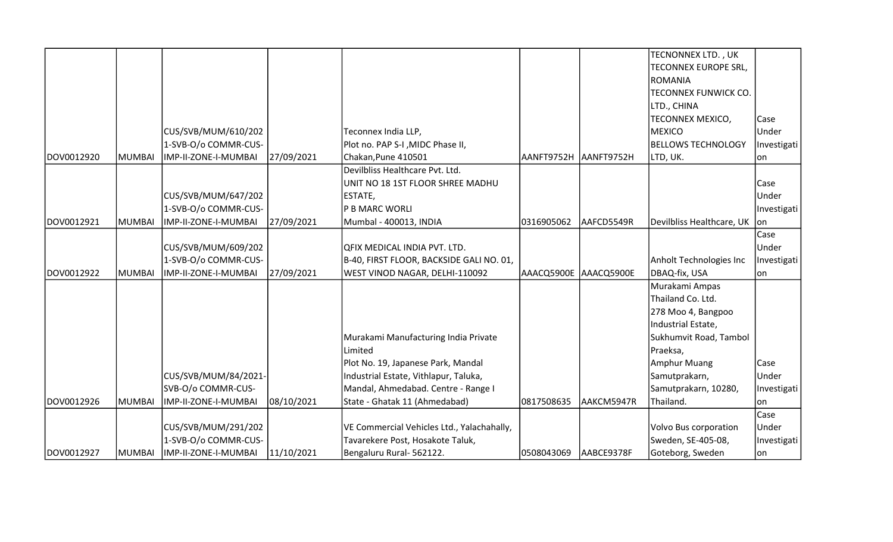| | | | | | | | | |
|---|---|---|---|---|---|---|---|---|
| DOV0012920 | MUMBAI | CUS/SVB/MUM/610/2021-SVB-O/o COMMR-CUS-IMP-II-ZONE-I-MUMBAI | 27/09/2021 | Teconnex India LLP, Plot no. PAP S-I ,MIDC Phase II, Chakan,Pune 410501 | AANFT9752H | AANFT9752H | TECNONNEX LTD. , UK TECONNEX EUROPE SRL, ROMANIA TECONNEX FUNWICK CO. LTD., CHINA TECONNEX MEXICO, MEXICO BELLOWS TECHNOLOGY LTD, UK. | Case Under Investigation |
| DOV0012921 | MUMBAI | CUS/SVB/MUM/647/2021-SVB-O/o COMMR-CUS-IMP-II-ZONE-I-MUMBAI | 27/09/2021 | Devilbliss Healthcare Pvt. Ltd. UNIT NO 18 1ST FLOOR SHREE MADHU ESTATE, P B MARC WORLI Mumbai - 400013, INDIA | 0316905062 | AAFCD5549R | Devilbliss Healthcare, UK | Case Under Investigation |
| DOV0012922 | MUMBAI | CUS/SVB/MUM/609/2021-SVB-O/o COMMR-CUS-IMP-II-ZONE-I-MUMBAI | 27/09/2021 | QFIX MEDICAL INDIA PVT. LTD. B-40, FIRST FLOOR, BACKSIDE GALI NO. 01, WEST VINOD NAGAR, DELHI-110092 | AAACQ5900E | AAACQ5900E | Anholt Technologies Inc DBAQ-fix, USA | Case Under Investigation |
| DOV0012926 | MUMBAI | CUS/SVB/MUM/84/2021-SVB-O/o COMMR-CUS-IMP-II-ZONE-I-MUMBAI | 08/10/2021 | Murakami Manufacturing India Private Limited Plot No. 19, Japanese Park, Mandal Industrial Estate, Vithlapur, Taluka, Mandal, Ahmedabad. Centre - Range I State - Ghatak 11 (Ahmedabad) | 0817508635 | AAKCM5947R | Murakami Ampas Thailand Co. Ltd. 278 Moo 4, Bangpoo Industrial Estate, Sukhumvit Road, Tambol Praeksa, Amphur Muang Samutprakarn, Samutprakarn, 10280, Thailand. | Case Under Investigation |
| DOV0012927 | MUMBAI | CUS/SVB/MUM/291/2021-SVB-O/o COMMR-CUS-IMP-II-ZONE-I-MUMBAI | 11/10/2021 | VE Commercial Vehicles Ltd., Yalachahally, Tavarekere Post, Hosakote Taluk, Bengaluru Rural- 562122. | 0508043069 | AABCE9378F | Volvo Bus corporation Sweden, SE-405-08, Goteborg, Sweden | Case Under Investigation |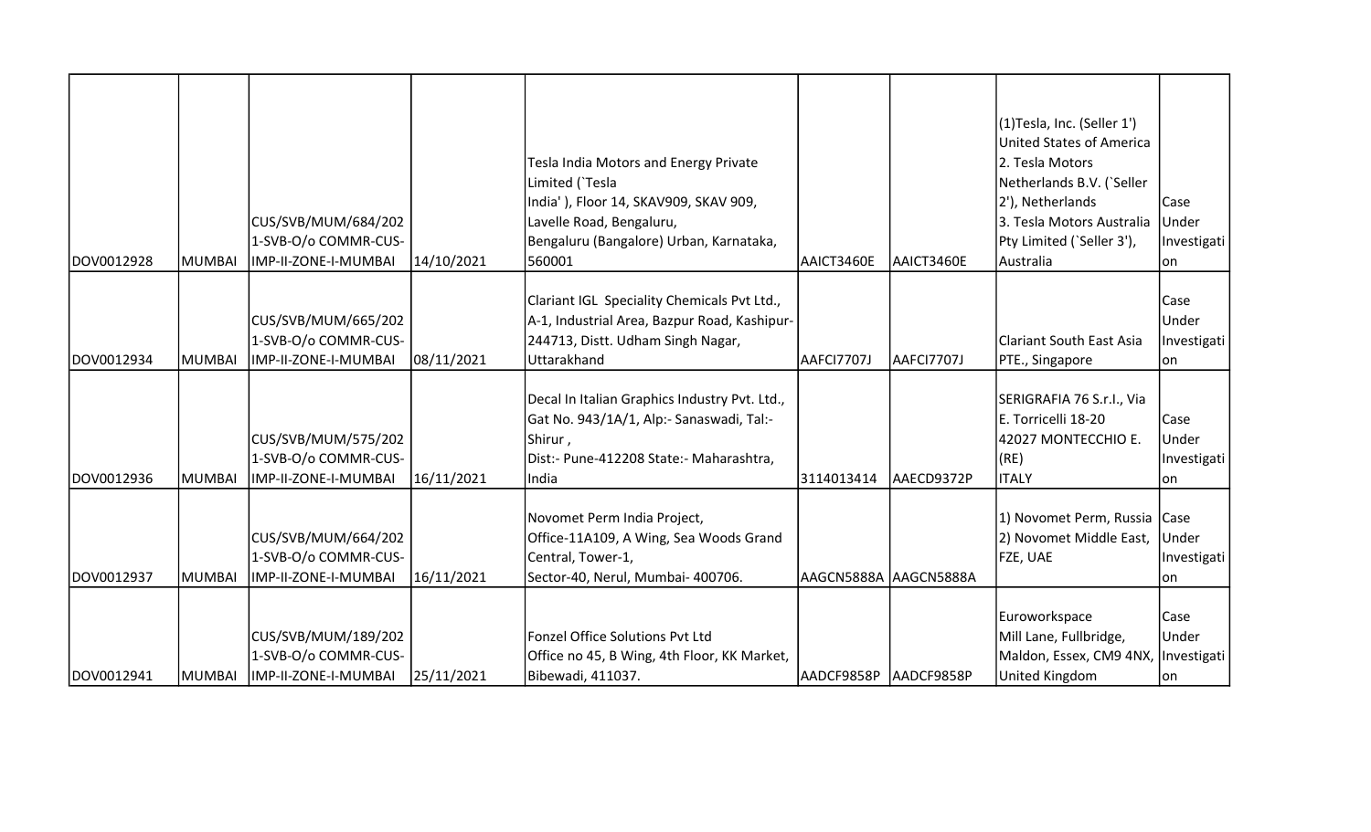| | | | | | | | | |
|---|---|---|---|---|---|---|---|---|
| DOV0012928 | MUMBAI | CUS/SVB/MUM/684/2021-SVB-O/o COMMR-CUS-IMP-II-ZONE-I-MUMBAI | 14/10/2021 | Tesla India Motors and Energy Private Limited (`Tesla India' ), Floor 14, SKAV909, SKAV 909, Lavelle Road, Bengaluru, Bengaluru (Bangalore) Urban, Karnataka, 560001 | AAICT3460E | AAICT3460E | (1)Tesla, Inc. (Seller 1') United States of America 2. Tesla Motors Netherlands B.V. (`Seller 2'), Netherlands 3. Tesla Motors Australia Pty Limited (`Seller 3'), Australia | Case Under Investigation |
| DOV0012934 | MUMBAI | CUS/SVB/MUM/665/2021-SVB-O/o COMMR-CUS-IMP-II-ZONE-I-MUMBAI | 08/11/2021 | Clariant IGL Speciality Chemicals Pvt Ltd., A-1, Industrial Area, Bazpur Road, Kashipur-244713, Distt. Udham Singh Nagar, Uttarakhand | AAFCI7707J | AAFCI7707J | Clariant South East Asia PTE., Singapore | Case Under Investigation |
| DOV0012936 | MUMBAI | CUS/SVB/MUM/575/2021-SVB-O/o COMMR-CUS-IMP-II-ZONE-I-MUMBAI | 16/11/2021 | Decal In Italian Graphics Industry Pvt. Ltd., Gat No. 943/1A/1, Alp:- Sanaswadi, Tal:- Shirur , Dist:- Pune-412208 State:- Maharashtra, India | 3114013414 | AAECD9372P | SERIGRAFIA 76 S.r.I., Via E. Torricelli 18-20 42027 MONTECCHIO E. (RE) ITALY | Case Under Investigation |
| DOV0012937 | MUMBAI | CUS/SVB/MUM/664/2021-SVB-O/o COMMR-CUS-IMP-II-ZONE-I-MUMBAI | 16/11/2021 | Novomet Perm India Project, Office-11A109, A Wing, Sea Woods Grand Central, Tower-1, Sector-40, Nerul, Mumbai- 400706. | AAGCN5888A | AAGCN5888A | 1) Novomet Perm, Russia 2) Novomet Middle East, FZE, UAE | Case Under Investigation |
| DOV0012941 | MUMBAI | CUS/SVB/MUM/189/2021-SVB-O/o COMMR-CUS-IMP-II-ZONE-I-MUMBAI | 25/11/2021 | Fonzel Office Solutions Pvt Ltd Office no 45, B Wing, 4th Floor, KK Market, Bibewadi, 411037. | AADCF9858P | AADCF9858P | Euroworkspace Mill Lane, Fullbridge, Maldon, Essex, CM9 4NX, United Kingdom | Case Under Investigation |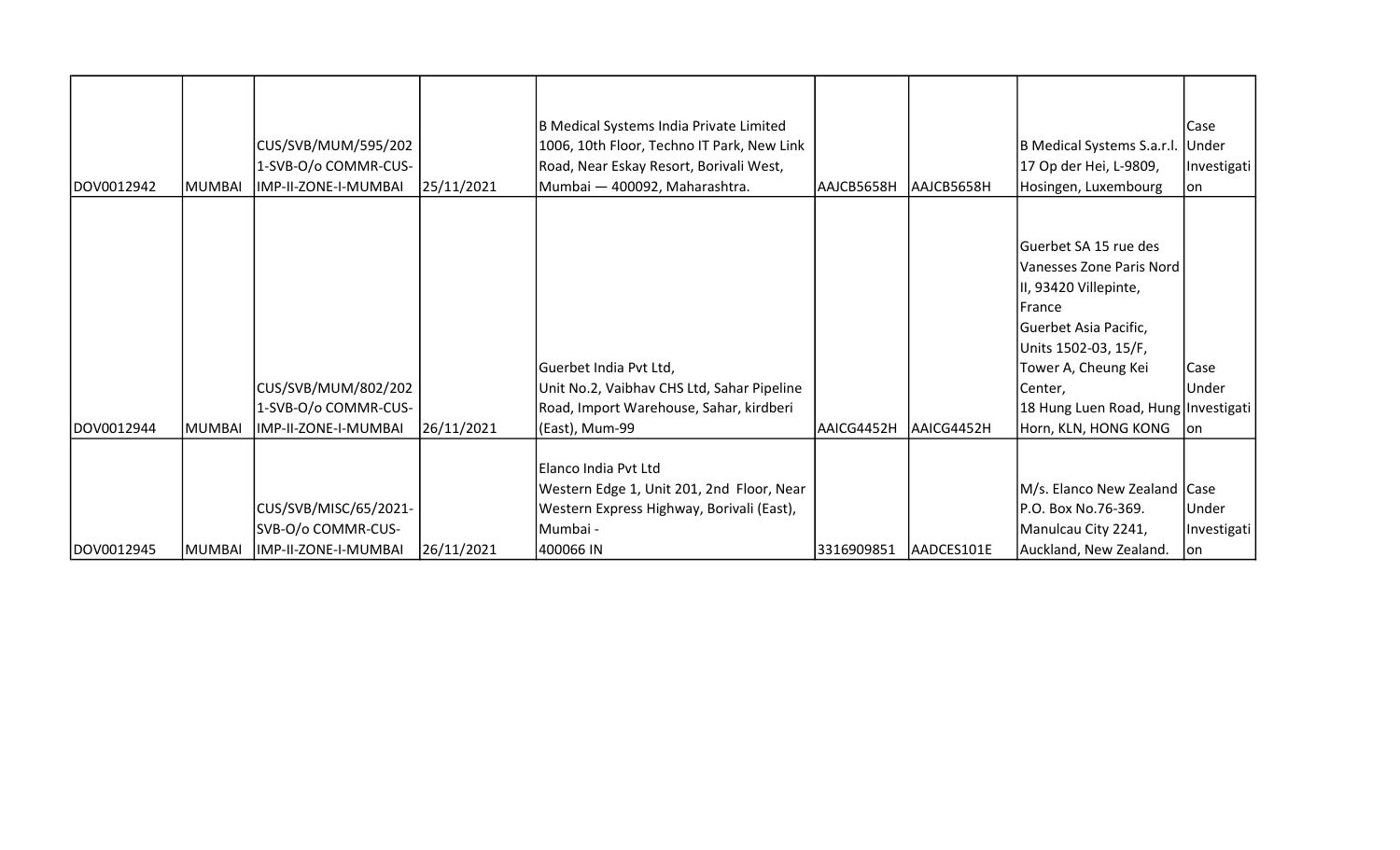| | | | | | | | | |
|---|---|---|---|---|---|---|---|---|
| DOV0012942 | MUMBAI | CUS/SVB/MUM/595/2021-SVB-O/o COMMR-CUS-IMP-II-ZONE-I-MUMBAI | 25/11/2021 | B Medical Systems India Private Limited 1006, 10th Floor, Techno IT Park, New Link Road, Near Eskay Resort, Borivali West, Mumbai — 400092, Maharashtra. | AAJCB5658H | AAJCB5658H | B Medical Systems S.a.r.l. 17 Op der Hei, L-9809, Hosingen, Luxembourg | Case Under Investigation |
| DOV0012944 | MUMBAI | CUS/SVB/MUM/802/2021-SVB-O/o COMMR-CUS-IMP-II-ZONE-I-MUMBAI | 26/11/2021 | Guerbet India Pvt Ltd, Unit No.2, Vaibhav CHS Ltd, Sahar Pipeline Road, Import Warehouse, Sahar, kirdberi (East), Mum-99 | AAICG4452H | AAICG4452H | Guerbet SA 15 rue des Vanesses Zone Paris Nord II, 93420 Villepinte, France Guerbet Asia Pacific, Units 1502-03, 15/F, Tower A, Cheung Kei Center, 18 Hung Luen Road, Hung Horn, KLN, HONG KONG | Case Under Investigation |
| DOV0012945 | MUMBAI | CUS/SVB/MISC/65/2021-SVB-O/o COMMR-CUS-IMP-II-ZONE-I-MUMBAI | 26/11/2021 | Elanco India Pvt Ltd Western Edge 1, Unit 201, 2nd Floor, Near Western Express Highway, Borivali (East), Mumbai - 400066 IN | 3316909851 | AADCES101E | M/s. Elanco New Zealand P.O. Box No.76-369. Manulcau City 2241, Auckland, New Zealand. | Case Under Investigation |